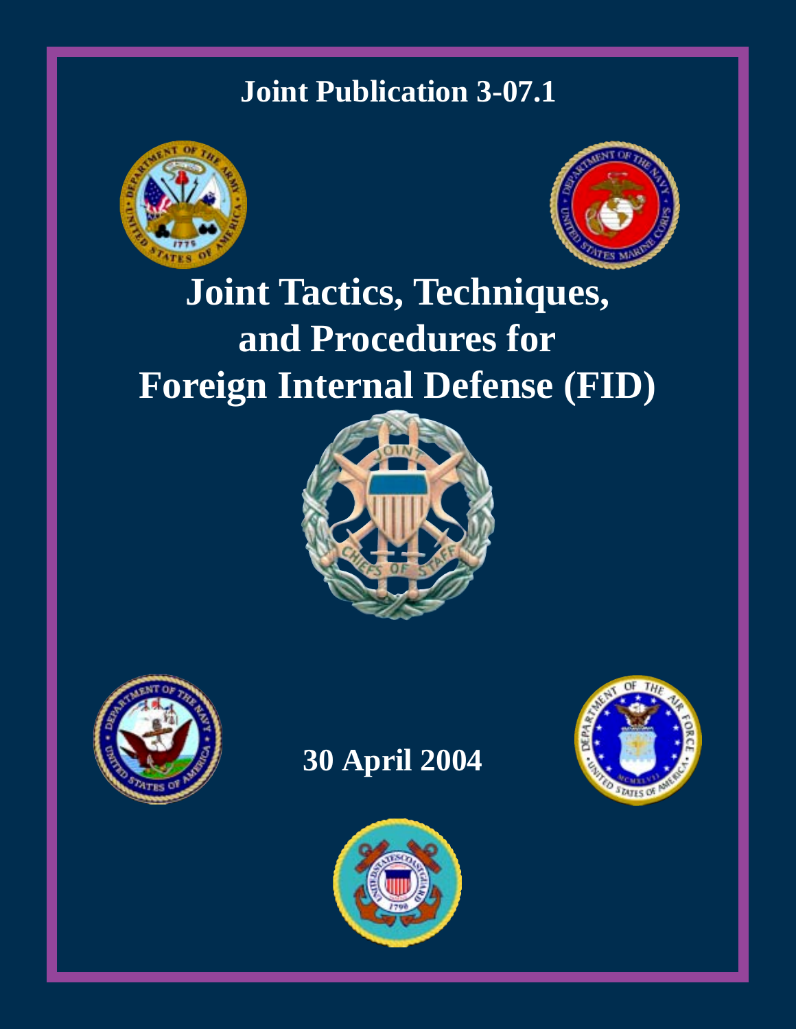# Joint Publication 3-07.1

# Joint Tactics, Techniques, and Procedures for Foreign Internal Defense (FID)

**30 April 2004**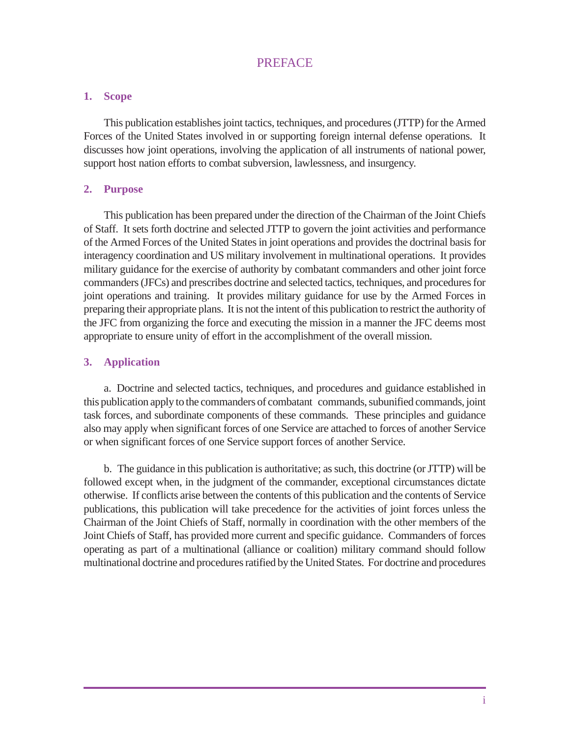# PREFACE

## 1. Scope

This publication establishes joint tactics, techniques, and procedures (JTTP) for the Armed Forces of the United States involved in or supporting foreign internal defense operations. It discusses how joint operations, involving the application of all instruments of national power, support host nation efforts to combat subversion, lawlessness, and insurgency.

## 2. Purpose

This publication has been prepared under the direction of the Chairman of the Joint Chiefs of Staff. It sets forth doctrine and selected JTTP to govern the joint activities and performance of the Armed Forces of the United States in joint operations and provides the doctrinal basis for interagency coordination and US military involvement in multinational operations. It provides military guidance for the exercise of authority by combatant commanders and other joint force commanders (JFCs) and prescribes doctrine and selected tactics, techniques, and procedures for joint operations and training. It provides military guidance for use by the Armed Forces in preparing their appropriate plans. It is not the intent of this publication to restrict the authority of the JFC from organizing the force and executing the mission in a manner the JFC deems most appropriate to ensure unity of effort in the accomplishment of the overall mission.

## 3. Application

a. Doctrine and selected tactics, techniques, and procedures and guidance established in this publication apply to the commanders of combatant commands, subunified commands, joint task forces, and subordinate components of these commands. These principles and guidance also may apply when significant forces of one Service are attached to forces of another Service or when significant forces of one Service support forces of another Service.

b. The guidance in this publication is authoritative; as such, this doctrine (or JTTP) will be followed except when, in the judgment of the commander, exceptional circumstances dictate otherwise. If conflicts arise between the contents of this publication and the contents of Service publications, this publication will take precedence for the activities of joint forces unless the Chairman of the Joint Chiefs of Staff, normally in coordination with the other members of the Joint Chiefs of Staff, has provided more current and specific guidance. Commanders of forces operating as part of a multinational (alliance or coalition) military command should follow multinational doctrine and procedures ratified by the United States. For doctrine and procedures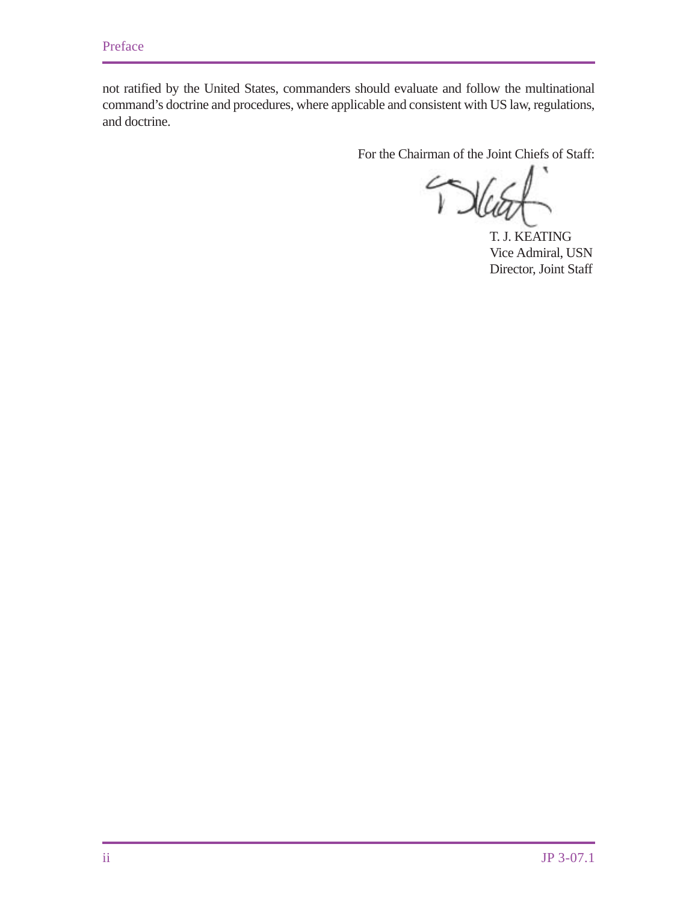not ratified by the United States, commanders should evaluate and follow the multinational command's doctrine and procedures, where applicable and consistent with US law, regulations, and doctrine.

For the Chairman of the Joint Chiefs of Staff:

T. J. KEATING
Vice Admiral, USN
Director, Joint Staff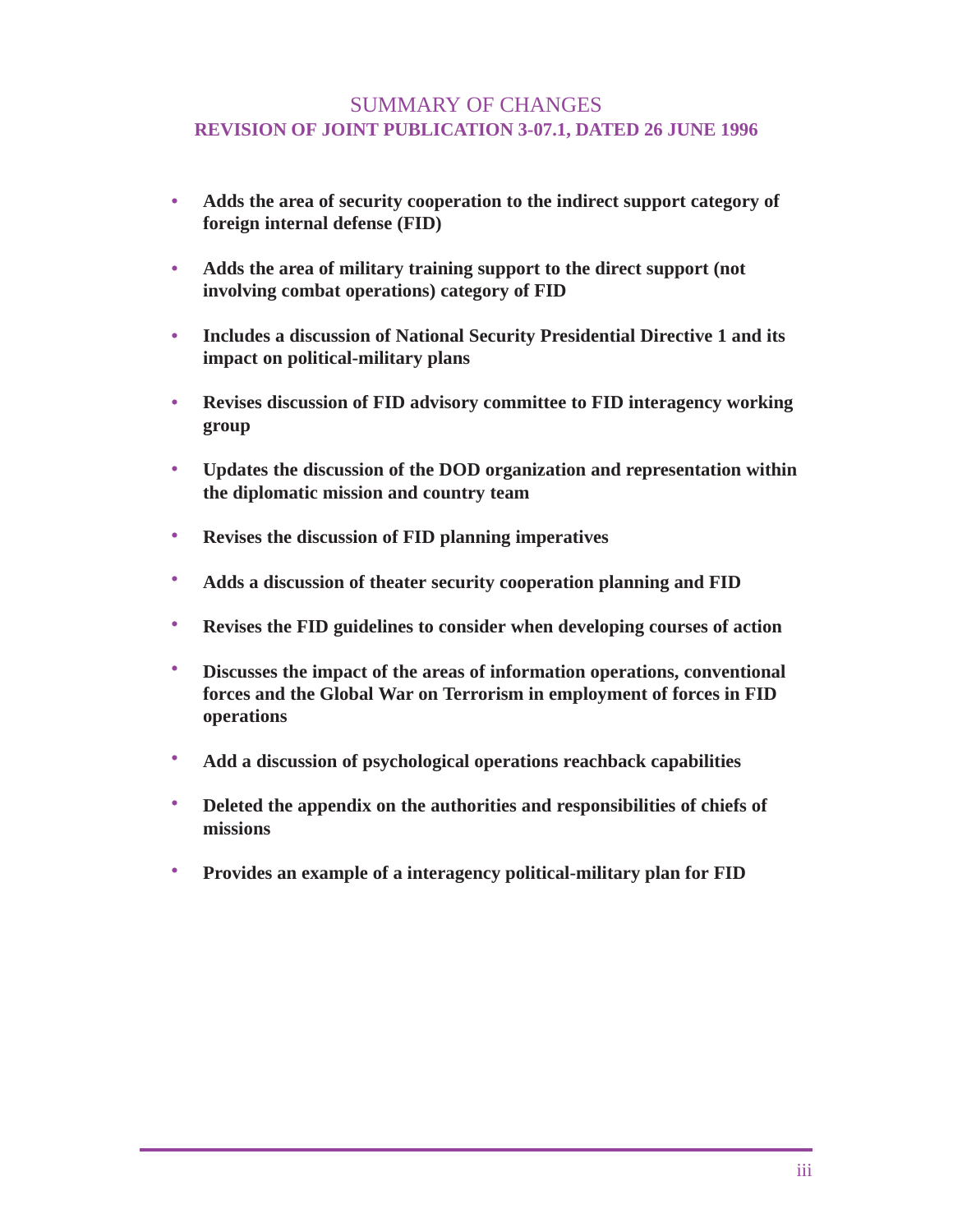# SUMMARY OF CHANGES

## REVISION OF JOINT PUBLICATION 3-07.1, DATED 26 JUNE 1996

- **Adds the area of security cooperation to the indirect support category of foreign internal defense (FID)**
- **Adds the area of military training support to the direct support (not involving combat operations) category of FID**
- **Includes a discussion of National Security Presidential Directive 1 and its impact on political-military plans**
- **Revises discussion of FID advisory committee to FID interagency working group**
- **Updates the discussion of the DOD organization and representation within the diplomatic mission and country team**
- **Revises the discussion of FID planning imperatives**
- **Adds a discussion of theater security cooperation planning and FID**
- **Revises the FID guidelines to consider when developing courses of action**
- **Discusses the impact of the areas of information operations, conventional forces and the Global War on Terrorism in employment of forces in FID operations**
- **Add a discussion of psychological operations reachback capabilities**
- **Deleted the appendix on the authorities and responsibilities of chiefs of missions**
- **Provides an example of a interagency political-military plan for FID**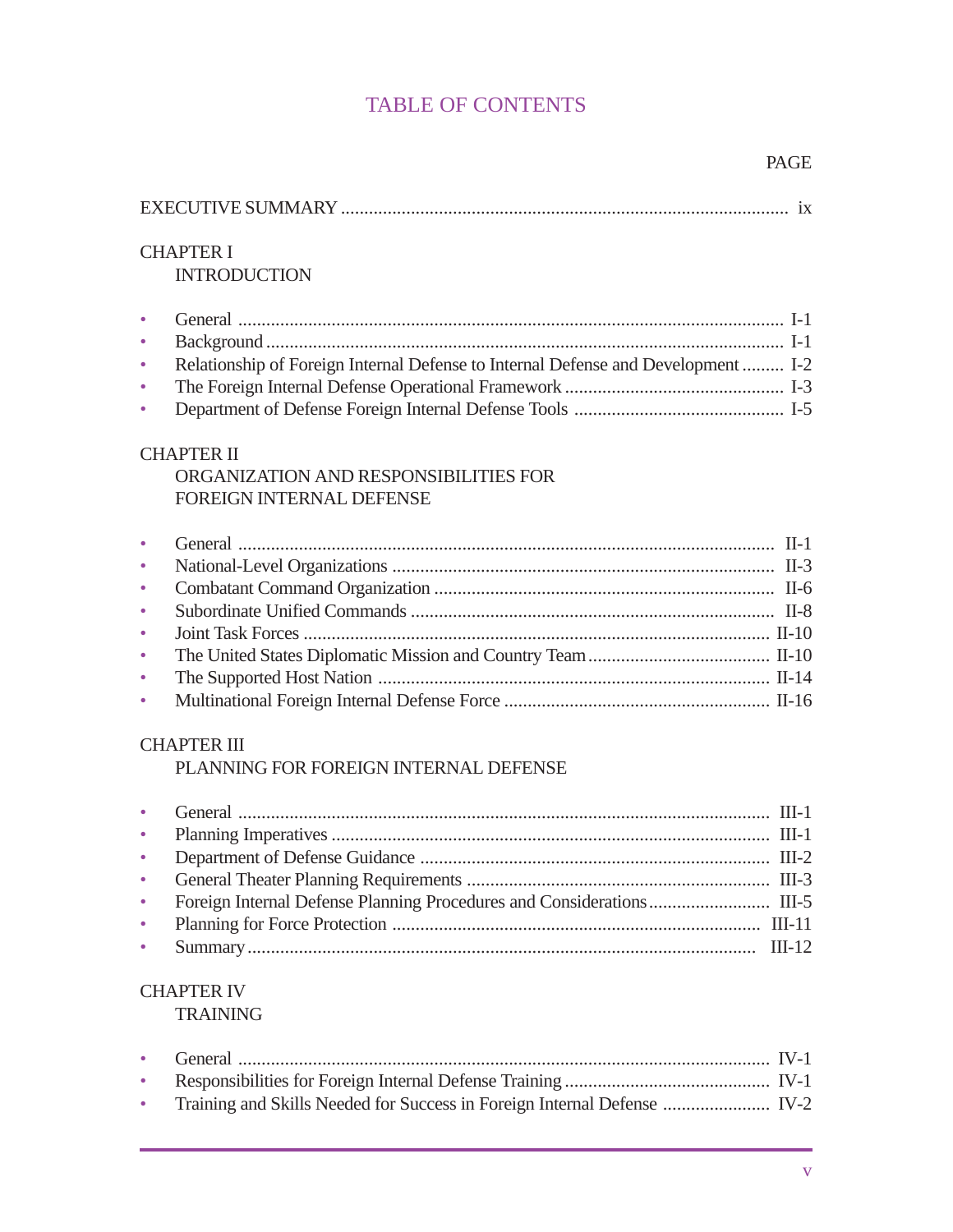# TABLE OF CONTENTS

PAGE

EXECUTIVE SUMMARY ............................................................ ix

## CHAPTER I
### INTRODUCTION

- General ............................................................ I-1
- Background ............................................................ I-1
- Relationship of Foreign Internal Defense to Internal Defense and Development ......... I-2
- The Foreign Internal Defense Operational Framework ............................................................ I-3
- Department of Defense Foreign Internal Defense Tools ............................................................ I-5

## CHAPTER II
### ORGANIZATION AND RESPONSIBILITIES FOR FOREIGN INTERNAL DEFENSE

- General ............................................................ II-1
- National-Level Organizations ............................................................ II-3
- Combatant Command Organization ............................................................ II-6
- Subordinate Unified Commands ............................................................ II-8
- Joint Task Forces ............................................................ II-10
- The United States Diplomatic Mission and Country Team ............................................................ II-10
- The Supported Host Nation ............................................................ II-14
- Multinational Foreign Internal Defense Force ............................................................ II-16

## CHAPTER III
### PLANNING FOR FOREIGN INTERNAL DEFENSE

- General ............................................................ III-1
- Planning Imperatives ............................................................ III-1
- Department of Defense Guidance ............................................................ III-2
- General Theater Planning Requirements ............................................................ III-3
- Foreign Internal Defense Planning Procedures and Considerations ............................................................ III-5
- Planning for Force Protection ............................................................ III-11
- Summary ............................................................ III-12

## CHAPTER IV
### TRAINING

- General ............................................................ IV-1
- Responsibilities for Foreign Internal Defense Training ............................................................ IV-1
- Training and Skills Needed for Success in Foreign Internal Defense ............................................................ IV-2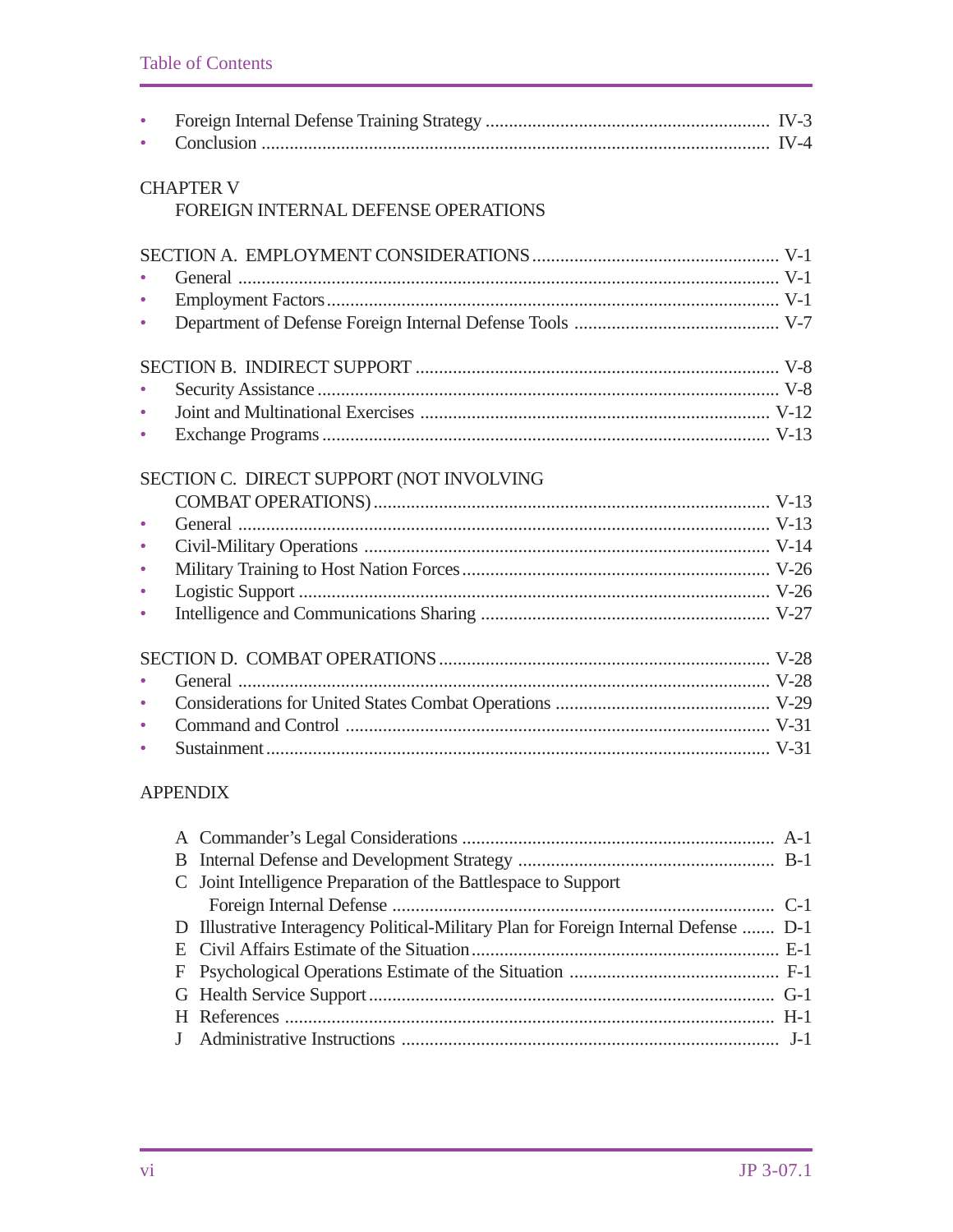- Foreign Internal Defense Training Strategy ............................................................ IV-3
- Conclusion ............................................................................................................ IV-4

CHAPTER V
FOREIGN INTERNAL DEFENSE OPERATIONS

SECTION A. EMPLOYMENT CONSIDERATIONS .................................................... V-1
- General .................................................................................................................. V-1
- Employment Factors .............................................................................................. V-1
- Department of Defense Foreign Internal Defense Tools ........................................... V-7

SECTION B. INDIRECT SUPPORT ............................................................................. V-8
- Security Assistance ................................................................................................. V-8
- Joint and Multinational Exercises .......................................................................... V-12
- Exchange Programs ............................................................................................... V-13

SECTION C. DIRECT SUPPORT (NOT INVOLVING COMBAT OPERATIONS) ..................................................................................... V-13
- General ................................................................................................................. V-13
- Civil-Military Operations ...................................................................................... V-14
- Military Training to Host Nation Forces ................................................................. V-26
- Logistic Support .................................................................................................... V-26
- Intelligence and Communications Sharing ............................................................. V-27

SECTION D. COMBAT OPERATIONS ...................................................................... V-28
- General ................................................................................................................. V-28
- Considerations for United States Combat Operations ............................................. V-29
- Command and Control .......................................................................................... V-31
- Sustainment .......................................................................................................... V-31

APPENDIX

A Commander's Legal Considerations .................................................................. A-1
B Internal Defense and Development Strategy ....................................................... B-1
C Joint Intelligence Preparation of the Battlespace to Support Foreign Internal Defense ................................................................................. C-1
D Illustrative Interagency Political-Military Plan for Foreign Internal Defense ....... D-1
E Civil Affairs Estimate of the Situation ................................................................. E-1
F Psychological Operations Estimate of the Situation ............................................ F-1
G Health Service Support ...................................................................................... G-1
H References ........................................................................................................ H-1
J Administrative Instructions ................................................................................ J-1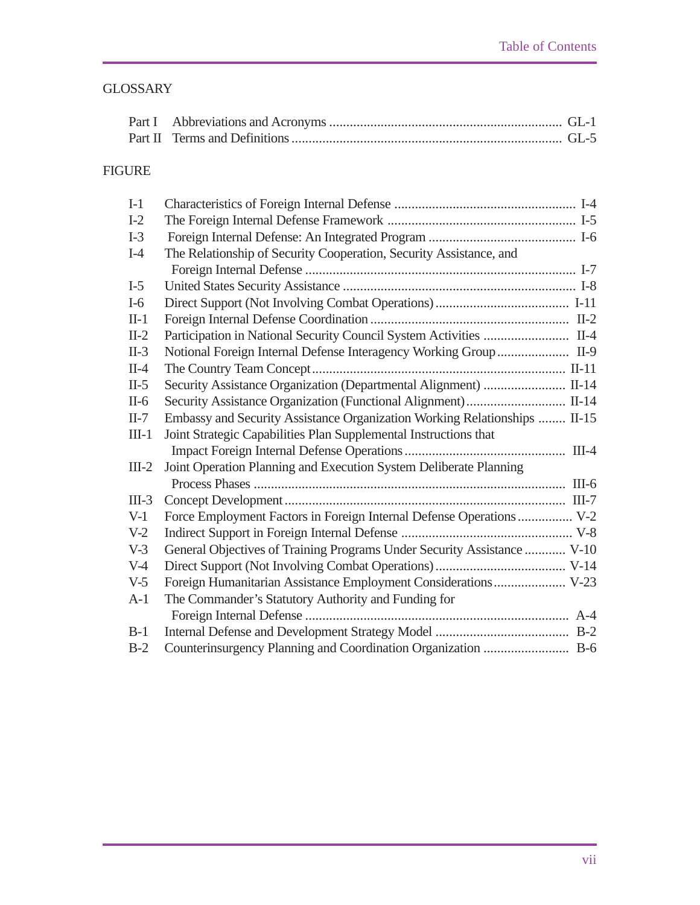GLOSSARY

| | | |
|---|---|---|
| Part I | Abbreviations and Acronyms | GL-1 |
| Part II | Terms and Definitions | GL-5 |

FIGURE

| | | |
|---|---|---|
| I-1 | Characteristics of Foreign Internal Defense | I-4 |
| I-2 | The Foreign Internal Defense Framework | I-5 |
| I-3 | Foreign Internal Defense: An Integrated Program | I-6 |
| I-4 | The Relationship of Security Cooperation, Security Assistance, and Foreign Internal Defense | I-7 |
| I-5 | United States Security Assistance | I-8 |
| I-6 | Direct Support (Not Involving Combat Operations) | I-11 |
| II-1 | Foreign Internal Defense Coordination | II-2 |
| II-2 | Participation in National Security Council System Activities | II-4 |
| II-3 | Notional Foreign Internal Defense Interagency Working Group | II-9 |
| II-4 | The Country Team Concept | II-11 |
| II-5 | Security Assistance Organization (Departmental Alignment) | II-14 |
| II-6 | Security Assistance Organization (Functional Alignment) | II-14 |
| II-7 | Embassy and Security Assistance Organization Working Relationships | II-15 |
| III-1 | Joint Strategic Capabilities Plan Supplemental Instructions that Impact Foreign Internal Defense Operations | III-4 |
| III-2 | Joint Operation Planning and Execution System Deliberate Planning Process Phases | III-6 |
| III-3 | Concept Development | III-7 |
| V-1 | Force Employment Factors in Foreign Internal Defense Operations | V-2 |
| V-2 | Indirect Support in Foreign Internal Defense | V-8 |
| V-3 | General Objectives of Training Programs Under Security Assistance | V-10 |
| V-4 | Direct Support (Not Involving Combat Operations) | V-14 |
| V-5 | Foreign Humanitarian Assistance Employment Considerations | V-23 |
| A-1 | The Commander's Statutory Authority and Funding for Foreign Internal Defense | A-4 |
| B-1 | Internal Defense and Development Strategy Model | B-2 |
| B-2 | Counterinsurgency Planning and Coordination Organization | B-6 |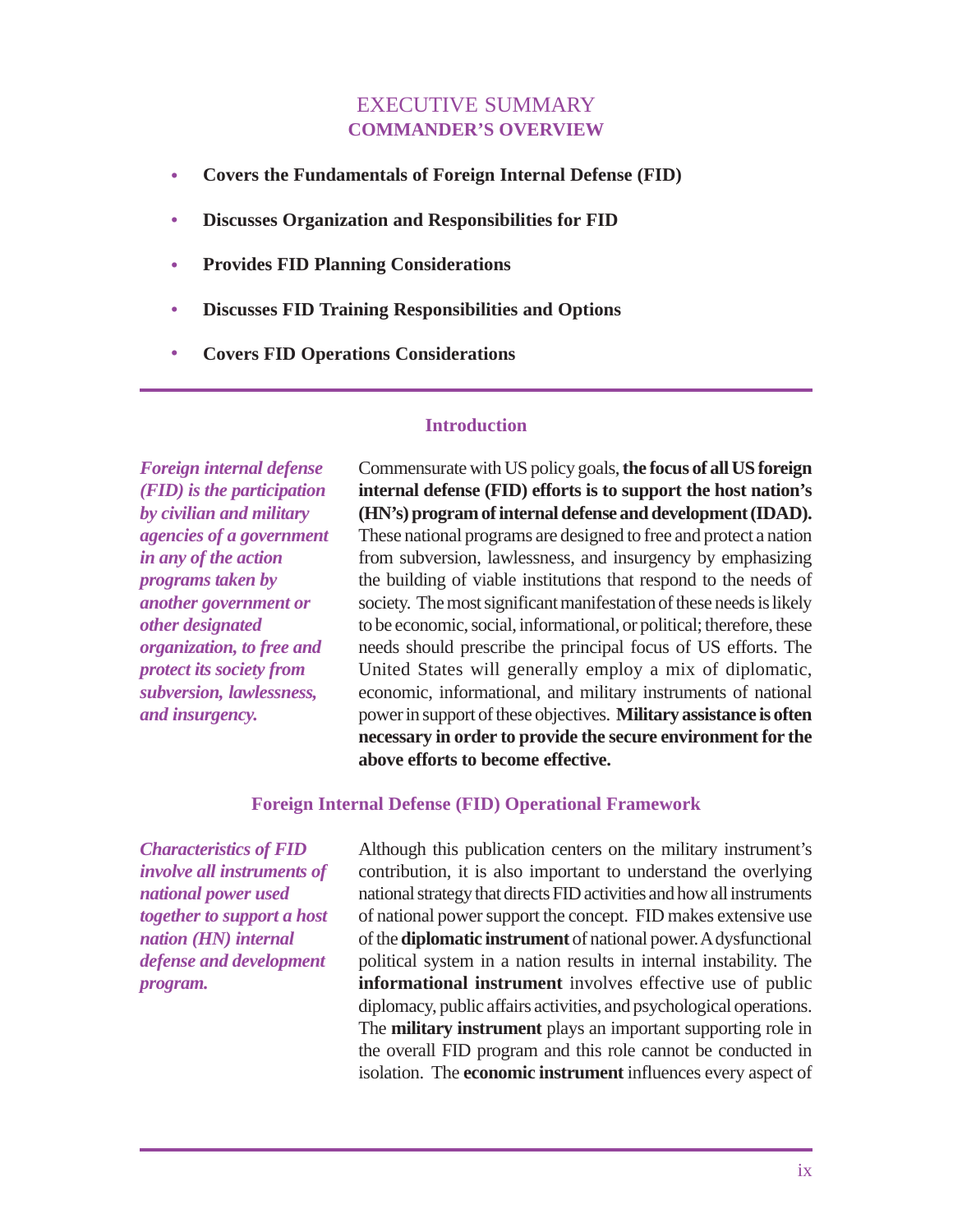# EXECUTIVE SUMMARY
## COMMANDER'S OVERVIEW

- **Covers the Fundamentals of Foreign Internal Defense (FID)**
- **Discusses Organization and Responsibilities for FID**
- **Provides FID Planning Considerations**
- **Discusses FID Training Responsibilities and Options**
- **Covers FID Operations Considerations**

### Introduction

***Foreign internal defense (FID) is the participation by civilian and military agencies of a government in any of the action programs taken by another government or other designated organization, to free and protect its society from subversion, lawlessness, and insurgency.***

Commensurate with US policy goals, **the focus of all US foreign internal defense (FID) efforts is to support the host nation's (HN's) program of internal defense and development (IDAD).** These national programs are designed to free and protect a nation from subversion, lawlessness, and insurgency by emphasizing the building of viable institutions that respond to the needs of society. The most significant manifestation of these needs is likely to be economic, social, informational, or political; therefore, these needs should prescribe the principal focus of US efforts. The United States will generally employ a mix of diplomatic, economic, informational, and military instruments of national power in support of these objectives. **Military assistance is often necessary in order to provide the secure environment for the above efforts to become effective.**

### Foreign Internal Defense (FID) Operational Framework

***Characteristics of FID involve all instruments of national power used together to support a host nation (HN) internal defense and development program.***

Although this publication centers on the military instrument's contribution, it is also important to understand the overlying national strategy that directs FID activities and how all instruments of national power support the concept. FID makes extensive use of the **diplomatic instrument** of national power. A dysfunctional political system in a nation results in internal instability. The **informational instrument** involves effective use of public diplomacy, public affairs activities, and psychological operations. The **military instrument** plays an important supporting role in the overall FID program and this role cannot be conducted in isolation. The **economic instrument** influences every aspect of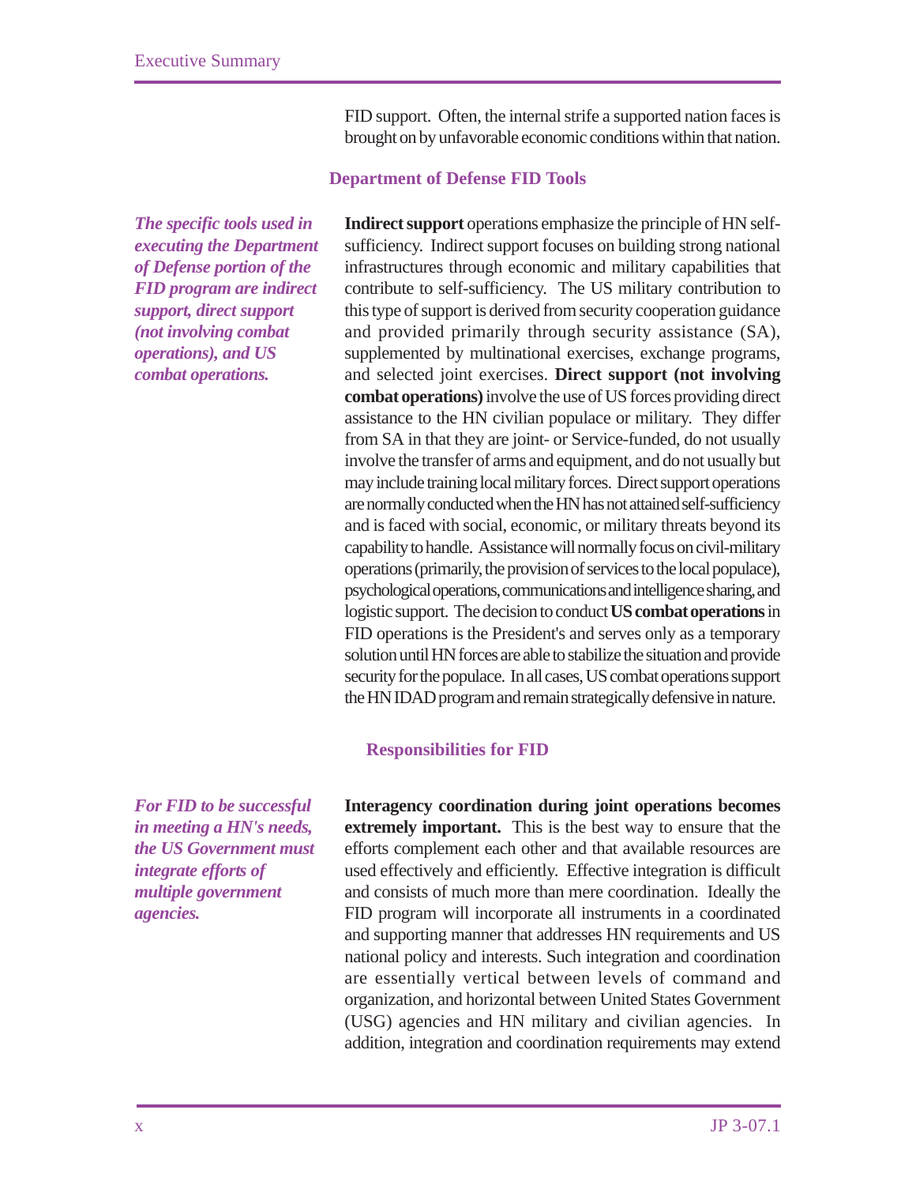FID support. Often, the internal strife a supported nation faces is brought on by unfavorable economic conditions within that nation.

### Department of Defense FID Tools

*The specific tools used in executing the Department of Defense portion of the FID program are indirect support, direct support (not involving combat operations), and US combat operations.*

**Indirect support** operations emphasize the principle of HN self-sufficiency. Indirect support focuses on building strong national infrastructures through economic and military capabilities that contribute to self-sufficiency. The US military contribution to this type of support is derived from security cooperation guidance and provided primarily through security assistance (SA), supplemented by multinational exercises, exchange programs, and selected joint exercises. **Direct support (not involving combat operations)** involve the use of US forces providing direct assistance to the HN civilian populace or military. They differ from SA in that they are joint- or Service-funded, do not usually involve the transfer of arms and equipment, and do not usually but may include training local military forces. Direct support operations are normally conducted when the HN has not attained self-sufficiency and is faced with social, economic, or military threats beyond its capability to handle. Assistance will normally focus on civil-military operations (primarily, the provision of services to the local populace), psychological operations, communications and intelligence sharing, and logistic support. The decision to conduct **US combat operations** in FID operations is the President's and serves only as a temporary solution until HN forces are able to stabilize the situation and provide security for the populace. In all cases, US combat operations support the HN IDAD program and remain strategically defensive in nature.

### Responsibilities for FID

*For FID to be successful in meeting a HN's needs, the US Government must integrate efforts of multiple government agencies.*

**Interagency coordination during joint operations becomes extremely important.** This is the best way to ensure that the efforts complement each other and that available resources are used effectively and efficiently. Effective integration is difficult and consists of much more than mere coordination. Ideally the FID program will incorporate all instruments in a coordinated and supporting manner that addresses HN requirements and US national policy and interests. Such integration and coordination are essentially vertical between levels of command and organization, and horizontal between United States Government (USG) agencies and HN military and civilian agencies. In addition, integration and coordination requirements may extend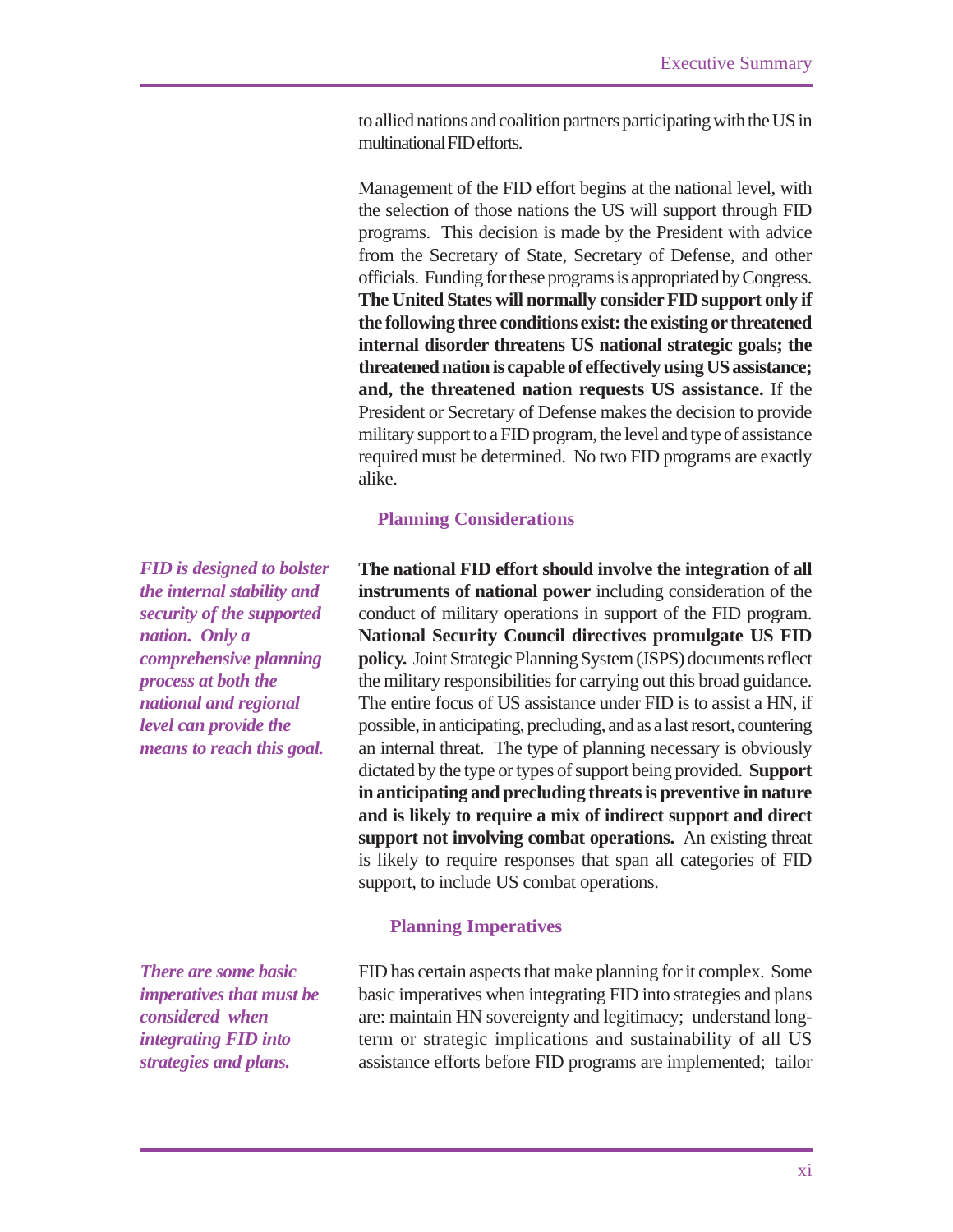to allied nations and coalition partners participating with the US in multinational FID efforts.

Management of the FID effort begins at the national level, with the selection of those nations the US will support through FID programs. This decision is made by the President with advice from the Secretary of State, Secretary of Defense, and other officials. Funding for these programs is appropriated by Congress. **The United States will normally consider FID support only if the following three conditions exist: the existing or threatened internal disorder threatens US national strategic goals; the threatened nation is capable of effectively using US assistance; and, the threatened nation requests US assistance.** If the President or Secretary of Defense makes the decision to provide military support to a FID program, the level and type of assistance required must be determined. No two FID programs are exactly alike.

### Planning Considerations

***FID is designed to bolster the internal stability and security of the supported nation. Only a comprehensive planning process at both the national and regional level can provide the means to reach this goal.***

**The national FID effort should involve the integration of all instruments of national power** including consideration of the conduct of military operations in support of the FID program. **National Security Council directives promulgate US FID policy.** Joint Strategic Planning System (JSPS) documents reflect the military responsibilities for carrying out this broad guidance. The entire focus of US assistance under FID is to assist a HN, if possible, in anticipating, precluding, and as a last resort, countering an internal threat. The type of planning necessary is obviously dictated by the type or types of support being provided. **Support in anticipating and precluding threats is preventive in nature and is likely to require a mix of indirect support and direct support not involving combat operations.** An existing threat is likely to require responses that span all categories of FID support, to include US combat operations.

### Planning Imperatives

***There are some basic imperatives that must be considered when integrating FID into strategies and plans.***

FID has certain aspects that make planning for it complex. Some basic imperatives when integrating FID into strategies and plans are: maintain HN sovereignty and legitimacy; understand long-term or strategic implications and sustainability of all US assistance efforts before FID programs are implemented; tailor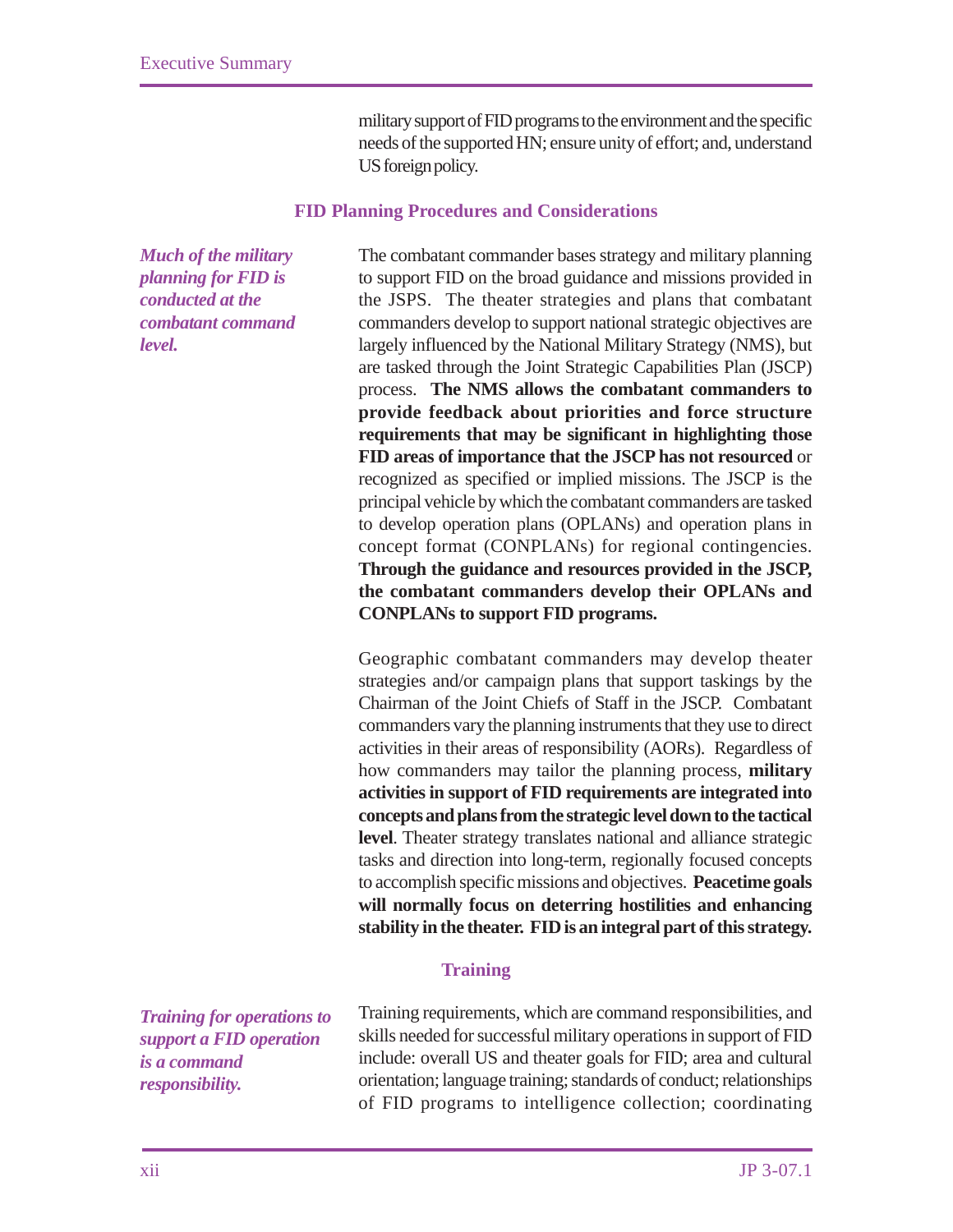military support of FID programs to the environment and the specific needs of the supported HN; ensure unity of effort; and, understand US foreign policy.

### FID Planning Procedures and Considerations

***Much of the military planning for FID is conducted at the combatant command level.***

The combatant commander bases strategy and military planning to support FID on the broad guidance and missions provided in the JSPS. The theater strategies and plans that combatant commanders develop to support national strategic objectives are largely influenced by the National Military Strategy (NMS), but are tasked through the Joint Strategic Capabilities Plan (JSCP) process. **The NMS allows the combatant commanders to provide feedback about priorities and force structure requirements that may be significant in highlighting those FID areas of importance that the JSCP has not resourced** or recognized as specified or implied missions. The JSCP is the principal vehicle by which the combatant commanders are tasked to develop operation plans (OPLANs) and operation plans in concept format (CONPLANs) for regional contingencies. **Through the guidance and resources provided in the JSCP, the combatant commanders develop their OPLANs and CONPLANs to support FID programs.**

Geographic combatant commanders may develop theater strategies and/or campaign plans that support taskings by the Chairman of the Joint Chiefs of Staff in the JSCP. Combatant commanders vary the planning instruments that they use to direct activities in their areas of responsibility (AORs). Regardless of how commanders may tailor the planning process, **military activities in support of FID requirements are integrated into concepts and plans from the strategic level down to the tactical level**. Theater strategy translates national and alliance strategic tasks and direction into long-term, regionally focused concepts to accomplish specific missions and objectives. **Peacetime goals will normally focus on deterring hostilities and enhancing stability in the theater. FID is an integral part of this strategy.**

### Training

***Training for operations to support a FID operation is a command responsibility.***

Training requirements, which are command responsibilities, and skills needed for successful military operations in support of FID include: overall US and theater goals for FID; area and cultural orientation; language training; standards of conduct; relationships of FID programs to intelligence collection; coordinating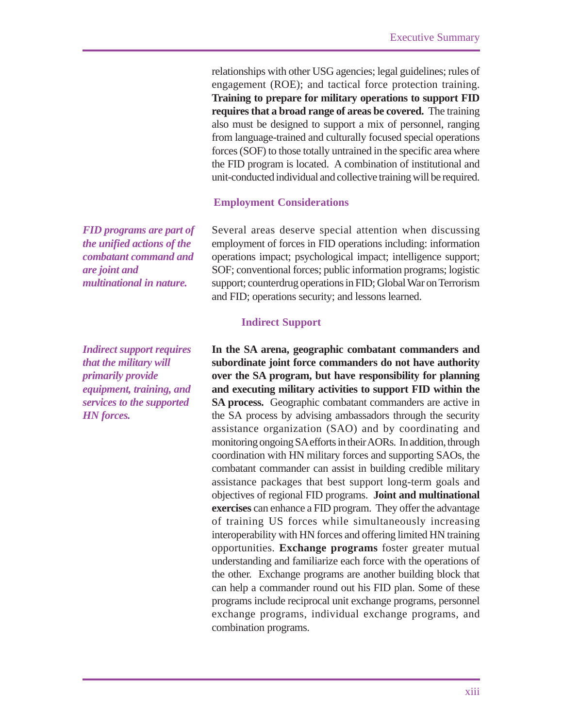relationships with other USG agencies; legal guidelines; rules of engagement (ROE); and tactical force protection training. **Training to prepare for military operations to support FID requires that a broad range of areas be covered.** The training also must be designed to support a mix of personnel, ranging from language-trained and culturally focused special operations forces (SOF) to those totally untrained in the specific area where the FID program is located. A combination of institutional and unit-conducted individual and collective training will be required.

### Employment Considerations

***FID programs are part of the unified actions of the combatant command and are joint and multinational in nature.***

Several areas deserve special attention when discussing employment of forces in FID operations including: information operations impact; psychological impact; intelligence support; SOF; conventional forces; public information programs; logistic support; counterdrug operations in FID; Global War on Terrorism and FID; operations security; and lessons learned.

### Indirect Support

***Indirect support requires that the military will primarily provide equipment, training, and services to the supported HN forces.***

**In the SA arena, geographic combatant commanders and subordinate joint force commanders do not have authority over the SA program, but have responsibility for planning and executing military activities to support FID within the SA process.** Geographic combatant commanders are active in the SA process by advising ambassadors through the security assistance organization (SAO) and by coordinating and monitoring ongoing SA efforts in their AORs. In addition, through coordination with HN military forces and supporting SAOs, the combatant commander can assist in building credible military assistance packages that best support long-term goals and objectives of regional FID programs. **Joint and multinational exercises** can enhance a FID program. They offer the advantage of training US forces while simultaneously increasing interoperability with HN forces and offering limited HN training opportunities. **Exchange programs** foster greater mutual understanding and familiarize each force with the operations of the other. Exchange programs are another building block that can help a commander round out his FID plan. Some of these programs include reciprocal unit exchange programs, personnel exchange programs, individual exchange programs, and combination programs.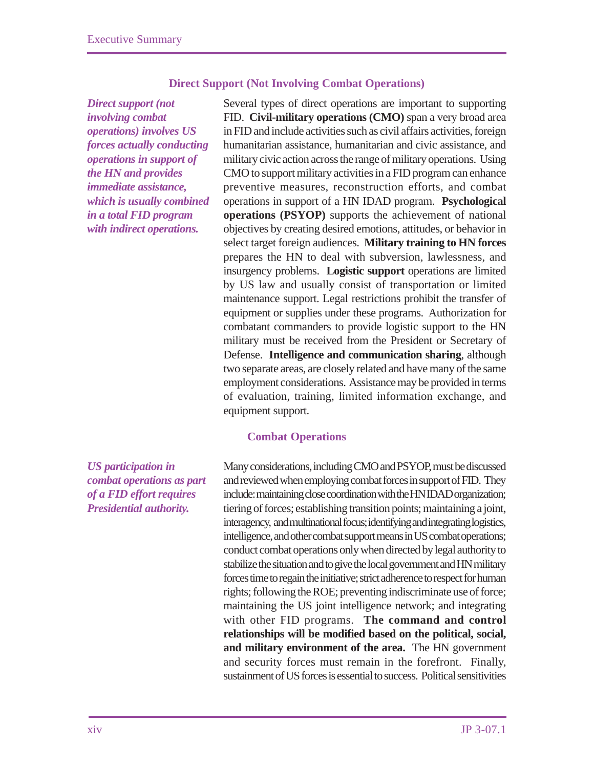### Direct Support (Not Involving Combat Operations)

***Direct support (not involving combat operations) involves US forces actually conducting operations in support of the HN and provides immediate assistance, which is usually combined in a total FID program with indirect operations.***

Several types of direct operations are important to supporting FID. **Civil-military operations (CMO)** span a very broad area in FID and include activities such as civil affairs activities, foreign humanitarian assistance, humanitarian and civic assistance, and military civic action across the range of military operations. Using CMO to support military activities in a FID program can enhance preventive measures, reconstruction efforts, and combat operations in support of a HN IDAD program. **Psychological operations (PSYOP)** supports the achievement of national objectives by creating desired emotions, attitudes, or behavior in select target foreign audiences. **Military training to HN forces** prepares the HN to deal with subversion, lawlessness, and insurgency problems. **Logistic support** operations are limited by US law and usually consist of transportation or limited maintenance support. Legal restrictions prohibit the transfer of equipment or supplies under these programs. Authorization for combatant commanders to provide logistic support to the HN military must be received from the President or Secretary of Defense. **Intelligence and communication sharing**, although two separate areas, are closely related and have many of the same employment considerations. Assistance may be provided in terms of evaluation, training, limited information exchange, and equipment support.

### Combat Operations

***US participation in combat operations as part of a FID effort requires Presidential authority.***

Many considerations, including CMO and PSYOP, must be discussed and reviewed when employing combat forces in support of FID. They include: maintaining close coordination with the HN IDAD organization; tiering of forces; establishing transition points; maintaining a joint, interagency, and multinational focus; identifying and integrating logistics, intelligence, and other combat support means in US combat operations; conduct combat operations only when directed by legal authority to stabilize the situation and to give the local government and HN military forces time to regain the initiative; strict adherence to respect for human rights; following the ROE; preventing indiscriminate use of force; maintaining the US joint intelligence network; and integrating with other FID programs. **The command and control relationships will be modified based on the political, social, and military environment of the area.** The HN government and security forces must remain in the forefront. Finally, sustainment of US forces is essential to success. Political sensitivities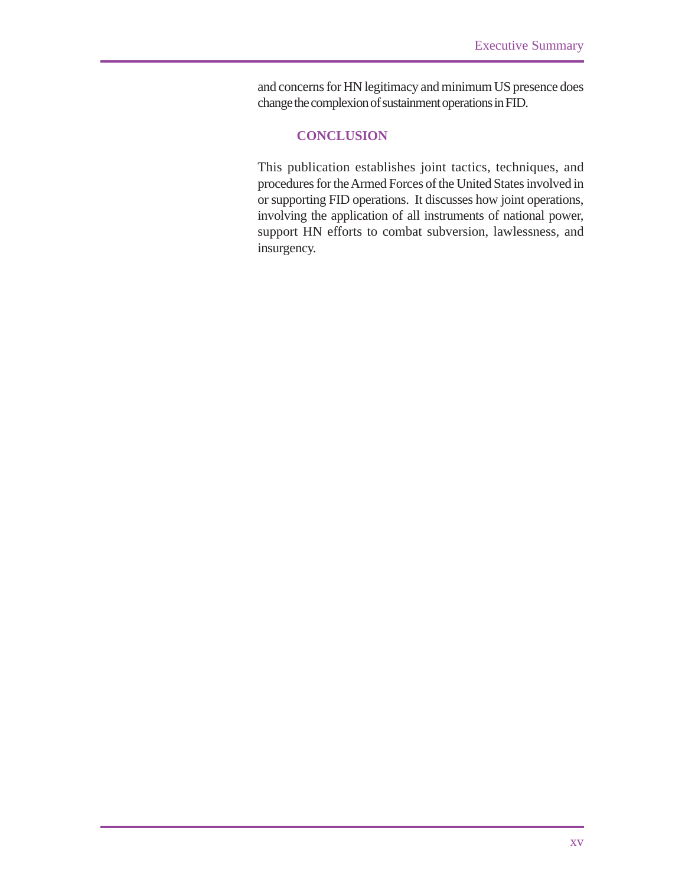and concerns for HN legitimacy and minimum US presence does change the complexion of sustainment operations in FID.

## CONCLUSION

This publication establishes joint tactics, techniques, and procedures for the Armed Forces of the United States involved in or supporting FID operations. It discusses how joint operations, involving the application of all instruments of national power, support HN efforts to combat subversion, lawlessness, and insurgency.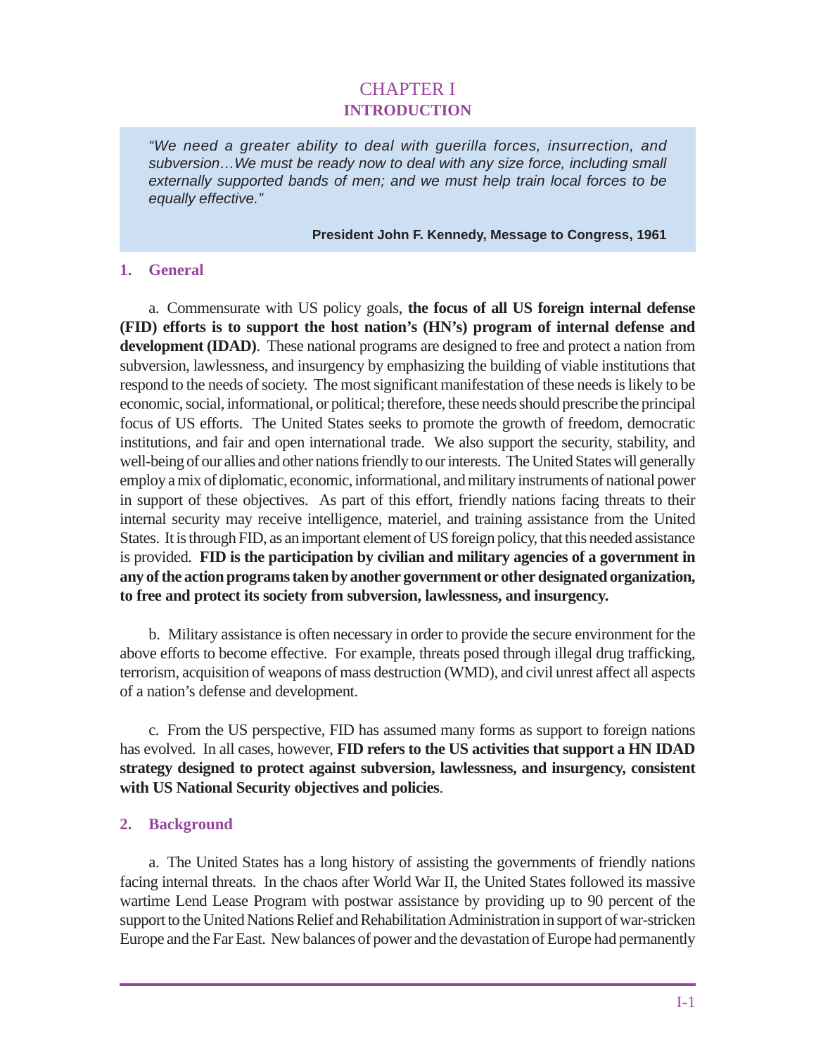# CHAPTER I
## INTRODUCTION

> *"We need a greater ability to deal with guerilla forces, insurrection, and subversion…We must be ready now to deal with any size force, including small externally supported bands of men; and we must help train local forces to be equally effective."*
>
> **President John F. Kennedy, Message to Congress, 1961**

### 1. General

a. Commensurate with US policy goals, **the focus of all US foreign internal defense (FID) efforts is to support the host nation's (HN's) program of internal defense and development (IDAD)**. These national programs are designed to free and protect a nation from subversion, lawlessness, and insurgency by emphasizing the building of viable institutions that respond to the needs of society. The most significant manifestation of these needs is likely to be economic, social, informational, or political; therefore, these needs should prescribe the principal focus of US efforts. The United States seeks to promote the growth of freedom, democratic institutions, and fair and open international trade. We also support the security, stability, and well-being of our allies and other nations friendly to our interests. The United States will generally employ a mix of diplomatic, economic, informational, and military instruments of national power in support of these objectives. As part of this effort, friendly nations facing threats to their internal security may receive intelligence, materiel, and training assistance from the United States. It is through FID, as an important element of US foreign policy, that this needed assistance is provided. **FID is the participation by civilian and military agencies of a government in any of the action programs taken by another government or other designated organization, to free and protect its society from subversion, lawlessness, and insurgency.**

b. Military assistance is often necessary in order to provide the secure environment for the above efforts to become effective. For example, threats posed through illegal drug trafficking, terrorism, acquisition of weapons of mass destruction (WMD), and civil unrest affect all aspects of a nation's defense and development.

c. From the US perspective, FID has assumed many forms as support to foreign nations has evolved. In all cases, however, **FID refers to the US activities that support a HN IDAD strategy designed to protect against subversion, lawlessness, and insurgency, consistent with US National Security objectives and policies**.

### 2. Background

a. The United States has a long history of assisting the governments of friendly nations facing internal threats. In the chaos after World War II, the United States followed its massive wartime Lend Lease Program with postwar assistance by providing up to 90 percent of the support to the United Nations Relief and Rehabilitation Administration in support of war-stricken Europe and the Far East. New balances of power and the devastation of Europe had permanently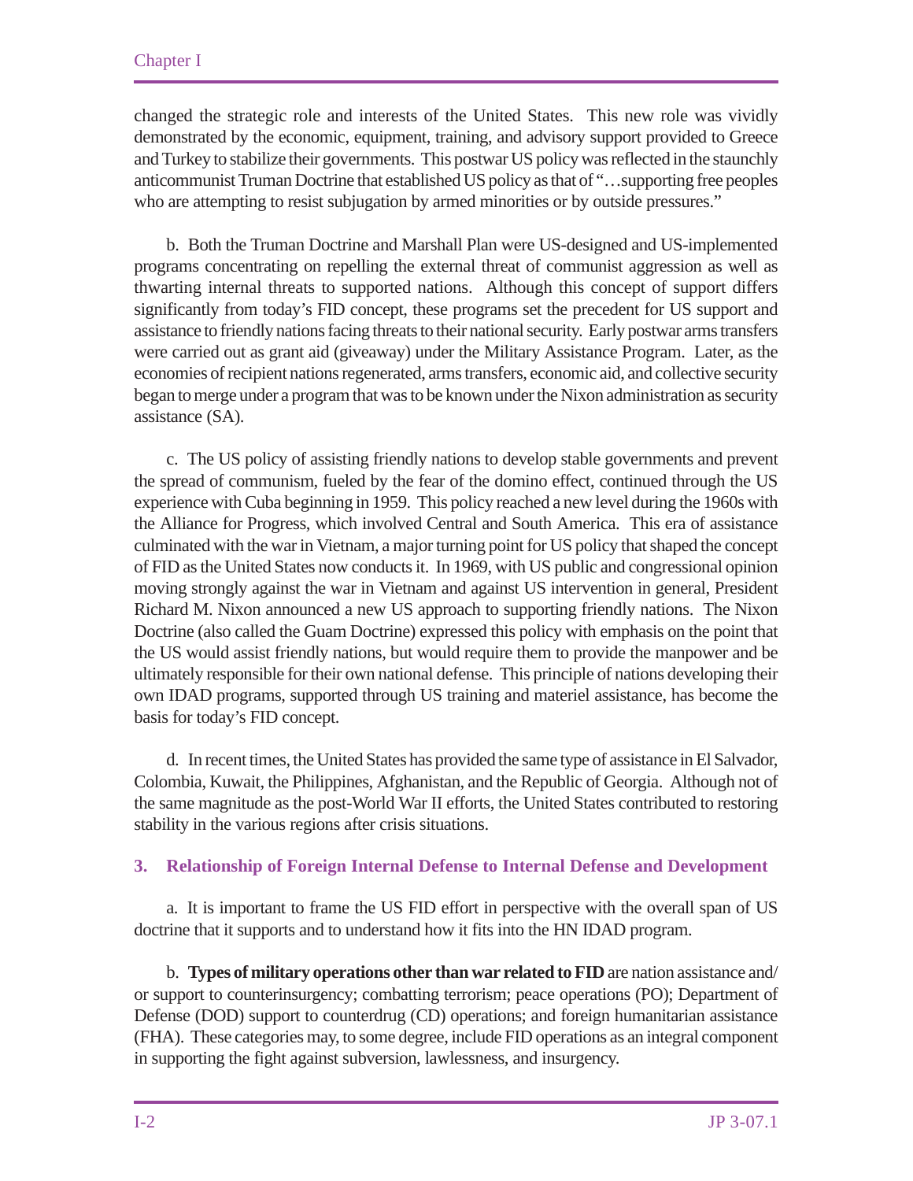changed the strategic role and interests of the United States. This new role was vividly demonstrated by the economic, equipment, training, and advisory support provided to Greece and Turkey to stabilize their governments. This postwar US policy was reflected in the staunchly anticommunist Truman Doctrine that established US policy as that of "…supporting free peoples who are attempting to resist subjugation by armed minorities or by outside pressures."

b. Both the Truman Doctrine and Marshall Plan were US-designed and US-implemented programs concentrating on repelling the external threat of communist aggression as well as thwarting internal threats to supported nations. Although this concept of support differs significantly from today's FID concept, these programs set the precedent for US support and assistance to friendly nations facing threats to their national security. Early postwar arms transfers were carried out as grant aid (giveaway) under the Military Assistance Program. Later, as the economies of recipient nations regenerated, arms transfers, economic aid, and collective security began to merge under a program that was to be known under the Nixon administration as security assistance (SA).

c. The US policy of assisting friendly nations to develop stable governments and prevent the spread of communism, fueled by the fear of the domino effect, continued through the US experience with Cuba beginning in 1959. This policy reached a new level during the 1960s with the Alliance for Progress, which involved Central and South America. This era of assistance culminated with the war in Vietnam, a major turning point for US policy that shaped the concept of FID as the United States now conducts it. In 1969, with US public and congressional opinion moving strongly against the war in Vietnam and against US intervention in general, President Richard M. Nixon announced a new US approach to supporting friendly nations. The Nixon Doctrine (also called the Guam Doctrine) expressed this policy with emphasis on the point that the US would assist friendly nations, but would require them to provide the manpower and be ultimately responsible for their own national defense. This principle of nations developing their own IDAD programs, supported through US training and materiel assistance, has become the basis for today's FID concept.

d. In recent times, the United States has provided the same type of assistance in El Salvador, Colombia, Kuwait, the Philippines, Afghanistan, and the Republic of Georgia. Although not of the same magnitude as the post-World War II efforts, the United States contributed to restoring stability in the various regions after crisis situations.

## 3. Relationship of Foreign Internal Defense to Internal Defense and Development

a. It is important to frame the US FID effort in perspective with the overall span of US doctrine that it supports and to understand how it fits into the HN IDAD program.

b. **Types of military operations other than war related to FID** are nation assistance and/or support to counterinsurgency; combatting terrorism; peace operations (PO); Department of Defense (DOD) support to counterdrug (CD) operations; and foreign humanitarian assistance (FHA). These categories may, to some degree, include FID operations as an integral component in supporting the fight against subversion, lawlessness, and insurgency.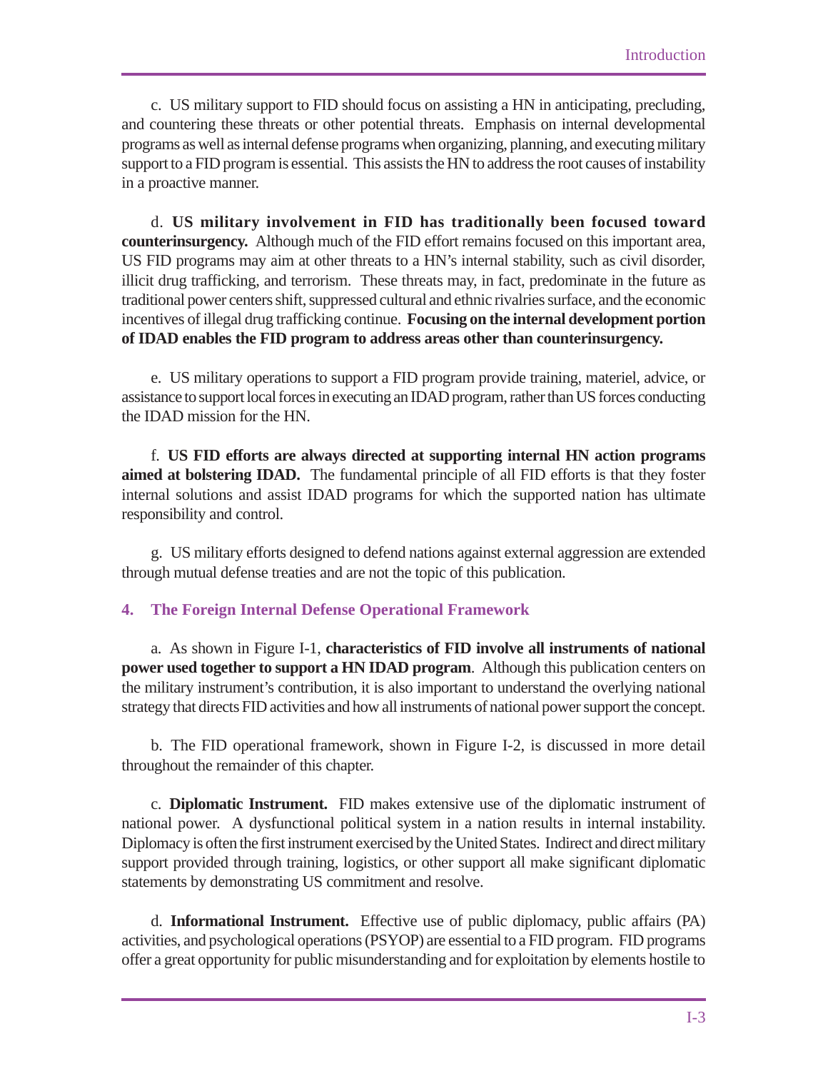c. US military support to FID should focus on assisting a HN in anticipating, precluding, and countering these threats or other potential threats. Emphasis on internal developmental programs as well as internal defense programs when organizing, planning, and executing military support to a FID program is essential. This assists the HN to address the root causes of instability in a proactive manner.

d. **US military involvement in FID has traditionally been focused toward counterinsurgency.** Although much of the FID effort remains focused on this important area, US FID programs may aim at other threats to a HN's internal stability, such as civil disorder, illicit drug trafficking, and terrorism. These threats may, in fact, predominate in the future as traditional power centers shift, suppressed cultural and ethnic rivalries surface, and the economic incentives of illegal drug trafficking continue. **Focusing on the internal development portion of IDAD enables the FID program to address areas other than counterinsurgency.**

e. US military operations to support a FID program provide training, materiel, advice, or assistance to support local forces in executing an IDAD program, rather than US forces conducting the IDAD mission for the HN.

f. **US FID efforts are always directed at supporting internal HN action programs aimed at bolstering IDAD.** The fundamental principle of all FID efforts is that they foster internal solutions and assist IDAD programs for which the supported nation has ultimate responsibility and control.

g. US military efforts designed to defend nations against external aggression are extended through mutual defense treaties and are not the topic of this publication.

## 4. The Foreign Internal Defense Operational Framework

a. As shown in Figure I-1, **characteristics of FID involve all instruments of national power used together to support a HN IDAD program**. Although this publication centers on the military instrument's contribution, it is also important to understand the overlying national strategy that directs FID activities and how all instruments of national power support the concept.

b. The FID operational framework, shown in Figure I-2, is discussed in more detail throughout the remainder of this chapter.

c. **Diplomatic Instrument.** FID makes extensive use of the diplomatic instrument of national power. A dysfunctional political system in a nation results in internal instability. Diplomacy is often the first instrument exercised by the United States. Indirect and direct military support provided through training, logistics, or other support all make significant diplomatic statements by demonstrating US commitment and resolve.

d. **Informational Instrument.** Effective use of public diplomacy, public affairs (PA) activities, and psychological operations (PSYOP) are essential to a FID program. FID programs offer a great opportunity for public misunderstanding and for exploitation by elements hostile to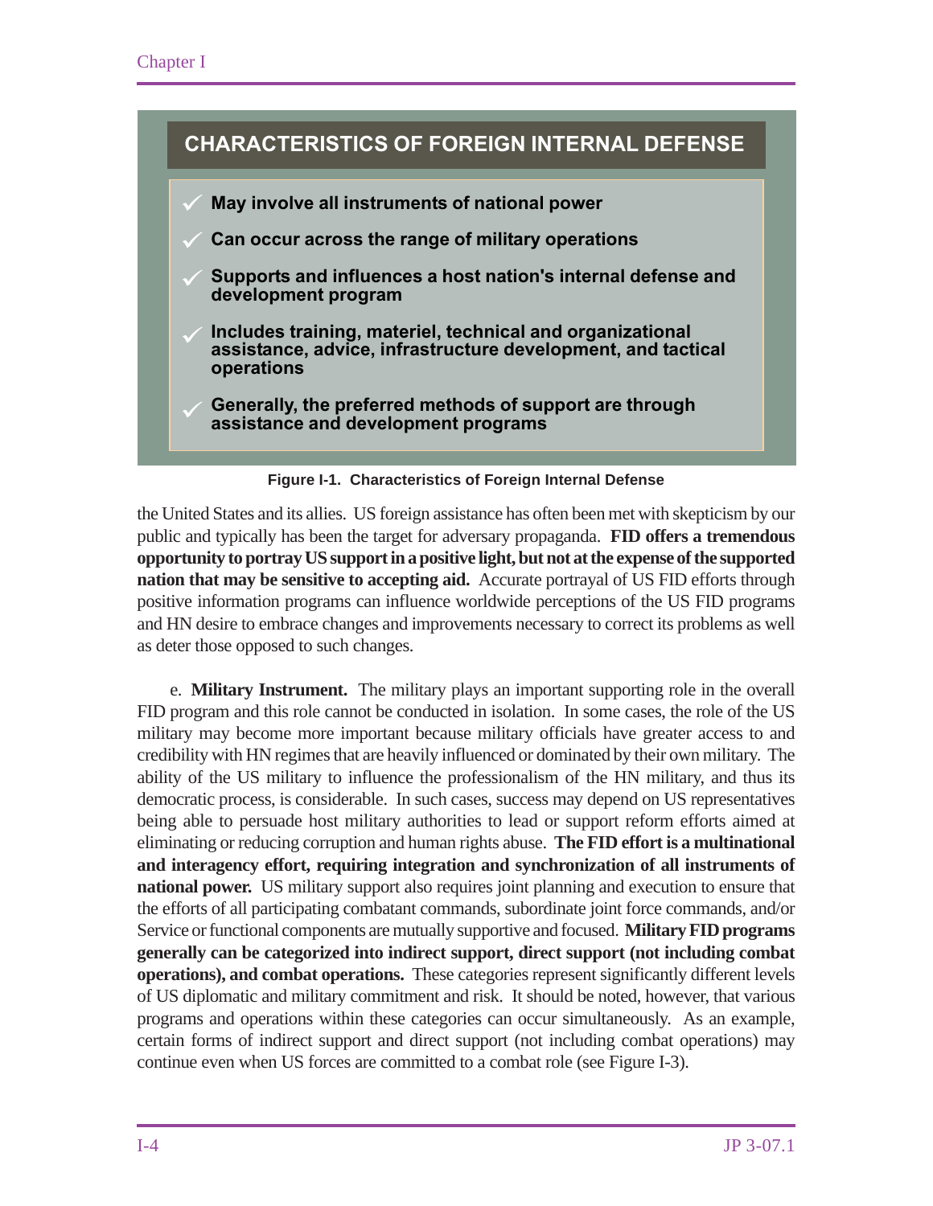## CHARACTERISTICS OF FOREIGN INTERNAL DEFENSE

- **May involve all instruments of national power**
- **Can occur across the range of military operations**
- **Supports and influences a host nation's internal defense and development program**
- **Includes training, materiel, technical and organizational assistance, advice, infrastructure development, and tactical operations**
- **Generally, the preferred methods of support are through assistance and development programs**

**Figure I-1. Characteristics of Foreign Internal Defense**

the United States and its allies. US foreign assistance has often been met with skepticism by our public and typically has been the target for adversary propaganda. **FID offers a tremendous opportunity to portray US support in a positive light, but not at the expense of the supported nation that may be sensitive to accepting aid.** Accurate portrayal of US FID efforts through positive information programs can influence worldwide perceptions of the US FID programs and HN desire to embrace changes and improvements necessary to correct its problems as well as deter those opposed to such changes.

e. **Military Instrument.** The military plays an important supporting role in the overall FID program and this role cannot be conducted in isolation. In some cases, the role of the US military may become more important because military officials have greater access to and credibility with HN regimes that are heavily influenced or dominated by their own military. The ability of the US military to influence the professionalism of the HN military, and thus its democratic process, is considerable. In such cases, success may depend on US representatives being able to persuade host military authorities to lead or support reform efforts aimed at eliminating or reducing corruption and human rights abuse. **The FID effort is a multinational and interagency effort, requiring integration and synchronization of all instruments of national power.** US military support also requires joint planning and execution to ensure that the efforts of all participating combatant commands, subordinate joint force commands, and/or Service or functional components are mutually supportive and focused. **Military FID programs generally can be categorized into indirect support, direct support (not including combat operations), and combat operations.** These categories represent significantly different levels of US diplomatic and military commitment and risk. It should be noted, however, that various programs and operations within these categories can occur simultaneously. As an example, certain forms of indirect support and direct support (not including combat operations) may continue even when US forces are committed to a combat role (see Figure I-3).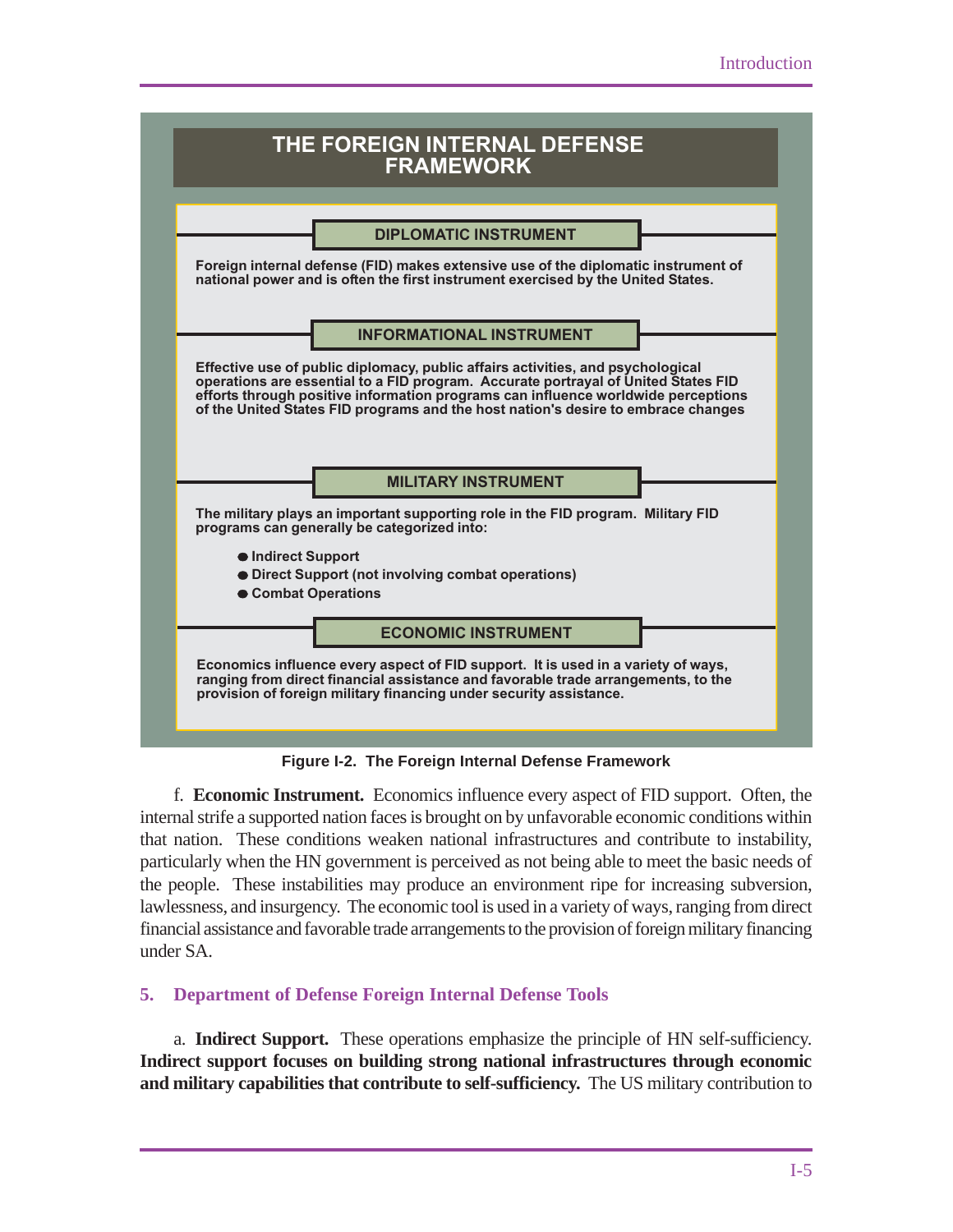**THE FOREIGN INTERNAL DEFENSE FRAMEWORK**

**DIPLOMATIC INSTRUMENT**

Foreign internal defense (FID) makes extensive use of the diplomatic instrument of national power and is often the first instrument exercised by the United States.

**INFORMATIONAL INSTRUMENT**

Effective use of public diplomacy, public affairs activities, and psychological operations are essential to a FID program. Accurate portrayal of United States FID efforts through positive information programs can influence worldwide perceptions of the United States FID programs and the host nation's desire to embrace changes

**MILITARY INSTRUMENT**

The military plays an important supporting role in the FID program. Military FID programs can generally be categorized into:

- Indirect Support
- Direct Support (not involving combat operations)
- Combat Operations

**ECONOMIC INSTRUMENT**

Economics influence every aspect of FID support. It is used in a variety of ways, ranging from direct financial assistance and favorable trade arrangements, to the provision of foreign military financing under security assistance.

**Figure I-2. The Foreign Internal Defense Framework**

f. **Economic Instrument.** Economics influence every aspect of FID support. Often, the internal strife a supported nation faces is brought on by unfavorable economic conditions within that nation. These conditions weaken national infrastructures and contribute to instability, particularly when the HN government is perceived as not being able to meet the basic needs of the people. These instabilities may produce an environment ripe for increasing subversion, lawlessness, and insurgency. The economic tool is used in a variety of ways, ranging from direct financial assistance and favorable trade arrangements to the provision of foreign military financing under SA.

## 5. Department of Defense Foreign Internal Defense Tools

a. **Indirect Support.** These operations emphasize the principle of HN self-sufficiency. **Indirect support focuses on building strong national infrastructures through economic and military capabilities that contribute to self-sufficiency.** The US military contribution to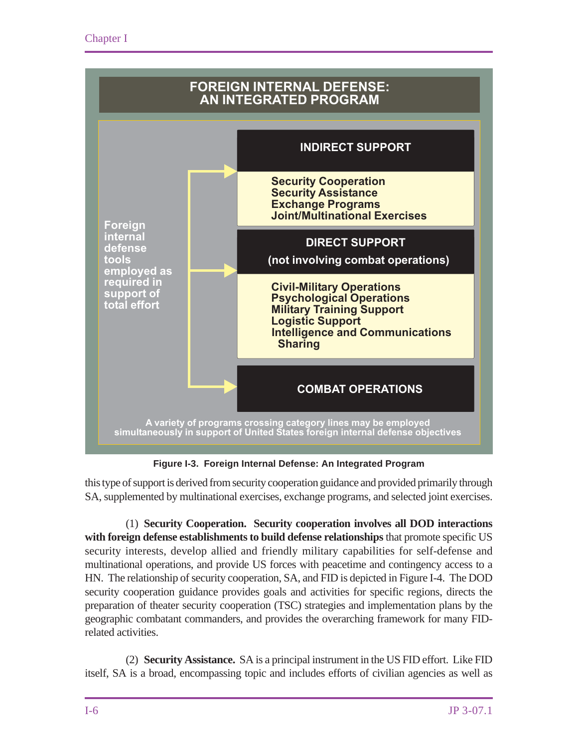**FOREIGN INTERNAL DEFENSE: AN INTEGRATED PROGRAM**

Foreign internal defense tools employed as required in support of total effort

**INDIRECT SUPPORT**

- Security Cooperation
- Security Assistance
- Exchange Programs
- Joint/Multinational Exercises

**DIRECT SUPPORT (not involving combat operations)**

- Civil-Military Operations
- Psychological Operations
- Military Training Support
- Logistic Support
- Intelligence and Communications Sharing

**COMBAT OPERATIONS**

A variety of programs crossing category lines may be employed simultaneously in support of United States foreign internal defense objectives

**Figure I-3. Foreign Internal Defense: An Integrated Program**

this type of support is derived from security cooperation guidance and provided primarily through SA, supplemented by multinational exercises, exchange programs, and selected joint exercises.

(1) **Security Cooperation. Security cooperation involves all DOD interactions with foreign defense establishments to build defense relationships** that promote specific US security interests, develop allied and friendly military capabilities for self-defense and multinational operations, and provide US forces with peacetime and contingency access to a HN. The relationship of security cooperation, SA, and FID is depicted in Figure I-4. The DOD security cooperation guidance provides goals and activities for specific regions, directs the preparation of theater security cooperation (TSC) strategies and implementation plans by the geographic combatant commanders, and provides the overarching framework for many FID-related activities.

(2) **Security Assistance.** SA is a principal instrument in the US FID effort. Like FID itself, SA is a broad, encompassing topic and includes efforts of civilian agencies as well as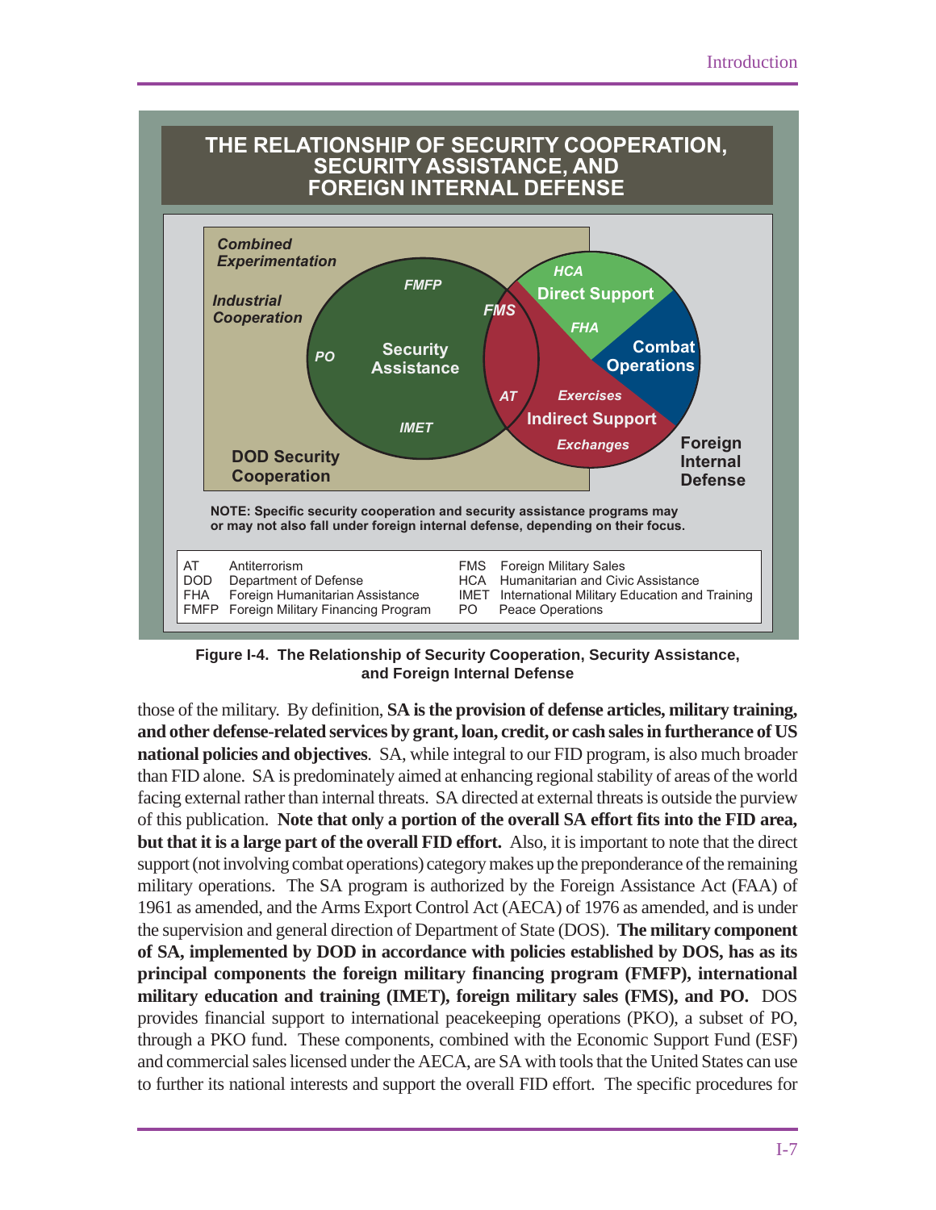**THE RELATIONSHIP OF SECURITY COOPERATION, SECURITY ASSISTANCE, AND FOREIGN INTERNAL DEFENSE**

Combined Experimentation

Industrial Cooperation

FMFP

PO

Security Assistance

IMET

FMS

AT

HCA

Direct Support

FHA

Combat Operations

Exercises

Indirect Support

Exchanges

DOD Security Cooperation

Foreign Internal Defense

**NOTE: Specific security cooperation and security assistance programs may or may not also fall under foreign internal defense, depending on their focus.**

| | | | |
|---|---|---|---|
| AT | Antiterrorism | FMS | Foreign Military Sales |
| DOD | Department of Defense | HCA | Humanitarian and Civic Assistance |
| FHA | Foreign Humanitarian Assistance | IMET | International Military Education and Training |
| FMFP | Foreign Military Financing Program | PO | Peace Operations |

**Figure I-4. The Relationship of Security Cooperation, Security Assistance, and Foreign Internal Defense**

those of the military. By definition, **SA is the provision of defense articles, military training, and other defense-related services by grant, loan, credit, or cash sales in furtherance of US national policies and objectives**. SA, while integral to our FID program, is also much broader than FID alone. SA is predominately aimed at enhancing regional stability of areas of the world facing external rather than internal threats. SA directed at external threats is outside the purview of this publication. **Note that only a portion of the overall SA effort fits into the FID area, but that it is a large part of the overall FID effort.** Also, it is important to note that the direct support (not involving combat operations) category makes up the preponderance of the remaining military operations. The SA program is authorized by the Foreign Assistance Act (FAA) of 1961 as amended, and the Arms Export Control Act (AECA) of 1976 as amended, and is under the supervision and general direction of Department of State (DOS). **The military component of SA, implemented by DOD in accordance with policies established by DOS, has as its principal components the foreign military financing program (FMFP), international military education and training (IMET), foreign military sales (FMS), and PO.** DOS provides financial support to international peacekeeping operations (PKO), a subset of PO, through a PKO fund. These components, combined with the Economic Support Fund (ESF) and commercial sales licensed under the AECA, are SA with tools that the United States can use to further its national interests and support the overall FID effort. The specific procedures for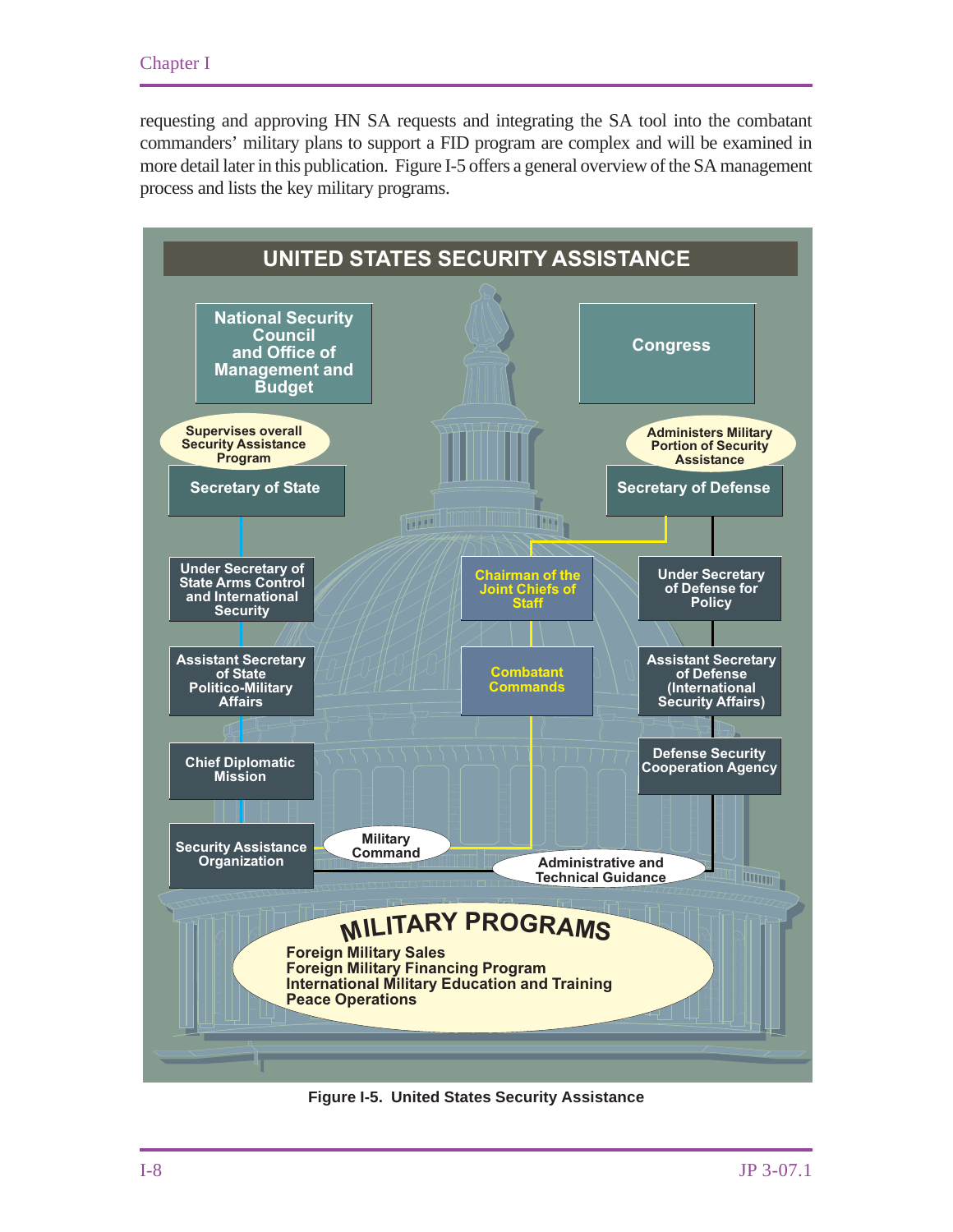requesting and approving HN SA requests and integrating the SA tool into the combatant commanders' military plans to support a FID program are complex and will be examined in more detail later in this publication. Figure I-5 offers a general overview of the SA management process and lists the key military programs.

**UNITED STATES SECURITY ASSISTANCE**

- National Security Council and Office of Management and Budget
- Congress
- Supervises overall Security Assistance Program — Secretary of State
- Administers Military Portion of Security Assistance — Secretary of Defense
- Under Secretary of State Arms Control and International Security
- Chairman of the Joint Chiefs of Staff
- Under Secretary of Defense for Policy
- Assistant Secretary of State Politico-Military Affairs
- Combatant Commands
- Assistant Secretary of Defense (International Security Affairs)
- Chief Diplomatic Mission
- Defense Security Cooperation Agency
- Security Assistance Organization
- Military Command
- Administrative and Technical Guidance

**MILITARY PROGRAMS**

- Foreign Military Sales
- Foreign Military Financing Program
- International Military Education and Training
- Peace Operations

**Figure I-5. United States Security Assistance**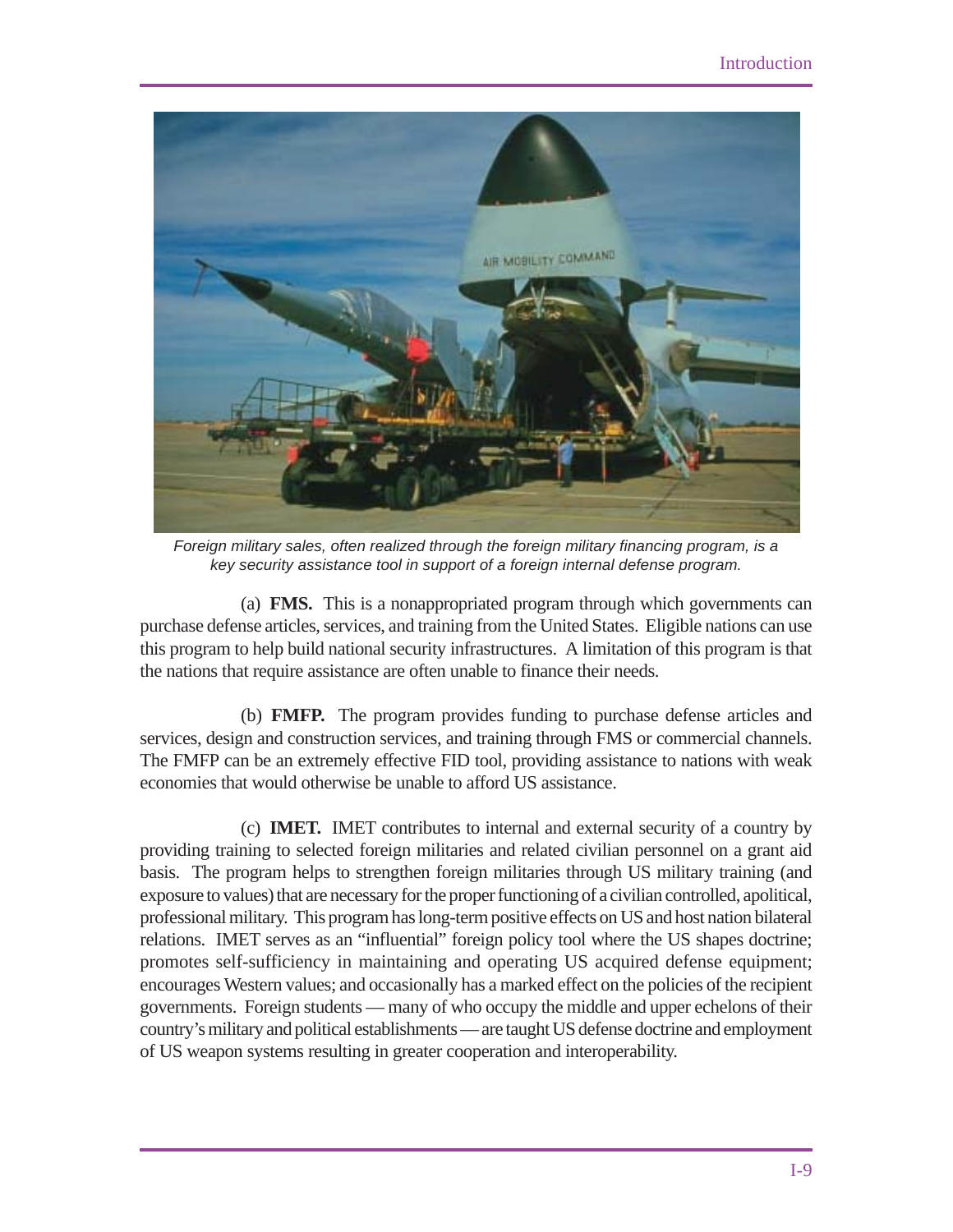*Foreign military sales, often realized through the foreign military financing program, is a key security assistance tool in support of a foreign internal defense program.*

(a) **FMS.** This is a nonappropriated program through which governments can purchase defense articles, services, and training from the United States. Eligible nations can use this program to help build national security infrastructures. A limitation of this program is that the nations that require assistance are often unable to finance their needs.

(b) **FMFP.** The program provides funding to purchase defense articles and services, design and construction services, and training through FMS or commercial channels. The FMFP can be an extremely effective FID tool, providing assistance to nations with weak economies that would otherwise be unable to afford US assistance.

(c) **IMET.** IMET contributes to internal and external security of a country by providing training to selected foreign militaries and related civilian personnel on a grant aid basis. The program helps to strengthen foreign militaries through US military training (and exposure to values) that are necessary for the proper functioning of a civilian controlled, apolitical, professional military. This program has long-term positive effects on US and host nation bilateral relations. IMET serves as an "influential" foreign policy tool where the US shapes doctrine; promotes self-sufficiency in maintaining and operating US acquired defense equipment; encourages Western values; and occasionally has a marked effect on the policies of the recipient governments. Foreign students — many of who occupy the middle and upper echelons of their country's military and political establishments — are taught US defense doctrine and employment of US weapon systems resulting in greater cooperation and interoperability.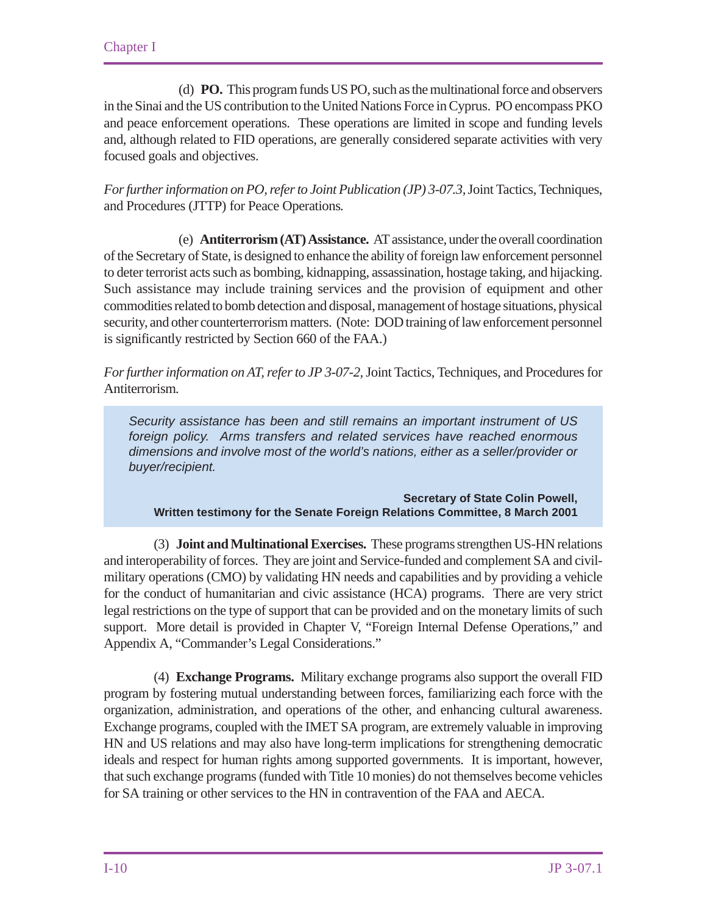(d) **PO.** This program funds US PO, such as the multinational force and observers in the Sinai and the US contribution to the United Nations Force in Cyprus. PO encompass PKO and peace enforcement operations. These operations are limited in scope and funding levels and, although related to FID operations, are generally considered separate activities with very focused goals and objectives.

*For further information on PO, refer to Joint Publication (JP) 3-07.3,* Joint Tactics, Techniques, and Procedures (JTTP) for Peace Operations*.*

(e) **Antiterrorism (AT) Assistance.** AT assistance, under the overall coordination of the Secretary of State, is designed to enhance the ability of foreign law enforcement personnel to deter terrorist acts such as bombing, kidnapping, assassination, hostage taking, and hijacking. Such assistance may include training services and the provision of equipment and other commodities related to bomb detection and disposal, management of hostage situations, physical security, and other counterterrorism matters. (Note: DOD training of law enforcement personnel is significantly restricted by Section 660 of the FAA.)

*For further information on AT, refer to JP 3-07-2,* Joint Tactics, Techniques, and Procedures for Antiterrorism*.*

> *Security assistance has been and still remains an important instrument of US foreign policy. Arms transfers and related services have reached enormous dimensions and involve most of the world's nations, either as a seller/provider or buyer/recipient.*
>
> **Secretary of State Colin Powell,**
> **Written testimony for the Senate Foreign Relations Committee, 8 March 2001**

(3) **Joint and Multinational Exercises.** These programs strengthen US-HN relations and interoperability of forces. They are joint and Service-funded and complement SA and civil-military operations (CMO) by validating HN needs and capabilities and by providing a vehicle for the conduct of humanitarian and civic assistance (HCA) programs. There are very strict legal restrictions on the type of support that can be provided and on the monetary limits of such support. More detail is provided in Chapter V, "Foreign Internal Defense Operations," and Appendix A, "Commander's Legal Considerations."

(4) **Exchange Programs.** Military exchange programs also support the overall FID program by fostering mutual understanding between forces, familiarizing each force with the organization, administration, and operations of the other, and enhancing cultural awareness. Exchange programs, coupled with the IMET SA program, are extremely valuable in improving HN and US relations and may also have long-term implications for strengthening democratic ideals and respect for human rights among supported governments. It is important, however, that such exchange programs (funded with Title 10 monies) do not themselves become vehicles for SA training or other services to the HN in contravention of the FAA and AECA.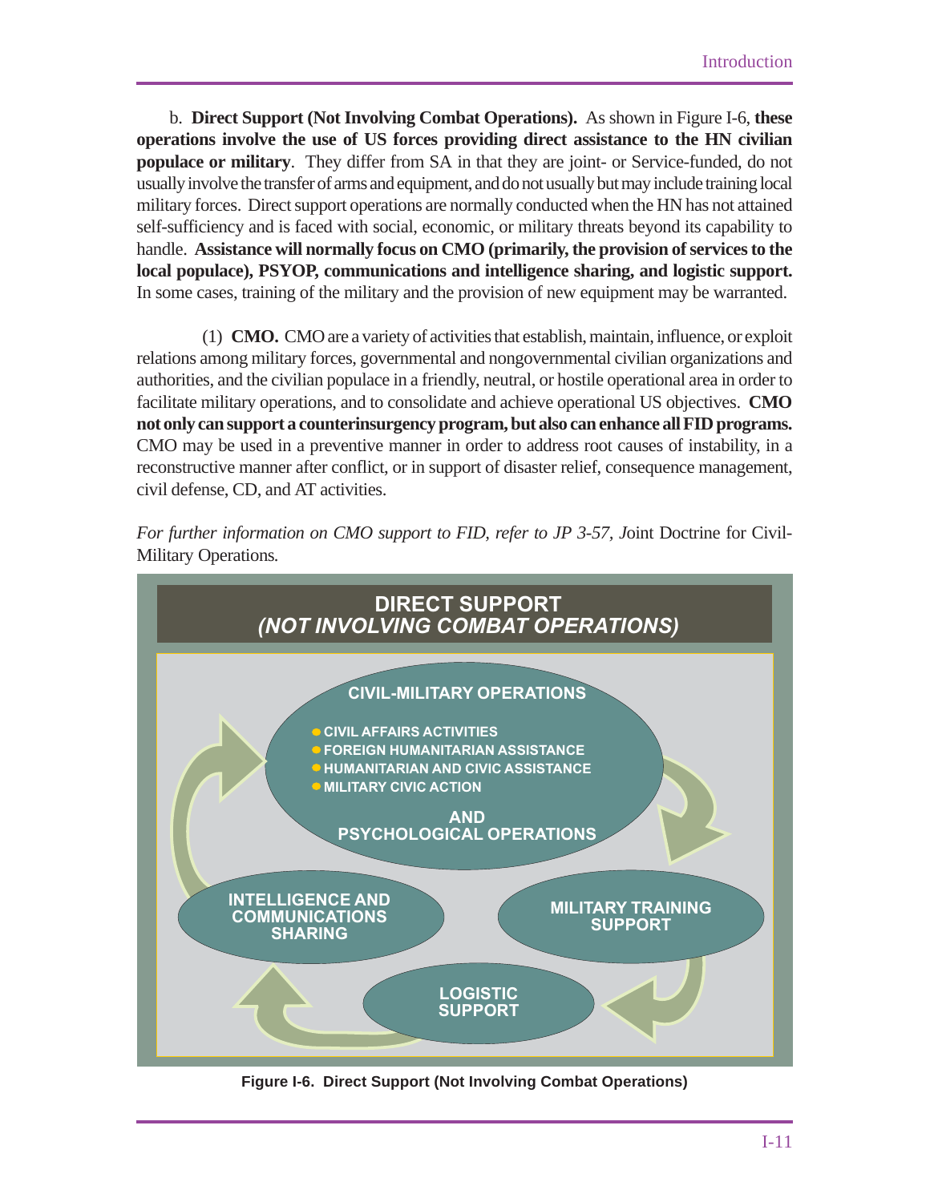b. **Direct Support (Not Involving Combat Operations).** As shown in Figure I-6, **these operations involve the use of US forces providing direct assistance to the HN civilian populace or military**. They differ from SA in that they are joint- or Service-funded, do not usually involve the transfer of arms and equipment, and do not usually but may include training local military forces. Direct support operations are normally conducted when the HN has not attained self-sufficiency and is faced with social, economic, or military threats beyond its capability to handle. **Assistance will normally focus on CMO (primarily, the provision of services to the local populace), PSYOP, communications and intelligence sharing, and logistic support.** In some cases, training of the military and the provision of new equipment may be warranted.

(1) **CMO.** CMO are a variety of activities that establish, maintain, influence, or exploit relations among military forces, governmental and nongovernmental civilian organizations and authorities, and the civilian populace in a friendly, neutral, or hostile operational area in order to facilitate military operations, and to consolidate and achieve operational US objectives. **CMO not only can support a counterinsurgency program, but also can enhance all FID programs.** CMO may be used in a preventive manner in order to address root causes of instability, in a reconstructive manner after conflict, or in support of disaster relief, consequence management, civil defense, CD, and AT activities.

*For further information on CMO support to FID, refer to JP 3-57, J*oint Doctrine for Civil-Military Operations*.*

**DIRECT SUPPORT**
***(NOT INVOLVING COMBAT OPERATIONS)***

**CIVIL-MILITARY OPERATIONS**
- CIVIL AFFAIRS ACTIVITIES
- FOREIGN HUMANITARIAN ASSISTANCE
- HUMANITARIAN AND CIVIC ASSISTANCE
- MILITARY CIVIC ACTION

**AND PSYCHOLOGICAL OPERATIONS**

**MILITARY TRAINING SUPPORT**

**LOGISTIC SUPPORT**

**INTELLIGENCE AND COMMUNICATIONS SHARING**

**Figure I-6. Direct Support (Not Involving Combat Operations)**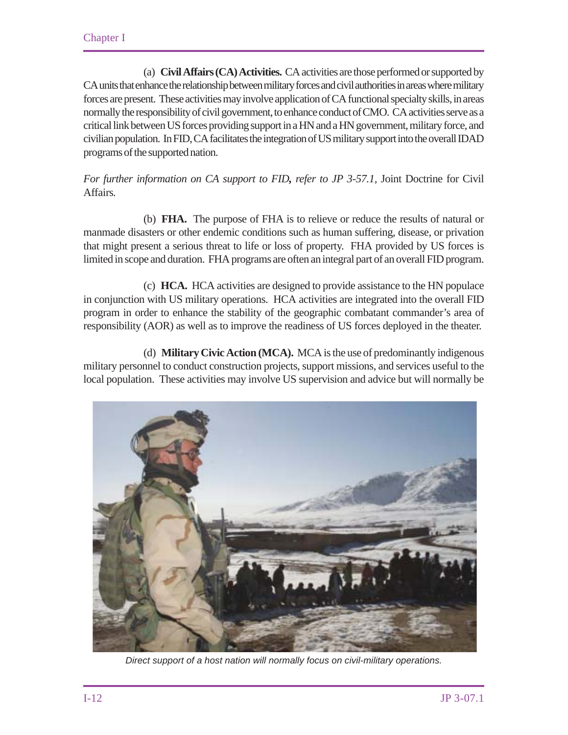(a) **Civil Affairs (CA) Activities.** CA activities are those performed or supported by CA units that enhance the relationship between military forces and civil authorities in areas where military forces are present. These activities may involve application of CA functional specialty skills, in areas normally the responsibility of civil government, to enhance conduct of CMO. CA activities serve as a critical link between US forces providing support in a HN and a HN government, military force, and civilian population. In FID, CA facilitates the integration of US military support into the overall IDAD programs of the supported nation.

*For further information on CA support to FID, refer to JP 3-57.1,* Joint Doctrine for Civil Affairs.

(b) **FHA.** The purpose of FHA is to relieve or reduce the results of natural or manmade disasters or other endemic conditions such as human suffering, disease, or privation that might present a serious threat to life or loss of property. FHA provided by US forces is limited in scope and duration. FHA programs are often an integral part of an overall FID program.

(c) **HCA.** HCA activities are designed to provide assistance to the HN populace in conjunction with US military operations. HCA activities are integrated into the overall FID program in order to enhance the stability of the geographic combatant commander's area of responsibility (AOR) as well as to improve the readiness of US forces deployed in the theater.

(d) **Military Civic Action (MCA).** MCA is the use of predominantly indigenous military personnel to conduct construction projects, support missions, and services useful to the local population. These activities may involve US supervision and advice but will normally be

*Direct support of a host nation will normally focus on civil-military operations.*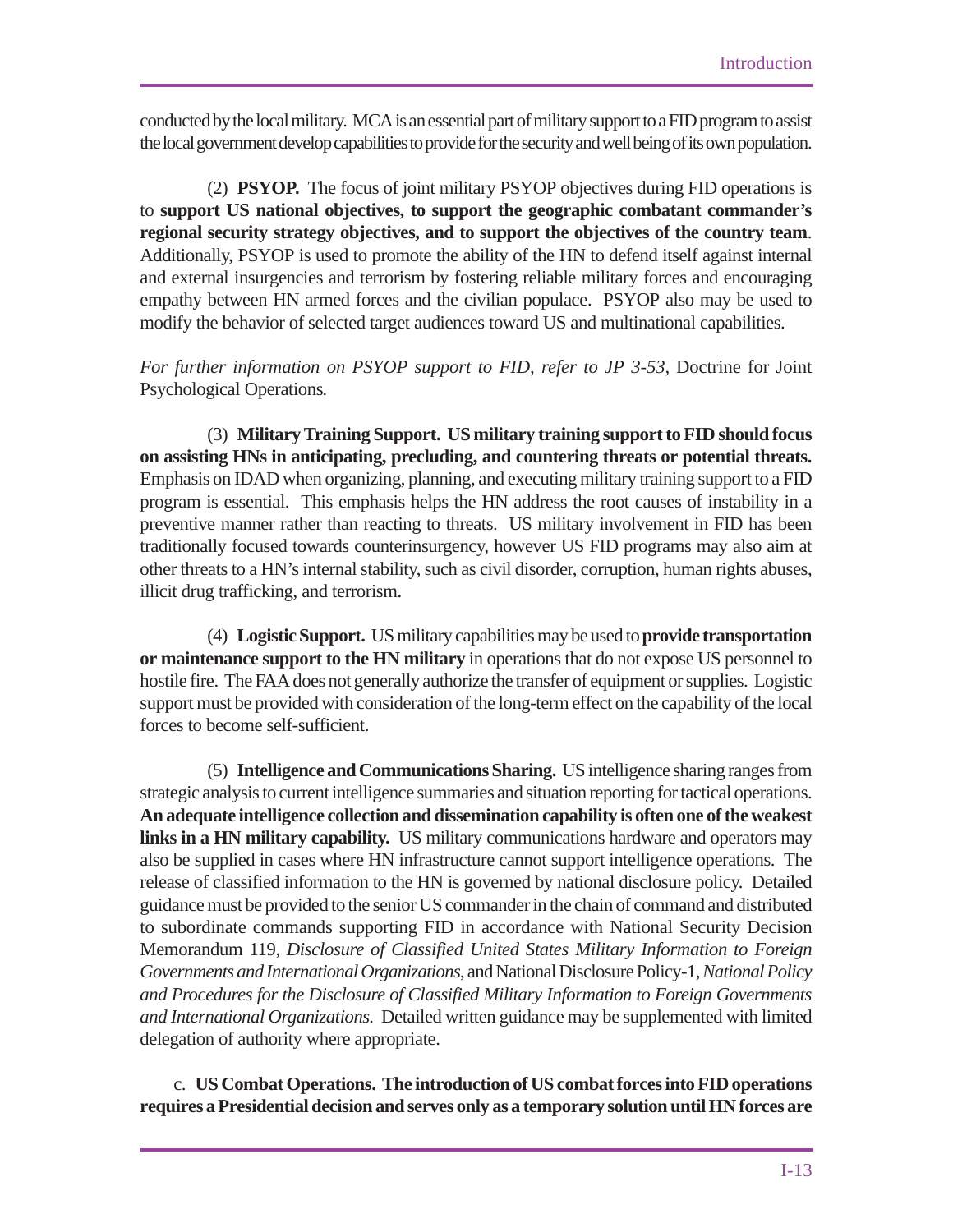conducted by the local military. MCA is an essential part of military support to a FID program to assist the local government develop capabilities to provide for the security and well being of its own population.

(2) **PSYOP.** The focus of joint military PSYOP objectives during FID operations is to **support US national objectives, to support the geographic combatant commander's regional security strategy objectives, and to support the objectives of the country team**. Additionally, PSYOP is used to promote the ability of the HN to defend itself against internal and external insurgencies and terrorism by fostering reliable military forces and encouraging empathy between HN armed forces and the civilian populace. PSYOP also may be used to modify the behavior of selected target audiences toward US and multinational capabilities.

*For further information on PSYOP support to FID, refer to JP 3-53,* Doctrine for Joint Psychological Operations*.*

(3) **Military Training Support. US military training support to FID should focus on assisting HNs in anticipating, precluding, and countering threats or potential threats.** Emphasis on IDAD when organizing, planning, and executing military training support to a FID program is essential. This emphasis helps the HN address the root causes of instability in a preventive manner rather than reacting to threats. US military involvement in FID has been traditionally focused towards counterinsurgency, however US FID programs may also aim at other threats to a HN's internal stability, such as civil disorder, corruption, human rights abuses, illicit drug trafficking, and terrorism.

(4) **Logistic Support.** US military capabilities may be used to **provide transportation or maintenance support to the HN military** in operations that do not expose US personnel to hostile fire. The FAA does not generally authorize the transfer of equipment or supplies. Logistic support must be provided with consideration of the long-term effect on the capability of the local forces to become self-sufficient.

(5) **Intelligence and Communications Sharing.** US intelligence sharing ranges from strategic analysis to current intelligence summaries and situation reporting for tactical operations. **An adequate intelligence collection and dissemination capability is often one of the weakest links in a HN military capability.** US military communications hardware and operators may also be supplied in cases where HN infrastructure cannot support intelligence operations. The release of classified information to the HN is governed by national disclosure policy. Detailed guidance must be provided to the senior US commander in the chain of command and distributed to subordinate commands supporting FID in accordance with National Security Decision Memorandum 119, *Disclosure of Classified United States Military Information to Foreign Governments and International Organizations*, and National Disclosure Policy-1, *National Policy and Procedures for the Disclosure of Classified Military Information to Foreign Governments and International Organizations.* Detailed written guidance may be supplemented with limited delegation of authority where appropriate.

c. **US Combat Operations. The introduction of US combat forces into FID operations requires a Presidential decision and serves only as a temporary solution until HN forces are**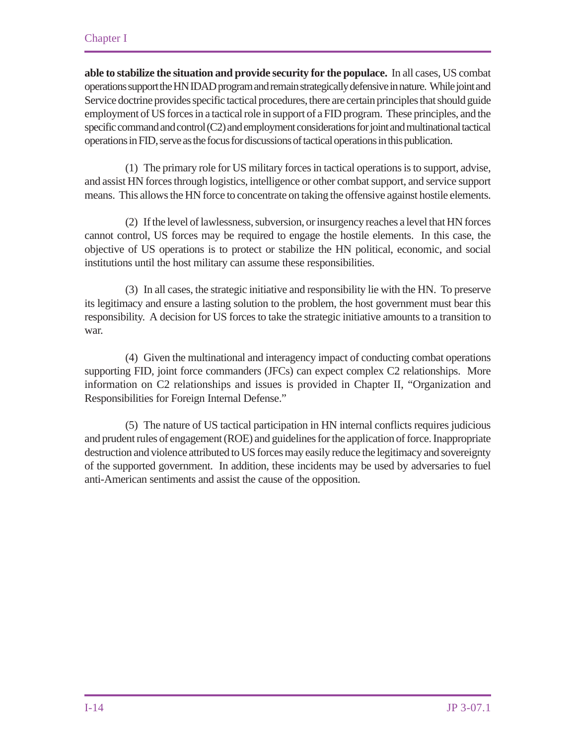**able to stabilize the situation and provide security for the populace.** In all cases, US combat operations support the HN IDAD program and remain strategically defensive in nature. While joint and Service doctrine provides specific tactical procedures, there are certain principles that should guide employment of US forces in a tactical role in support of a FID program. These principles, and the specific command and control (C2) and employment considerations for joint and multinational tactical operations in FID, serve as the focus for discussions of tactical operations in this publication.

(1) The primary role for US military forces in tactical operations is to support, advise, and assist HN forces through logistics, intelligence or other combat support, and service support means. This allows the HN force to concentrate on taking the offensive against hostile elements.

(2) If the level of lawlessness, subversion, or insurgency reaches a level that HN forces cannot control, US forces may be required to engage the hostile elements. In this case, the objective of US operations is to protect or stabilize the HN political, economic, and social institutions until the host military can assume these responsibilities.

(3) In all cases, the strategic initiative and responsibility lie with the HN. To preserve its legitimacy and ensure a lasting solution to the problem, the host government must bear this responsibility. A decision for US forces to take the strategic initiative amounts to a transition to war.

(4) Given the multinational and interagency impact of conducting combat operations supporting FID, joint force commanders (JFCs) can expect complex C2 relationships. More information on C2 relationships and issues is provided in Chapter II, "Organization and Responsibilities for Foreign Internal Defense."

(5) The nature of US tactical participation in HN internal conflicts requires judicious and prudent rules of engagement (ROE) and guidelines for the application of force. Inappropriate destruction and violence attributed to US forces may easily reduce the legitimacy and sovereignty of the supported government. In addition, these incidents may be used by adversaries to fuel anti-American sentiments and assist the cause of the opposition.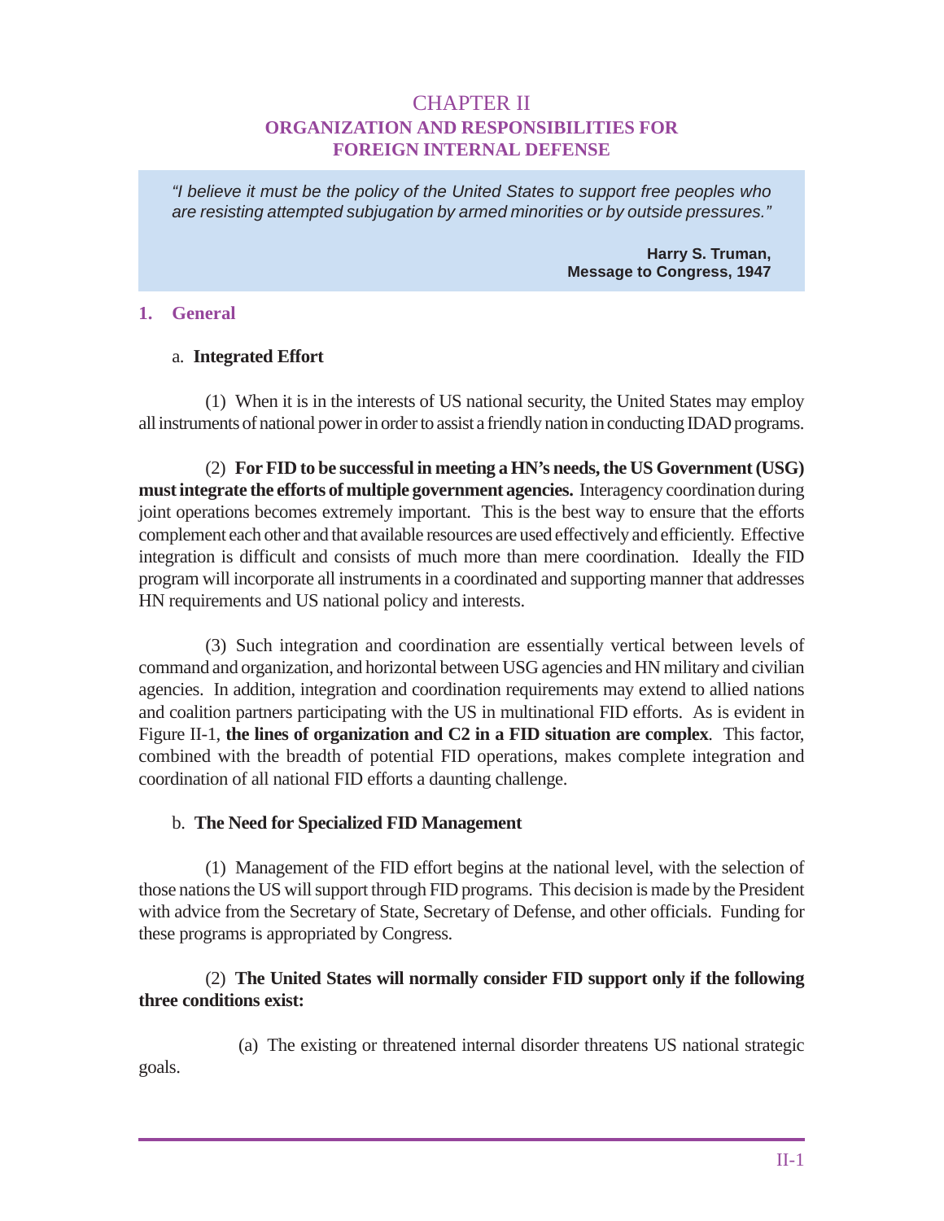# CHAPTER II
## ORGANIZATION AND RESPONSIBILITIES FOR FOREIGN INTERNAL DEFENSE

> *"I believe it must be the policy of the United States to support free peoples who are resisting attempted subjugation by armed minorities or by outside pressures."*
>
> **Harry S. Truman, Message to Congress, 1947**

### 1. General

a. **Integrated Effort**

(1) When it is in the interests of US national security, the United States may employ all instruments of national power in order to assist a friendly nation in conducting IDAD programs.

(2) **For FID to be successful in meeting a HN's needs, the US Government (USG) must integrate the efforts of multiple government agencies.** Interagency coordination during joint operations becomes extremely important. This is the best way to ensure that the efforts complement each other and that available resources are used effectively and efficiently. Effective integration is difficult and consists of much more than mere coordination. Ideally the FID program will incorporate all instruments in a coordinated and supporting manner that addresses HN requirements and US national policy and interests.

(3) Such integration and coordination are essentially vertical between levels of command and organization, and horizontal between USG agencies and HN military and civilian agencies. In addition, integration and coordination requirements may extend to allied nations and coalition partners participating with the US in multinational FID efforts. As is evident in Figure II-1, **the lines of organization and C2 in a FID situation are complex**. This factor, combined with the breadth of potential FID operations, makes complete integration and coordination of all national FID efforts a daunting challenge.

b. **The Need for Specialized FID Management**

(1) Management of the FID effort begins at the national level, with the selection of those nations the US will support through FID programs. This decision is made by the President with advice from the Secretary of State, Secretary of Defense, and other officials. Funding for these programs is appropriated by Congress.

(2) **The United States will normally consider FID support only if the following three conditions exist:**

(a) The existing or threatened internal disorder threatens US national strategic goals.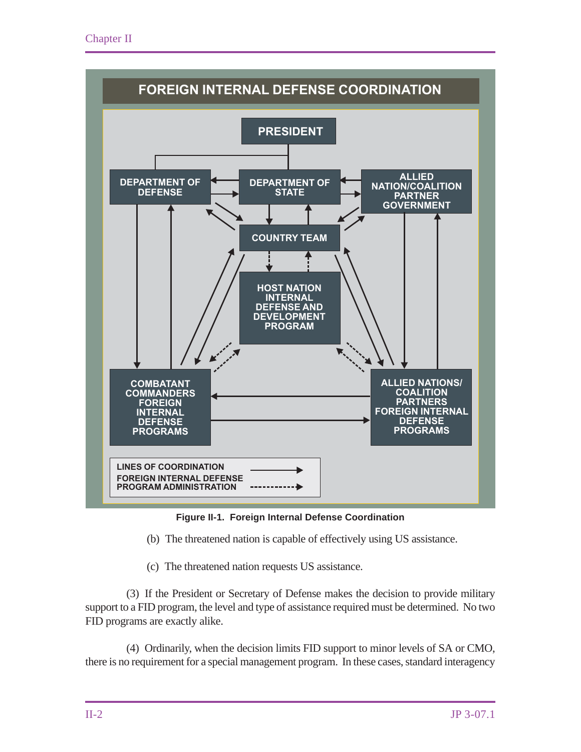**FOREIGN INTERNAL DEFENSE COORDINATION**

PRESIDENT

DEPARTMENT OF DEFENSE

DEPARTMENT OF STATE

ALLIED NATION/COALITION PARTNER GOVERNMENT

COUNTRY TEAM

HOST NATION INTERNAL DEFENSE AND DEVELOPMENT PROGRAM

COMBATANT COMMANDERS FOREIGN INTERNAL DEFENSE PROGRAMS

ALLIED NATIONS/ COALITION PARTNERS FOREIGN INTERNAL DEFENSE PROGRAMS

LINES OF COORDINATION

FOREIGN INTERNAL DEFENSE PROGRAM ADMINISTRATION

**Figure II-1. Foreign Internal Defense Coordination**

(b) The threatened nation is capable of effectively using US assistance.

(c) The threatened nation requests US assistance.

(3) If the President or Secretary of Defense makes the decision to provide military support to a FID program, the level and type of assistance required must be determined. No two FID programs are exactly alike.

(4) Ordinarily, when the decision limits FID support to minor levels of SA or CMO, there is no requirement for a special management program. In these cases, standard interagency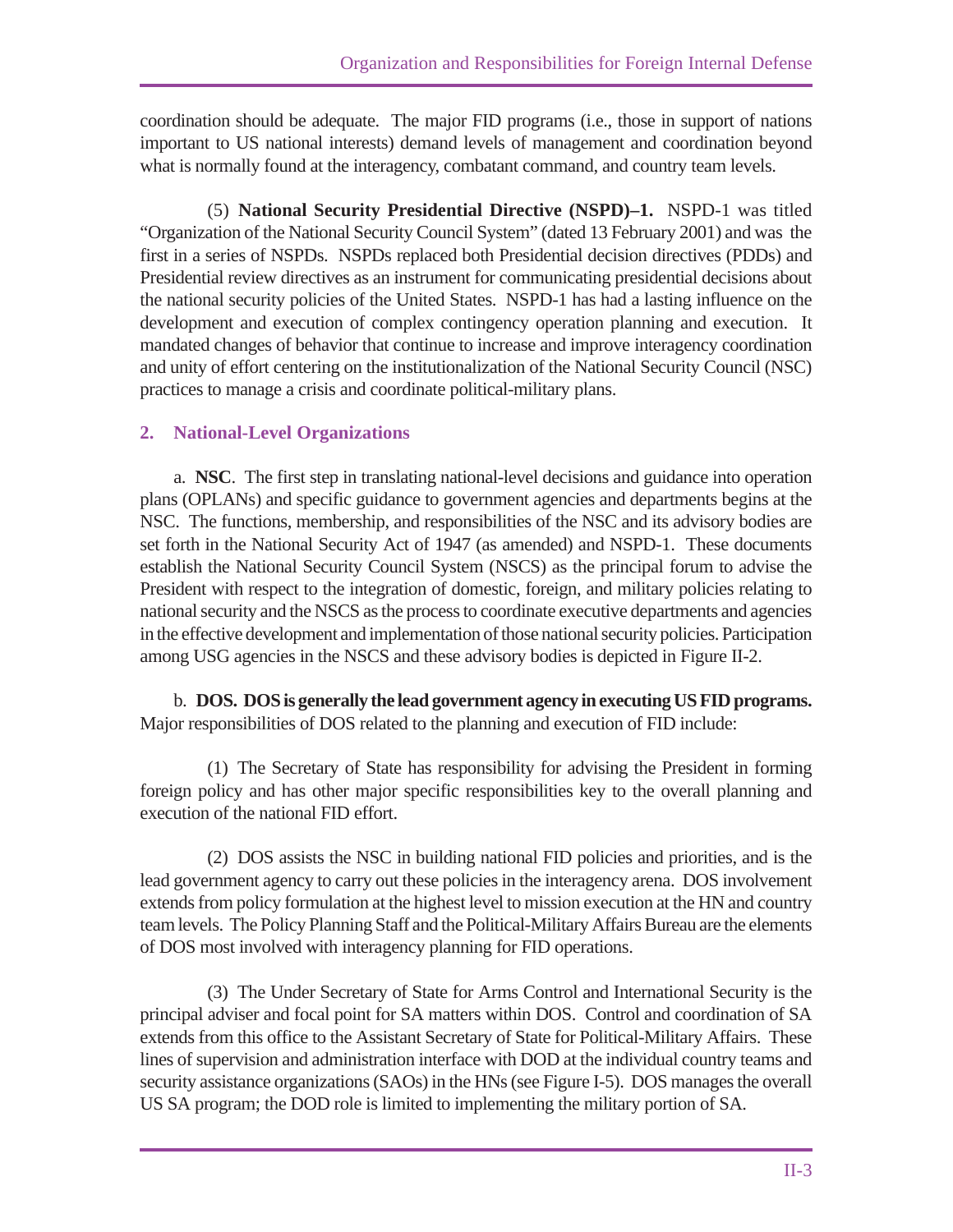coordination should be adequate. The major FID programs (i.e., those in support of nations important to US national interests) demand levels of management and coordination beyond what is normally found at the interagency, combatant command, and country team levels.

(5) **National Security Presidential Directive (NSPD)–1.** NSPD-1 was titled "Organization of the National Security Council System" (dated 13 February 2001) and was the first in a series of NSPDs. NSPDs replaced both Presidential decision directives (PDDs) and Presidential review directives as an instrument for communicating presidential decisions about the national security policies of the United States. NSPD-1 has had a lasting influence on the development and execution of complex contingency operation planning and execution. It mandated changes of behavior that continue to increase and improve interagency coordination and unity of effort centering on the institutionalization of the National Security Council (NSC) practices to manage a crisis and coordinate political-military plans.

## 2. National-Level Organizations

a. **NSC**. The first step in translating national-level decisions and guidance into operation plans (OPLANs) and specific guidance to government agencies and departments begins at the NSC. The functions, membership, and responsibilities of the NSC and its advisory bodies are set forth in the National Security Act of 1947 (as amended) and NSPD-1. These documents establish the National Security Council System (NSCS) as the principal forum to advise the President with respect to the integration of domestic, foreign, and military policies relating to national security and the NSCS as the process to coordinate executive departments and agencies in the effective development and implementation of those national security policies. Participation among USG agencies in the NSCS and these advisory bodies is depicted in Figure II-2.

b. **DOS. DOS is generally the lead government agency in executing US FID programs.** Major responsibilities of DOS related to the planning and execution of FID include:

(1) The Secretary of State has responsibility for advising the President in forming foreign policy and has other major specific responsibilities key to the overall planning and execution of the national FID effort.

(2) DOS assists the NSC in building national FID policies and priorities, and is the lead government agency to carry out these policies in the interagency arena. DOS involvement extends from policy formulation at the highest level to mission execution at the HN and country team levels. The Policy Planning Staff and the Political-Military Affairs Bureau are the elements of DOS most involved with interagency planning for FID operations.

(3) The Under Secretary of State for Arms Control and International Security is the principal adviser and focal point for SA matters within DOS. Control and coordination of SA extends from this office to the Assistant Secretary of State for Political-Military Affairs. These lines of supervision and administration interface with DOD at the individual country teams and security assistance organizations (SAOs) in the HNs (see Figure I-5). DOS manages the overall US SA program; the DOD role is limited to implementing the military portion of SA.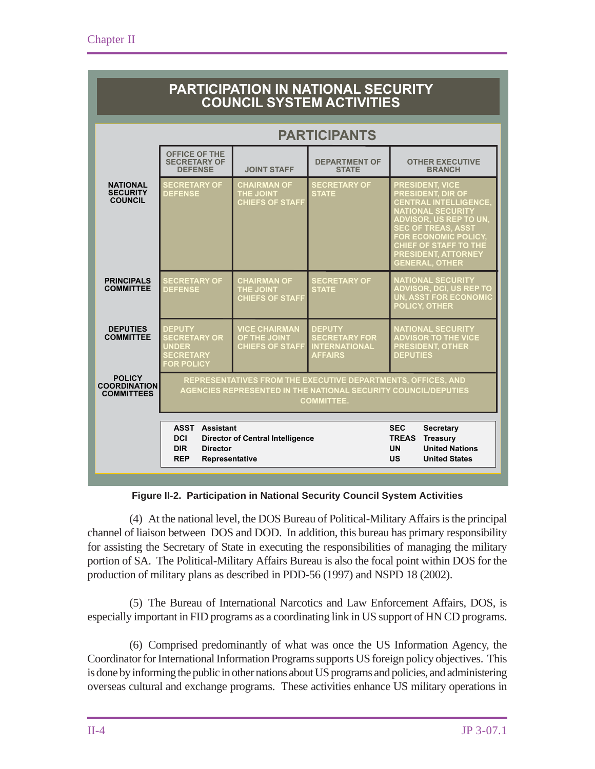**PARTICIPATION IN NATIONAL SECURITY COUNCIL SYSTEM ACTIVITIES**

| | PARTICIPANTS | | | |
|---|---|---|---|---|
| | OFFICE OF THE SECRETARY OF DEFENSE | JOINT STAFF | DEPARTMENT OF STATE | OTHER EXECUTIVE BRANCH |
| NATIONAL SECURITY COUNCIL | SECRETARY OF DEFENSE | CHAIRMAN OF THE JOINT CHIEFS OF STAFF | SECRETARY OF STATE | PRESIDENT, VICE PRESIDENT, DIR OF CENTRAL INTELLIGENCE, NATIONAL SECURITY ADVISOR, US REP TO UN, SEC OF TREAS, ASST FOR ECONOMIC POLICY, CHIEF OF STAFF TO THE PRESIDENT, ATTORNEY GENERAL, OTHER |
| PRINCIPALS COMMITTEE | SECRETARY OF DEFENSE | CHAIRMAN OF THE JOINT CHIEFS OF STAFF | SECRETARY OF STATE | NATIONAL SECURITY ADVISOR, DCI, US REP TO UN, ASST FOR ECONOMIC POLICY, OTHER |
| DEPUTIES COMMITTEE | DEPUTY SECRETARY OR UNDER SECRETARY FOR POLICY | VICE CHAIRMAN OF THE JOINT CHIEFS OF STAFF | DEPUTY SECRETARY FOR INTERNATIONAL AFFAIRS | NATIONAL SECURITY ADVISOR TO THE VICE PRESIDENT, OTHER DEPUTIES |
| POLICY COORDINATION COMMITTEES | REPRESENTATIVES FROM THE EXECUTIVE DEPARTMENTS, OFFICES, AND AGENCIES REPRESENTED IN THE NATIONAL SECURITY COUNCIL/DEPUTIES COMMITTEE. | | | |

| | | | |
|---|---|---|---|
| ASST | Assistant | SEC | Secretary |
| DCI | Director of Central Intelligence | TREAS | Treasury |
| DIR | Director | UN | United Nations |
| REP | Representative | US | United States |

**Figure II-2. Participation in National Security Council System Activities**

(4) At the national level, the DOS Bureau of Political-Military Affairs is the principal channel of liaison between DOS and DOD. In addition, this bureau has primary responsibility for assisting the Secretary of State in executing the responsibilities of managing the military portion of SA. The Political-Military Affairs Bureau is also the focal point within DOS for the production of military plans as described in PDD-56 (1997) and NSPD 18 (2002).

(5) The Bureau of International Narcotics and Law Enforcement Affairs, DOS, is especially important in FID programs as a coordinating link in US support of HN CD programs.

(6) Comprised predominantly of what was once the US Information Agency, the Coordinator for International Information Programs supports US foreign policy objectives. This is done by informing the public in other nations about US programs and policies, and administering overseas cultural and exchange programs. These activities enhance US military operations in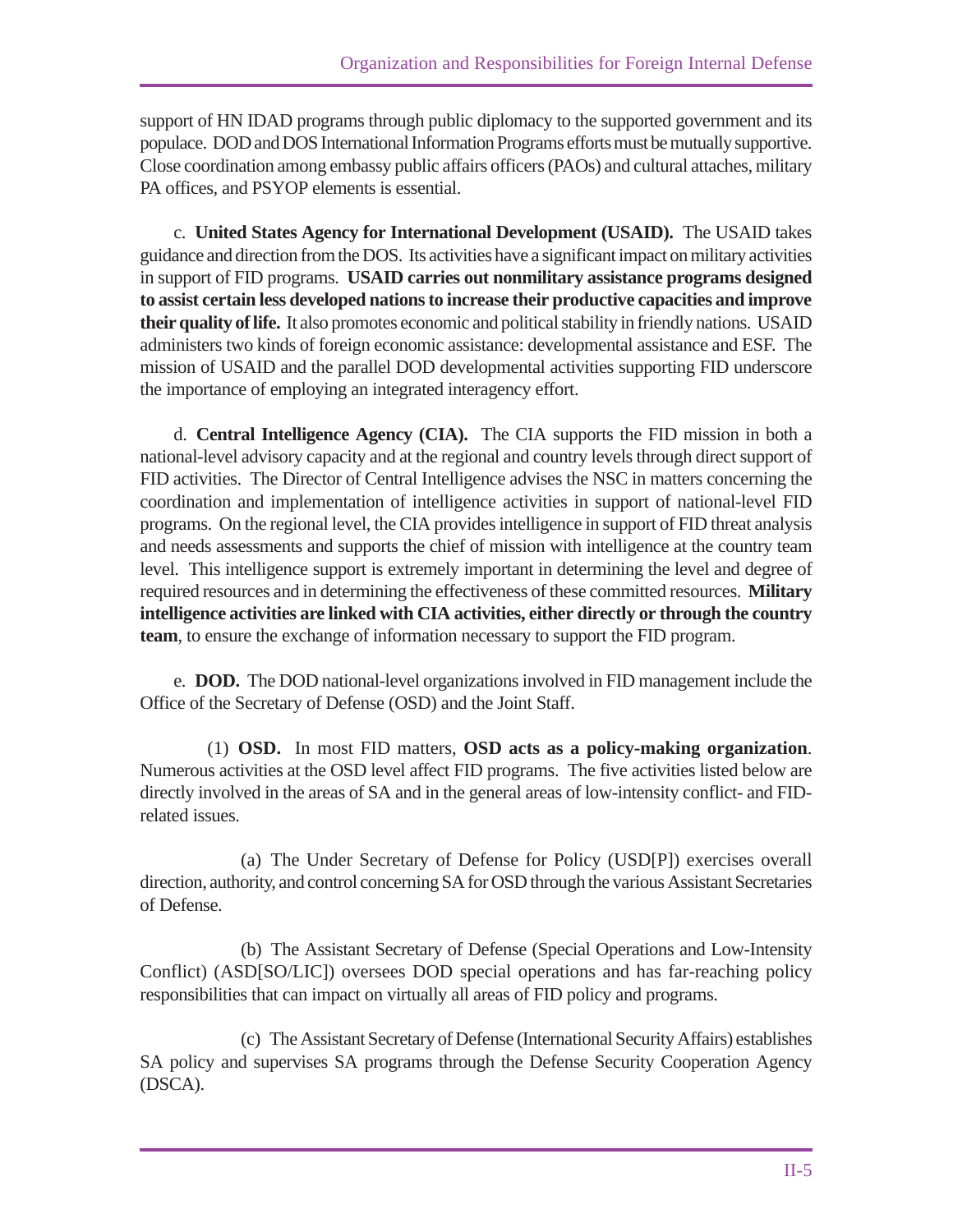support of HN IDAD programs through public diplomacy to the supported government and its populace. DOD and DOS International Information Programs efforts must be mutually supportive. Close coordination among embassy public affairs officers (PAOs) and cultural attaches, military PA offices, and PSYOP elements is essential.

c. **United States Agency for International Development (USAID).** The USAID takes guidance and direction from the DOS. Its activities have a significant impact on military activities in support of FID programs. **USAID carries out nonmilitary assistance programs designed to assist certain less developed nations to increase their productive capacities and improve their quality of life.** It also promotes economic and political stability in friendly nations. USAID administers two kinds of foreign economic assistance: developmental assistance and ESF. The mission of USAID and the parallel DOD developmental activities supporting FID underscore the importance of employing an integrated interagency effort.

d. **Central Intelligence Agency (CIA).** The CIA supports the FID mission in both a national-level advisory capacity and at the regional and country levels through direct support of FID activities. The Director of Central Intelligence advises the NSC in matters concerning the coordination and implementation of intelligence activities in support of national-level FID programs. On the regional level, the CIA provides intelligence in support of FID threat analysis and needs assessments and supports the chief of mission with intelligence at the country team level. This intelligence support is extremely important in determining the level and degree of required resources and in determining the effectiveness of these committed resources. **Military intelligence activities are linked with CIA activities, either directly or through the country team**, to ensure the exchange of information necessary to support the FID program.

e. **DOD.** The DOD national-level organizations involved in FID management include the Office of the Secretary of Defense (OSD) and the Joint Staff.

(1) **OSD.** In most FID matters, **OSD acts as a policy-making organization**. Numerous activities at the OSD level affect FID programs. The five activities listed below are directly involved in the areas of SA and in the general areas of low-intensity conflict- and FID-related issues.

(a) The Under Secretary of Defense for Policy (USD[P]) exercises overall direction, authority, and control concerning SA for OSD through the various Assistant Secretaries of Defense.

(b) The Assistant Secretary of Defense (Special Operations and Low-Intensity Conflict) (ASD[SO/LIC]) oversees DOD special operations and has far-reaching policy responsibilities that can impact on virtually all areas of FID policy and programs.

(c) The Assistant Secretary of Defense (International Security Affairs) establishes SA policy and supervises SA programs through the Defense Security Cooperation Agency (DSCA).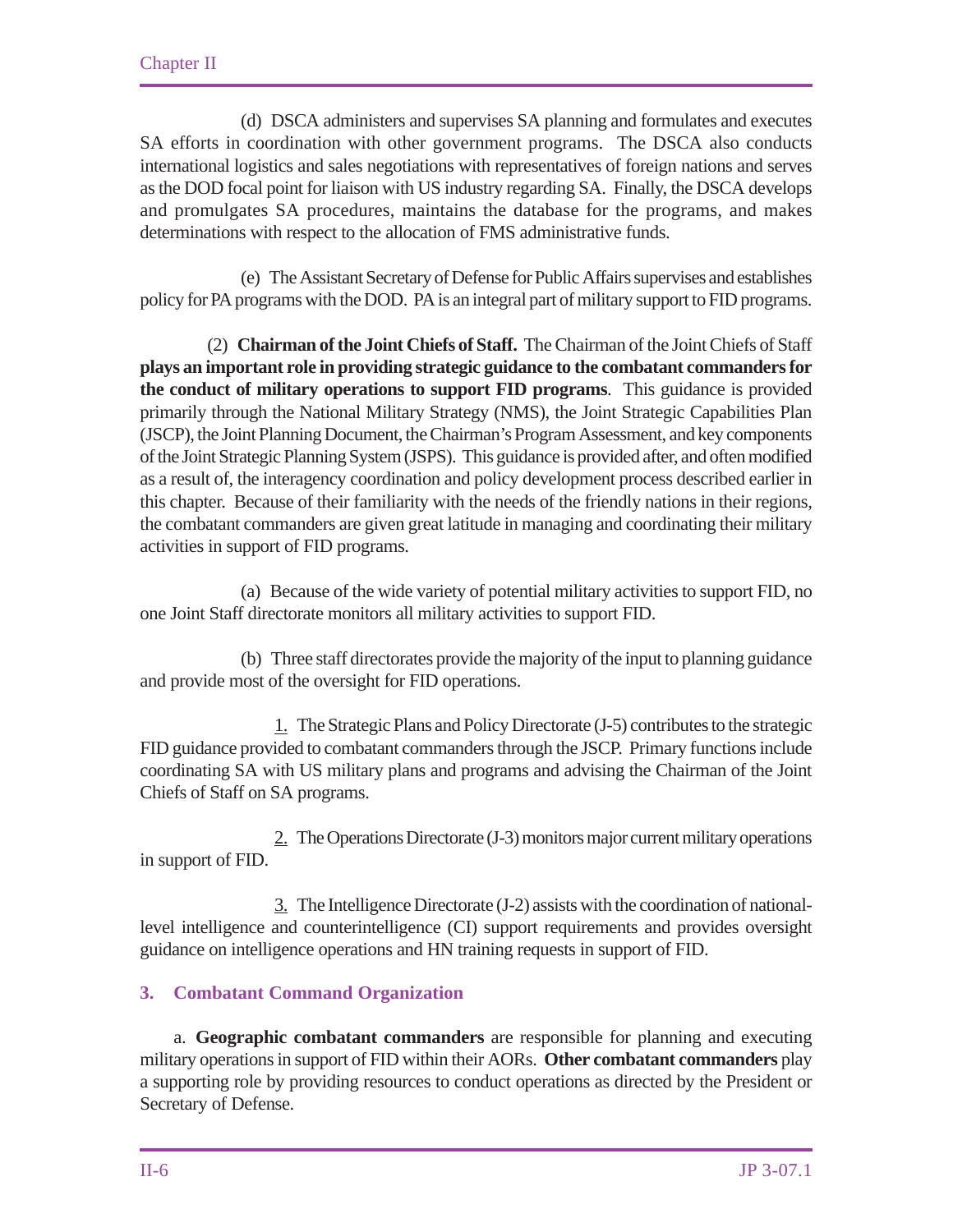(d) DSCA administers and supervises SA planning and formulates and executes SA efforts in coordination with other government programs. The DSCA also conducts international logistics and sales negotiations with representatives of foreign nations and serves as the DOD focal point for liaison with US industry regarding SA. Finally, the DSCA develops and promulgates SA procedures, maintains the database for the programs, and makes determinations with respect to the allocation of FMS administrative funds.

(e) The Assistant Secretary of Defense for Public Affairs supervises and establishes policy for PA programs with the DOD. PA is an integral part of military support to FID programs.

(2) **Chairman of the Joint Chiefs of Staff.** The Chairman of the Joint Chiefs of Staff **plays an important role in providing strategic guidance to the combatant commanders for the conduct of military operations to support FID programs**. This guidance is provided primarily through the National Military Strategy (NMS), the Joint Strategic Capabilities Plan (JSCP), the Joint Planning Document, the Chairman's Program Assessment, and key components of the Joint Strategic Planning System (JSPS). This guidance is provided after, and often modified as a result of, the interagency coordination and policy development process described earlier in this chapter. Because of their familiarity with the needs of the friendly nations in their regions, the combatant commanders are given great latitude in managing and coordinating their military activities in support of FID programs.

(a) Because of the wide variety of potential military activities to support FID, no one Joint Staff directorate monitors all military activities to support FID.

(b) Three staff directorates provide the majority of the input to planning guidance and provide most of the oversight for FID operations.

1. The Strategic Plans and Policy Directorate (J-5) contributes to the strategic FID guidance provided to combatant commanders through the JSCP. Primary functions include coordinating SA with US military plans and programs and advising the Chairman of the Joint Chiefs of Staff on SA programs.

2. The Operations Directorate (J-3) monitors major current military operations in support of FID.

3. The Intelligence Directorate (J-2) assists with the coordination of national-level intelligence and counterintelligence (CI) support requirements and provides oversight guidance on intelligence operations and HN training requests in support of FID.

## 3. Combatant Command Organization

a. **Geographic combatant commanders** are responsible for planning and executing military operations in support of FID within their AORs. **Other combatant commanders** play a supporting role by providing resources to conduct operations as directed by the President or Secretary of Defense.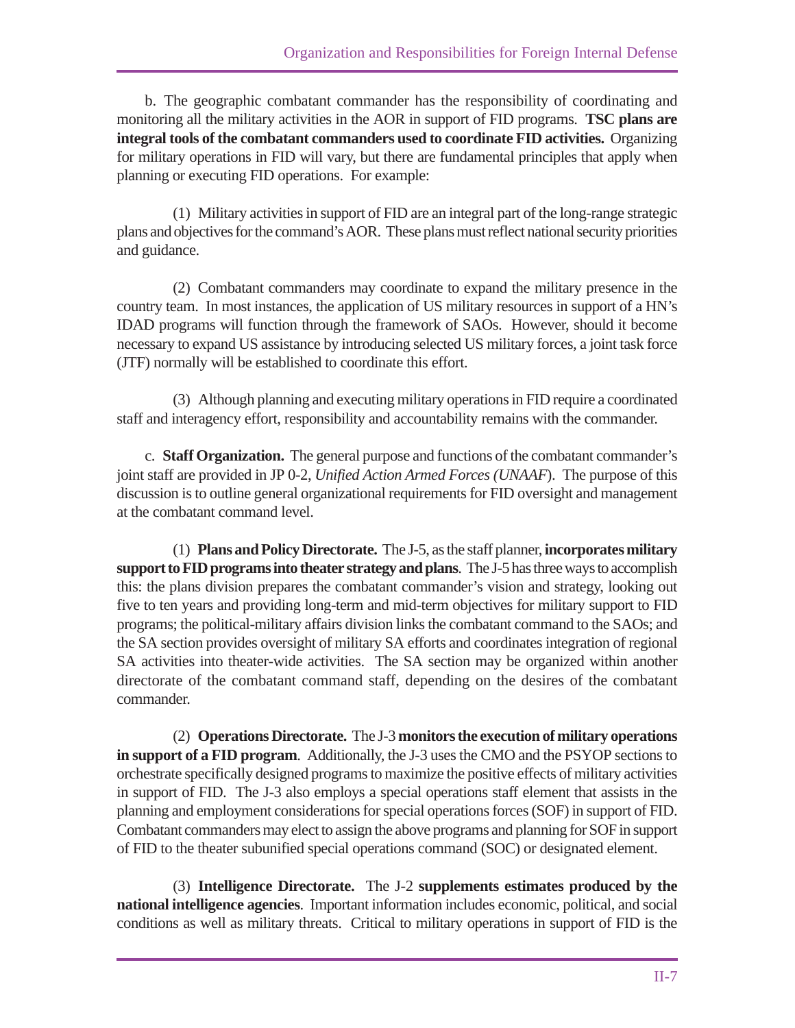b. The geographic combatant commander has the responsibility of coordinating and monitoring all the military activities in the AOR in support of FID programs. **TSC plans are integral tools of the combatant commanders used to coordinate FID activities.** Organizing for military operations in FID will vary, but there are fundamental principles that apply when planning or executing FID operations. For example:

(1) Military activities in support of FID are an integral part of the long-range strategic plans and objectives for the command's AOR. These plans must reflect national security priorities and guidance.

(2) Combatant commanders may coordinate to expand the military presence in the country team. In most instances, the application of US military resources in support of a HN's IDAD programs will function through the framework of SAOs. However, should it become necessary to expand US assistance by introducing selected US military forces, a joint task force (JTF) normally will be established to coordinate this effort.

(3) Although planning and executing military operations in FID require a coordinated staff and interagency effort, responsibility and accountability remains with the commander.

c. **Staff Organization.** The general purpose and functions of the combatant commander's joint staff are provided in JP 0-2, *Unified Action Armed Forces (UNAAF*). The purpose of this discussion is to outline general organizational requirements for FID oversight and management at the combatant command level.

(1) **Plans and Policy Directorate.** The J-5, as the staff planner, **incorporates military support to FID programs into theater strategy and plans**. The J-5 has three ways to accomplish this: the plans division prepares the combatant commander's vision and strategy, looking out five to ten years and providing long-term and mid-term objectives for military support to FID programs; the political-military affairs division links the combatant command to the SAOs; and the SA section provides oversight of military SA efforts and coordinates integration of regional SA activities into theater-wide activities. The SA section may be organized within another directorate of the combatant command staff, depending on the desires of the combatant commander.

(2) **Operations Directorate.** The J-3 **monitors the execution of military operations in support of a FID program**. Additionally, the J-3 uses the CMO and the PSYOP sections to orchestrate specifically designed programs to maximize the positive effects of military activities in support of FID. The J-3 also employs a special operations staff element that assists in the planning and employment considerations for special operations forces (SOF) in support of FID. Combatant commanders may elect to assign the above programs and planning for SOF in support of FID to the theater subunified special operations command (SOC) or designated element.

(3) **Intelligence Directorate.** The J-2 **supplements estimates produced by the national intelligence agencies**. Important information includes economic, political, and social conditions as well as military threats. Critical to military operations in support of FID is the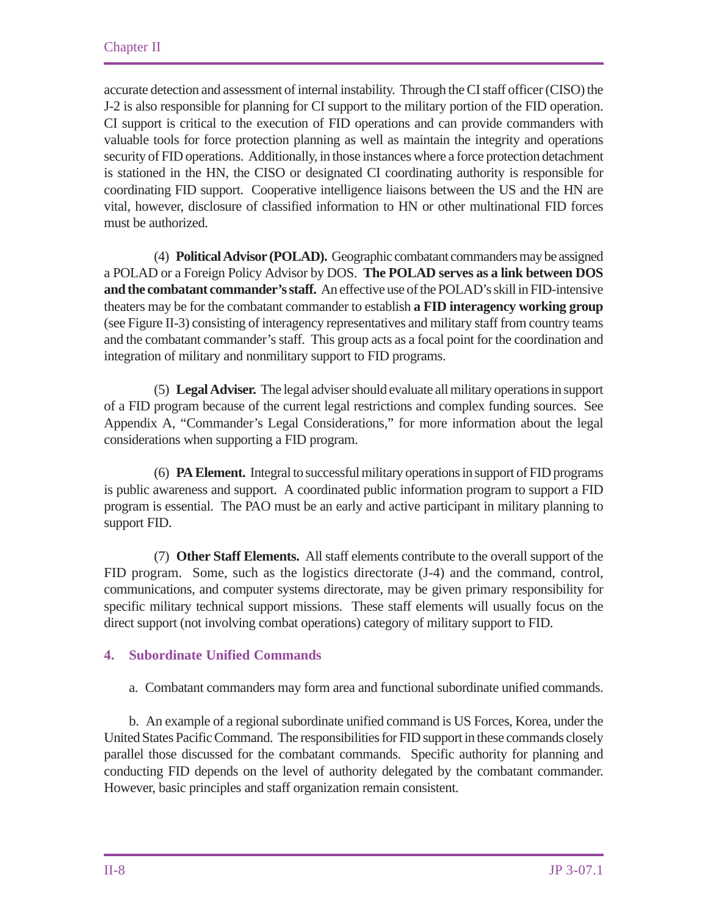accurate detection and assessment of internal instability. Through the CI staff officer (CISO) the J-2 is also responsible for planning for CI support to the military portion of the FID operation. CI support is critical to the execution of FID operations and can provide commanders with valuable tools for force protection planning as well as maintain the integrity and operations security of FID operations. Additionally, in those instances where a force protection detachment is stationed in the HN, the CISO or designated CI coordinating authority is responsible for coordinating FID support. Cooperative intelligence liaisons between the US and the HN are vital, however, disclosure of classified information to HN or other multinational FID forces must be authorized.

(4) **Political Advisor (POLAD).** Geographic combatant commanders may be assigned a POLAD or a Foreign Policy Advisor by DOS. **The POLAD serves as a link between DOS and the combatant commander's staff.** An effective use of the POLAD's skill in FID-intensive theaters may be for the combatant commander to establish **a FID interagency working group** (see Figure II-3) consisting of interagency representatives and military staff from country teams and the combatant commander's staff. This group acts as a focal point for the coordination and integration of military and nonmilitary support to FID programs.

(5) **Legal Adviser.** The legal adviser should evaluate all military operations in support of a FID program because of the current legal restrictions and complex funding sources. See Appendix A, "Commander's Legal Considerations," for more information about the legal considerations when supporting a FID program.

(6) **PA Element.** Integral to successful military operations in support of FID programs is public awareness and support. A coordinated public information program to support a FID program is essential. The PAO must be an early and active participant in military planning to support FID.

(7) **Other Staff Elements.** All staff elements contribute to the overall support of the FID program. Some, such as the logistics directorate (J-4) and the command, control, communications, and computer systems directorate, may be given primary responsibility for specific military technical support missions. These staff elements will usually focus on the direct support (not involving combat operations) category of military support to FID.

## 4. Subordinate Unified Commands

a. Combatant commanders may form area and functional subordinate unified commands.

b. An example of a regional subordinate unified command is US Forces, Korea, under the United States Pacific Command. The responsibilities for FID support in these commands closely parallel those discussed for the combatant commands. Specific authority for planning and conducting FID depends on the level of authority delegated by the combatant commander. However, basic principles and staff organization remain consistent.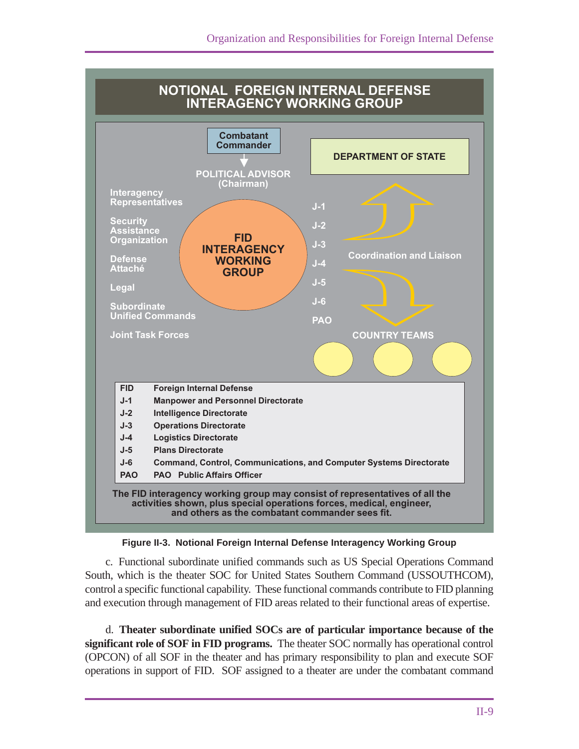**NOTIONAL FOREIGN INTERNAL DEFENSE INTERAGENCY WORKING GROUP**

Combatant Commander

POLITICAL ADVISOR (Chairman)

DEPARTMENT OF STATE

Interagency Representatives

Security Assistance Organization

Defense Attaché

Legal

Subordinate Unified Commands

Joint Task Forces

FID INTERAGENCY WORKING GROUP

J-1
J-2
J-3
J-4
J-5
J-6
PAO

Coordination and Liaison

COUNTRY TEAMS

| | |
|---|---|
| FID | Foreign Internal Defense |
| J-1 | Manpower and Personnel Directorate |
| J-2 | Intelligence Directorate |
| J-3 | Operations Directorate |
| J-4 | Logistics Directorate |
| J-5 | Plans Directorate |
| J-6 | Command, Control, Communications, and Computer Systems Directorate |
| PAO | PAO Public Affairs Officer |

The FID interagency working group may consist of representatives of all the activities shown, plus special operations forces, medical, engineer, and others as the combatant commander sees fit.

**Figure II-3. Notional Foreign Internal Defense Interagency Working Group**

c. Functional subordinate unified commands such as US Special Operations Command South, which is the theater SOC for United States Southern Command (USSOUTHCOM), control a specific functional capability. These functional commands contribute to FID planning and execution through management of FID areas related to their functional areas of expertise.

d. **Theater subordinate unified SOCs are of particular importance because of the significant role of SOF in FID programs.** The theater SOC normally has operational control (OPCON) of all SOF in the theater and has primary responsibility to plan and execute SOF operations in support of FID. SOF assigned to a theater are under the combatant command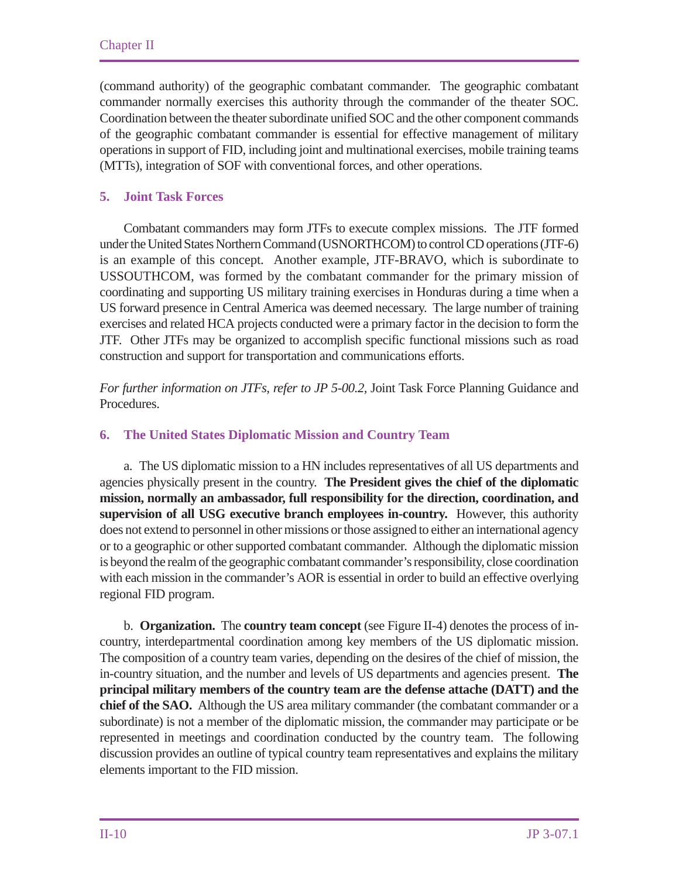(command authority) of the geographic combatant commander. The geographic combatant commander normally exercises this authority through the commander of the theater SOC. Coordination between the theater subordinate unified SOC and the other component commands of the geographic combatant commander is essential for effective management of military operations in support of FID, including joint and multinational exercises, mobile training teams (MTTs), integration of SOF with conventional forces, and other operations.

## 5. Joint Task Forces

Combatant commanders may form JTFs to execute complex missions. The JTF formed under the United States Northern Command (USNORTHCOM) to control CD operations (JTF-6) is an example of this concept. Another example, JTF-BRAVO, which is subordinate to USSOUTHCOM, was formed by the combatant commander for the primary mission of coordinating and supporting US military training exercises in Honduras during a time when a US forward presence in Central America was deemed necessary. The large number of training exercises and related HCA projects conducted were a primary factor in the decision to form the JTF. Other JTFs may be organized to accomplish specific functional missions such as road construction and support for transportation and communications efforts.

*For further information on JTFs, refer to JP 5-00.2,* Joint Task Force Planning Guidance and Procedures.

## 6. The United States Diplomatic Mission and Country Team

a. The US diplomatic mission to a HN includes representatives of all US departments and agencies physically present in the country. **The President gives the chief of the diplomatic mission, normally an ambassador, full responsibility for the direction, coordination, and supervision of all USG executive branch employees in-country.** However, this authority does not extend to personnel in other missions or those assigned to either an international agency or to a geographic or other supported combatant commander. Although the diplomatic mission is beyond the realm of the geographic combatant commander's responsibility, close coordination with each mission in the commander's AOR is essential in order to build an effective overlying regional FID program.

b. **Organization.** The **country team concept** (see Figure II-4) denotes the process of in-country, interdepartmental coordination among key members of the US diplomatic mission. The composition of a country team varies, depending on the desires of the chief of mission, the in-country situation, and the number and levels of US departments and agencies present. **The principal military members of the country team are the defense attache (DATT) and the chief of the SAO.** Although the US area military commander (the combatant commander or a subordinate) is not a member of the diplomatic mission, the commander may participate or be represented in meetings and coordination conducted by the country team. The following discussion provides an outline of typical country team representatives and explains the military elements important to the FID mission.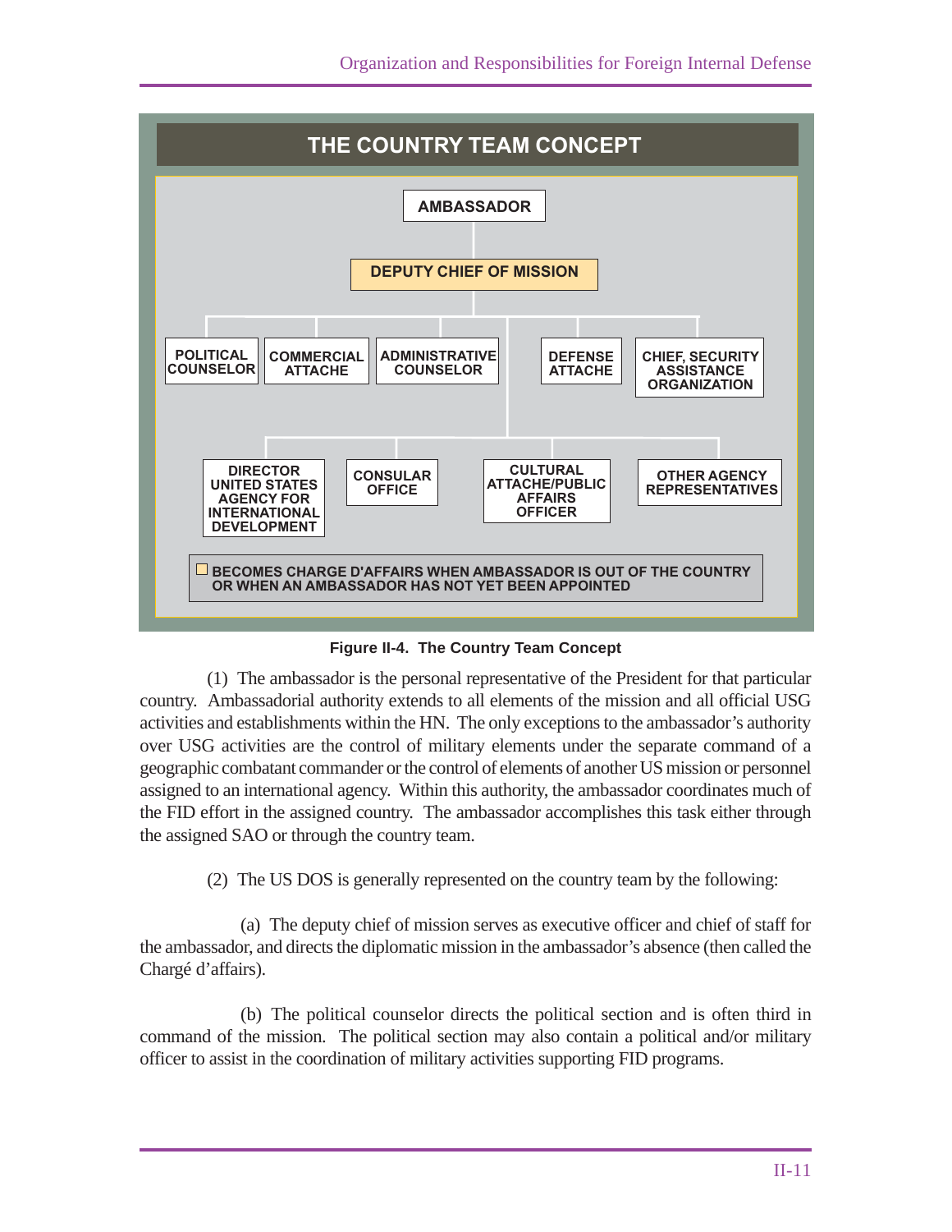**THE COUNTRY TEAM CONCEPT**

AMBASSADOR

DEPUTY CHIEF OF MISSION

POLITICAL COUNSELOR | COMMERCIAL ATTACHE | ADMINISTRATIVE COUNSELOR | DEFENSE ATTACHE | CHIEF, SECURITY ASSISTANCE ORGANIZATION

DIRECTOR UNITED STATES AGENCY FOR INTERNATIONAL DEVELOPMENT | CONSULAR OFFICE | CULTURAL ATTACHE/PUBLIC AFFAIRS OFFICER | OTHER AGENCY REPRESENTATIVES

BECOMES CHARGE D'AFFAIRS WHEN AMBASSADOR IS OUT OF THE COUNTRY OR WHEN AN AMBASSADOR HAS NOT YET BEEN APPOINTED

**Figure II-4. The Country Team Concept**

(1) The ambassador is the personal representative of the President for that particular country. Ambassadorial authority extends to all elements of the mission and all official USG activities and establishments within the HN. The only exceptions to the ambassador's authority over USG activities are the control of military elements under the separate command of a geographic combatant commander or the control of elements of another US mission or personnel assigned to an international agency. Within this authority, the ambassador coordinates much of the FID effort in the assigned country. The ambassador accomplishes this task either through the assigned SAO or through the country team.

(2) The US DOS is generally represented on the country team by the following:

(a) The deputy chief of mission serves as executive officer and chief of staff for the ambassador, and directs the diplomatic mission in the ambassador's absence (then called the Chargé d'affairs).

(b) The political counselor directs the political section and is often third in command of the mission. The political section may also contain a political and/or military officer to assist in the coordination of military activities supporting FID programs.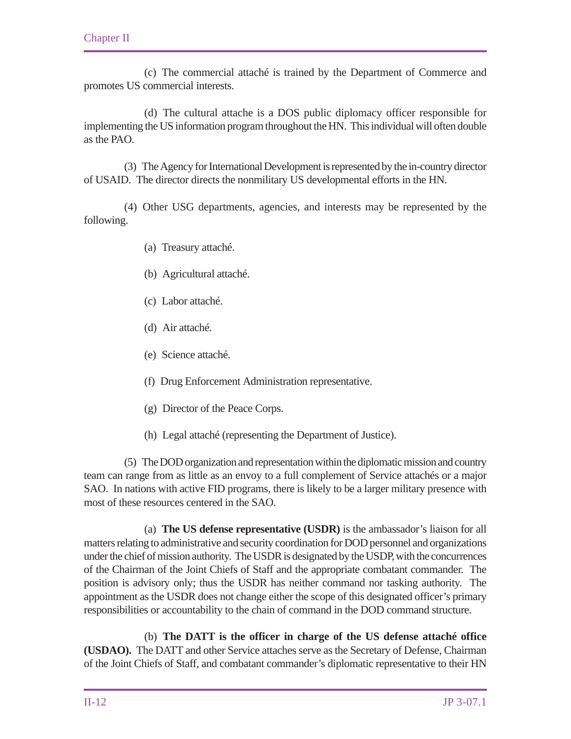(c) The commercial attaché is trained by the Department of Commerce and promotes US commercial interests.

(d) The cultural attache is a DOS public diplomacy officer responsible for implementing the US information program throughout the HN. This individual will often double as the PAO.

(3) The Agency for International Development is represented by the in-country director of USAID. The director directs the nonmilitary US developmental efforts in the HN.

(4) Other USG departments, agencies, and interests may be represented by the following.

(a) Treasury attaché.

(b) Agricultural attaché.

(c) Labor attaché.

(d) Air attaché.

(e) Science attaché.

(f) Drug Enforcement Administration representative.

(g) Director of the Peace Corps.

(h) Legal attaché (representing the Department of Justice).

(5) The DOD organization and representation within the diplomatic mission and country team can range from as little as an envoy to a full complement of Service attachés or a major SAO. In nations with active FID programs, there is likely to be a larger military presence with most of these resources centered in the SAO.

(a) **The US defense representative (USDR)** is the ambassador's liaison for all matters relating to administrative and security coordination for DOD personnel and organizations under the chief of mission authority. The USDR is designated by the USDP, with the concurrences of the Chairman of the Joint Chiefs of Staff and the appropriate combatant commander. The position is advisory only; thus the USDR has neither command nor tasking authority. The appointment as the USDR does not change either the scope of this designated officer's primary responsibilities or accountability to the chain of command in the DOD command structure.

(b) **The DATT is the officer in charge of the US defense attaché office (USDAO).** The DATT and other Service attaches serve as the Secretary of Defense, Chairman of the Joint Chiefs of Staff, and combatant commander's diplomatic representative to their HN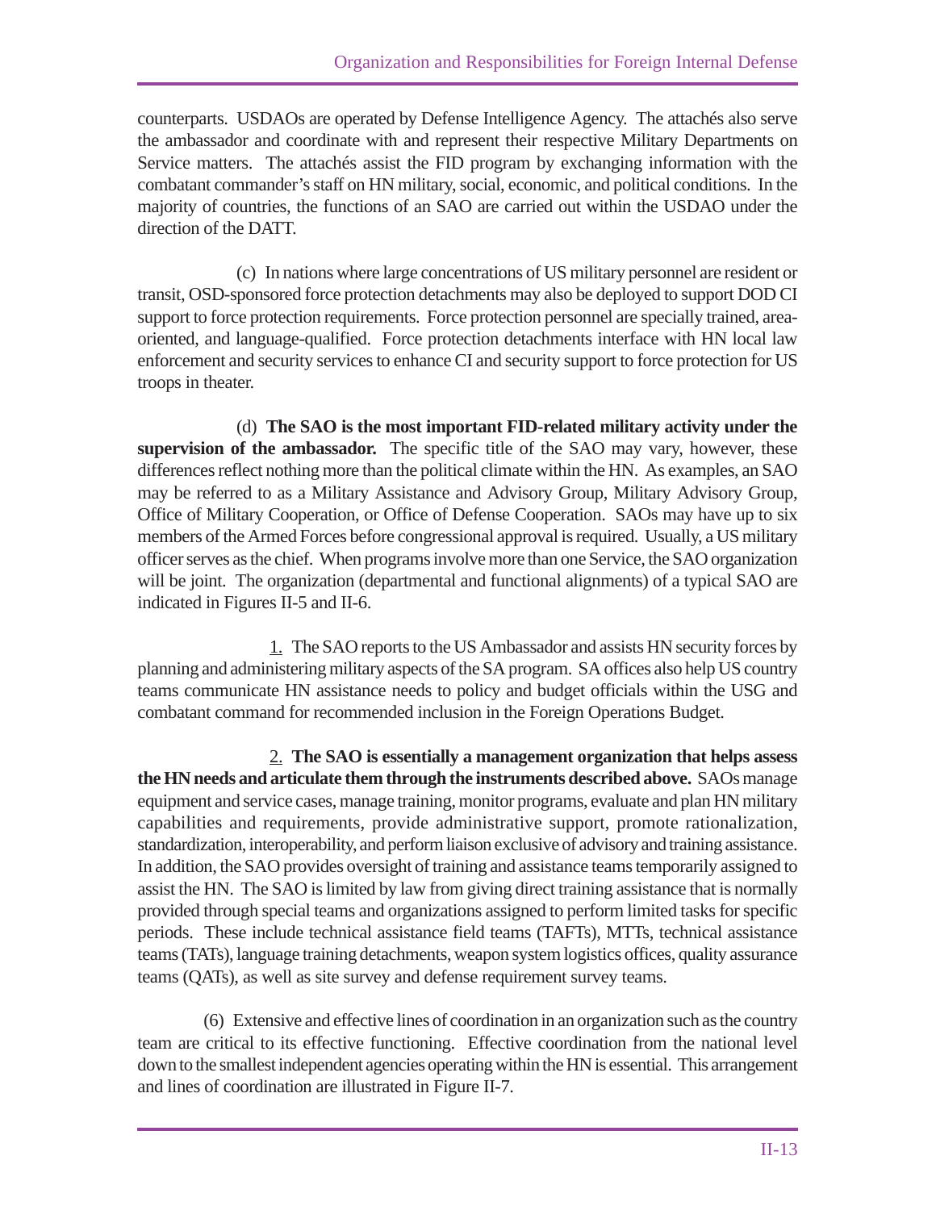counterparts. USDAOs are operated by Defense Intelligence Agency. The attachés also serve the ambassador and coordinate with and represent their respective Military Departments on Service matters. The attachés assist the FID program by exchanging information with the combatant commander's staff on HN military, social, economic, and political conditions. In the majority of countries, the functions of an SAO are carried out within the USDAO under the direction of the DATT.

(c) In nations where large concentrations of US military personnel are resident or transit, OSD-sponsored force protection detachments may also be deployed to support DOD CI support to force protection requirements. Force protection personnel are specially trained, area-oriented, and language-qualified. Force protection detachments interface with HN local law enforcement and security services to enhance CI and security support to force protection for US troops in theater.

(d) **The SAO is the most important FID-related military activity under the supervision of the ambassador.** The specific title of the SAO may vary, however, these differences reflect nothing more than the political climate within the HN. As examples, an SAO may be referred to as a Military Assistance and Advisory Group, Military Advisory Group, Office of Military Cooperation, or Office of Defense Cooperation. SAOs may have up to six members of the Armed Forces before congressional approval is required. Usually, a US military officer serves as the chief. When programs involve more than one Service, the SAO organization will be joint. The organization (departmental and functional alignments) of a typical SAO are indicated in Figures II-5 and II-6.

<u>1.</u> The SAO reports to the US Ambassador and assists HN security forces by planning and administering military aspects of the SA program. SA offices also help US country teams communicate HN assistance needs to policy and budget officials within the USG and combatant command for recommended inclusion in the Foreign Operations Budget.

<u>2.</u> **The SAO is essentially a management organization that helps assess the HN needs and articulate them through the instruments described above.** SAOs manage equipment and service cases, manage training, monitor programs, evaluate and plan HN military capabilities and requirements, provide administrative support, promote rationalization, standardization, interoperability, and perform liaison exclusive of advisory and training assistance. In addition, the SAO provides oversight of training and assistance teams temporarily assigned to assist the HN. The SAO is limited by law from giving direct training assistance that is normally provided through special teams and organizations assigned to perform limited tasks for specific periods. These include technical assistance field teams (TAFTs), MTTs, technical assistance teams (TATs), language training detachments, weapon system logistics offices, quality assurance teams (QATs), as well as site survey and defense requirement survey teams.

(6) Extensive and effective lines of coordination in an organization such as the country team are critical to its effective functioning. Effective coordination from the national level down to the smallest independent agencies operating within the HN is essential. This arrangement and lines of coordination are illustrated in Figure II-7.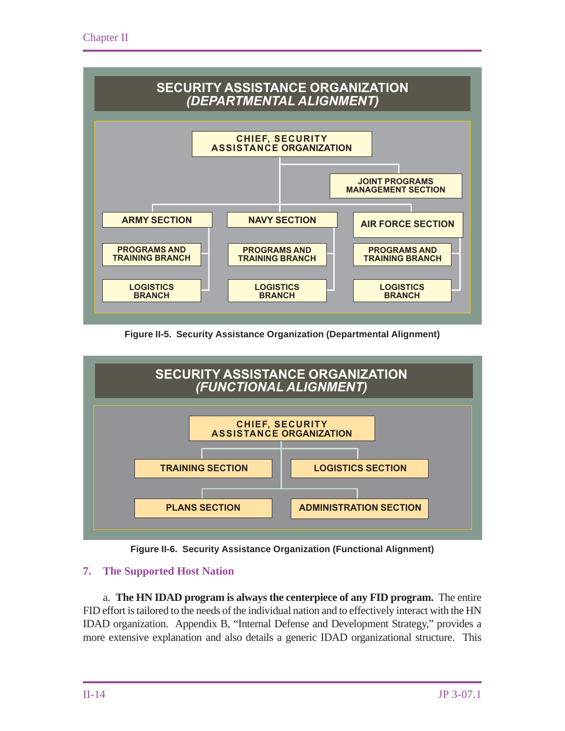**SECURITY ASSISTANCE ORGANIZATION (DEPARTMENTAL ALIGNMENT)**

- CHIEF, SECURITY ASSISTANCE ORGANIZATION
  - JOINT PROGRAMS MANAGEMENT SECTION
  - ARMY SECTION
    - PROGRAMS AND TRAINING BRANCH
    - LOGISTICS BRANCH
  - NAVY SECTION
    - PROGRAMS AND TRAINING BRANCH
    - LOGISTICS BRANCH
  - AIR FORCE SECTION
    - PROGRAMS AND TRAINING BRANCH
    - LOGISTICS BRANCH

Figure II-5. Security Assistance Organization (Departmental Alignment)

**SECURITY ASSISTANCE ORGANIZATION (FUNCTIONAL ALIGNMENT)**

- CHIEF, SECURITY ASSISTANCE ORGANIZATION
  - TRAINING SECTION
  - LOGISTICS SECTION
  - PLANS SECTION
  - ADMINISTRATION SECTION

Figure II-6. Security Assistance Organization (Functional Alignment)

## 7. The Supported Host Nation

a. **The HN IDAD program is always the centerpiece of any FID program.** The entire FID effort is tailored to the needs of the individual nation and to effectively interact with the HN IDAD organization. Appendix B, "Internal Defense and Development Strategy," provides a more extensive explanation and also details a generic IDAD organizational structure. This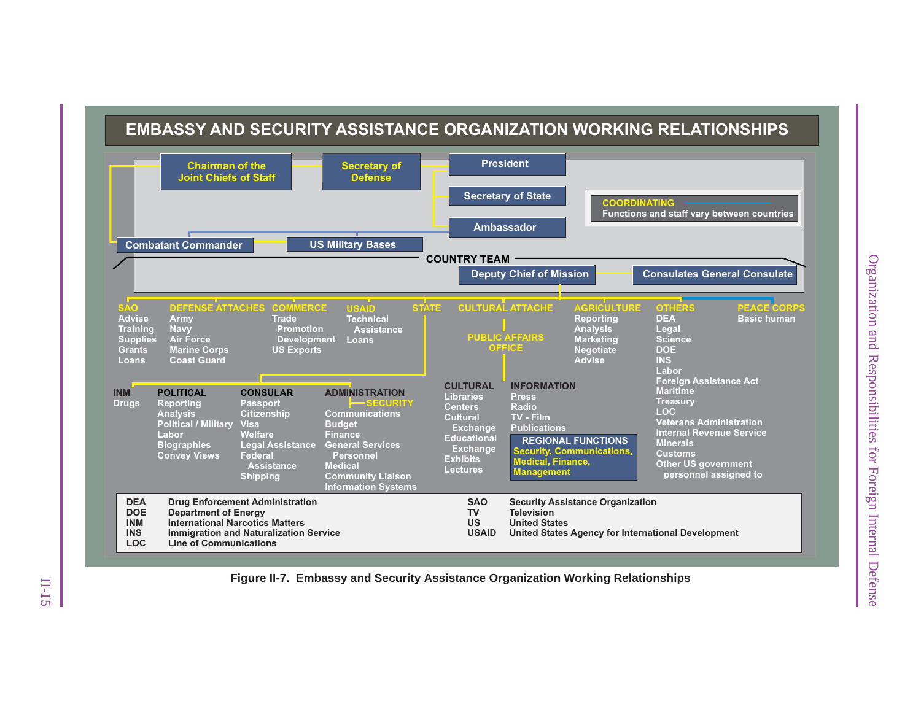# EMBASSY AND SECURITY ASSISTANCE ORGANIZATION WORKING RELATIONSHIPS

Chairman of the Joint Chiefs of Staff

Secretary of Defense

President

Secretary of State

Ambassador

COORDINATING — Functions and staff vary between countries

Combatant Commander

US Military Bases

COUNTRY TEAM

Deputy Chief of Mission

Consulates General Consulate

**SAO**
- Advise
- Training
- Supplies
- Grants
- Loans

**DEFENSE ATTACHES**
- Army
- Navy
- Air Force
- Marine Corps
- Coast Guard

**COMMERCE**
- Trade Promotion Development
- US Exports

**USAID**
- Technical Assistance
- Loans

**STATE**

**CULTURAL ATTACHE**

PUBLIC AFFAIRS OFFICE

**AGRICULTURE**
- Reporting
- Analysis
- Marketing
- Negotiate
- Advise

**OTHERS**
- DEA
- Legal
- Science
- DOE
- INS
- Labor
- Foreign Assistance Act
- Maritime
- Treasury
- LOC
- Veterans Administration
- Internal Revenue Service
- Minerals
- Customs
- Other US government personnel assigned to

**PEACE CORPS**
- Basic human

**INM**
- Drugs

**POLITICAL**
- Reporting
- Analysis
- Political / Military
- Labor
- Biographies
- Convey Views

**CONSULAR**
- Passport
- Citizenship
- Visa
- Welfare
- Legal Assistance
- Federal Assistance
- Shipping

**ADMINISTRATION**
- SECURITY
- Communications
- Budget
- Finance
- General Services Personnel
- Medical
- Community Liaison
- Information Systems

**CULTURAL**
- Libraries
- Centers
- Cultural Exchange
- Educational Exchange
- Exhibits
- Lectures

**INFORMATION**
- Press
- Radio
- TV - Film
- Publications

**REGIONAL FUNCTIONS**
Security, Communications, Medical, Finance, Management

| | | | |
|---|---|---|---|
| DEA | Drug Enforcement Administration | SAO | Security Assistance Organization |
| DOE | Department of Energy | TV | Television |
| INM | International Narcotics Matters | US | United States |
| INS | Immigration and Naturalization Service | USAID | United States Agency for International Development |
| LOC | Line of Communications | | |

Figure II-7. Embassy and Security Assistance Organization Working Relationships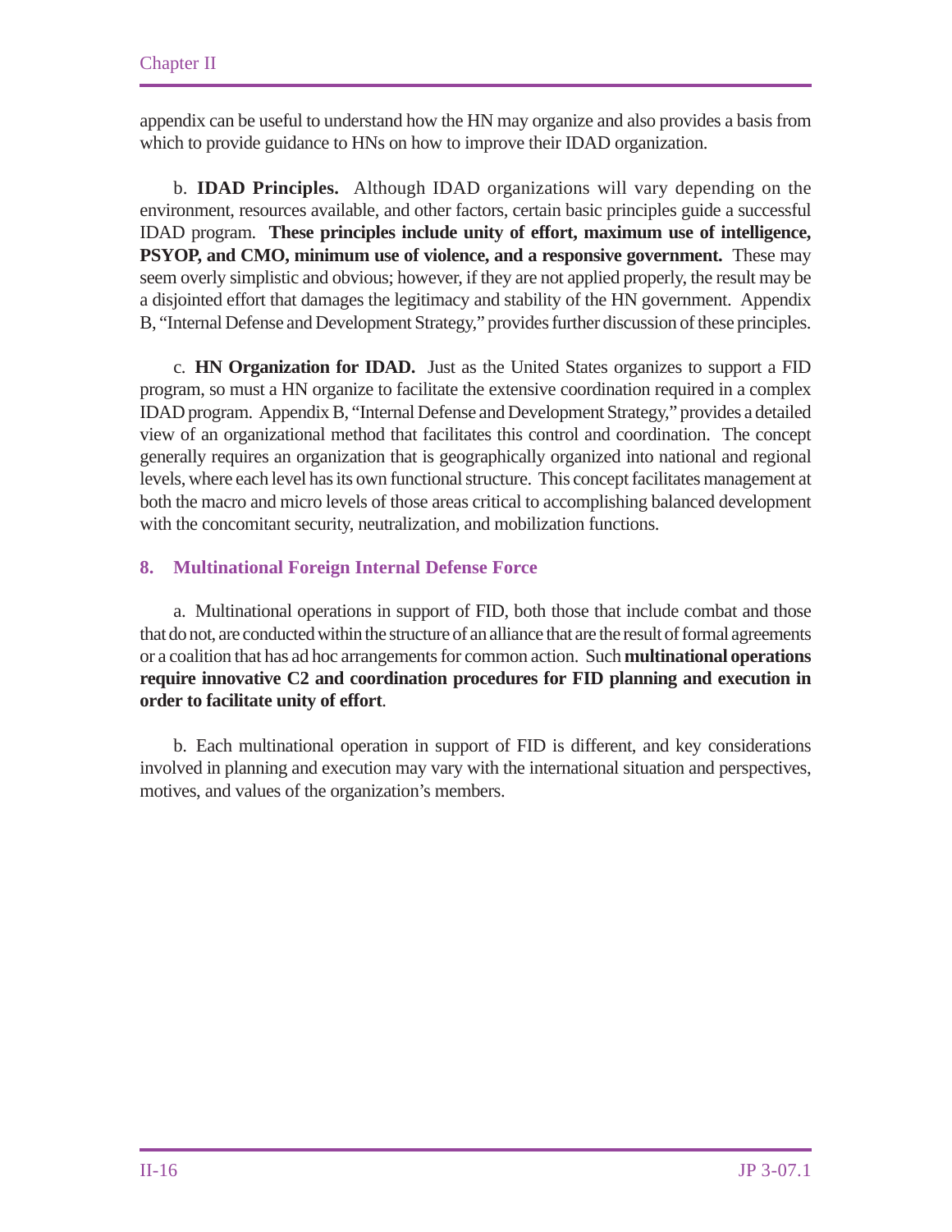appendix can be useful to understand how the HN may organize and also provides a basis from which to provide guidance to HNs on how to improve their IDAD organization.

b. **IDAD Principles.** Although IDAD organizations will vary depending on the environment, resources available, and other factors, certain basic principles guide a successful IDAD program. **These principles include unity of effort, maximum use of intelligence, PSYOP, and CMO, minimum use of violence, and a responsive government.** These may seem overly simplistic and obvious; however, if they are not applied properly, the result may be a disjointed effort that damages the legitimacy and stability of the HN government. Appendix B, "Internal Defense and Development Strategy," provides further discussion of these principles.

c. **HN Organization for IDAD.** Just as the United States organizes to support a FID program, so must a HN organize to facilitate the extensive coordination required in a complex IDAD program. Appendix B, "Internal Defense and Development Strategy," provides a detailed view of an organizational method that facilitates this control and coordination. The concept generally requires an organization that is geographically organized into national and regional levels, where each level has its own functional structure. This concept facilitates management at both the macro and micro levels of those areas critical to accomplishing balanced development with the concomitant security, neutralization, and mobilization functions.

## 8. Multinational Foreign Internal Defense Force

a. Multinational operations in support of FID, both those that include combat and those that do not, are conducted within the structure of an alliance that are the result of formal agreements or a coalition that has ad hoc arrangements for common action. Such **multinational operations require innovative C2 and coordination procedures for FID planning and execution in order to facilitate unity of effort**.

b. Each multinational operation in support of FID is different, and key considerations involved in planning and execution may vary with the international situation and perspectives, motives, and values of the organization's members.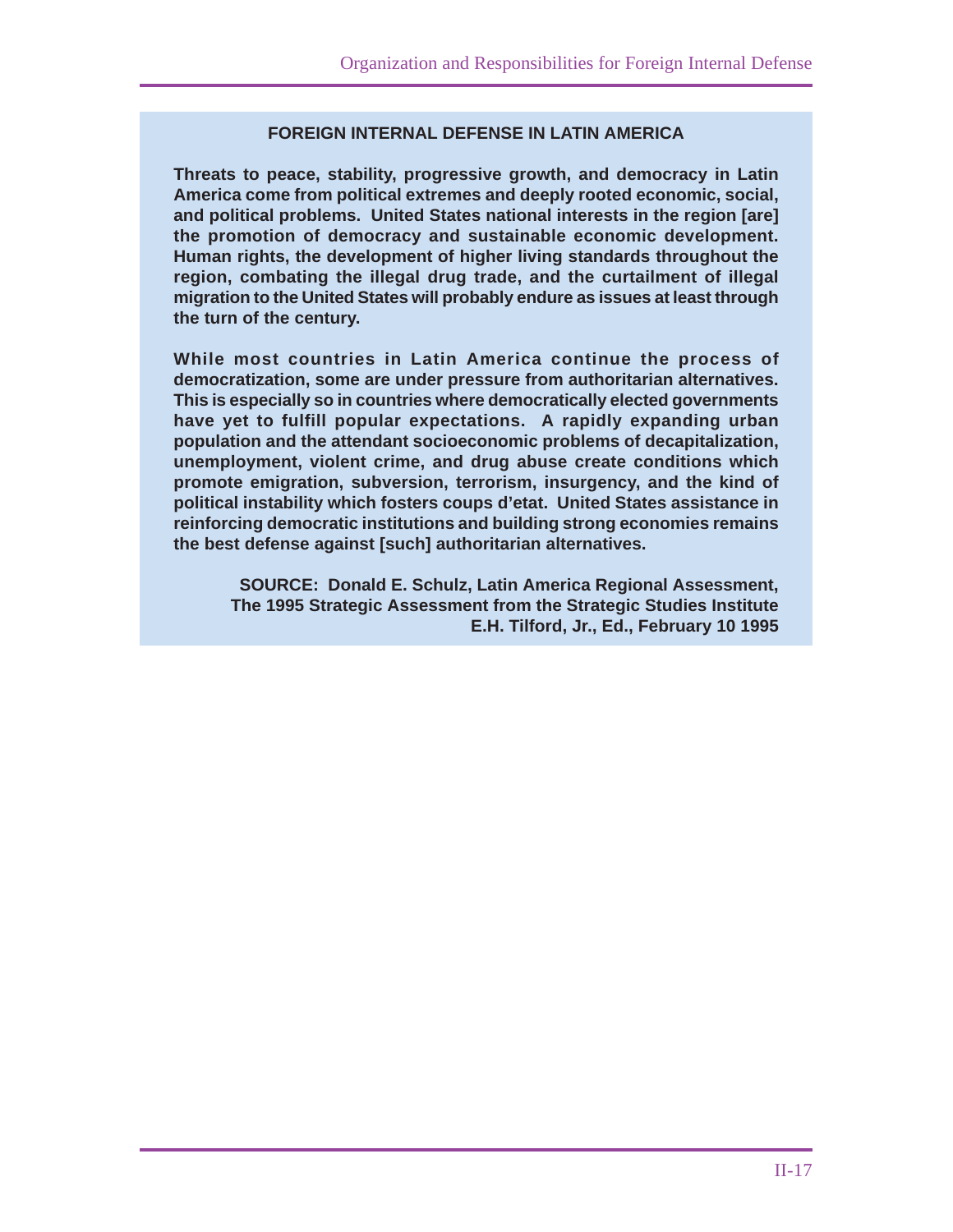## FOREIGN INTERNAL DEFENSE IN LATIN AMERICA

**Threats to peace, stability, progressive growth, and democracy in Latin America come from political extremes and deeply rooted economic, social, and political problems. United States national interests in the region [are] the promotion of democracy and sustainable economic development. Human rights, the development of higher living standards throughout the region, combating the illegal drug trade, and the curtailment of illegal migration to the United States will probably endure as issues at least through the turn of the century.**

**While most countries in Latin America continue the process of democratization, some are under pressure from authoritarian alternatives. This is especially so in countries where democratically elected governments have yet to fulfill popular expectations. A rapidly expanding urban population and the attendant socioeconomic problems of decapitalization, unemployment, violent crime, and drug abuse create conditions which promote emigration, subversion, terrorism, insurgency, and the kind of political instability which fosters coups d'etat. United States assistance in reinforcing democratic institutions and building strong economies remains the best defense against [such] authoritarian alternatives.**

**SOURCE: Donald E. Schulz, Latin America Regional Assessment, The 1995 Strategic Assessment from the Strategic Studies Institute E.H. Tilford, Jr., Ed., February 10 1995**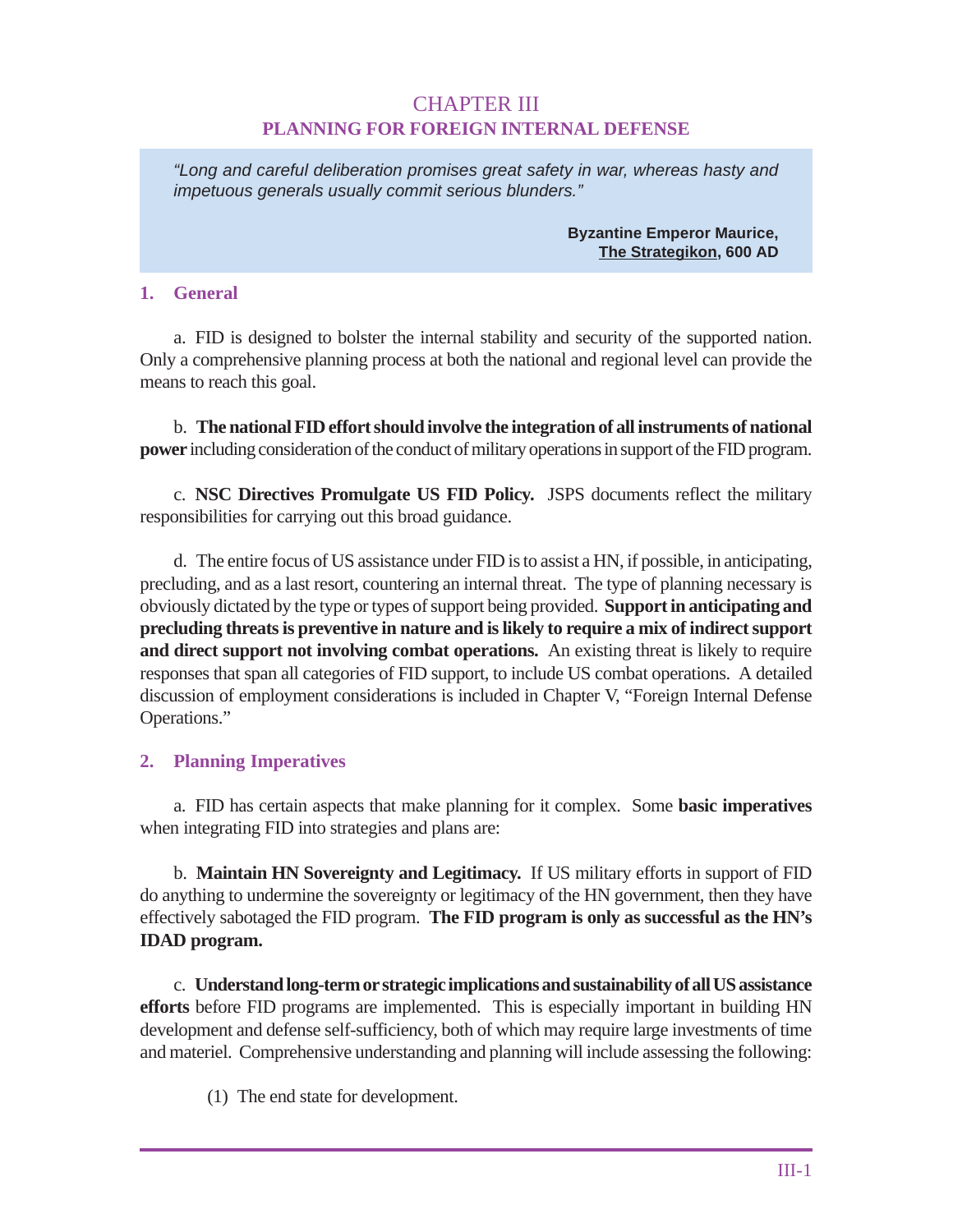# CHAPTER III
## PLANNING FOR FOREIGN INTERNAL DEFENSE

> *"Long and careful deliberation promises great safety in war, whereas hasty and impetuous generals usually commit serious blunders."*
>
> **Byzantine Emperor Maurice, The Strategikon, 600 AD**

### 1. General

a. FID is designed to bolster the internal stability and security of the supported nation. Only a comprehensive planning process at both the national and regional level can provide the means to reach this goal.

b. **The national FID effort should involve the integration of all instruments of national power** including consideration of the conduct of military operations in support of the FID program.

c. **NSC Directives Promulgate US FID Policy.** JSPS documents reflect the military responsibilities for carrying out this broad guidance.

d. The entire focus of US assistance under FID is to assist a HN, if possible, in anticipating, precluding, and as a last resort, countering an internal threat. The type of planning necessary is obviously dictated by the type or types of support being provided. **Support in anticipating and precluding threats is preventive in nature and is likely to require a mix of indirect support and direct support not involving combat operations.** An existing threat is likely to require responses that span all categories of FID support, to include US combat operations. A detailed discussion of employment considerations is included in Chapter V, "Foreign Internal Defense Operations."

### 2. Planning Imperatives

a. FID has certain aspects that make planning for it complex. Some **basic imperatives** when integrating FID into strategies and plans are:

b. **Maintain HN Sovereignty and Legitimacy.** If US military efforts in support of FID do anything to undermine the sovereignty or legitimacy of the HN government, then they have effectively sabotaged the FID program. **The FID program is only as successful as the HN's IDAD program.**

c. **Understand long-term or strategic implications and sustainability of all US assistance efforts** before FID programs are implemented. This is especially important in building HN development and defense self-sufficiency, both of which may require large investments of time and materiel. Comprehensive understanding and planning will include assessing the following:

(1) The end state for development.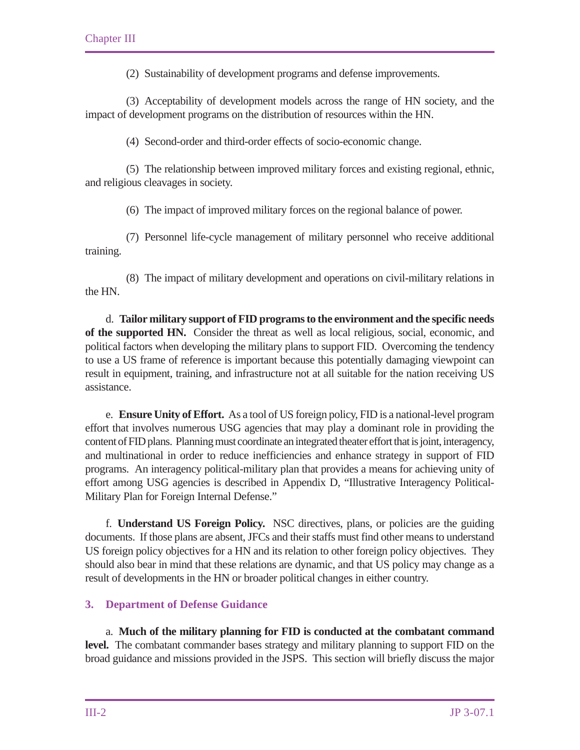(2) Sustainability of development programs and defense improvements.

(3) Acceptability of development models across the range of HN society, and the impact of development programs on the distribution of resources within the HN.

(4) Second-order and third-order effects of socio-economic change.

(5) The relationship between improved military forces and existing regional, ethnic, and religious cleavages in society.

(6) The impact of improved military forces on the regional balance of power.

(7) Personnel life-cycle management of military personnel who receive additional training.

(8) The impact of military development and operations on civil-military relations in the HN.

d. **Tailor military support of FID programs to the environment and the specific needs of the supported HN.** Consider the threat as well as local religious, social, economic, and political factors when developing the military plans to support FID. Overcoming the tendency to use a US frame of reference is important because this potentially damaging viewpoint can result in equipment, training, and infrastructure not at all suitable for the nation receiving US assistance.

e. **Ensure Unity of Effort.** As a tool of US foreign policy, FID is a national-level program effort that involves numerous USG agencies that may play a dominant role in providing the content of FID plans. Planning must coordinate an integrated theater effort that is joint, interagency, and multinational in order to reduce inefficiencies and enhance strategy in support of FID programs. An interagency political-military plan that provides a means for achieving unity of effort among USG agencies is described in Appendix D, "Illustrative Interagency Political-Military Plan for Foreign Internal Defense."

f. **Understand US Foreign Policy.** NSC directives, plans, or policies are the guiding documents. If those plans are absent, JFCs and their staffs must find other means to understand US foreign policy objectives for a HN and its relation to other foreign policy objectives. They should also bear in mind that these relations are dynamic, and that US policy may change as a result of developments in the HN or broader political changes in either country.

## 3. Department of Defense Guidance

a. **Much of the military planning for FID is conducted at the combatant command level.** The combatant commander bases strategy and military planning to support FID on the broad guidance and missions provided in the JSPS. This section will briefly discuss the major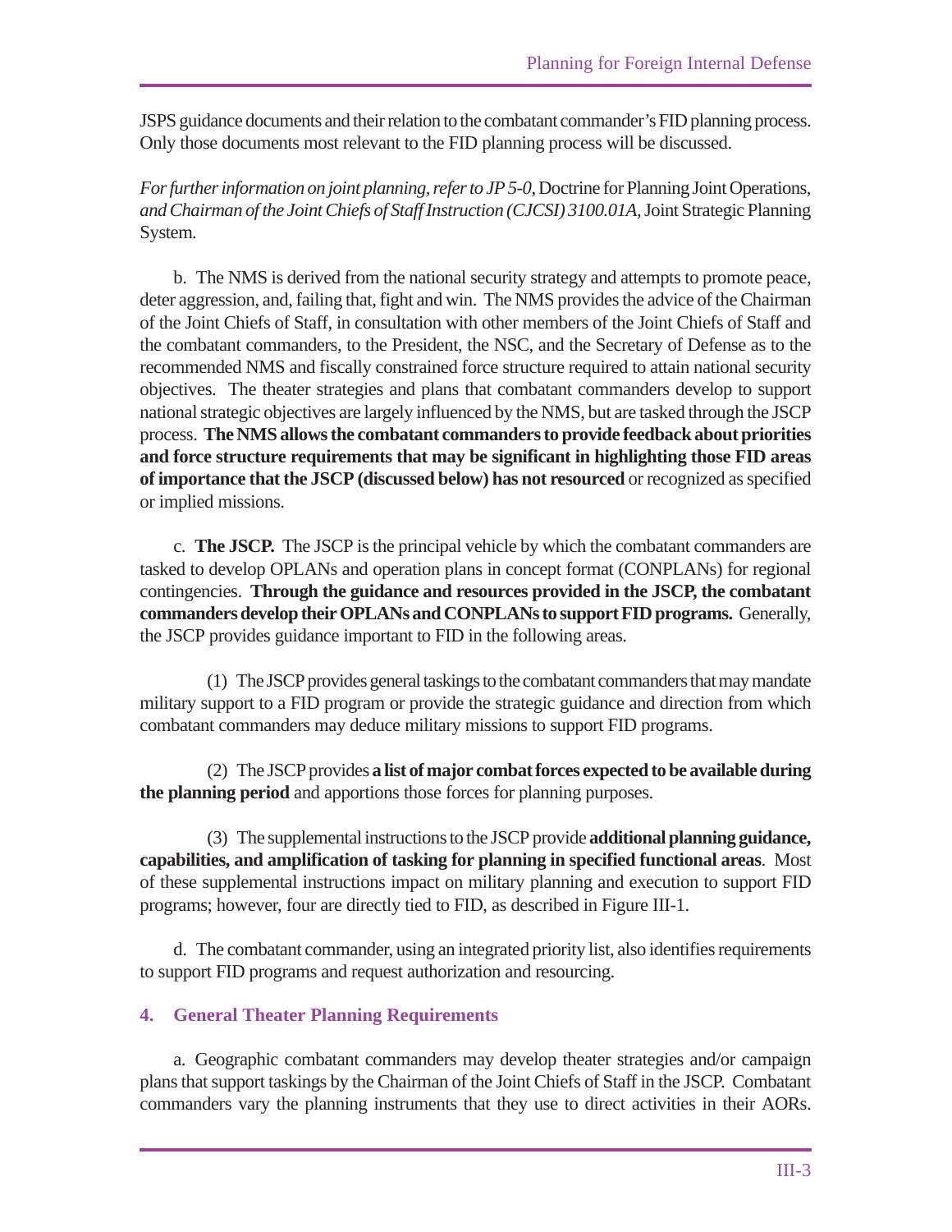JSPS guidance documents and their relation to the combatant commander's FID planning process. Only those documents most relevant to the FID planning process will be discussed.

*For further information on joint planning, refer to JP 5-0,* Doctrine for Planning Joint Operations, *and Chairman of the Joint Chiefs of Staff Instruction (CJCSI) 3100.01A,* Joint Strategic Planning System.

b. The NMS is derived from the national security strategy and attempts to promote peace, deter aggression, and, failing that, fight and win. The NMS provides the advice of the Chairman of the Joint Chiefs of Staff, in consultation with other members of the Joint Chiefs of Staff and the combatant commanders, to the President, the NSC, and the Secretary of Defense as to the recommended NMS and fiscally constrained force structure required to attain national security objectives. The theater strategies and plans that combatant commanders develop to support national strategic objectives are largely influenced by the NMS, but are tasked through the JSCP process. **The NMS allows the combatant commanders to provide feedback about priorities and force structure requirements that may be significant in highlighting those FID areas of importance that the JSCP (discussed below) has not resourced** or recognized as specified or implied missions.

c. **The JSCP.** The JSCP is the principal vehicle by which the combatant commanders are tasked to develop OPLANs and operation plans in concept format (CONPLANs) for regional contingencies. **Through the guidance and resources provided in the JSCP, the combatant commanders develop their OPLANs and CONPLANs to support FID programs.** Generally, the JSCP provides guidance important to FID in the following areas.

(1) The JSCP provides general taskings to the combatant commanders that may mandate military support to a FID program or provide the strategic guidance and direction from which combatant commanders may deduce military missions to support FID programs.

(2) The JSCP provides **a list of major combat forces expected to be available during the planning period** and apportions those forces for planning purposes.

(3) The supplemental instructions to the JSCP provide **additional planning guidance, capabilities, and amplification of tasking for planning in specified functional areas**. Most of these supplemental instructions impact on military planning and execution to support FID programs; however, four are directly tied to FID, as described in Figure III-1.

d. The combatant commander, using an integrated priority list, also identifies requirements to support FID programs and request authorization and resourcing.

## 4. General Theater Planning Requirements

a. Geographic combatant commanders may develop theater strategies and/or campaign plans that support taskings by the Chairman of the Joint Chiefs of Staff in the JSCP. Combatant commanders vary the planning instruments that they use to direct activities in their AORs.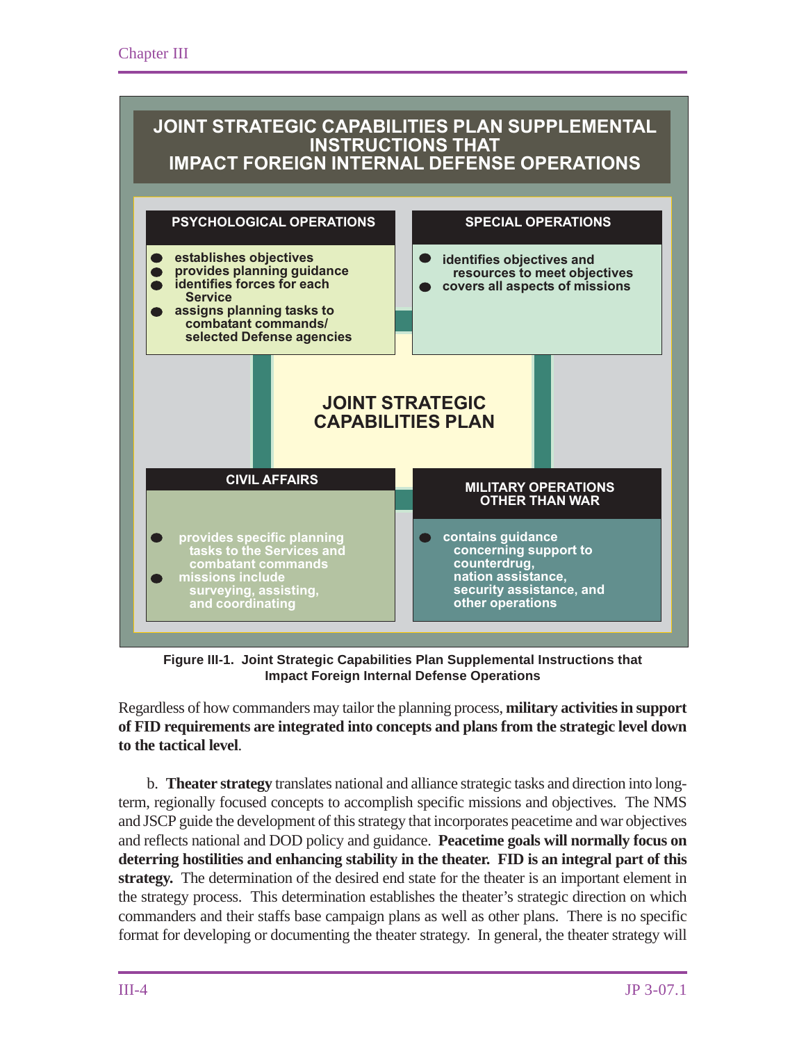**JOINT STRATEGIC CAPABILITIES PLAN SUPPLEMENTAL INSTRUCTIONS THAT IMPACT FOREIGN INTERNAL DEFENSE OPERATIONS**

**JOINT STRATEGIC CAPABILITIES PLAN**

**PSYCHOLOGICAL OPERATIONS**

- establishes objectives
- provides planning guidance
- identifies forces for each Service
- assigns planning tasks to combatant commands/ selected Defense agencies

**SPECIAL OPERATIONS**

- identifies objectives and resources to meet objectives
- covers all aspects of missions

**CIVIL AFFAIRS**

- provides specific planning tasks to the Services and combatant commands
- missions include surveying, assisting, and coordinating

**MILITARY OPERATIONS OTHER THAN WAR**

- contains guidance concerning support to counterdrug, nation assistance, security assistance, and other operations

**Figure III-1. Joint Strategic Capabilities Plan Supplemental Instructions that Impact Foreign Internal Defense Operations**

Regardless of how commanders may tailor the planning process, **military activities in support of FID requirements are integrated into concepts and plans from the strategic level down to the tactical level**.

b. **Theater strategy** translates national and alliance strategic tasks and direction into long-term, regionally focused concepts to accomplish specific missions and objectives. The NMS and JSCP guide the development of this strategy that incorporates peacetime and war objectives and reflects national and DOD policy and guidance. **Peacetime goals will normally focus on deterring hostilities and enhancing stability in the theater. FID is an integral part of this strategy.** The determination of the desired end state for the theater is an important element in the strategy process. This determination establishes the theater's strategic direction on which commanders and their staffs base campaign plans as well as other plans. There is no specific format for developing or documenting the theater strategy. In general, the theater strategy will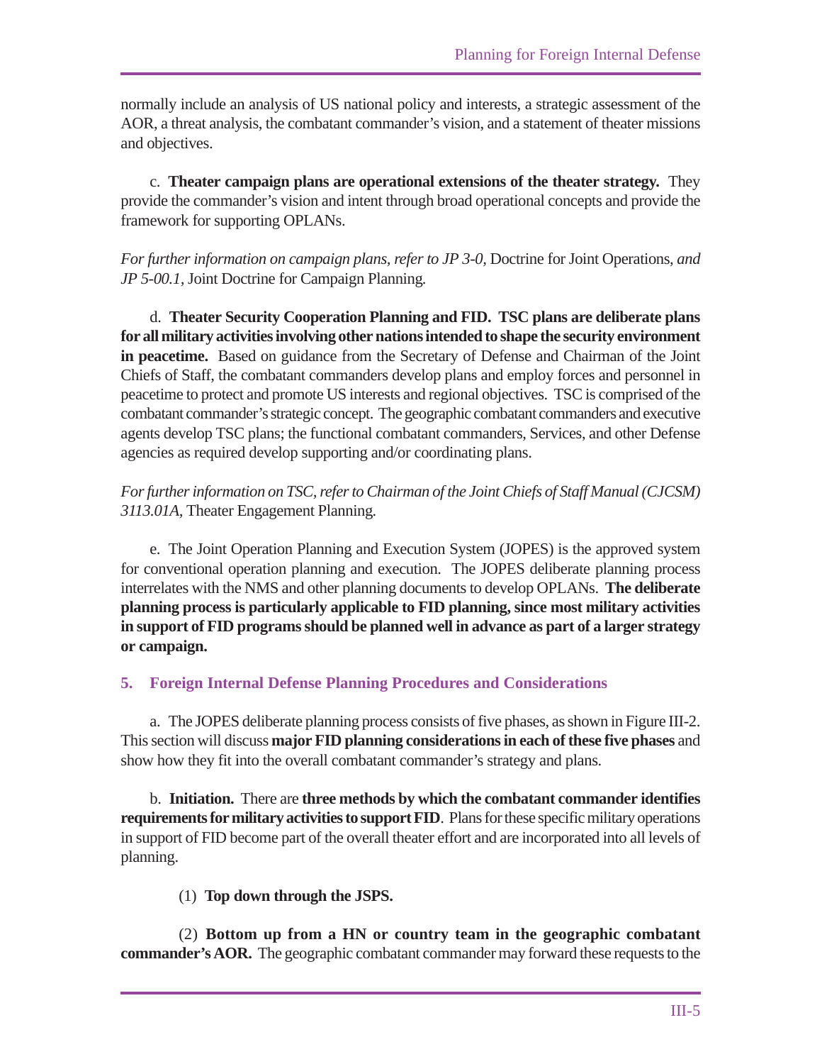normally include an analysis of US national policy and interests, a strategic assessment of the AOR, a threat analysis, the combatant commander's vision, and a statement of theater missions and objectives.

c. **Theater campaign plans are operational extensions of the theater strategy.** They provide the commander's vision and intent through broad operational concepts and provide the framework for supporting OPLANs.

*For further information on campaign plans, refer to JP 3-0,* Doctrine for Joint Operations, *and JP 5-00.1,* Joint Doctrine for Campaign Planning*.*

d. **Theater Security Cooperation Planning and FID. TSC plans are deliberate plans for all military activities involving other nations intended to shape the security environment in peacetime.** Based on guidance from the Secretary of Defense and Chairman of the Joint Chiefs of Staff, the combatant commanders develop plans and employ forces and personnel in peacetime to protect and promote US interests and regional objectives. TSC is comprised of the combatant commander's strategic concept. The geographic combatant commanders and executive agents develop TSC plans; the functional combatant commanders, Services, and other Defense agencies as required develop supporting and/or coordinating plans.

*For further information on TSC, refer to Chairman of the Joint Chiefs of Staff Manual (CJCSM) 3113.01A,* Theater Engagement Planning*.*

e. The Joint Operation Planning and Execution System (JOPES) is the approved system for conventional operation planning and execution. The JOPES deliberate planning process interrelates with the NMS and other planning documents to develop OPLANs. **The deliberate planning process is particularly applicable to FID planning, since most military activities in support of FID programs should be planned well in advance as part of a larger strategy or campaign.**

## 5. Foreign Internal Defense Planning Procedures and Considerations

a. The JOPES deliberate planning process consists of five phases, as shown in Figure III-2. This section will discuss **major FID planning considerations in each of these five phases** and show how they fit into the overall combatant commander's strategy and plans.

b. **Initiation.** There are **three methods by which the combatant commander identifies requirements for military activities to support FID**. Plans for these specific military operations in support of FID become part of the overall theater effort and are incorporated into all levels of planning.

(1) **Top down through the JSPS.**

(2) **Bottom up from a HN or country team in the geographic combatant commander's AOR.** The geographic combatant commander may forward these requests to the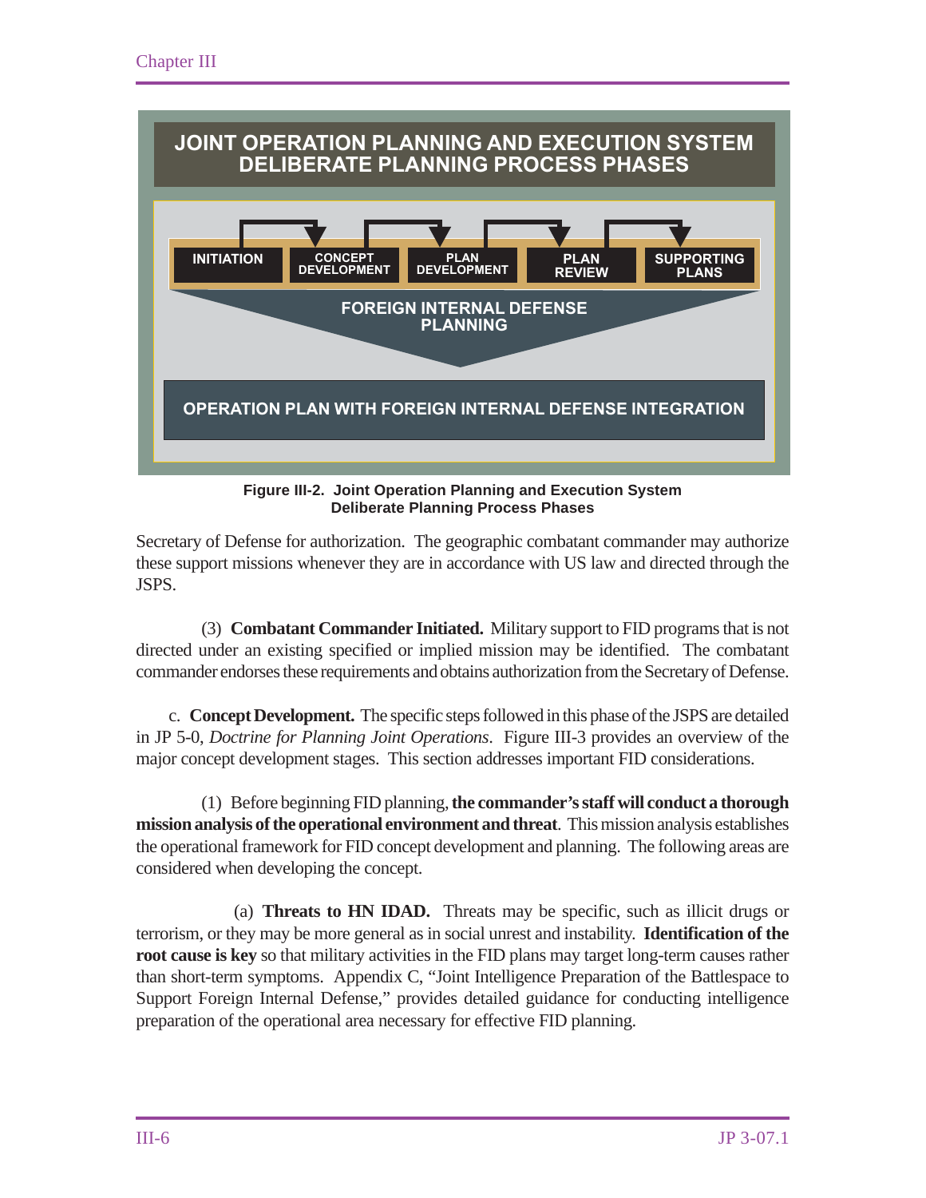**JOINT OPERATION PLANNING AND EXECUTION SYSTEM DELIBERATE PLANNING PROCESS PHASES**

INITIATION → CONCEPT DEVELOPMENT → PLAN DEVELOPMENT → PLAN REVIEW → SUPPORTING PLANS

FOREIGN INTERNAL DEFENSE PLANNING

OPERATION PLAN WITH FOREIGN INTERNAL DEFENSE INTEGRATION

**Figure III-2. Joint Operation Planning and Execution System Deliberate Planning Process Phases**

Secretary of Defense for authorization. The geographic combatant commander may authorize these support missions whenever they are in accordance with US law and directed through the JSPS.

(3) **Combatant Commander Initiated.** Military support to FID programs that is not directed under an existing specified or implied mission may be identified. The combatant commander endorses these requirements and obtains authorization from the Secretary of Defense.

c. **Concept Development.** The specific steps followed in this phase of the JSPS are detailed in JP 5-0, *Doctrine for Planning Joint Operations*. Figure III-3 provides an overview of the major concept development stages. This section addresses important FID considerations.

(1) Before beginning FID planning, **the commander's staff will conduct a thorough mission analysis of the operational environment and threat**. This mission analysis establishes the operational framework for FID concept development and planning. The following areas are considered when developing the concept.

(a) **Threats to HN IDAD.** Threats may be specific, such as illicit drugs or terrorism, or they may be more general as in social unrest and instability. **Identification of the root cause is key** so that military activities in the FID plans may target long-term causes rather than short-term symptoms. Appendix C, "Joint Intelligence Preparation of the Battlespace to Support Foreign Internal Defense," provides detailed guidance for conducting intelligence preparation of the operational area necessary for effective FID planning.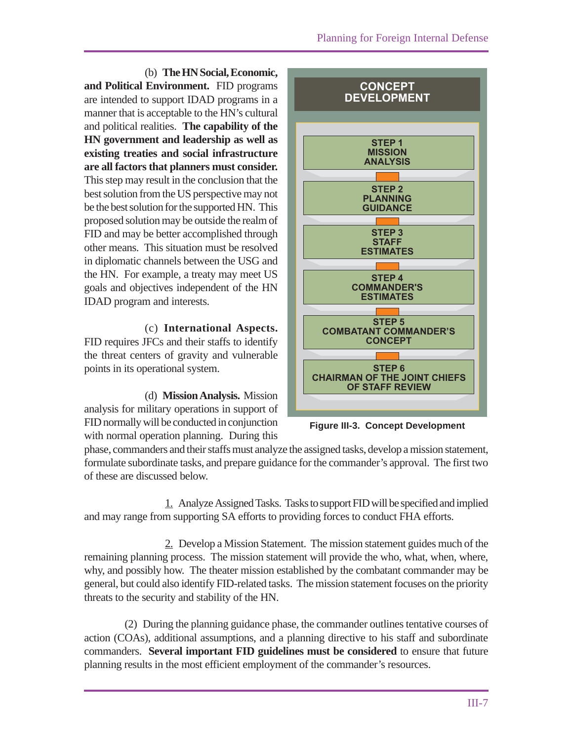(b) **The HN Social, Economic, and Political Environment.** FID programs are intended to support IDAD programs in a manner that is acceptable to the HN's cultural and political realities. **The capability of the HN government and leadership as well as existing treaties and social infrastructure are all factors that planners must consider.** This step may result in the conclusion that the best solution from the US perspective may not be the best solution for the supported HN. This proposed solution may be outside the realm of FID and may be better accomplished through other means. This situation must be resolved in diplomatic channels between the USG and the HN. For example, a treaty may meet US goals and objectives independent of the HN IDAD program and interests.

(c) **International Aspects.** FID requires JFCs and their staffs to identify the threat centers of gravity and vulnerable points in its operational system.

(d) **Mission Analysis.** Mission analysis for military operations in support of FID normally will be conducted in conjunction with normal operation planning. During this phase, commanders and their staffs must analyze the assigned tasks, develop a mission statement, formulate subordinate tasks, and prepare guidance for the commander's approval. The first two of these are discussed below.

**CONCEPT DEVELOPMENT**

- STEP 1 MISSION ANALYSIS
- STEP 2 PLANNING GUIDANCE
- STEP 3 STAFF ESTIMATES
- STEP 4 COMMANDER'S ESTIMATES
- STEP 5 COMBATANT COMMANDER'S CONCEPT
- STEP 6 CHAIRMAN OF THE JOINT CHIEFS OF STAFF REVIEW

**Figure III-3. Concept Development**

1. Analyze Assigned Tasks. Tasks to support FID will be specified and implied and may range from supporting SA efforts to providing forces to conduct FHA efforts.

2. Develop a Mission Statement. The mission statement guides much of the remaining planning process. The mission statement will provide the who, what, when, where, why, and possibly how. The theater mission established by the combatant commander may be general, but could also identify FID-related tasks. The mission statement focuses on the priority threats to the security and stability of the HN.

(2) During the planning guidance phase, the commander outlines tentative courses of action (COAs), additional assumptions, and a planning directive to his staff and subordinate commanders. **Several important FID guidelines must be considered** to ensure that future planning results in the most efficient employment of the commander's resources.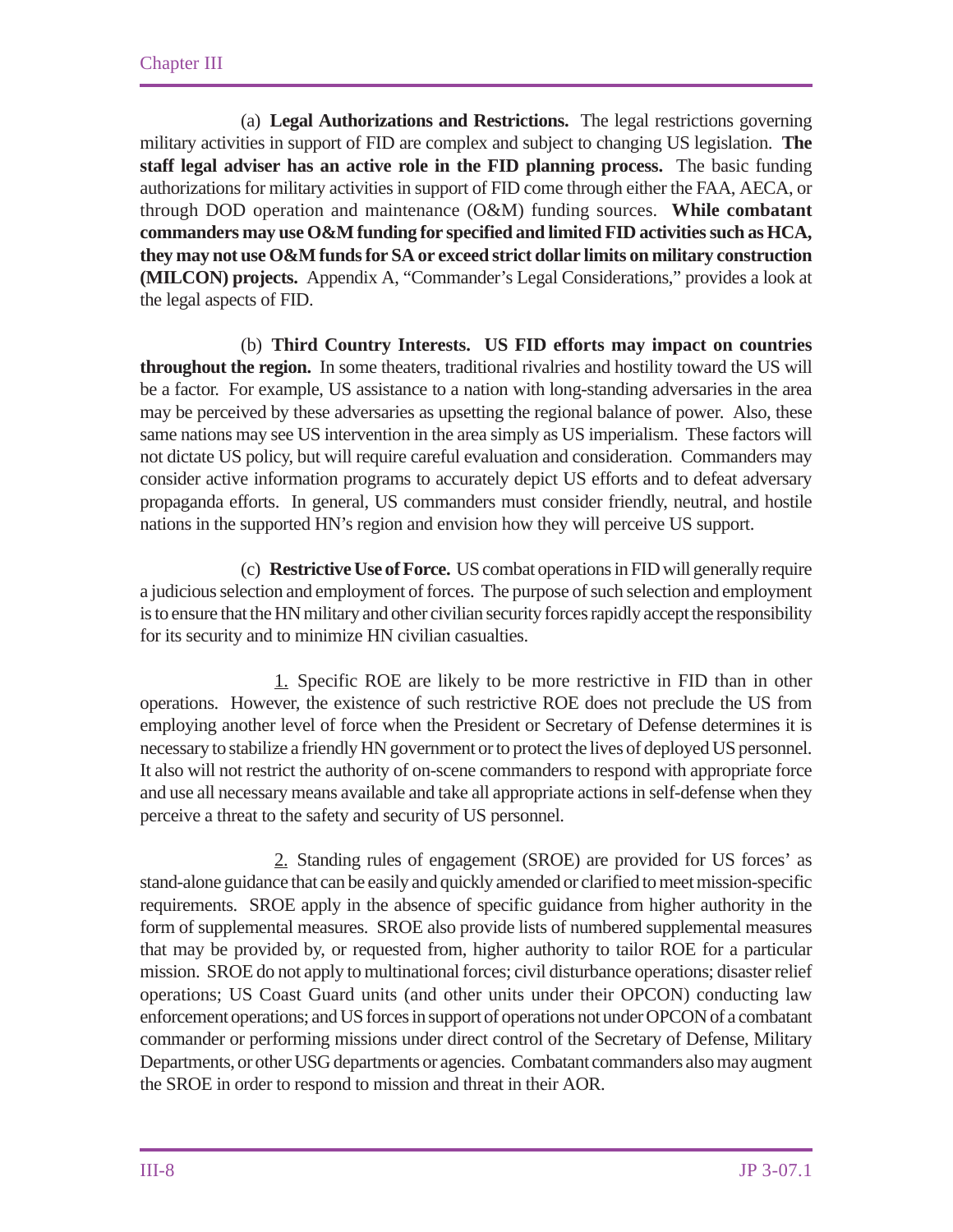(a) **Legal Authorizations and Restrictions.** The legal restrictions governing military activities in support of FID are complex and subject to changing US legislation. **The staff legal adviser has an active role in the FID planning process.** The basic funding authorizations for military activities in support of FID come through either the FAA, AECA, or through DOD operation and maintenance (O&M) funding sources. **While combatant commanders may use O&M funding for specified and limited FID activities such as HCA, they may not use O&M funds for SA or exceed strict dollar limits on military construction (MILCON) projects.** Appendix A, "Commander's Legal Considerations," provides a look at the legal aspects of FID.

(b) **Third Country Interests. US FID efforts may impact on countries throughout the region.** In some theaters, traditional rivalries and hostility toward the US will be a factor. For example, US assistance to a nation with long-standing adversaries in the area may be perceived by these adversaries as upsetting the regional balance of power. Also, these same nations may see US intervention in the area simply as US imperialism. These factors will not dictate US policy, but will require careful evaluation and consideration. Commanders may consider active information programs to accurately depict US efforts and to defeat adversary propaganda efforts. In general, US commanders must consider friendly, neutral, and hostile nations in the supported HN's region and envision how they will perceive US support.

(c) **Restrictive Use of Force.** US combat operations in FID will generally require a judicious selection and employment of forces. The purpose of such selection and employment is to ensure that the HN military and other civilian security forces rapidly accept the responsibility for its security and to minimize HN civilian casualties.

1. Specific ROE are likely to be more restrictive in FID than in other operations. However, the existence of such restrictive ROE does not preclude the US from employing another level of force when the President or Secretary of Defense determines it is necessary to stabilize a friendly HN government or to protect the lives of deployed US personnel. It also will not restrict the authority of on-scene commanders to respond with appropriate force and use all necessary means available and take all appropriate actions in self-defense when they perceive a threat to the safety and security of US personnel.

2. Standing rules of engagement (SROE) are provided for US forces' as stand-alone guidance that can be easily and quickly amended or clarified to meet mission-specific requirements. SROE apply in the absence of specific guidance from higher authority in the form of supplemental measures. SROE also provide lists of numbered supplemental measures that may be provided by, or requested from, higher authority to tailor ROE for a particular mission. SROE do not apply to multinational forces; civil disturbance operations; disaster relief operations; US Coast Guard units (and other units under their OPCON) conducting law enforcement operations; and US forces in support of operations not under OPCON of a combatant commander or performing missions under direct control of the Secretary of Defense, Military Departments, or other USG departments or agencies. Combatant commanders also may augment the SROE in order to respond to mission and threat in their AOR.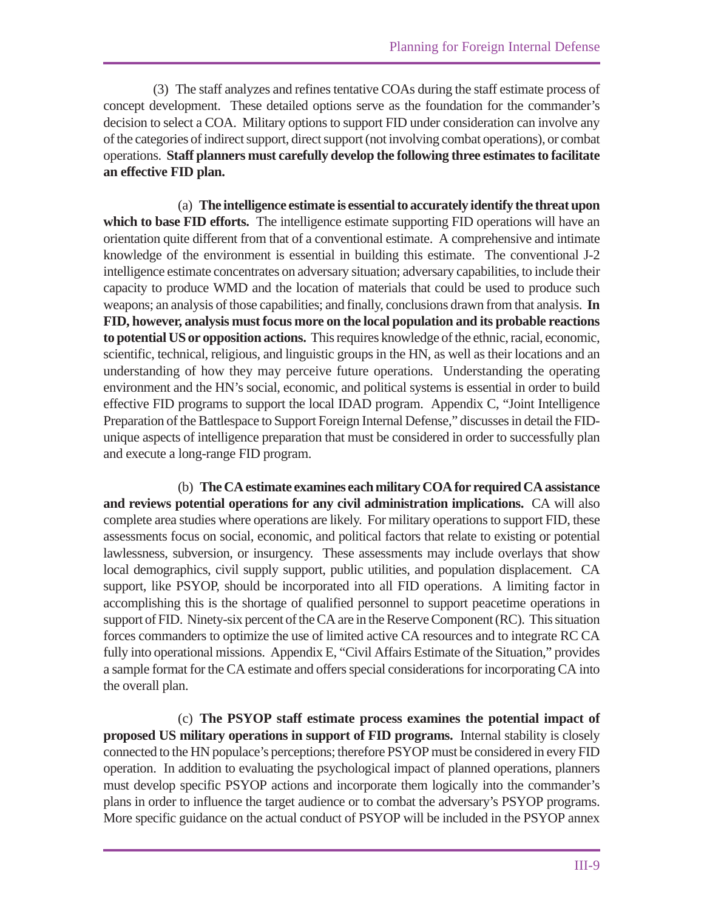(3) The staff analyzes and refines tentative COAs during the staff estimate process of concept development. These detailed options serve as the foundation for the commander's decision to select a COA. Military options to support FID under consideration can involve any of the categories of indirect support, direct support (not involving combat operations), or combat operations. **Staff planners must carefully develop the following three estimates to facilitate an effective FID plan.**

(a) **The intelligence estimate is essential to accurately identify the threat upon which to base FID efforts.** The intelligence estimate supporting FID operations will have an orientation quite different from that of a conventional estimate. A comprehensive and intimate knowledge of the environment is essential in building this estimate. The conventional J-2 intelligence estimate concentrates on adversary situation; adversary capabilities, to include their capacity to produce WMD and the location of materials that could be used to produce such weapons; an analysis of those capabilities; and finally, conclusions drawn from that analysis. **In FID, however, analysis must focus more on the local population and its probable reactions to potential US or opposition actions.** This requires knowledge of the ethnic, racial, economic, scientific, technical, religious, and linguistic groups in the HN, as well as their locations and an understanding of how they may perceive future operations. Understanding the operating environment and the HN's social, economic, and political systems is essential in order to build effective FID programs to support the local IDAD program. Appendix C, "Joint Intelligence Preparation of the Battlespace to Support Foreign Internal Defense," discusses in detail the FID-unique aspects of intelligence preparation that must be considered in order to successfully plan and execute a long-range FID program.

(b) **The CA estimate examines each military COA for required CA assistance and reviews potential operations for any civil administration implications.** CA will also complete area studies where operations are likely. For military operations to support FID, these assessments focus on social, economic, and political factors that relate to existing or potential lawlessness, subversion, or insurgency. These assessments may include overlays that show local demographics, civil supply support, public utilities, and population displacement. CA support, like PSYOP, should be incorporated into all FID operations. A limiting factor in accomplishing this is the shortage of qualified personnel to support peacetime operations in support of FID. Ninety-six percent of the CA are in the Reserve Component (RC). This situation forces commanders to optimize the use of limited active CA resources and to integrate RC CA fully into operational missions. Appendix E, "Civil Affairs Estimate of the Situation," provides a sample format for the CA estimate and offers special considerations for incorporating CA into the overall plan.

(c) **The PSYOP staff estimate process examines the potential impact of proposed US military operations in support of FID programs.** Internal stability is closely connected to the HN populace's perceptions; therefore PSYOP must be considered in every FID operation. In addition to evaluating the psychological impact of planned operations, planners must develop specific PSYOP actions and incorporate them logically into the commander's plans in order to influence the target audience or to combat the adversary's PSYOP programs. More specific guidance on the actual conduct of PSYOP will be included in the PSYOP annex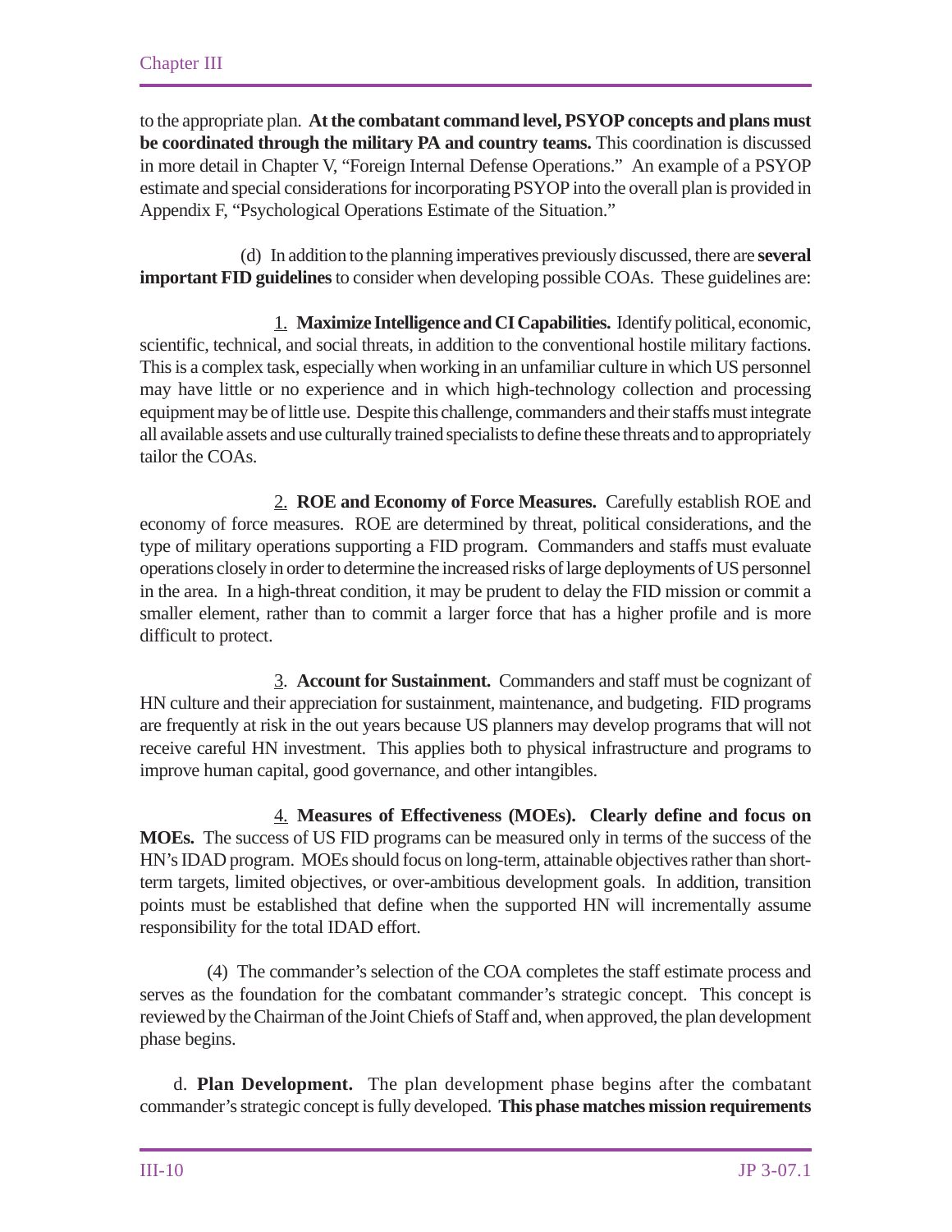to the appropriate plan. **At the combatant command level, PSYOP concepts and plans must be coordinated through the military PA and country teams.** This coordination is discussed in more detail in Chapter V, "Foreign Internal Defense Operations." An example of a PSYOP estimate and special considerations for incorporating PSYOP into the overall plan is provided in Appendix F, "Psychological Operations Estimate of the Situation."

(d) In addition to the planning imperatives previously discussed, there are **several important FID guidelines** to consider when developing possible COAs. These guidelines are:

1. **Maximize Intelligence and CI Capabilities.** Identify political, economic, scientific, technical, and social threats, in addition to the conventional hostile military factions. This is a complex task, especially when working in an unfamiliar culture in which US personnel may have little or no experience and in which high-technology collection and processing equipment may be of little use. Despite this challenge, commanders and their staffs must integrate all available assets and use culturally trained specialists to define these threats and to appropriately tailor the COAs.

2. **ROE and Economy of Force Measures.** Carefully establish ROE and economy of force measures. ROE are determined by threat, political considerations, and the type of military operations supporting a FID program. Commanders and staffs must evaluate operations closely in order to determine the increased risks of large deployments of US personnel in the area. In a high-threat condition, it may be prudent to delay the FID mission or commit a smaller element, rather than to commit a larger force that has a higher profile and is more difficult to protect.

3. **Account for Sustainment.** Commanders and staff must be cognizant of HN culture and their appreciation for sustainment, maintenance, and budgeting. FID programs are frequently at risk in the out years because US planners may develop programs that will not receive careful HN investment. This applies both to physical infrastructure and programs to improve human capital, good governance, and other intangibles.

4. **Measures of Effectiveness (MOEs). Clearly define and focus on MOEs.** The success of US FID programs can be measured only in terms of the success of the HN's IDAD program. MOEs should focus on long-term, attainable objectives rather than short-term targets, limited objectives, or over-ambitious development goals. In addition, transition points must be established that define when the supported HN will incrementally assume responsibility for the total IDAD effort.

(4) The commander's selection of the COA completes the staff estimate process and serves as the foundation for the combatant commander's strategic concept. This concept is reviewed by the Chairman of the Joint Chiefs of Staff and, when approved, the plan development phase begins.

d. **Plan Development.** The plan development phase begins after the combatant commander's strategic concept is fully developed. **This phase matches mission requirements**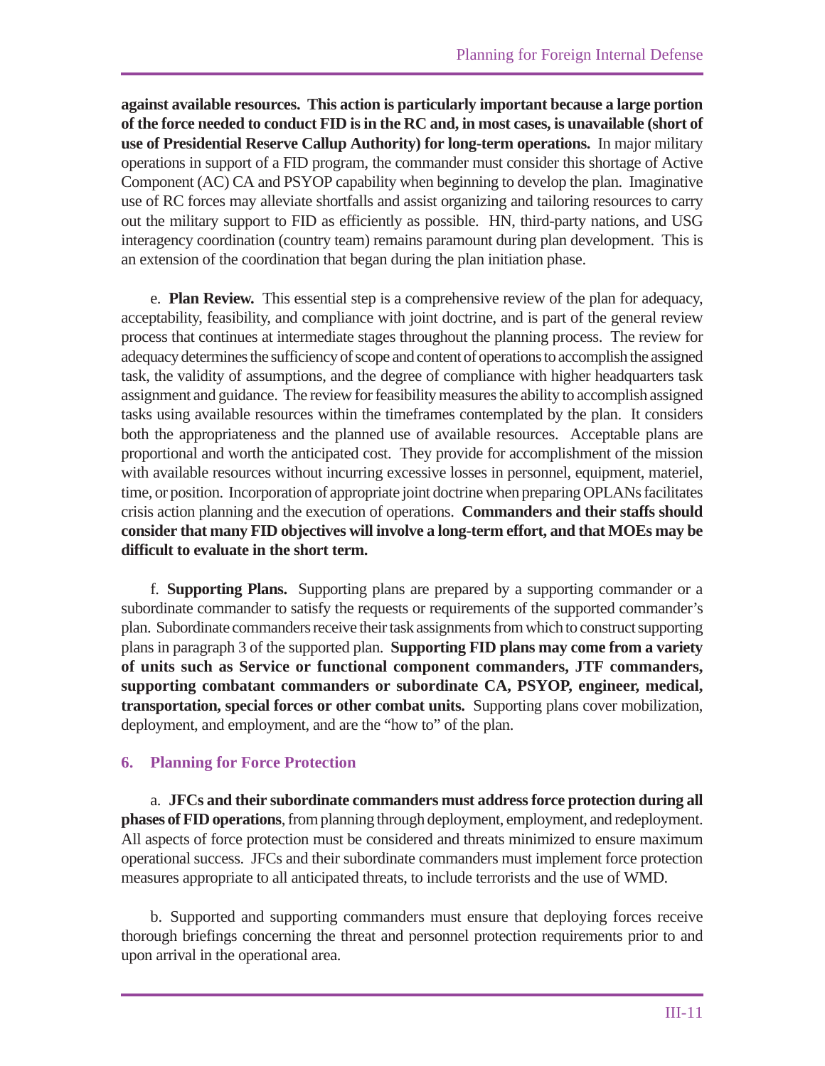**against available resources. This action is particularly important because a large portion of the force needed to conduct FID is in the RC and, in most cases, is unavailable (short of use of Presidential Reserve Callup Authority) for long-term operations.** In major military operations in support of a FID program, the commander must consider this shortage of Active Component (AC) CA and PSYOP capability when beginning to develop the plan. Imaginative use of RC forces may alleviate shortfalls and assist organizing and tailoring resources to carry out the military support to FID as efficiently as possible. HN, third-party nations, and USG interagency coordination (country team) remains paramount during plan development. This is an extension of the coordination that began during the plan initiation phase.

e. **Plan Review.** This essential step is a comprehensive review of the plan for adequacy, acceptability, feasibility, and compliance with joint doctrine, and is part of the general review process that continues at intermediate stages throughout the planning process. The review for adequacy determines the sufficiency of scope and content of operations to accomplish the assigned task, the validity of assumptions, and the degree of compliance with higher headquarters task assignment and guidance. The review for feasibility measures the ability to accomplish assigned tasks using available resources within the timeframes contemplated by the plan. It considers both the appropriateness and the planned use of available resources. Acceptable plans are proportional and worth the anticipated cost. They provide for accomplishment of the mission with available resources without incurring excessive losses in personnel, equipment, materiel, time, or position. Incorporation of appropriate joint doctrine when preparing OPLANs facilitates crisis action planning and the execution of operations. **Commanders and their staffs should consider that many FID objectives will involve a long-term effort, and that MOEs may be difficult to evaluate in the short term.**

f. **Supporting Plans.** Supporting plans are prepared by a supporting commander or a subordinate commander to satisfy the requests or requirements of the supported commander's plan. Subordinate commanders receive their task assignments from which to construct supporting plans in paragraph 3 of the supported plan. **Supporting FID plans may come from a variety of units such as Service or functional component commanders, JTF commanders, supporting combatant commanders or subordinate CA, PSYOP, engineer, medical, transportation, special forces or other combat units.** Supporting plans cover mobilization, deployment, and employment, and are the "how to" of the plan.

## 6. Planning for Force Protection

a. **JFCs and their subordinate commanders must address force protection during all phases of FID operations**, from planning through deployment, employment, and redeployment. All aspects of force protection must be considered and threats minimized to ensure maximum operational success. JFCs and their subordinate commanders must implement force protection measures appropriate to all anticipated threats, to include terrorists and the use of WMD.

b. Supported and supporting commanders must ensure that deploying forces receive thorough briefings concerning the threat and personnel protection requirements prior to and upon arrival in the operational area.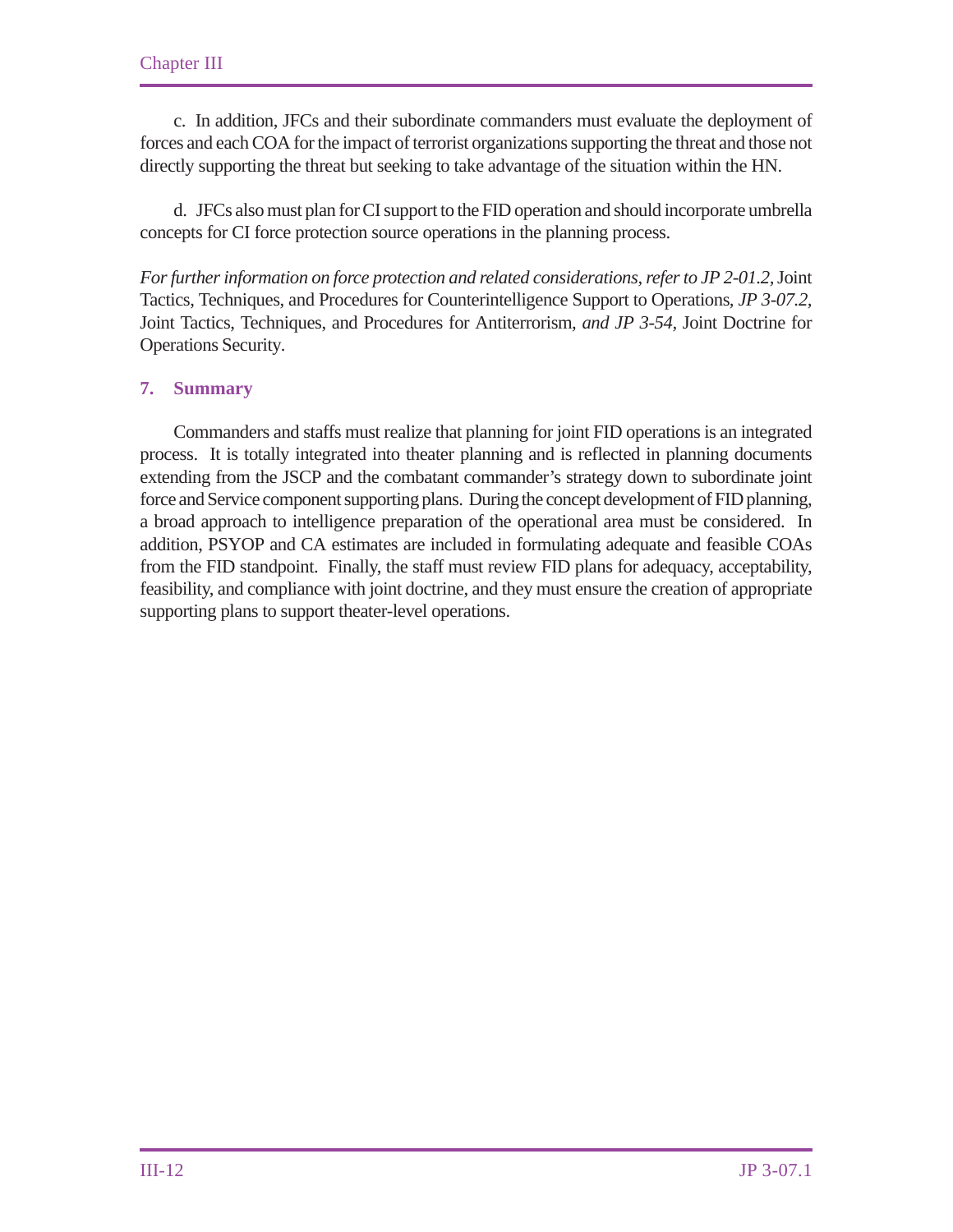c. In addition, JFCs and their subordinate commanders must evaluate the deployment of forces and each COA for the impact of terrorist organizations supporting the threat and those not directly supporting the threat but seeking to take advantage of the situation within the HN.

d. JFCs also must plan for CI support to the FID operation and should incorporate umbrella concepts for CI force protection source operations in the planning process.

*For further information on force protection and related considerations, refer to JP 2-01.2,* Joint Tactics, Techniques, and Procedures for Counterintelligence Support to Operations, *JP 3-07.2*, Joint Tactics, Techniques, and Procedures for Antiterrorism, *and JP 3-54,* Joint Doctrine for Operations Security.

## 7. Summary

Commanders and staffs must realize that planning for joint FID operations is an integrated process. It is totally integrated into theater planning and is reflected in planning documents extending from the JSCP and the combatant commander's strategy down to subordinate joint force and Service component supporting plans. During the concept development of FID planning, a broad approach to intelligence preparation of the operational area must be considered. In addition, PSYOP and CA estimates are included in formulating adequate and feasible COAs from the FID standpoint. Finally, the staff must review FID plans for adequacy, acceptability, feasibility, and compliance with joint doctrine, and they must ensure the creation of appropriate supporting plans to support theater-level operations.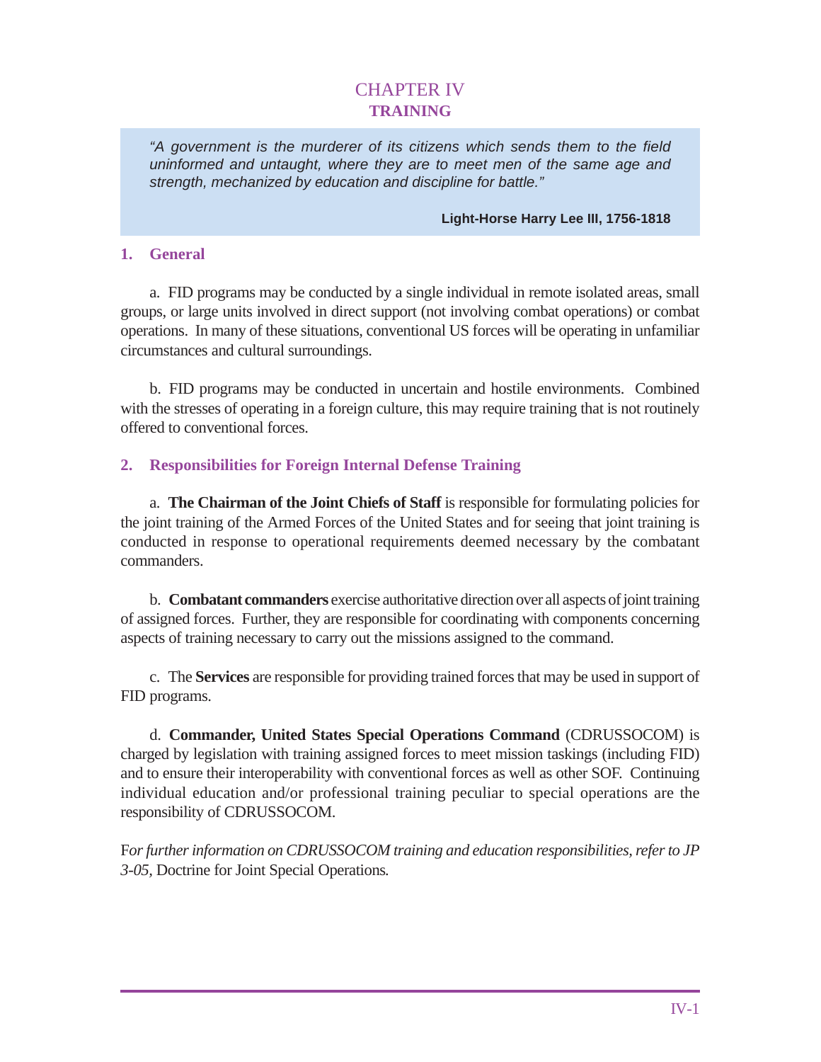# CHAPTER IV
## TRAINING

> *"A government is the murderer of its citizens which sends them to the field uninformed and untaught, where they are to meet men of the same age and strength, mechanized by education and discipline for battle."*
>
> **Light-Horse Harry Lee III, 1756-1818**

### 1. General

a. FID programs may be conducted by a single individual in remote isolated areas, small groups, or large units involved in direct support (not involving combat operations) or combat operations. In many of these situations, conventional US forces will be operating in unfamiliar circumstances and cultural surroundings.

b. FID programs may be conducted in uncertain and hostile environments. Combined with the stresses of operating in a foreign culture, this may require training that is not routinely offered to conventional forces.

### 2. Responsibilities for Foreign Internal Defense Training

a. **The Chairman of the Joint Chiefs of Staff** is responsible for formulating policies for the joint training of the Armed Forces of the United States and for seeing that joint training is conducted in response to operational requirements deemed necessary by the combatant commanders.

b. **Combatant commanders** exercise authoritative direction over all aspects of joint training of assigned forces. Further, they are responsible for coordinating with components concerning aspects of training necessary to carry out the missions assigned to the command.

c. The **Services** are responsible for providing trained forces that may be used in support of FID programs.

d. **Commander, United States Special Operations Command** (CDRUSSOCOM) is charged by legislation with training assigned forces to meet mission taskings (including FID) and to ensure their interoperability with conventional forces as well as other SOF. Continuing individual education and/or professional training peculiar to special operations are the responsibility of CDRUSSOCOM.

*For further information on CDRUSSOCOM training and education responsibilities, refer to JP 3-05,* Doctrine for Joint Special Operations*.*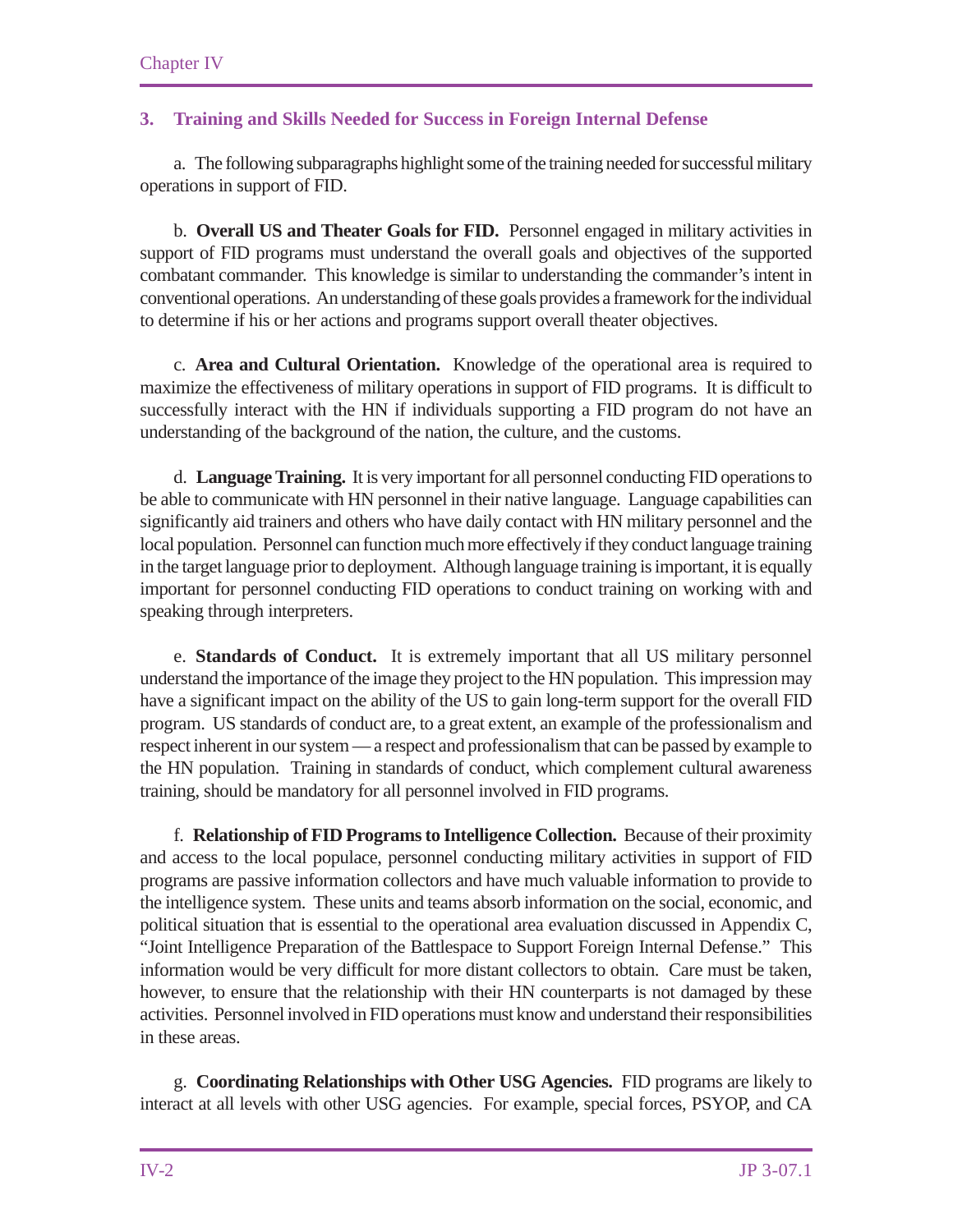## 3. Training and Skills Needed for Success in Foreign Internal Defense

a. The following subparagraphs highlight some of the training needed for successful military operations in support of FID.

b. **Overall US and Theater Goals for FID.** Personnel engaged in military activities in support of FID programs must understand the overall goals and objectives of the supported combatant commander. This knowledge is similar to understanding the commander's intent in conventional operations. An understanding of these goals provides a framework for the individual to determine if his or her actions and programs support overall theater objectives.

c. **Area and Cultural Orientation.** Knowledge of the operational area is required to maximize the effectiveness of military operations in support of FID programs. It is difficult to successfully interact with the HN if individuals supporting a FID program do not have an understanding of the background of the nation, the culture, and the customs.

d. **Language Training.** It is very important for all personnel conducting FID operations to be able to communicate with HN personnel in their native language. Language capabilities can significantly aid trainers and others who have daily contact with HN military personnel and the local population. Personnel can function much more effectively if they conduct language training in the target language prior to deployment. Although language training is important, it is equally important for personnel conducting FID operations to conduct training on working with and speaking through interpreters.

e. **Standards of Conduct.** It is extremely important that all US military personnel understand the importance of the image they project to the HN population. This impression may have a significant impact on the ability of the US to gain long-term support for the overall FID program. US standards of conduct are, to a great extent, an example of the professionalism and respect inherent in our system — a respect and professionalism that can be passed by example to the HN population. Training in standards of conduct, which complement cultural awareness training, should be mandatory for all personnel involved in FID programs.

f. **Relationship of FID Programs to Intelligence Collection.** Because of their proximity and access to the local populace, personnel conducting military activities in support of FID programs are passive information collectors and have much valuable information to provide to the intelligence system. These units and teams absorb information on the social, economic, and political situation that is essential to the operational area evaluation discussed in Appendix C, "Joint Intelligence Preparation of the Battlespace to Support Foreign Internal Defense." This information would be very difficult for more distant collectors to obtain. Care must be taken, however, to ensure that the relationship with their HN counterparts is not damaged by these activities. Personnel involved in FID operations must know and understand their responsibilities in these areas.

g. **Coordinating Relationships with Other USG Agencies.** FID programs are likely to interact at all levels with other USG agencies. For example, special forces, PSYOP, and CA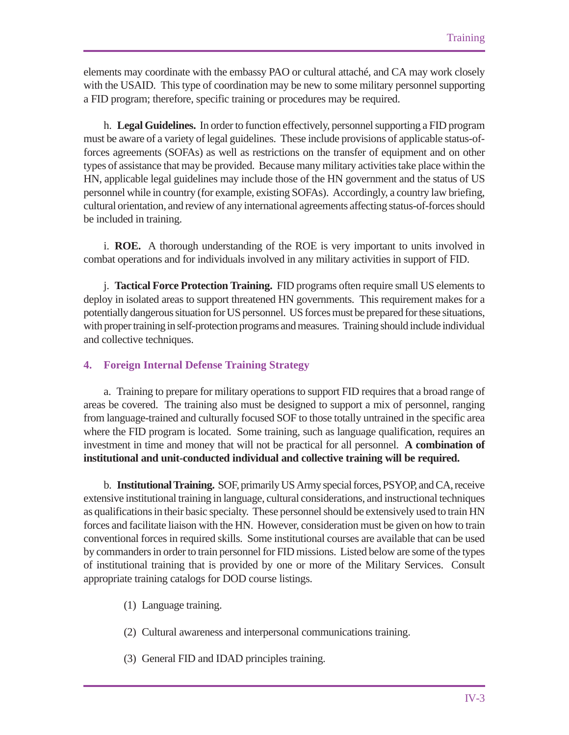elements may coordinate with the embassy PAO or cultural attaché, and CA may work closely with the USAID. This type of coordination may be new to some military personnel supporting a FID program; therefore, specific training or procedures may be required.

h. **Legal Guidelines.** In order to function effectively, personnel supporting a FID program must be aware of a variety of legal guidelines. These include provisions of applicable status-of-forces agreements (SOFAs) as well as restrictions on the transfer of equipment and on other types of assistance that may be provided. Because many military activities take place within the HN, applicable legal guidelines may include those of the HN government and the status of US personnel while in country (for example, existing SOFAs). Accordingly, a country law briefing, cultural orientation, and review of any international agreements affecting status-of-forces should be included in training.

i. **ROE.** A thorough understanding of the ROE is very important to units involved in combat operations and for individuals involved in any military activities in support of FID.

j. **Tactical Force Protection Training.** FID programs often require small US elements to deploy in isolated areas to support threatened HN governments. This requirement makes for a potentially dangerous situation for US personnel. US forces must be prepared for these situations, with proper training in self-protection programs and measures. Training should include individual and collective techniques.

## 4. Foreign Internal Defense Training Strategy

a. Training to prepare for military operations to support FID requires that a broad range of areas be covered. The training also must be designed to support a mix of personnel, ranging from language-trained and culturally focused SOF to those totally untrained in the specific area where the FID program is located. Some training, such as language qualification, requires an investment in time and money that will not be practical for all personnel. **A combination of institutional and unit-conducted individual and collective training will be required.**

b. **Institutional Training.** SOF, primarily US Army special forces, PSYOP, and CA, receive extensive institutional training in language, cultural considerations, and instructional techniques as qualifications in their basic specialty. These personnel should be extensively used to train HN forces and facilitate liaison with the HN. However, consideration must be given on how to train conventional forces in required skills. Some institutional courses are available that can be used by commanders in order to train personnel for FID missions. Listed below are some of the types of institutional training that is provided by one or more of the Military Services. Consult appropriate training catalogs for DOD course listings.

(1) Language training.

(2) Cultural awareness and interpersonal communications training.

(3) General FID and IDAD principles training.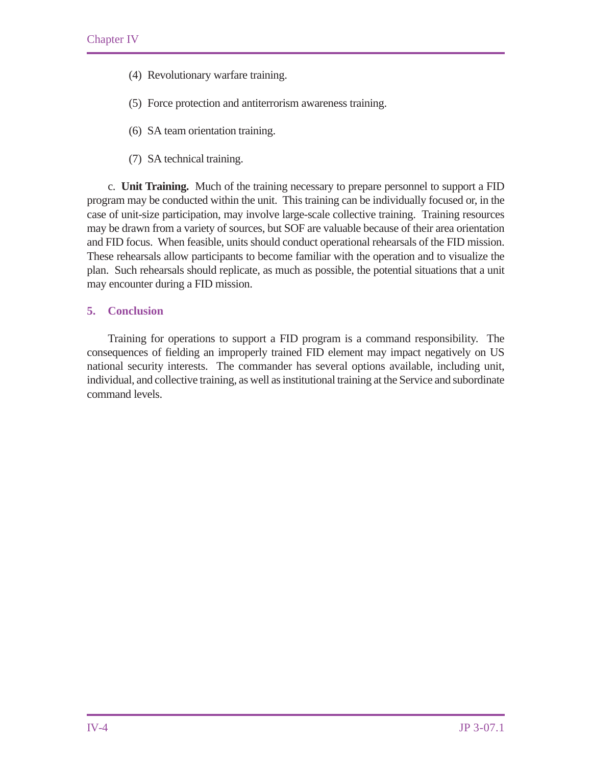(4) Revolutionary warfare training.

(5) Force protection and antiterrorism awareness training.

(6) SA team orientation training.

(7) SA technical training.

c. **Unit Training.** Much of the training necessary to prepare personnel to support a FID program may be conducted within the unit. This training can be individually focused or, in the case of unit-size participation, may involve large-scale collective training. Training resources may be drawn from a variety of sources, but SOF are valuable because of their area orientation and FID focus. When feasible, units should conduct operational rehearsals of the FID mission. These rehearsals allow participants to become familiar with the operation and to visualize the plan. Such rehearsals should replicate, as much as possible, the potential situations that a unit may encounter during a FID mission.

## 5. Conclusion

Training for operations to support a FID program is a command responsibility. The consequences of fielding an improperly trained FID element may impact negatively on US national security interests. The commander has several options available, including unit, individual, and collective training, as well as institutional training at the Service and subordinate command levels.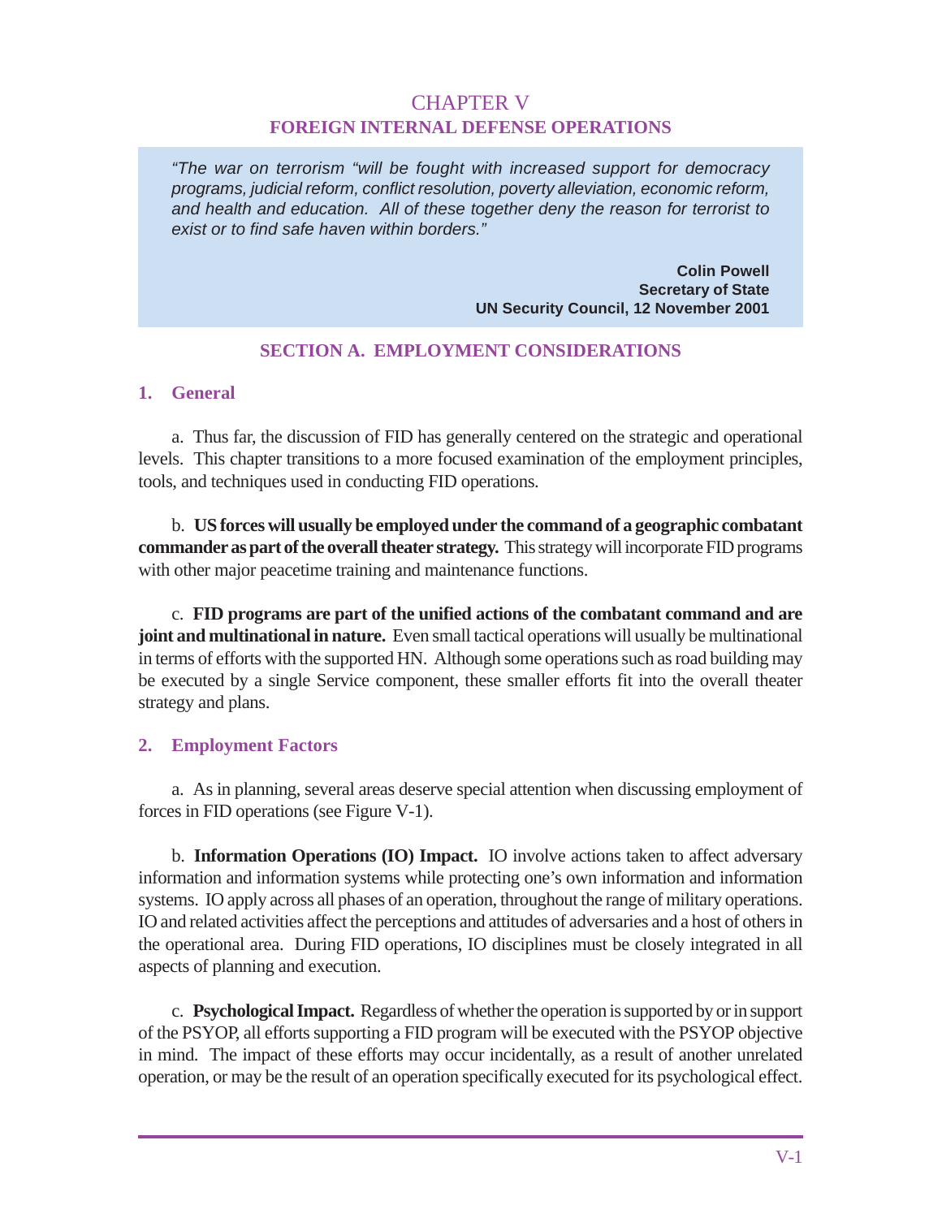# CHAPTER V
## FOREIGN INTERNAL DEFENSE OPERATIONS

> *"The war on terrorism "will be fought with increased support for democracy programs, judicial reform, conflict resolution, poverty alleviation, economic reform, and health and education. All of these together deny the reason for terrorist to exist or to find safe haven within borders."*
>
> **Colin Powell**
> **Secretary of State**
> **UN Security Council, 12 November 2001**

### SECTION A. EMPLOYMENT CONSIDERATIONS

#### 1. General

a. Thus far, the discussion of FID has generally centered on the strategic and operational levels. This chapter transitions to a more focused examination of the employment principles, tools, and techniques used in conducting FID operations.

b. **US forces will usually be employed under the command of a geographic combatant commander as part of the overall theater strategy.** This strategy will incorporate FID programs with other major peacetime training and maintenance functions.

c. **FID programs are part of the unified actions of the combatant command and are joint and multinational in nature.** Even small tactical operations will usually be multinational in terms of efforts with the supported HN. Although some operations such as road building may be executed by a single Service component, these smaller efforts fit into the overall theater strategy and plans.

#### 2. Employment Factors

a. As in planning, several areas deserve special attention when discussing employment of forces in FID operations (see Figure V-1).

b. **Information Operations (IO) Impact.** IO involve actions taken to affect adversary information and information systems while protecting one's own information and information systems. IO apply across all phases of an operation, throughout the range of military operations. IO and related activities affect the perceptions and attitudes of adversaries and a host of others in the operational area. During FID operations, IO disciplines must be closely integrated in all aspects of planning and execution.

c. **Psychological Impact.** Regardless of whether the operation is supported by or in support of the PSYOP, all efforts supporting a FID program will be executed with the PSYOP objective in mind. The impact of these efforts may occur incidentally, as a result of another unrelated operation, or may be the result of an operation specifically executed for its psychological effect.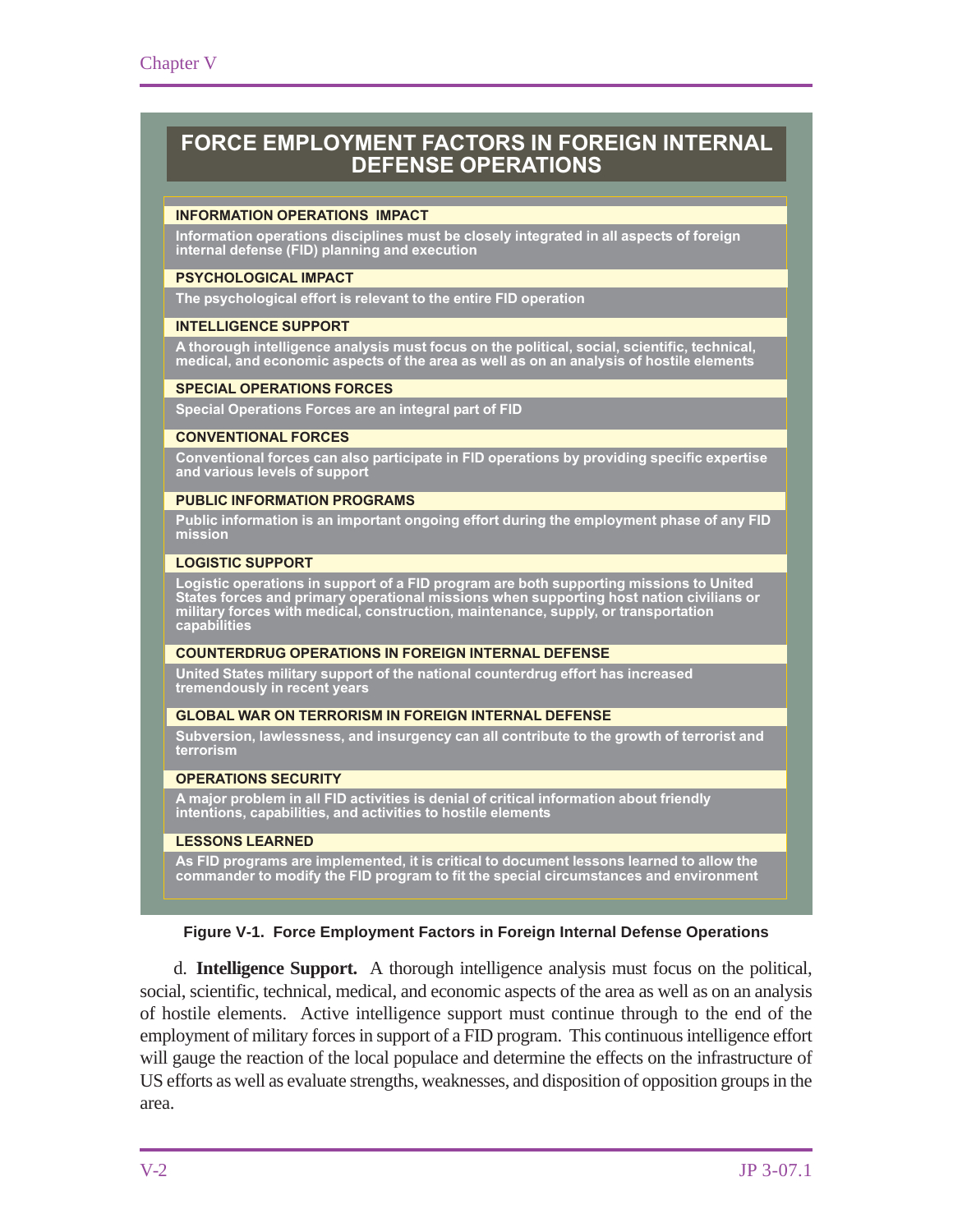## FORCE EMPLOYMENT FACTORS IN FOREIGN INTERNAL DEFENSE OPERATIONS

**INFORMATION OPERATIONS IMPACT**

Information operations disciplines must be closely integrated in all aspects of foreign internal defense (FID) planning and execution

**PSYCHOLOGICAL IMPACT**

The psychological effort is relevant to the entire FID operation

**INTELLIGENCE SUPPORT**

A thorough intelligence analysis must focus on the political, social, scientific, technical, medical, and economic aspects of the area as well as on an analysis of hostile elements

**SPECIAL OPERATIONS FORCES**

Special Operations Forces are an integral part of FID

**CONVENTIONAL FORCES**

Conventional forces can also participate in FID operations by providing specific expertise and various levels of support

**PUBLIC INFORMATION PROGRAMS**

Public information is an important ongoing effort during the employment phase of any FID mission

**LOGISTIC SUPPORT**

Logistic operations in support of a FID program are both supporting missions to United States forces and primary operational missions when supporting host nation civilians or military forces with medical, construction, maintenance, supply, or transportation capabilities

**COUNTERDRUG OPERATIONS IN FOREIGN INTERNAL DEFENSE**

United States military support of the national counterdrug effort has increased tremendously in recent years

**GLOBAL WAR ON TERRORISM IN FOREIGN INTERNAL DEFENSE**

Subversion, lawlessness, and insurgency can all contribute to the growth of terrorist and terrorism

**OPERATIONS SECURITY**

A major problem in all FID activities is denial of critical information about friendly intentions, capabilities, and activities to hostile elements

**LESSONS LEARNED**

As FID programs are implemented, it is critical to document lessons learned to allow the commander to modify the FID program to fit the special circumstances and environment

**Figure V-1. Force Employment Factors in Foreign Internal Defense Operations**

d. **Intelligence Support.** A thorough intelligence analysis must focus on the political, social, scientific, technical, medical, and economic aspects of the area as well as on an analysis of hostile elements. Active intelligence support must continue through to the end of the employment of military forces in support of a FID program. This continuous intelligence effort will gauge the reaction of the local populace and determine the effects on the infrastructure of US efforts as well as evaluate strengths, weaknesses, and disposition of opposition groups in the area.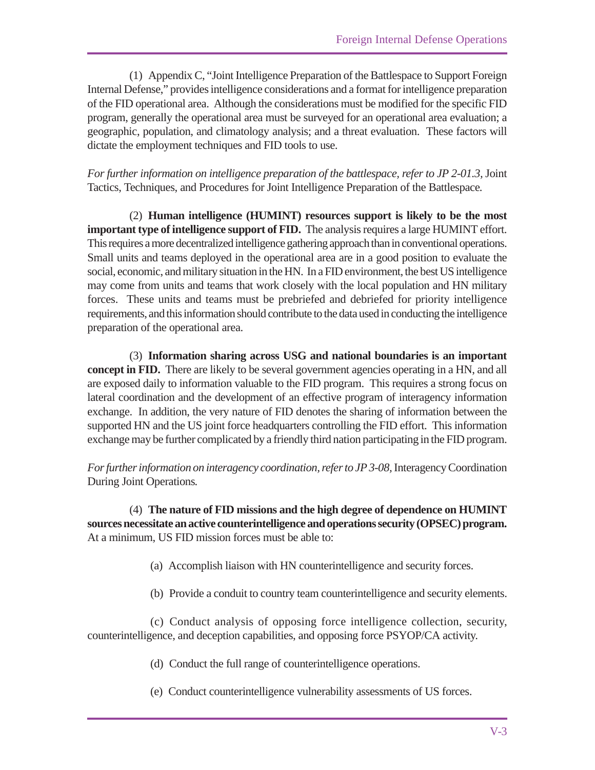(1) Appendix C, "Joint Intelligence Preparation of the Battlespace to Support Foreign Internal Defense," provides intelligence considerations and a format for intelligence preparation of the FID operational area. Although the considerations must be modified for the specific FID program, generally the operational area must be surveyed for an operational area evaluation; a geographic, population, and climatology analysis; and a threat evaluation. These factors will dictate the employment techniques and FID tools to use.

*For further information on intelligence preparation of the battlespace, refer to JP 2-01.3,* Joint Tactics, Techniques, and Procedures for Joint Intelligence Preparation of the Battlespace*.*

(2) **Human intelligence (HUMINT) resources support is likely to be the most important type of intelligence support of FID.** The analysis requires a large HUMINT effort. This requires a more decentralized intelligence gathering approach than in conventional operations. Small units and teams deployed in the operational area are in a good position to evaluate the social, economic, and military situation in the HN. In a FID environment, the best US intelligence may come from units and teams that work closely with the local population and HN military forces. These units and teams must be prebriefed and debriefed for priority intelligence requirements, and this information should contribute to the data used in conducting the intelligence preparation of the operational area.

(3) **Information sharing across USG and national boundaries is an important concept in FID.** There are likely to be several government agencies operating in a HN, and all are exposed daily to information valuable to the FID program. This requires a strong focus on lateral coordination and the development of an effective program of interagency information exchange. In addition, the very nature of FID denotes the sharing of information between the supported HN and the US joint force headquarters controlling the FID effort. This information exchange may be further complicated by a friendly third nation participating in the FID program.

*For further information on interagency coordination, refer to JP 3-08,* Interagency Coordination During Joint Operations*.*

(4) **The nature of FID missions and the high degree of dependence on HUMINT sources necessitate an active counterintelligence and operations security (OPSEC) program.** At a minimum, US FID mission forces must be able to:

(a) Accomplish liaison with HN counterintelligence and security forces.

(b) Provide a conduit to country team counterintelligence and security elements.

(c) Conduct analysis of opposing force intelligence collection, security, counterintelligence, and deception capabilities, and opposing force PSYOP/CA activity.

(d) Conduct the full range of counterintelligence operations.

(e) Conduct counterintelligence vulnerability assessments of US forces.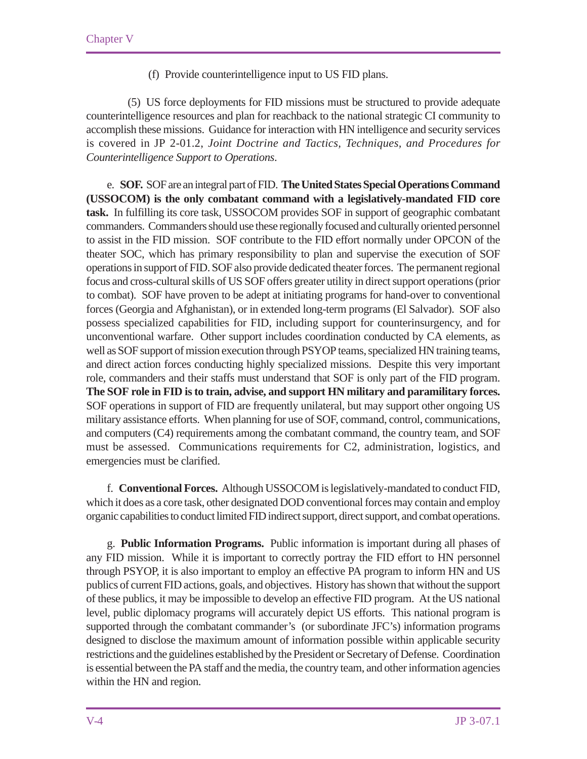(f) Provide counterintelligence input to US FID plans.

(5) US force deployments for FID missions must be structured to provide adequate counterintelligence resources and plan for reachback to the national strategic CI community to accomplish these missions. Guidance for interaction with HN intelligence and security services is covered in JP 2-01.2, *Joint Doctrine and Tactics, Techniques, and Procedures for Counterintelligence Support to Operations*.

e. **SOF.** SOF are an integral part of FID. **The United States Special Operations Command (USSOCOM) is the only combatant command with a legislatively-mandated FID core task.** In fulfilling its core task, USSOCOM provides SOF in support of geographic combatant commanders. Commanders should use these regionally focused and culturally oriented personnel to assist in the FID mission. SOF contribute to the FID effort normally under OPCON of the theater SOC, which has primary responsibility to plan and supervise the execution of SOF operations in support of FID. SOF also provide dedicated theater forces. The permanent regional focus and cross-cultural skills of US SOF offers greater utility in direct support operations (prior to combat). SOF have proven to be adept at initiating programs for hand-over to conventional forces (Georgia and Afghanistan), or in extended long-term programs (El Salvador). SOF also possess specialized capabilities for FID, including support for counterinsurgency, and for unconventional warfare. Other support includes coordination conducted by CA elements, as well as SOF support of mission execution through PSYOP teams, specialized HN training teams, and direct action forces conducting highly specialized missions. Despite this very important role, commanders and their staffs must understand that SOF is only part of the FID program. **The SOF role in FID is to train, advise, and support HN military and paramilitary forces.** SOF operations in support of FID are frequently unilateral, but may support other ongoing US military assistance efforts. When planning for use of SOF, command, control, communications, and computers (C4) requirements among the combatant command, the country team, and SOF must be assessed. Communications requirements for C2, administration, logistics, and emergencies must be clarified.

f. **Conventional Forces.** Although USSOCOM is legislatively-mandated to conduct FID, which it does as a core task, other designated DOD conventional forces may contain and employ organic capabilities to conduct limited FID indirect support, direct support, and combat operations.

g. **Public Information Programs.** Public information is important during all phases of any FID mission. While it is important to correctly portray the FID effort to HN personnel through PSYOP, it is also important to employ an effective PA program to inform HN and US publics of current FID actions, goals, and objectives. History has shown that without the support of these publics, it may be impossible to develop an effective FID program. At the US national level, public diplomacy programs will accurately depict US efforts. This national program is supported through the combatant commander's (or subordinate JFC's) information programs designed to disclose the maximum amount of information possible within applicable security restrictions and the guidelines established by the President or Secretary of Defense. Coordination is essential between the PA staff and the media, the country team, and other information agencies within the HN and region.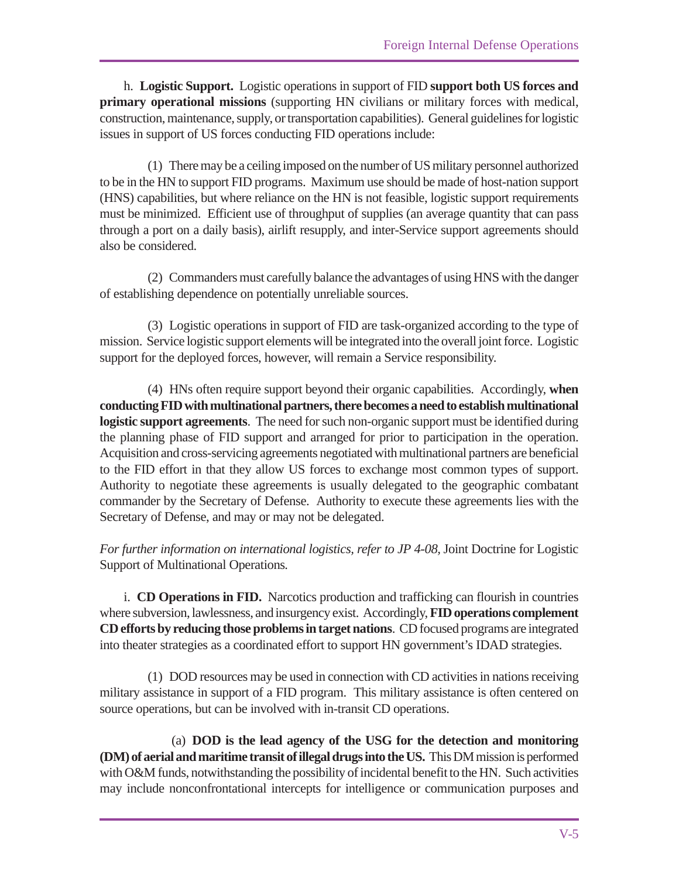h. **Logistic Support.** Logistic operations in support of FID **support both US forces and primary operational missions** (supporting HN civilians or military forces with medical, construction, maintenance, supply, or transportation capabilities). General guidelines for logistic issues in support of US forces conducting FID operations include:

(1) There may be a ceiling imposed on the number of US military personnel authorized to be in the HN to support FID programs. Maximum use should be made of host-nation support (HNS) capabilities, but where reliance on the HN is not feasible, logistic support requirements must be minimized. Efficient use of throughput of supplies (an average quantity that can pass through a port on a daily basis), airlift resupply, and inter-Service support agreements should also be considered.

(2) Commanders must carefully balance the advantages of using HNS with the danger of establishing dependence on potentially unreliable sources.

(3) Logistic operations in support of FID are task-organized according to the type of mission. Service logistic support elements will be integrated into the overall joint force. Logistic support for the deployed forces, however, will remain a Service responsibility.

(4) HNs often require support beyond their organic capabilities. Accordingly, **when conducting FID with multinational partners, there becomes a need to establish multinational logistic support agreements**. The need for such non-organic support must be identified during the planning phase of FID support and arranged for prior to participation in the operation. Acquisition and cross-servicing agreements negotiated with multinational partners are beneficial to the FID effort in that they allow US forces to exchange most common types of support. Authority to negotiate these agreements is usually delegated to the geographic combatant commander by the Secretary of Defense. Authority to execute these agreements lies with the Secretary of Defense, and may or may not be delegated.

*For further information on international logistics, refer to JP 4-08,* Joint Doctrine for Logistic Support of Multinational Operations*.*

i. **CD Operations in FID.** Narcotics production and trafficking can flourish in countries where subversion, lawlessness, and insurgency exist. Accordingly, **FID operations complement CD efforts by reducing those problems in target nations**. CD focused programs are integrated into theater strategies as a coordinated effort to support HN government's IDAD strategies.

(1) DOD resources may be used in connection with CD activities in nations receiving military assistance in support of a FID program. This military assistance is often centered on source operations, but can be involved with in-transit CD operations.

(a) **DOD is the lead agency of the USG for the detection and monitoring (DM) of aerial and maritime transit of illegal drugs into the US.** This DM mission is performed with O&M funds, notwithstanding the possibility of incidental benefit to the HN. Such activities may include nonconfrontational intercepts for intelligence or communication purposes and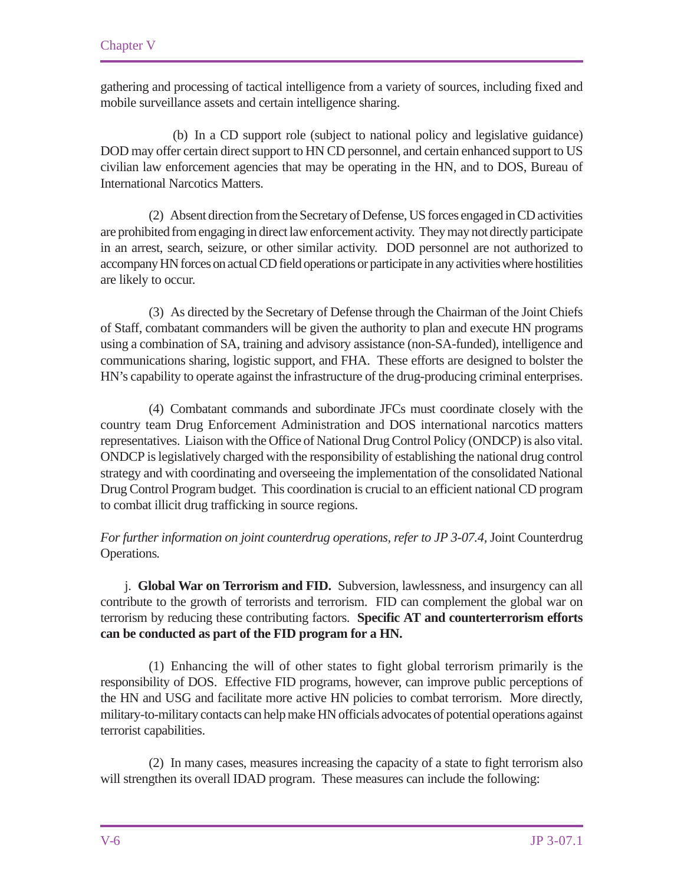gathering and processing of tactical intelligence from a variety of sources, including fixed and mobile surveillance assets and certain intelligence sharing.

(b) In a CD support role (subject to national policy and legislative guidance) DOD may offer certain direct support to HN CD personnel, and certain enhanced support to US civilian law enforcement agencies that may be operating in the HN, and to DOS, Bureau of International Narcotics Matters.

(2) Absent direction from the Secretary of Defense, US forces engaged in CD activities are prohibited from engaging in direct law enforcement activity. They may not directly participate in an arrest, search, seizure, or other similar activity. DOD personnel are not authorized to accompany HN forces on actual CD field operations or participate in any activities where hostilities are likely to occur.

(3) As directed by the Secretary of Defense through the Chairman of the Joint Chiefs of Staff, combatant commanders will be given the authority to plan and execute HN programs using a combination of SA, training and advisory assistance (non-SA-funded), intelligence and communications sharing, logistic support, and FHA. These efforts are designed to bolster the HN's capability to operate against the infrastructure of the drug-producing criminal enterprises.

(4) Combatant commands and subordinate JFCs must coordinate closely with the country team Drug Enforcement Administration and DOS international narcotics matters representatives. Liaison with the Office of National Drug Control Policy (ONDCP) is also vital. ONDCP is legislatively charged with the responsibility of establishing the national drug control strategy and with coordinating and overseeing the implementation of the consolidated National Drug Control Program budget. This coordination is crucial to an efficient national CD program to combat illicit drug trafficking in source regions.

*For further information on joint counterdrug operations, refer to JP 3-07.4,* Joint Counterdrug Operations*.*

j. **Global War on Terrorism and FID.** Subversion, lawlessness, and insurgency can all contribute to the growth of terrorists and terrorism. FID can complement the global war on terrorism by reducing these contributing factors. **Specific AT and counterterrorism efforts can be conducted as part of the FID program for a HN.**

(1) Enhancing the will of other states to fight global terrorism primarily is the responsibility of DOS. Effective FID programs, however, can improve public perceptions of the HN and USG and facilitate more active HN policies to combat terrorism. More directly, military-to-military contacts can help make HN officials advocates of potential operations against terrorist capabilities.

(2) In many cases, measures increasing the capacity of a state to fight terrorism also will strengthen its overall IDAD program. These measures can include the following: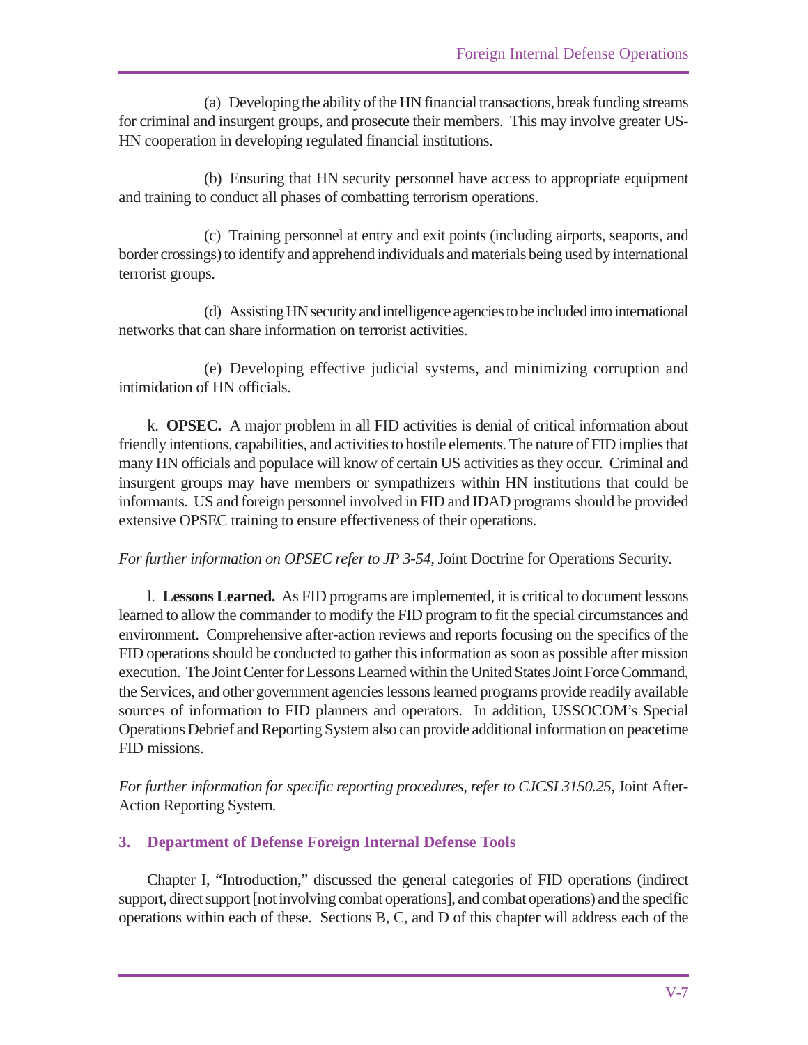(a) Developing the ability of the HN financial transactions, break funding streams for criminal and insurgent groups, and prosecute their members. This may involve greater US-HN cooperation in developing regulated financial institutions.

(b) Ensuring that HN security personnel have access to appropriate equipment and training to conduct all phases of combatting terrorism operations.

(c) Training personnel at entry and exit points (including airports, seaports, and border crossings) to identify and apprehend individuals and materials being used by international terrorist groups.

(d) Assisting HN security and intelligence agencies to be included into international networks that can share information on terrorist activities.

(e) Developing effective judicial systems, and minimizing corruption and intimidation of HN officials.

k. **OPSEC.** A major problem in all FID activities is denial of critical information about friendly intentions, capabilities, and activities to hostile elements. The nature of FID implies that many HN officials and populace will know of certain US activities as they occur. Criminal and insurgent groups may have members or sympathizers within HN institutions that could be informants. US and foreign personnel involved in FID and IDAD programs should be provided extensive OPSEC training to ensure effectiveness of their operations.

*For further information on OPSEC refer to JP 3-54,* Joint Doctrine for Operations Security.

l. **Lessons Learned.** As FID programs are implemented, it is critical to document lessons learned to allow the commander to modify the FID program to fit the special circumstances and environment. Comprehensive after-action reviews and reports focusing on the specifics of the FID operations should be conducted to gather this information as soon as possible after mission execution. The Joint Center for Lessons Learned within the United States Joint Force Command, the Services, and other government agencies lessons learned programs provide readily available sources of information to FID planners and operators. In addition, USSOCOM's Special Operations Debrief and Reporting System also can provide additional information on peacetime FID missions.

*For further information for specific reporting procedures, refer to CJCSI 3150.25,* Joint After-Action Reporting System.

## 3. Department of Defense Foreign Internal Defense Tools

Chapter I, "Introduction," discussed the general categories of FID operations (indirect support, direct support [not involving combat operations], and combat operations) and the specific operations within each of these. Sections B, C, and D of this chapter will address each of the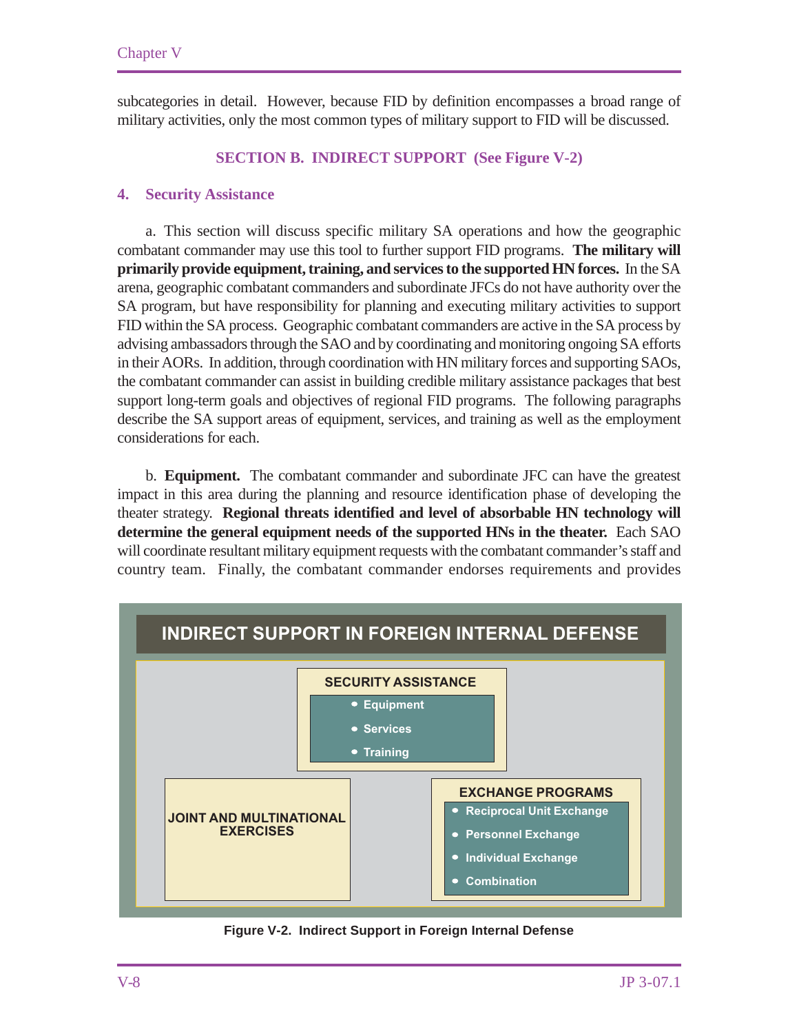subcategories in detail. However, because FID by definition encompasses a broad range of military activities, only the most common types of military support to FID will be discussed.

## SECTION B. INDIRECT SUPPORT (See Figure V-2)

### 4. Security Assistance

a. This section will discuss specific military SA operations and how the geographic combatant commander may use this tool to further support FID programs. **The military will primarily provide equipment, training, and services to the supported HN forces.** In the SA arena, geographic combatant commanders and subordinate JFCs do not have authority over the SA program, but have responsibility for planning and executing military activities to support FID within the SA process. Geographic combatant commanders are active in the SA process by advising ambassadors through the SAO and by coordinating and monitoring ongoing SA efforts in their AORs. In addition, through coordination with HN military forces and supporting SAOs, the combatant commander can assist in building credible military assistance packages that best support long-term goals and objectives of regional FID programs. The following paragraphs describe the SA support areas of equipment, services, and training as well as the employment considerations for each.

b. **Equipment.** The combatant commander and subordinate JFC can have the greatest impact in this area during the planning and resource identification phase of developing the theater strategy. **Regional threats identified and level of absorbable HN technology will determine the general equipment needs of the supported HNs in the theater.** Each SAO will coordinate resultant military equipment requests with the combatant commander's staff and country team. Finally, the combatant commander endorses requirements and provides

**INDIRECT SUPPORT IN FOREIGN INTERNAL DEFENSE**

**SECURITY ASSISTANCE**
- Equipment
- Services
- Training

**JOINT AND MULTINATIONAL EXERCISES**

**EXCHANGE PROGRAMS**
- Reciprocal Unit Exchange
- Personnel Exchange
- Individual Exchange
- Combination

Figure V-2. Indirect Support in Foreign Internal Defense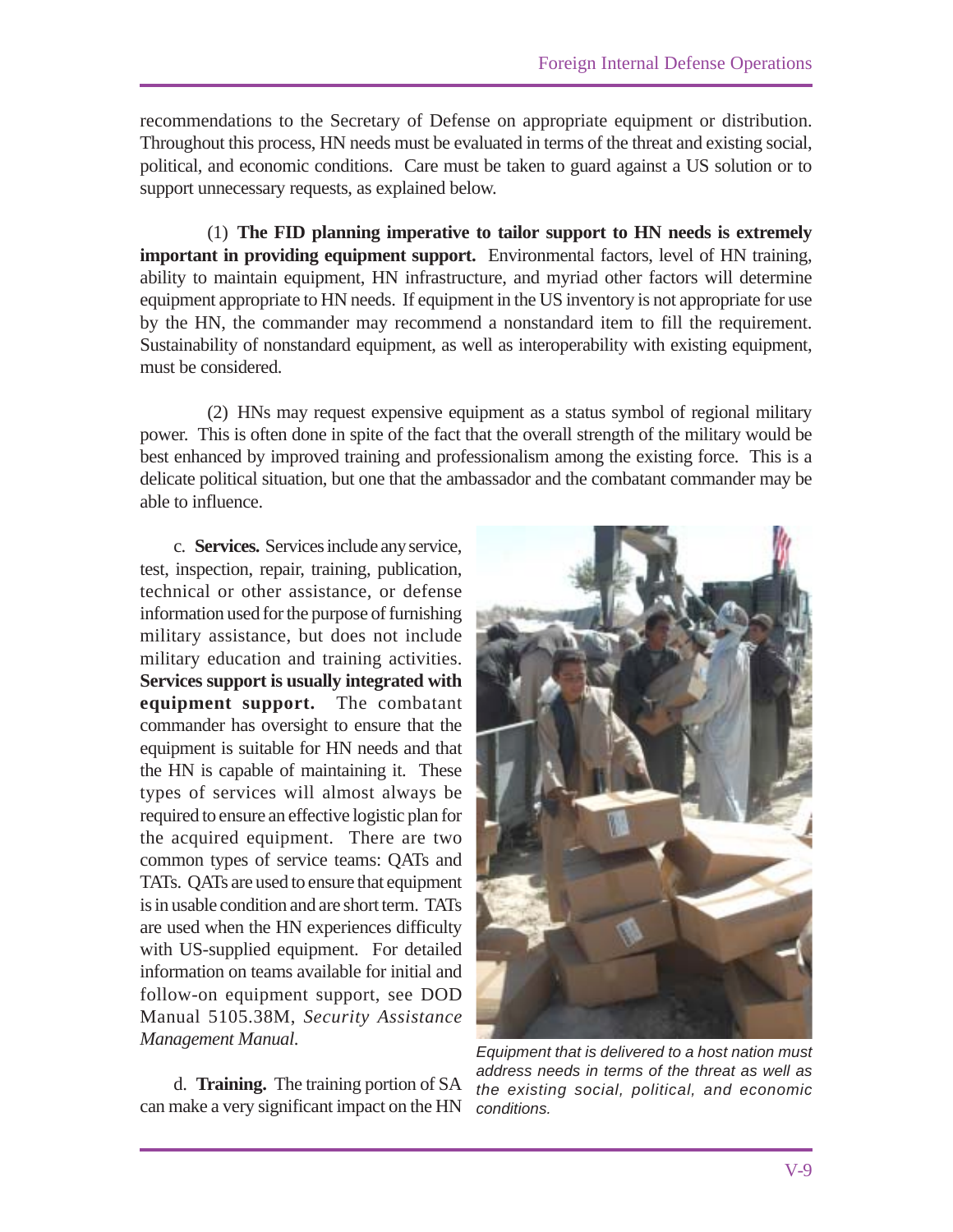recommendations to the Secretary of Defense on appropriate equipment or distribution. Throughout this process, HN needs must be evaluated in terms of the threat and existing social, political, and economic conditions. Care must be taken to guard against a US solution or to support unnecessary requests, as explained below.

(1) **The FID planning imperative to tailor support to HN needs is extremely important in providing equipment support.** Environmental factors, level of HN training, ability to maintain equipment, HN infrastructure, and myriad other factors will determine equipment appropriate to HN needs. If equipment in the US inventory is not appropriate for use by the HN, the commander may recommend a nonstandard item to fill the requirement. Sustainability of nonstandard equipment, as well as interoperability with existing equipment, must be considered.

(2) HNs may request expensive equipment as a status symbol of regional military power. This is often done in spite of the fact that the overall strength of the military would be best enhanced by improved training and professionalism among the existing force. This is a delicate political situation, but one that the ambassador and the combatant commander may be able to influence.

c. **Services.** Services include any service, test, inspection, repair, training, publication, technical or other assistance, or defense information used for the purpose of furnishing military assistance, but does not include military education and training activities. **Services support is usually integrated with equipment support.** The combatant commander has oversight to ensure that the equipment is suitable for HN needs and that the HN is capable of maintaining it. These types of services will almost always be required to ensure an effective logistic plan for the acquired equipment. There are two common types of service teams: QATs and TATs. QATs are used to ensure that equipment is in usable condition and are short term. TATs are used when the HN experiences difficulty with US-supplied equipment. For detailed information on teams available for initial and follow-on equipment support, see DOD Manual 5105.38M, *Security Assistance Management Manual.*

*Equipment that is delivered to a host nation must address needs in terms of the threat as well as the existing social, political, and economic conditions.*

d. **Training.** The training portion of SA can make a very significant impact on the HN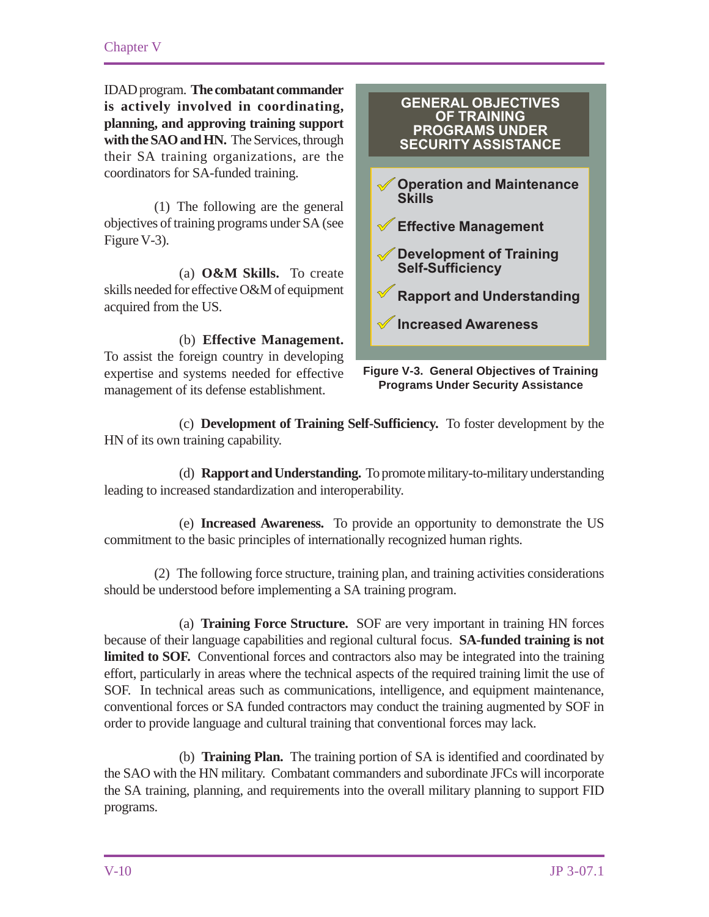IDAD program. **The combatant commander is actively involved in coordinating, planning, and approving training support with the SAO and HN.** The Services, through their SA training organizations, are the coordinators for SA-funded training.

(1) The following are the general objectives of training programs under SA (see Figure V-3).

(a) **O&M Skills.** To create skills needed for effective O&M of equipment acquired from the US.

(b) **Effective Management.** To assist the foreign country in developing expertise and systems needed for effective management of its defense establishment.

**GENERAL OBJECTIVES OF TRAINING PROGRAMS UNDER SECURITY ASSISTANCE**

- ✓ Operation and Maintenance Skills
- ✓ Effective Management
- ✓ Development of Training Self-Sufficiency
- ✓ Rapport and Understanding
- ✓ Increased Awareness

**Figure V-3. General Objectives of Training Programs Under Security Assistance**

(c) **Development of Training Self-Sufficiency.** To foster development by the HN of its own training capability.

(d) **Rapport and Understanding.** To promote military-to-military understanding leading to increased standardization and interoperability.

(e) **Increased Awareness.** To provide an opportunity to demonstrate the US commitment to the basic principles of internationally recognized human rights.

(2) The following force structure, training plan, and training activities considerations should be understood before implementing a SA training program.

(a) **Training Force Structure.** SOF are very important in training HN forces because of their language capabilities and regional cultural focus. **SA-funded training is not limited to SOF.** Conventional forces and contractors also may be integrated into the training effort, particularly in areas where the technical aspects of the required training limit the use of SOF. In technical areas such as communications, intelligence, and equipment maintenance, conventional forces or SA funded contractors may conduct the training augmented by SOF in order to provide language and cultural training that conventional forces may lack.

(b) **Training Plan.** The training portion of SA is identified and coordinated by the SAO with the HN military. Combatant commanders and subordinate JFCs will incorporate the SA training, planning, and requirements into the overall military planning to support FID programs.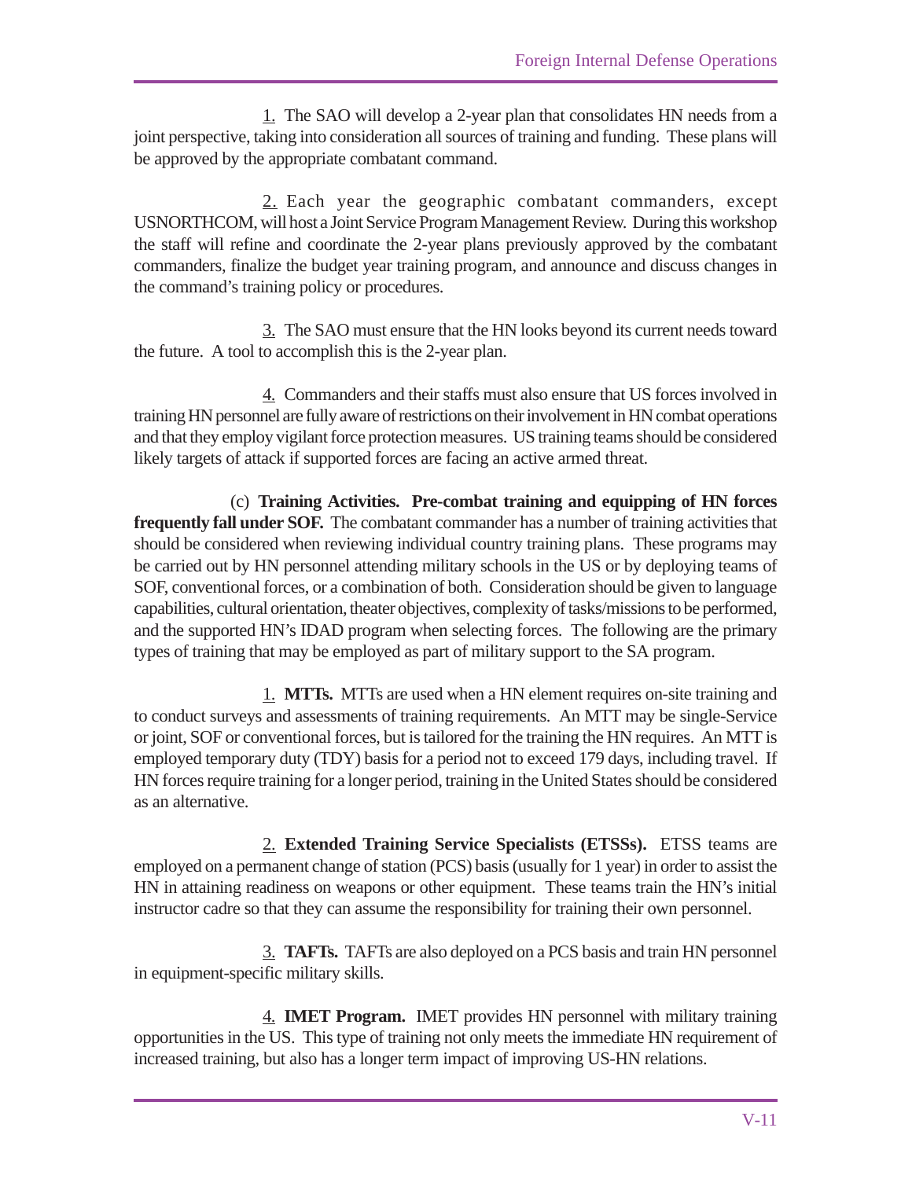<u>1.</u> The SAO will develop a 2-year plan that consolidates HN needs from a joint perspective, taking into consideration all sources of training and funding. These plans will be approved by the appropriate combatant command.

<u>2.</u> Each year the geographic combatant commanders, except USNORTHCOM, will host a Joint Service Program Management Review. During this workshop the staff will refine and coordinate the 2-year plans previously approved by the combatant commanders, finalize the budget year training program, and announce and discuss changes in the command's training policy or procedures.

<u>3.</u> The SAO must ensure that the HN looks beyond its current needs toward the future. A tool to accomplish this is the 2-year plan.

<u>4.</u> Commanders and their staffs must also ensure that US forces involved in training HN personnel are fully aware of restrictions on their involvement in HN combat operations and that they employ vigilant force protection measures. US training teams should be considered likely targets of attack if supported forces are facing an active armed threat.

(c) **Training Activities. Pre-combat training and equipping of HN forces frequently fall under SOF.** The combatant commander has a number of training activities that should be considered when reviewing individual country training plans. These programs may be carried out by HN personnel attending military schools in the US or by deploying teams of SOF, conventional forces, or a combination of both. Consideration should be given to language capabilities, cultural orientation, theater objectives, complexity of tasks/missions to be performed, and the supported HN's IDAD program when selecting forces. The following are the primary types of training that may be employed as part of military support to the SA program.

<u>1.</u> **MTTs.** MTTs are used when a HN element requires on-site training and to conduct surveys and assessments of training requirements. An MTT may be single-Service or joint, SOF or conventional forces, but is tailored for the training the HN requires. An MTT is employed temporary duty (TDY) basis for a period not to exceed 179 days, including travel. If HN forces require training for a longer period, training in the United States should be considered as an alternative.

<u>2.</u> **Extended Training Service Specialists (ETSSs).** ETSS teams are employed on a permanent change of station (PCS) basis (usually for 1 year) in order to assist the HN in attaining readiness on weapons or other equipment. These teams train the HN's initial instructor cadre so that they can assume the responsibility for training their own personnel.

<u>3.</u> **TAFTs.** TAFTs are also deployed on a PCS basis and train HN personnel in equipment-specific military skills.

<u>4.</u> **IMET Program.** IMET provides HN personnel with military training opportunities in the US. This type of training not only meets the immediate HN requirement of increased training, but also has a longer term impact of improving US-HN relations.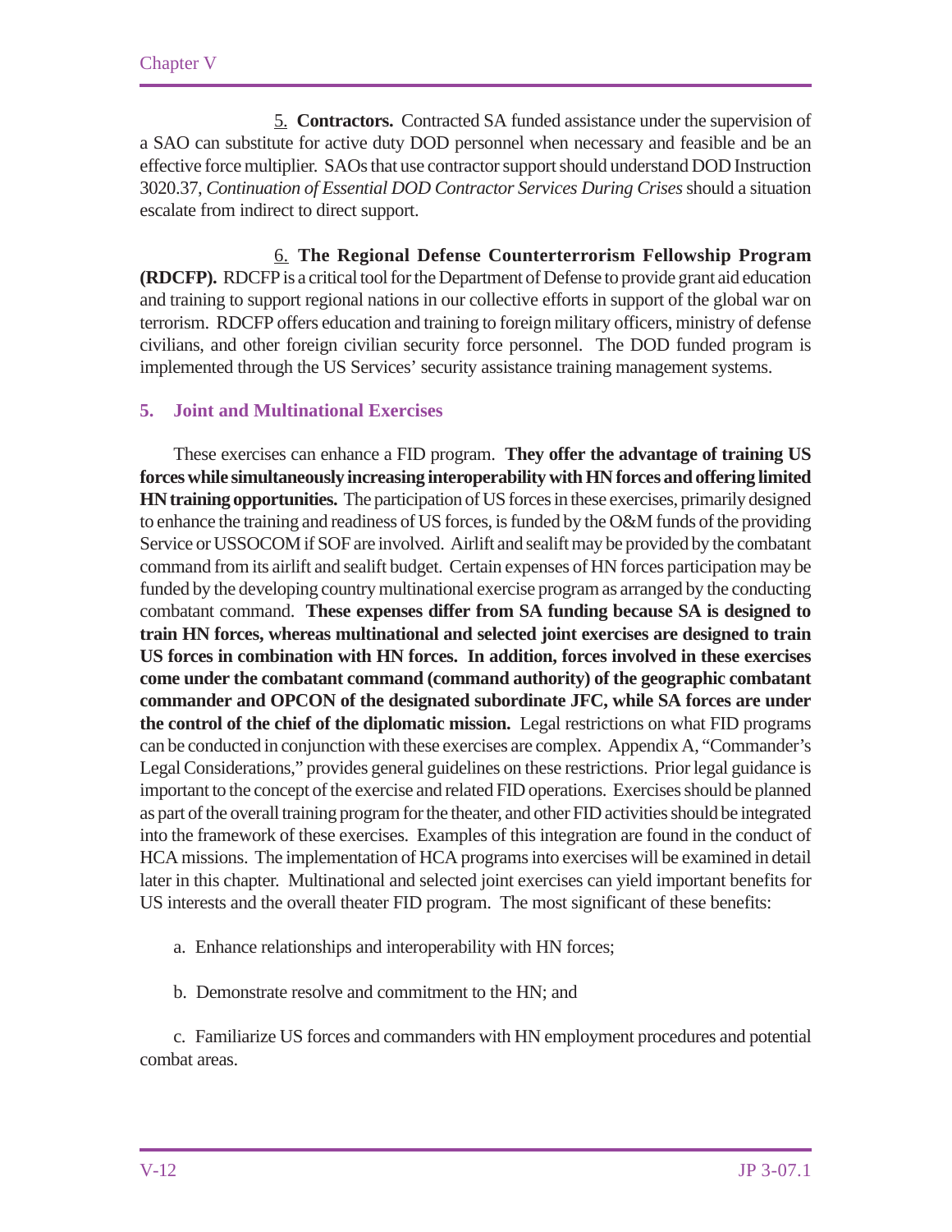<u>5.</u> **Contractors.** Contracted SA funded assistance under the supervision of a SAO can substitute for active duty DOD personnel when necessary and feasible and be an effective force multiplier. SAOs that use contractor support should understand DOD Instruction 3020.37, *Continuation of Essential DOD Contractor Services During Crises* should a situation escalate from indirect to direct support.

<u>6.</u> **The Regional Defense Counterterrorism Fellowship Program (RDCFP).** RDCFP is a critical tool for the Department of Defense to provide grant aid education and training to support regional nations in our collective efforts in support of the global war on terrorism. RDCFP offers education and training to foreign military officers, ministry of defense civilians, and other foreign civilian security force personnel. The DOD funded program is implemented through the US Services' security assistance training management systems.

## 5. Joint and Multinational Exercises

These exercises can enhance a FID program. **They offer the advantage of training US forces while simultaneously increasing interoperability with HN forces and offering limited HN training opportunities.** The participation of US forces in these exercises, primarily designed to enhance the training and readiness of US forces, is funded by the O&M funds of the providing Service or USSOCOM if SOF are involved. Airlift and sealift may be provided by the combatant command from its airlift and sealift budget. Certain expenses of HN forces participation may be funded by the developing country multinational exercise program as arranged by the conducting combatant command. **These expenses differ from SA funding because SA is designed to train HN forces, whereas multinational and selected joint exercises are designed to train US forces in combination with HN forces. In addition, forces involved in these exercises come under the combatant command (command authority) of the geographic combatant commander and OPCON of the designated subordinate JFC, while SA forces are under the control of the chief of the diplomatic mission.** Legal restrictions on what FID programs can be conducted in conjunction with these exercises are complex. Appendix A, "Commander's Legal Considerations," provides general guidelines on these restrictions. Prior legal guidance is important to the concept of the exercise and related FID operations. Exercises should be planned as part of the overall training program for the theater, and other FID activities should be integrated into the framework of these exercises. Examples of this integration are found in the conduct of HCA missions. The implementation of HCA programs into exercises will be examined in detail later in this chapter. Multinational and selected joint exercises can yield important benefits for US interests and the overall theater FID program. The most significant of these benefits:

a. Enhance relationships and interoperability with HN forces;

b. Demonstrate resolve and commitment to the HN; and

c. Familiarize US forces and commanders with HN employment procedures and potential combat areas.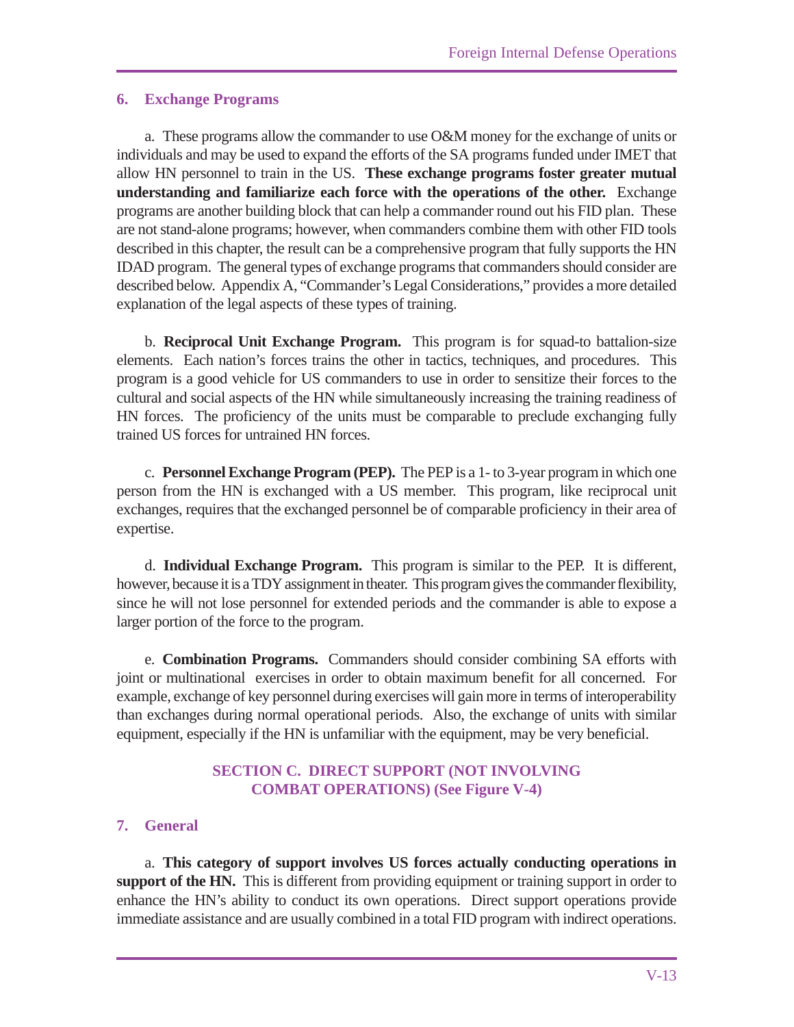## 6. Exchange Programs

a. These programs allow the commander to use O&M money for the exchange of units or individuals and may be used to expand the efforts of the SA programs funded under IMET that allow HN personnel to train in the US. **These exchange programs foster greater mutual understanding and familiarize each force with the operations of the other.** Exchange programs are another building block that can help a commander round out his FID plan. These are not stand-alone programs; however, when commanders combine them with other FID tools described in this chapter, the result can be a comprehensive program that fully supports the HN IDAD program. The general types of exchange programs that commanders should consider are described below. Appendix A, "Commander's Legal Considerations," provides a more detailed explanation of the legal aspects of these types of training.

b. **Reciprocal Unit Exchange Program.** This program is for squad-to battalion-size elements. Each nation's forces trains the other in tactics, techniques, and procedures. This program is a good vehicle for US commanders to use in order to sensitize their forces to the cultural and social aspects of the HN while simultaneously increasing the training readiness of HN forces. The proficiency of the units must be comparable to preclude exchanging fully trained US forces for untrained HN forces.

c. **Personnel Exchange Program (PEP).** The PEP is a 1- to 3-year program in which one person from the HN is exchanged with a US member. This program, like reciprocal unit exchanges, requires that the exchanged personnel be of comparable proficiency in their area of expertise.

d. **Individual Exchange Program.** This program is similar to the PEP. It is different, however, because it is a TDY assignment in theater. This program gives the commander flexibility, since he will not lose personnel for extended periods and the commander is able to expose a larger portion of the force to the program.

e. **Combination Programs.** Commanders should consider combining SA efforts with joint or multinational exercises in order to obtain maximum benefit for all concerned. For example, exchange of key personnel during exercises will gain more in terms of interoperability than exchanges during normal operational periods. Also, the exchange of units with similar equipment, especially if the HN is unfamiliar with the equipment, may be very beneficial.

## SECTION C. DIRECT SUPPORT (NOT INVOLVING COMBAT OPERATIONS) (See Figure V-4)

## 7. General

a. **This category of support involves US forces actually conducting operations in support of the HN.** This is different from providing equipment or training support in order to enhance the HN's ability to conduct its own operations. Direct support operations provide immediate assistance and are usually combined in a total FID program with indirect operations.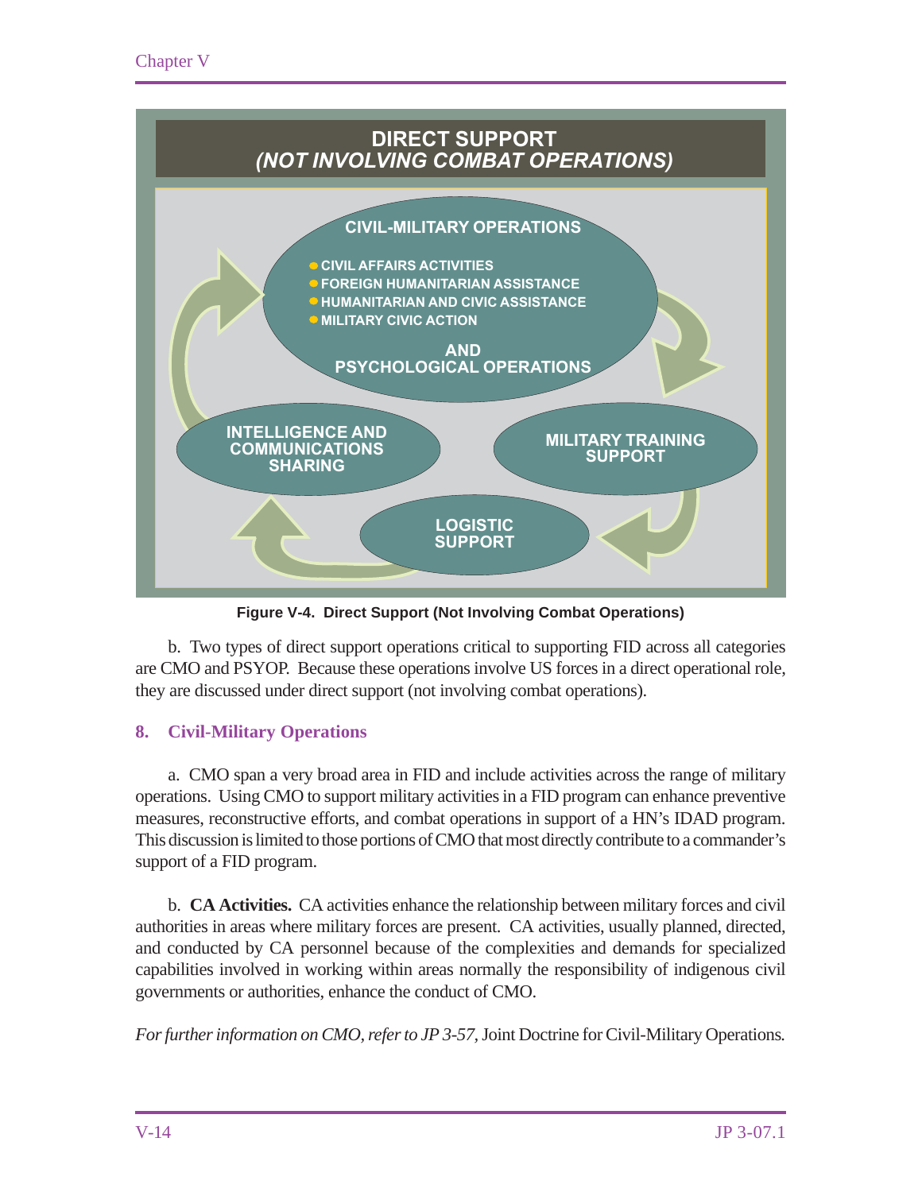**DIRECT SUPPORT (NOT INVOLVING COMBAT OPERATIONS)**

**CIVIL-MILITARY OPERATIONS**

- CIVIL AFFAIRS ACTIVITIES
- FOREIGN HUMANITARIAN ASSISTANCE
- HUMANITARIAN AND CIVIC ASSISTANCE
- MILITARY CIVIC ACTION

**AND PSYCHOLOGICAL OPERATIONS**

**MILITARY TRAINING SUPPORT**

**LOGISTIC SUPPORT**

**INTELLIGENCE AND COMMUNICATIONS SHARING**

**Figure V-4. Direct Support (Not Involving Combat Operations)**

b. Two types of direct support operations critical to supporting FID across all categories are CMO and PSYOP. Because these operations involve US forces in a direct operational role, they are discussed under direct support (not involving combat operations).

## 8. Civil-Military Operations

a. CMO span a very broad area in FID and include activities across the range of military operations. Using CMO to support military activities in a FID program can enhance preventive measures, reconstructive efforts, and combat operations in support of a HN's IDAD program. This discussion is limited to those portions of CMO that most directly contribute to a commander's support of a FID program.

b. **CA Activities.** CA activities enhance the relationship between military forces and civil authorities in areas where military forces are present. CA activities, usually planned, directed, and conducted by CA personnel because of the complexities and demands for specialized capabilities involved in working within areas normally the responsibility of indigenous civil governments or authorities, enhance the conduct of CMO.

*For further information on CMO, refer to JP 3-57,* Joint Doctrine for Civil-Military Operations.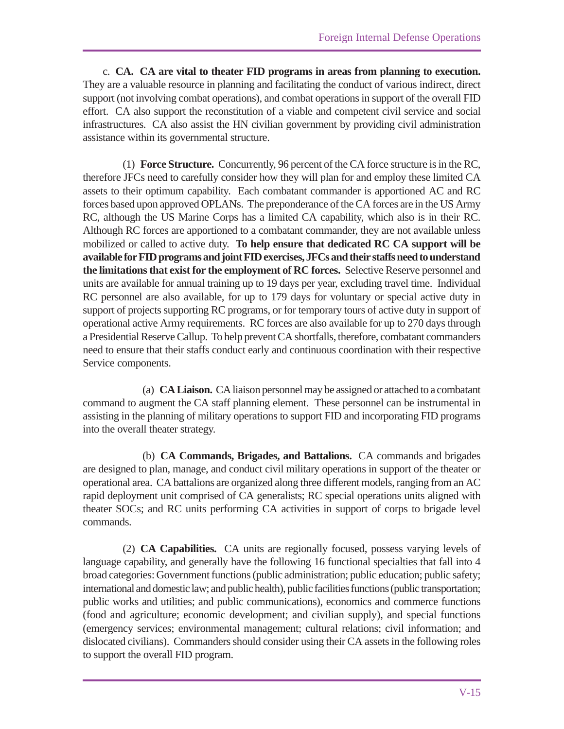c. **CA. CA are vital to theater FID programs in areas from planning to execution.** They are a valuable resource in planning and facilitating the conduct of various indirect, direct support (not involving combat operations), and combat operations in support of the overall FID effort. CA also support the reconstitution of a viable and competent civil service and social infrastructures. CA also assist the HN civilian government by providing civil administration assistance within its governmental structure.

(1) **Force Structure.** Concurrently, 96 percent of the CA force structure is in the RC, therefore JFCs need to carefully consider how they will plan for and employ these limited CA assets to their optimum capability. Each combatant commander is apportioned AC and RC forces based upon approved OPLANs. The preponderance of the CA forces are in the US Army RC, although the US Marine Corps has a limited CA capability, which also is in their RC. Although RC forces are apportioned to a combatant commander, they are not available unless mobilized or called to active duty. **To help ensure that dedicated RC CA support will be available for FID programs and joint FID exercises, JFCs and their staffs need to understand the limitations that exist for the employment of RC forces.** Selective Reserve personnel and units are available for annual training up to 19 days per year, excluding travel time. Individual RC personnel are also available, for up to 179 days for voluntary or special active duty in support of projects supporting RC programs, or for temporary tours of active duty in support of operational active Army requirements. RC forces are also available for up to 270 days through a Presidential Reserve Callup. To help prevent CA shortfalls, therefore, combatant commanders need to ensure that their staffs conduct early and continuous coordination with their respective Service components.

(a) **CA Liaison.** CA liaison personnel may be assigned or attached to a combatant command to augment the CA staff planning element. These personnel can be instrumental in assisting in the planning of military operations to support FID and incorporating FID programs into the overall theater strategy.

(b) **CA Commands, Brigades, and Battalions.** CA commands and brigades are designed to plan, manage, and conduct civil military operations in support of the theater or operational area. CA battalions are organized along three different models, ranging from an AC rapid deployment unit comprised of CA generalists; RC special operations units aligned with theater SOCs; and RC units performing CA activities in support of corps to brigade level commands.

(2) **CA Capabilities.** CA units are regionally focused, possess varying levels of language capability, and generally have the following 16 functional specialties that fall into 4 broad categories: Government functions (public administration; public education; public safety; international and domestic law; and public health), public facilities functions (public transportation; public works and utilities; and public communications), economics and commerce functions (food and agriculture; economic development; and civilian supply), and special functions (emergency services; environmental management; cultural relations; civil information; and dislocated civilians). Commanders should consider using their CA assets in the following roles to support the overall FID program.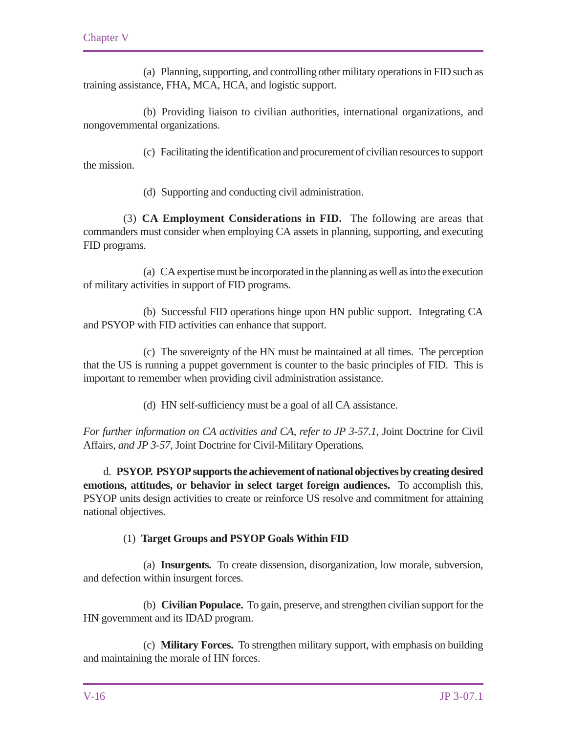(a) Planning, supporting, and controlling other military operations in FID such as training assistance, FHA, MCA, HCA, and logistic support.

(b) Providing liaison to civilian authorities, international organizations, and nongovernmental organizations.

(c) Facilitating the identification and procurement of civilian resources to support the mission.

(d) Supporting and conducting civil administration.

(3) **CA Employment Considerations in FID.** The following are areas that commanders must consider when employing CA assets in planning, supporting, and executing FID programs.

(a) CA expertise must be incorporated in the planning as well as into the execution of military activities in support of FID programs.

(b) Successful FID operations hinge upon HN public support. Integrating CA and PSYOP with FID activities can enhance that support.

(c) The sovereignty of the HN must be maintained at all times. The perception that the US is running a puppet government is counter to the basic principles of FID. This is important to remember when providing civil administration assistance.

(d) HN self-sufficiency must be a goal of all CA assistance.

*For further information on CA activities and CA, refer to JP 3-57.1,* Joint Doctrine for Civil Affairs, *and JP 3-57,* Joint Doctrine for Civil-Military Operations*.*

d. **PSYOP. PSYOP supports the achievement of national objectives by creating desired emotions, attitudes, or behavior in select target foreign audiences.** To accomplish this, PSYOP units design activities to create or reinforce US resolve and commitment for attaining national objectives.

(1) **Target Groups and PSYOP Goals Within FID**

(a) **Insurgents.** To create dissension, disorganization, low morale, subversion, and defection within insurgent forces.

(b) **Civilian Populace.** To gain, preserve, and strengthen civilian support for the HN government and its IDAD program.

(c) **Military Forces.** To strengthen military support, with emphasis on building and maintaining the morale of HN forces.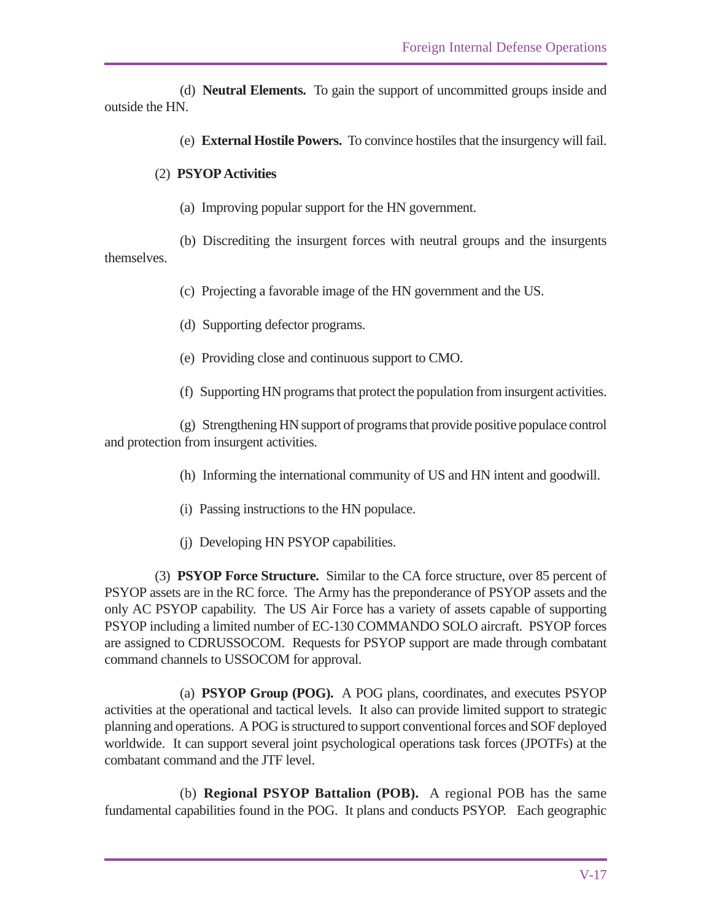(d) **Neutral Elements.** To gain the support of uncommitted groups inside and outside the HN.

(e) **External Hostile Powers.** To convince hostiles that the insurgency will fail.

(2) **PSYOP Activities**

(a) Improving popular support for the HN government.

(b) Discrediting the insurgent forces with neutral groups and the insurgents themselves.

(c) Projecting a favorable image of the HN government and the US.

(d) Supporting defector programs.

(e) Providing close and continuous support to CMO.

(f) Supporting HN programs that protect the population from insurgent activities.

(g) Strengthening HN support of programs that provide positive populace control and protection from insurgent activities.

(h) Informing the international community of US and HN intent and goodwill.

(i) Passing instructions to the HN populace.

(j) Developing HN PSYOP capabilities.

(3) **PSYOP Force Structure.** Similar to the CA force structure, over 85 percent of PSYOP assets are in the RC force. The Army has the preponderance of PSYOP assets and the only AC PSYOP capability. The US Air Force has a variety of assets capable of supporting PSYOP including a limited number of EC-130 COMMANDO SOLO aircraft. PSYOP forces are assigned to CDRUSSOCOM. Requests for PSYOP support are made through combatant command channels to USSOCOM for approval.

(a) **PSYOP Group (POG).** A POG plans, coordinates, and executes PSYOP activities at the operational and tactical levels. It also can provide limited support to strategic planning and operations. A POG is structured to support conventional forces and SOF deployed worldwide. It can support several joint psychological operations task forces (JPOTFs) at the combatant command and the JTF level.

(b) **Regional PSYOP Battalion (POB).** A regional POB has the same fundamental capabilities found in the POG. It plans and conducts PSYOP. Each geographic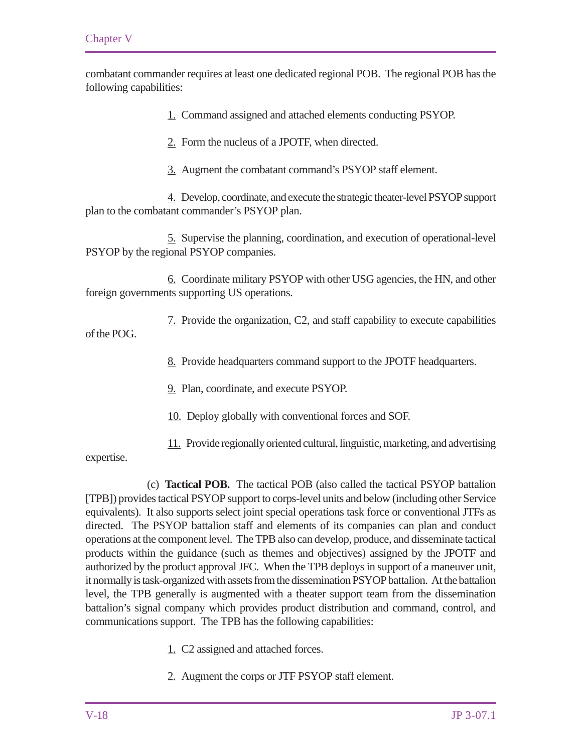combatant commander requires at least one dedicated regional POB. The regional POB has the following capabilities:

1. Command assigned and attached elements conducting PSYOP.

2. Form the nucleus of a JPOTF, when directed.

3. Augment the combatant command's PSYOP staff element.

4. Develop, coordinate, and execute the strategic theater-level PSYOP support plan to the combatant commander's PSYOP plan.

5. Supervise the planning, coordination, and execution of operational-level PSYOP by the regional PSYOP companies.

6. Coordinate military PSYOP with other USG agencies, the HN, and other foreign governments supporting US operations.

7. Provide the organization, C2, and staff capability to execute capabilities of the POG.

8. Provide headquarters command support to the JPOTF headquarters.

9. Plan, coordinate, and execute PSYOP.

10. Deploy globally with conventional forces and SOF.

11. Provide regionally oriented cultural, linguistic, marketing, and advertising expertise.

(c) **Tactical POB.** The tactical POB (also called the tactical PSYOP battalion [TPB]) provides tactical PSYOP support to corps-level units and below (including other Service equivalents). It also supports select joint special operations task force or conventional JTFs as directed. The PSYOP battalion staff and elements of its companies can plan and conduct operations at the component level. The TPB also can develop, produce, and disseminate tactical products within the guidance (such as themes and objectives) assigned by the JPOTF and authorized by the product approval JFC. When the TPB deploys in support of a maneuver unit, it normally is task-organized with assets from the dissemination PSYOP battalion. At the battalion level, the TPB generally is augmented with a theater support team from the dissemination battalion's signal company which provides product distribution and command, control, and communications support. The TPB has the following capabilities:

1. C2 assigned and attached forces.

2. Augment the corps or JTF PSYOP staff element.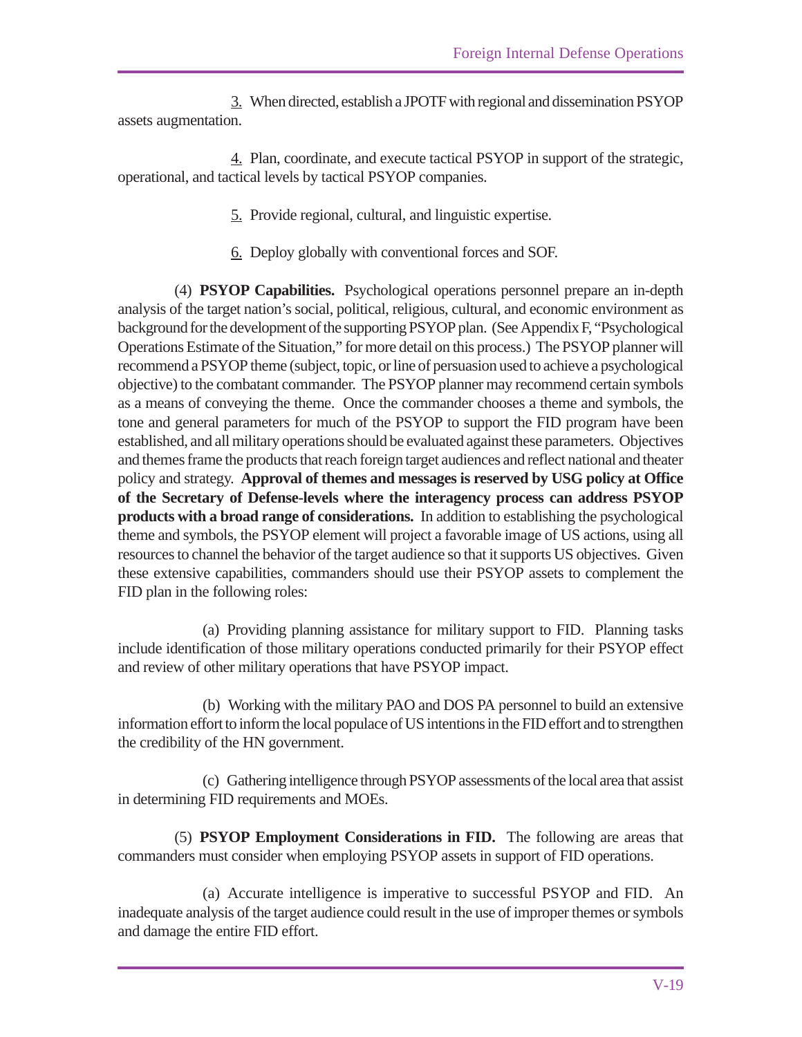3. When directed, establish a JPOTF with regional and dissemination PSYOP assets augmentation.

4. Plan, coordinate, and execute tactical PSYOP in support of the strategic, operational, and tactical levels by tactical PSYOP companies.

5. Provide regional, cultural, and linguistic expertise.

6. Deploy globally with conventional forces and SOF.

(4) **PSYOP Capabilities.** Psychological operations personnel prepare an in-depth analysis of the target nation's social, political, religious, cultural, and economic environment as background for the development of the supporting PSYOP plan. (See Appendix F, "Psychological Operations Estimate of the Situation," for more detail on this process.) The PSYOP planner will recommend a PSYOP theme (subject, topic, or line of persuasion used to achieve a psychological objective) to the combatant commander. The PSYOP planner may recommend certain symbols as a means of conveying the theme. Once the commander chooses a theme and symbols, the tone and general parameters for much of the PSYOP to support the FID program have been established, and all military operations should be evaluated against these parameters. Objectives and themes frame the products that reach foreign target audiences and reflect national and theater policy and strategy. **Approval of themes and messages is reserved by USG policy at Office of the Secretary of Defense-levels where the interagency process can address PSYOP products with a broad range of considerations.** In addition to establishing the psychological theme and symbols, the PSYOP element will project a favorable image of US actions, using all resources to channel the behavior of the target audience so that it supports US objectives. Given these extensive capabilities, commanders should use their PSYOP assets to complement the FID plan in the following roles:

(a) Providing planning assistance for military support to FID. Planning tasks include identification of those military operations conducted primarily for their PSYOP effect and review of other military operations that have PSYOP impact.

(b) Working with the military PAO and DOS PA personnel to build an extensive information effort to inform the local populace of US intentions in the FID effort and to strengthen the credibility of the HN government.

(c) Gathering intelligence through PSYOP assessments of the local area that assist in determining FID requirements and MOEs.

(5) **PSYOP Employment Considerations in FID.** The following are areas that commanders must consider when employing PSYOP assets in support of FID operations.

(a) Accurate intelligence is imperative to successful PSYOP and FID. An inadequate analysis of the target audience could result in the use of improper themes or symbols and damage the entire FID effort.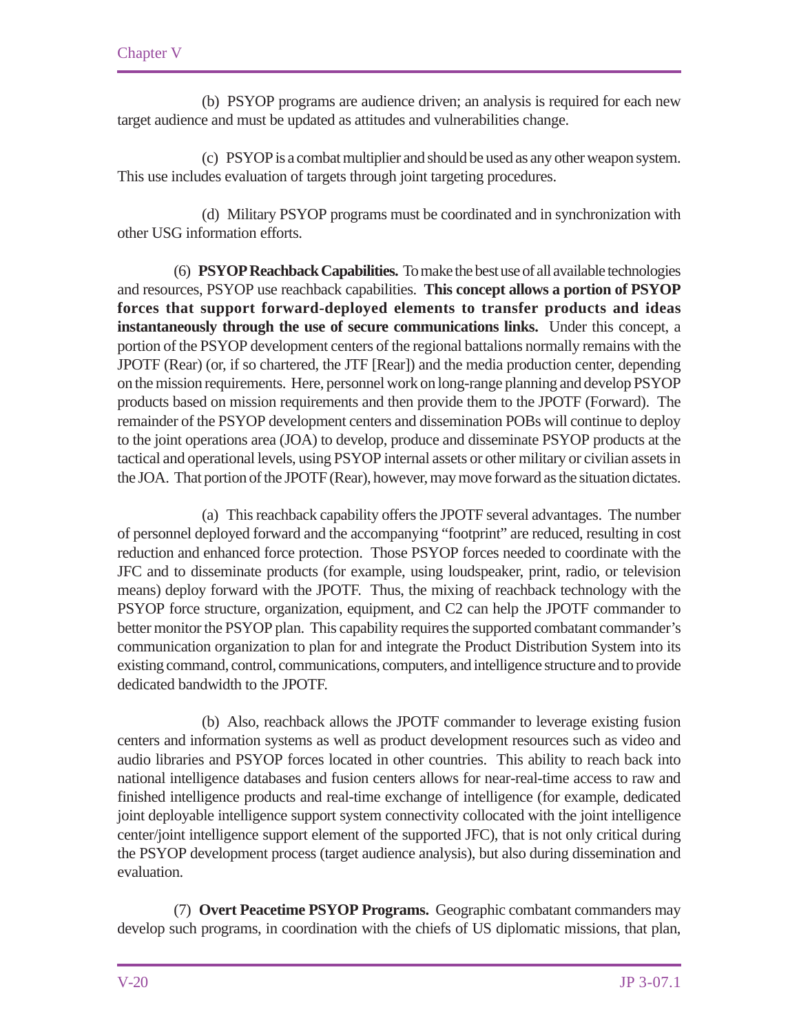(b) PSYOP programs are audience driven; an analysis is required for each new target audience and must be updated as attitudes and vulnerabilities change.

(c) PSYOP is a combat multiplier and should be used as any other weapon system. This use includes evaluation of targets through joint targeting procedures.

(d) Military PSYOP programs must be coordinated and in synchronization with other USG information efforts.

(6) **PSYOP Reachback Capabilities.** To make the best use of all available technologies and resources, PSYOP use reachback capabilities. **This concept allows a portion of PSYOP forces that support forward-deployed elements to transfer products and ideas instantaneously through the use of secure communications links.** Under this concept, a portion of the PSYOP development centers of the regional battalions normally remains with the JPOTF (Rear) (or, if so chartered, the JTF [Rear]) and the media production center, depending on the mission requirements. Here, personnel work on long-range planning and develop PSYOP products based on mission requirements and then provide them to the JPOTF (Forward). The remainder of the PSYOP development centers and dissemination POBs will continue to deploy to the joint operations area (JOA) to develop, produce and disseminate PSYOP products at the tactical and operational levels, using PSYOP internal assets or other military or civilian assets in the JOA. That portion of the JPOTF (Rear), however, may move forward as the situation dictates.

(a) This reachback capability offers the JPOTF several advantages. The number of personnel deployed forward and the accompanying "footprint" are reduced, resulting in cost reduction and enhanced force protection. Those PSYOP forces needed to coordinate with the JFC and to disseminate products (for example, using loudspeaker, print, radio, or television means) deploy forward with the JPOTF. Thus, the mixing of reachback technology with the PSYOP force structure, organization, equipment, and C2 can help the JPOTF commander to better monitor the PSYOP plan. This capability requires the supported combatant commander's communication organization to plan for and integrate the Product Distribution System into its existing command, control, communications, computers, and intelligence structure and to provide dedicated bandwidth to the JPOTF.

(b) Also, reachback allows the JPOTF commander to leverage existing fusion centers and information systems as well as product development resources such as video and audio libraries and PSYOP forces located in other countries. This ability to reach back into national intelligence databases and fusion centers allows for near-real-time access to raw and finished intelligence products and real-time exchange of intelligence (for example, dedicated joint deployable intelligence support system connectivity collocated with the joint intelligence center/joint intelligence support element of the supported JFC), that is not only critical during the PSYOP development process (target audience analysis), but also during dissemination and evaluation.

(7) **Overt Peacetime PSYOP Programs.** Geographic combatant commanders may develop such programs, in coordination with the chiefs of US diplomatic missions, that plan,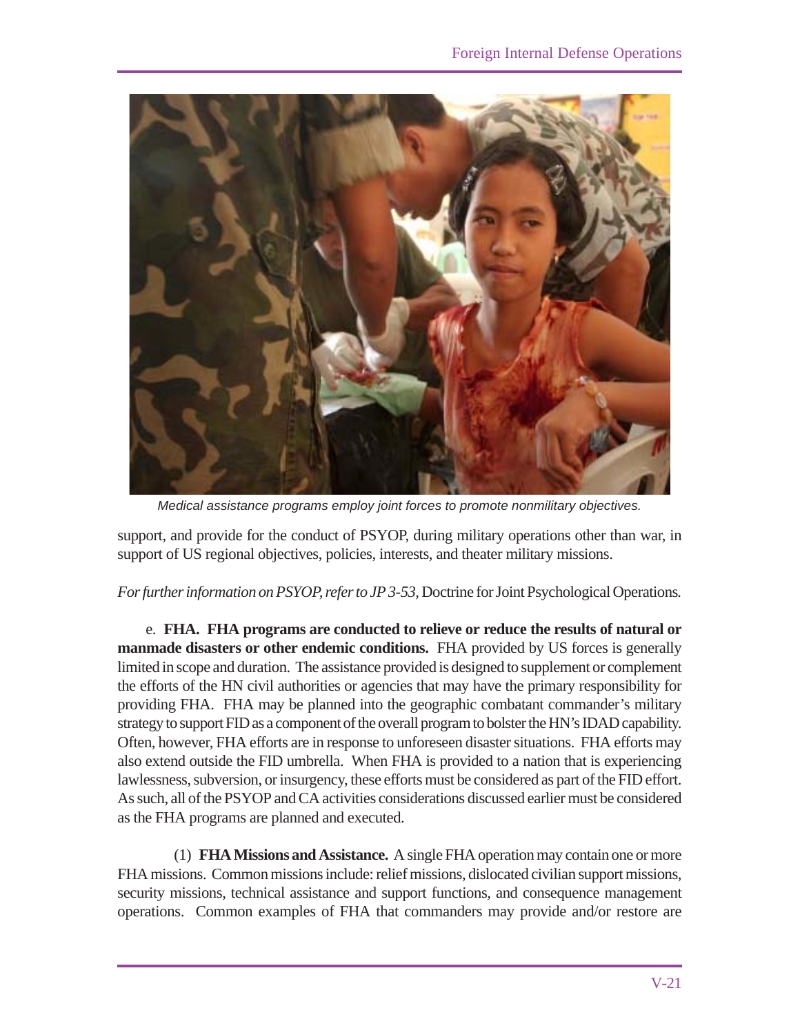*Medical assistance programs employ joint forces to promote nonmilitary objectives.*

support, and provide for the conduct of PSYOP, during military operations other than war, in support of US regional objectives, policies, interests, and theater military missions.

*For further information on PSYOP, refer to JP 3-53,* Doctrine for Joint Psychological Operations*.*

e. **FHA. FHA programs are conducted to relieve or reduce the results of natural or manmade disasters or other endemic conditions.** FHA provided by US forces is generally limited in scope and duration. The assistance provided is designed to supplement or complement the efforts of the HN civil authorities or agencies that may have the primary responsibility for providing FHA. FHA may be planned into the geographic combatant commander's military strategy to support FID as a component of the overall program to bolster the HN's IDAD capability. Often, however, FHA efforts are in response to unforeseen disaster situations. FHA efforts may also extend outside the FID umbrella. When FHA is provided to a nation that is experiencing lawlessness, subversion, or insurgency, these efforts must be considered as part of the FID effort. As such, all of the PSYOP and CA activities considerations discussed earlier must be considered as the FHA programs are planned and executed.

(1) **FHA Missions and Assistance.** A single FHA operation may contain one or more FHA missions. Common missions include: relief missions, dislocated civilian support missions, security missions, technical assistance and support functions, and consequence management operations. Common examples of FHA that commanders may provide and/or restore are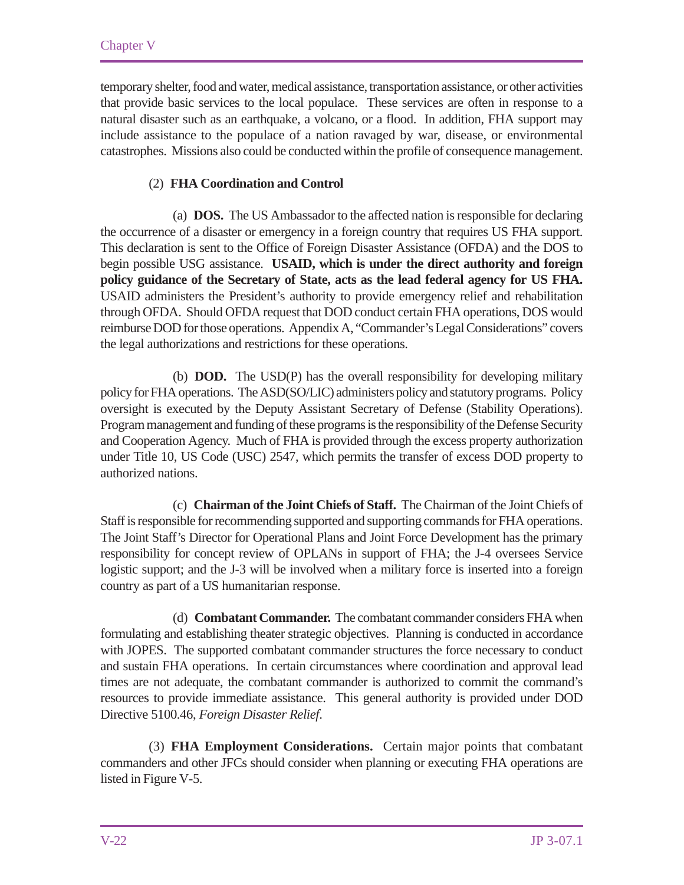temporary shelter, food and water, medical assistance, transportation assistance, or other activities that provide basic services to the local populace. These services are often in response to a natural disaster such as an earthquake, a volcano, or a flood. In addition, FHA support may include assistance to the populace of a nation ravaged by war, disease, or environmental catastrophes. Missions also could be conducted within the profile of consequence management.

(2) **FHA Coordination and Control**

(a) **DOS.** The US Ambassador to the affected nation is responsible for declaring the occurrence of a disaster or emergency in a foreign country that requires US FHA support. This declaration is sent to the Office of Foreign Disaster Assistance (OFDA) and the DOS to begin possible USG assistance. **USAID, which is under the direct authority and foreign policy guidance of the Secretary of State, acts as the lead federal agency for US FHA.** USAID administers the President's authority to provide emergency relief and rehabilitation through OFDA. Should OFDA request that DOD conduct certain FHA operations, DOS would reimburse DOD for those operations. Appendix A, "Commander's Legal Considerations" covers the legal authorizations and restrictions for these operations.

(b) **DOD.** The USD(P) has the overall responsibility for developing military policy for FHA operations. The ASD(SO/LIC) administers policy and statutory programs. Policy oversight is executed by the Deputy Assistant Secretary of Defense (Stability Operations). Program management and funding of these programs is the responsibility of the Defense Security and Cooperation Agency. Much of FHA is provided through the excess property authorization under Title 10, US Code (USC) 2547, which permits the transfer of excess DOD property to authorized nations.

(c) **Chairman of the Joint Chiefs of Staff.** The Chairman of the Joint Chiefs of Staff is responsible for recommending supported and supporting commands for FHA operations. The Joint Staff's Director for Operational Plans and Joint Force Development has the primary responsibility for concept review of OPLANs in support of FHA; the J-4 oversees Service logistic support; and the J-3 will be involved when a military force is inserted into a foreign country as part of a US humanitarian response.

(d) **Combatant Commander.** The combatant commander considers FHA when formulating and establishing theater strategic objectives. Planning is conducted in accordance with JOPES. The supported combatant commander structures the force necessary to conduct and sustain FHA operations. In certain circumstances where coordination and approval lead times are not adequate, the combatant commander is authorized to commit the command's resources to provide immediate assistance. This general authority is provided under DOD Directive 5100.46, *Foreign Disaster Relief*.

(3) **FHA Employment Considerations.** Certain major points that combatant commanders and other JFCs should consider when planning or executing FHA operations are listed in Figure V-5.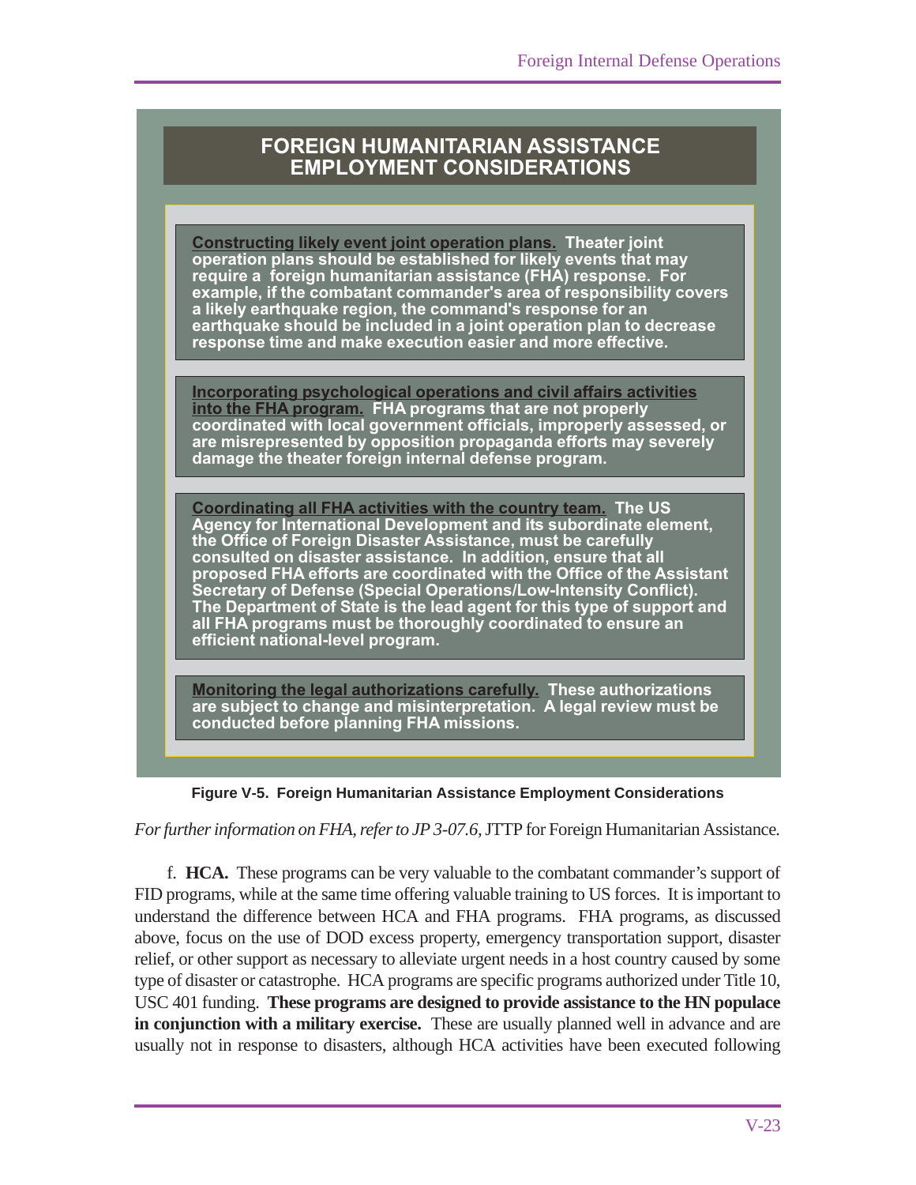**FOREIGN HUMANITARIAN ASSISTANCE EMPLOYMENT CONSIDERATIONS**

**Constructing likely event joint operation plans.** Theater joint operation plans should be established for likely events that may require a foreign humanitarian assistance (FHA) response. For example, if the combatant commander's area of responsibility covers a likely earthquake region, the command's response for an earthquake should be included in a joint operation plan to decrease response time and make execution easier and more effective.

**Incorporating psychological operations and civil affairs activities into the FHA program.** FHA programs that are not properly coordinated with local government officials, improperly assessed, or are misrepresented by opposition propaganda efforts may severely damage the theater foreign internal defense program.

**Coordinating all FHA activities with the country team.** The US Agency for International Development and its subordinate element, the Office of Foreign Disaster Assistance, must be carefully consulted on disaster assistance. In addition, ensure that all proposed FHA efforts are coordinated with the Office of the Assistant Secretary of Defense (Special Operations/Low-Intensity Conflict). The Department of State is the lead agent for this type of support and all FHA programs must be thoroughly coordinated to ensure an efficient national-level program.

**Monitoring the legal authorizations carefully.** These authorizations are subject to change and misinterpretation. A legal review must be conducted before planning FHA missions.

**Figure V-5. Foreign Humanitarian Assistance Employment Considerations**

*For further information on FHA, refer to JP 3-07.6,* JTTP for Foreign Humanitarian Assistance*.*

f. **HCA.** These programs can be very valuable to the combatant commander's support of FID programs, while at the same time offering valuable training to US forces. It is important to understand the difference between HCA and FHA programs. FHA programs, as discussed above, focus on the use of DOD excess property, emergency transportation support, disaster relief, or other support as necessary to alleviate urgent needs in a host country caused by some type of disaster or catastrophe. HCA programs are specific programs authorized under Title 10, USC 401 funding. **These programs are designed to provide assistance to the HN populace in conjunction with a military exercise.** These are usually planned well in advance and are usually not in response to disasters, although HCA activities have been executed following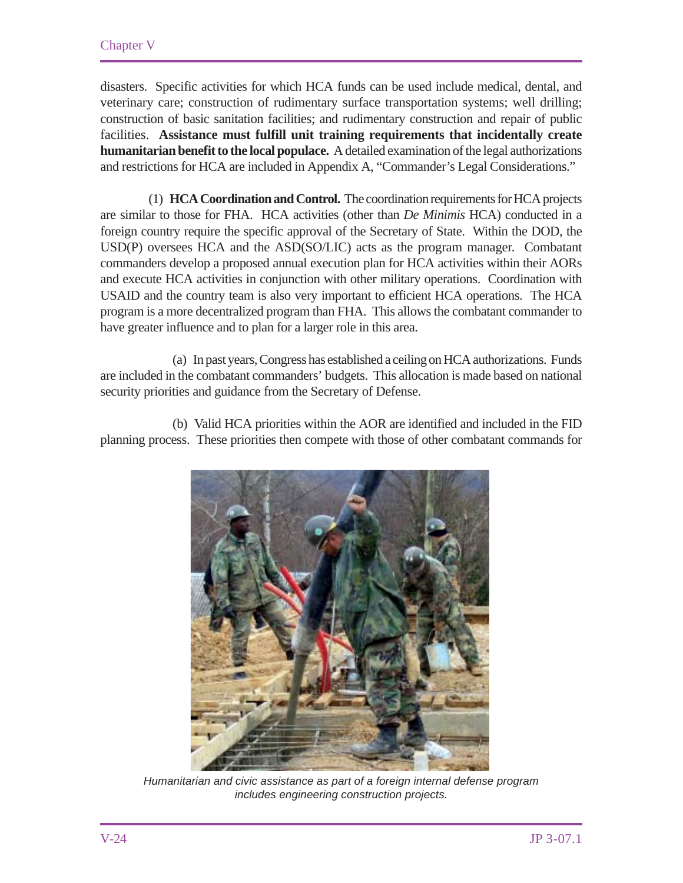disasters. Specific activities for which HCA funds can be used include medical, dental, and veterinary care; construction of rudimentary surface transportation systems; well drilling; construction of basic sanitation facilities; and rudimentary construction and repair of public facilities. **Assistance must fulfill unit training requirements that incidentally create humanitarian benefit to the local populace.** A detailed examination of the legal authorizations and restrictions for HCA are included in Appendix A, "Commander's Legal Considerations."

(1) **HCA Coordination and Control.** The coordination requirements for HCA projects are similar to those for FHA. HCA activities (other than *De Minimis* HCA) conducted in a foreign country require the specific approval of the Secretary of State. Within the DOD, the USD(P) oversees HCA and the ASD(SO/LIC) acts as the program manager. Combatant commanders develop a proposed annual execution plan for HCA activities within their AORs and execute HCA activities in conjunction with other military operations. Coordination with USAID and the country team is also very important to efficient HCA operations. The HCA program is a more decentralized program than FHA. This allows the combatant commander to have greater influence and to plan for a larger role in this area.

(a) In past years, Congress has established a ceiling on HCA authorizations. Funds are included in the combatant commanders' budgets. This allocation is made based on national security priorities and guidance from the Secretary of Defense.

(b) Valid HCA priorities within the AOR are identified and included in the FID planning process. These priorities then compete with those of other combatant commands for

*Humanitarian and civic assistance as part of a foreign internal defense program includes engineering construction projects.*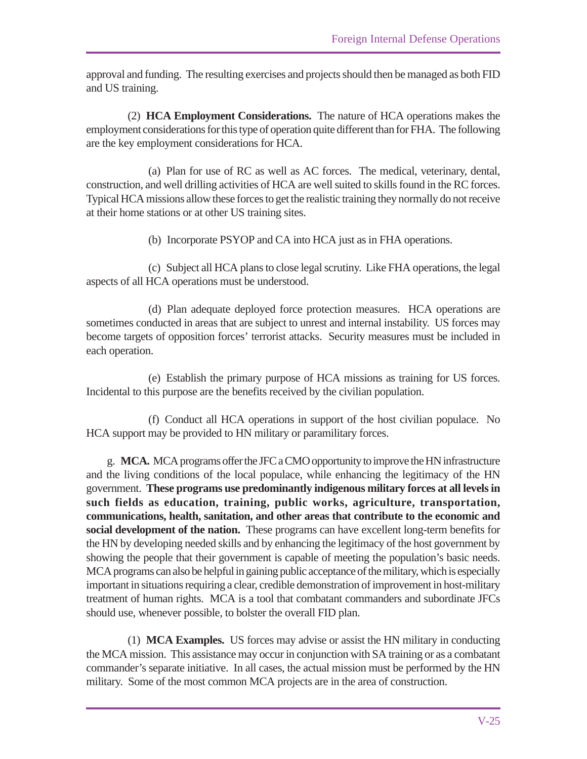approval and funding. The resulting exercises and projects should then be managed as both FID and US training.

(2) **HCA Employment Considerations.** The nature of HCA operations makes the employment considerations for this type of operation quite different than for FHA. The following are the key employment considerations for HCA.

(a) Plan for use of RC as well as AC forces. The medical, veterinary, dental, construction, and well drilling activities of HCA are well suited to skills found in the RC forces. Typical HCA missions allow these forces to get the realistic training they normally do not receive at their home stations or at other US training sites.

(b) Incorporate PSYOP and CA into HCA just as in FHA operations.

(c) Subject all HCA plans to close legal scrutiny. Like FHA operations, the legal aspects of all HCA operations must be understood.

(d) Plan adequate deployed force protection measures. HCA operations are sometimes conducted in areas that are subject to unrest and internal instability. US forces may become targets of opposition forces' terrorist attacks. Security measures must be included in each operation.

(e) Establish the primary purpose of HCA missions as training for US forces. Incidental to this purpose are the benefits received by the civilian population.

(f) Conduct all HCA operations in support of the host civilian populace. No HCA support may be provided to HN military or paramilitary forces.

g. **MCA.** MCA programs offer the JFC a CMO opportunity to improve the HN infrastructure and the living conditions of the local populace, while enhancing the legitimacy of the HN government. **These programs use predominantly indigenous military forces at all levels in such fields as education, training, public works, agriculture, transportation, communications, health, sanitation, and other areas that contribute to the economic and social development of the nation.** These programs can have excellent long-term benefits for the HN by developing needed skills and by enhancing the legitimacy of the host government by showing the people that their government is capable of meeting the population's basic needs. MCA programs can also be helpful in gaining public acceptance of the military, which is especially important in situations requiring a clear, credible demonstration of improvement in host-military treatment of human rights. MCA is a tool that combatant commanders and subordinate JFCs should use, whenever possible, to bolster the overall FID plan.

(1) **MCA Examples.** US forces may advise or assist the HN military in conducting the MCA mission. This assistance may occur in conjunction with SA training or as a combatant commander's separate initiative. In all cases, the actual mission must be performed by the HN military. Some of the most common MCA projects are in the area of construction.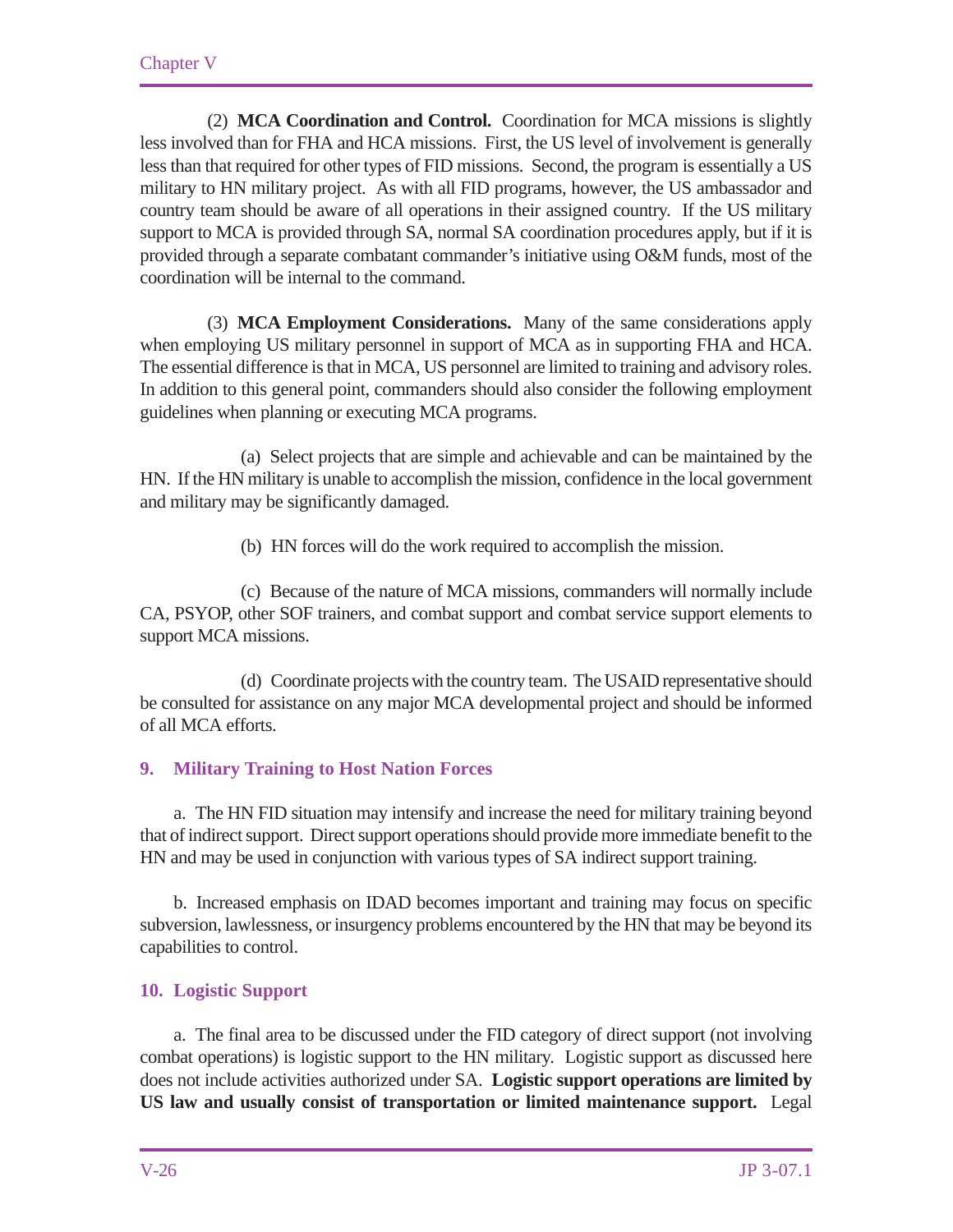(2) **MCA Coordination and Control.** Coordination for MCA missions is slightly less involved than for FHA and HCA missions. First, the US level of involvement is generally less than that required for other types of FID missions. Second, the program is essentially a US military to HN military project. As with all FID programs, however, the US ambassador and country team should be aware of all operations in their assigned country. If the US military support to MCA is provided through SA, normal SA coordination procedures apply, but if it is provided through a separate combatant commander's initiative using O&M funds, most of the coordination will be internal to the command.

(3) **MCA Employment Considerations.** Many of the same considerations apply when employing US military personnel in support of MCA as in supporting FHA and HCA. The essential difference is that in MCA, US personnel are limited to training and advisory roles. In addition to this general point, commanders should also consider the following employment guidelines when planning or executing MCA programs.

(a) Select projects that are simple and achievable and can be maintained by the HN. If the HN military is unable to accomplish the mission, confidence in the local government and military may be significantly damaged.

(b) HN forces will do the work required to accomplish the mission.

(c) Because of the nature of MCA missions, commanders will normally include CA, PSYOP, other SOF trainers, and combat support and combat service support elements to support MCA missions.

(d) Coordinate projects with the country team. The USAID representative should be consulted for assistance on any major MCA developmental project and should be informed of all MCA efforts.

## 9. Military Training to Host Nation Forces

a. The HN FID situation may intensify and increase the need for military training beyond that of indirect support. Direct support operations should provide more immediate benefit to the HN and may be used in conjunction with various types of SA indirect support training.

b. Increased emphasis on IDAD becomes important and training may focus on specific subversion, lawlessness, or insurgency problems encountered by the HN that may be beyond its capabilities to control.

## 10. Logistic Support

a. The final area to be discussed under the FID category of direct support (not involving combat operations) is logistic support to the HN military. Logistic support as discussed here does not include activities authorized under SA. **Logistic support operations are limited by US law and usually consist of transportation or limited maintenance support.** Legal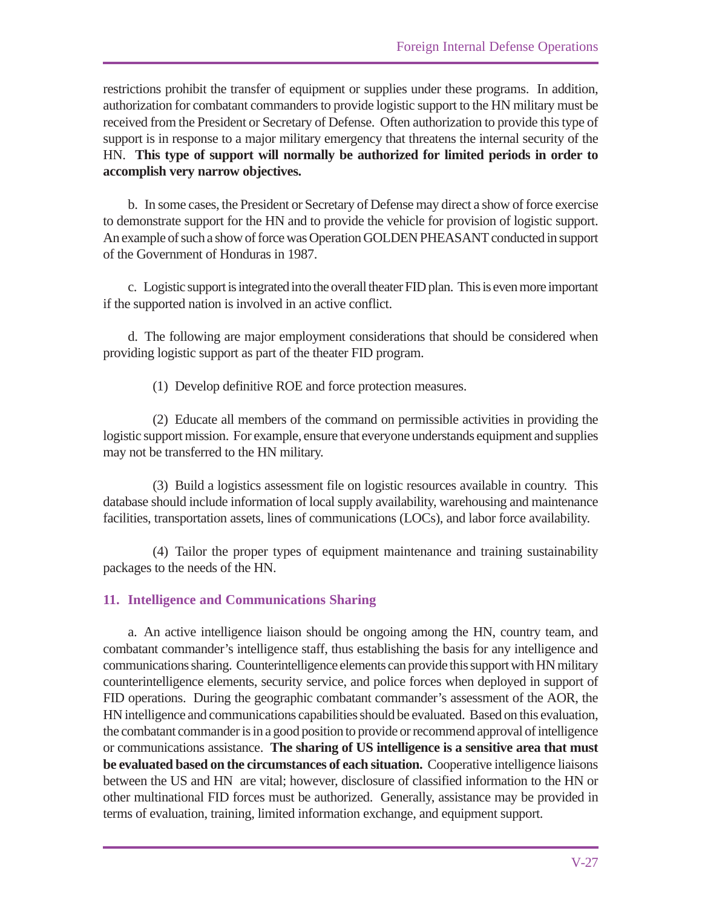restrictions prohibit the transfer of equipment or supplies under these programs. In addition, authorization for combatant commanders to provide logistic support to the HN military must be received from the President or Secretary of Defense. Often authorization to provide this type of support is in response to a major military emergency that threatens the internal security of the HN. **This type of support will normally be authorized for limited periods in order to accomplish very narrow objectives.**

b. In some cases, the President or Secretary of Defense may direct a show of force exercise to demonstrate support for the HN and to provide the vehicle for provision of logistic support. An example of such a show of force was Operation GOLDEN PHEASANT conducted in support of the Government of Honduras in 1987.

c. Logistic support is integrated into the overall theater FID plan. This is even more important if the supported nation is involved in an active conflict.

d. The following are major employment considerations that should be considered when providing logistic support as part of the theater FID program.

(1) Develop definitive ROE and force protection measures.

(2) Educate all members of the command on permissible activities in providing the logistic support mission. For example, ensure that everyone understands equipment and supplies may not be transferred to the HN military.

(3) Build a logistics assessment file on logistic resources available in country. This database should include information of local supply availability, warehousing and maintenance facilities, transportation assets, lines of communications (LOCs), and labor force availability.

(4) Tailor the proper types of equipment maintenance and training sustainability packages to the needs of the HN.

## 11. Intelligence and Communications Sharing

a. An active intelligence liaison should be ongoing among the HN, country team, and combatant commander's intelligence staff, thus establishing the basis for any intelligence and communications sharing. Counterintelligence elements can provide this support with HN military counterintelligence elements, security service, and police forces when deployed in support of FID operations. During the geographic combatant commander's assessment of the AOR, the HN intelligence and communications capabilities should be evaluated. Based on this evaluation, the combatant commander is in a good position to provide or recommend approval of intelligence or communications assistance. **The sharing of US intelligence is a sensitive area that must be evaluated based on the circumstances of each situation.** Cooperative intelligence liaisons between the US and HN are vital; however, disclosure of classified information to the HN or other multinational FID forces must be authorized. Generally, assistance may be provided in terms of evaluation, training, limited information exchange, and equipment support.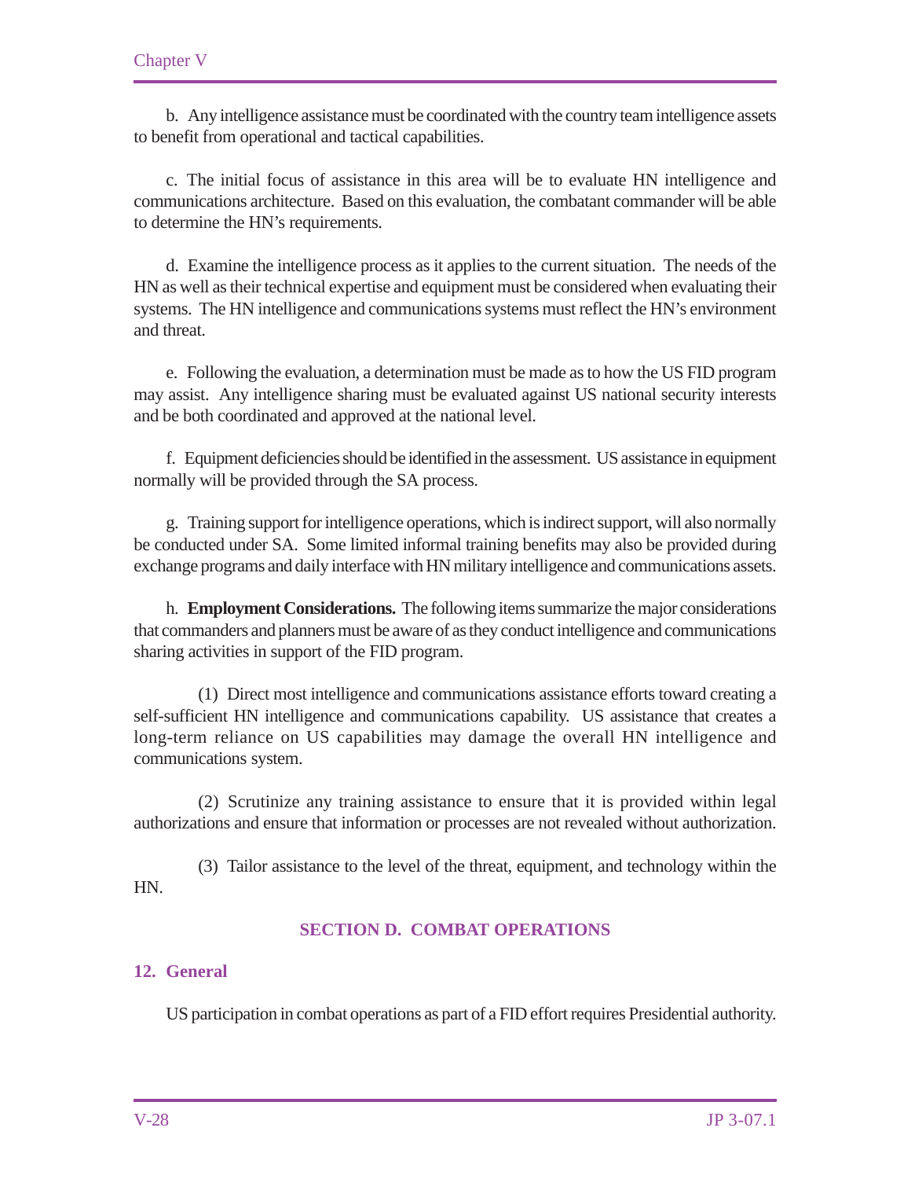b. Any intelligence assistance must be coordinated with the country team intelligence assets to benefit from operational and tactical capabilities.

c. The initial focus of assistance in this area will be to evaluate HN intelligence and communications architecture. Based on this evaluation, the combatant commander will be able to determine the HN's requirements.

d. Examine the intelligence process as it applies to the current situation. The needs of the HN as well as their technical expertise and equipment must be considered when evaluating their systems. The HN intelligence and communications systems must reflect the HN's environment and threat.

e. Following the evaluation, a determination must be made as to how the US FID program may assist. Any intelligence sharing must be evaluated against US national security interests and be both coordinated and approved at the national level.

f. Equipment deficiencies should be identified in the assessment. US assistance in equipment normally will be provided through the SA process.

g. Training support for intelligence operations, which is indirect support, will also normally be conducted under SA. Some limited informal training benefits may also be provided during exchange programs and daily interface with HN military intelligence and communications assets.

h. **Employment Considerations.** The following items summarize the major considerations that commanders and planners must be aware of as they conduct intelligence and communications sharing activities in support of the FID program.

(1) Direct most intelligence and communications assistance efforts toward creating a self-sufficient HN intelligence and communications capability. US assistance that creates a long-term reliance on US capabilities may damage the overall HN intelligence and communications system.

(2) Scrutinize any training assistance to ensure that it is provided within legal authorizations and ensure that information or processes are not revealed without authorization.

(3) Tailor assistance to the level of the threat, equipment, and technology within the HN.

## SECTION D. COMBAT OPERATIONS

### 12. General

US participation in combat operations as part of a FID effort requires Presidential authority.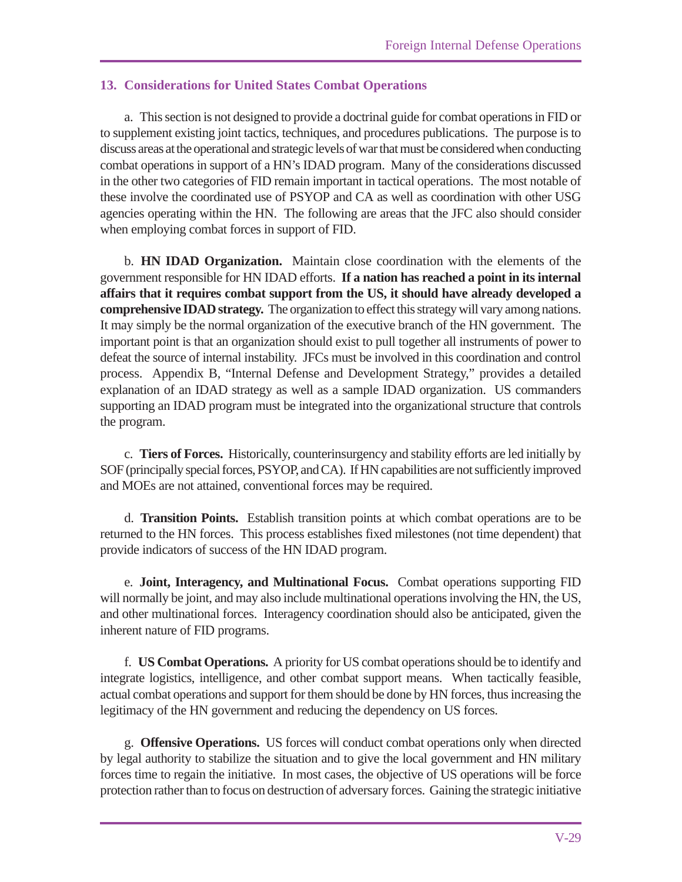## 13. Considerations for United States Combat Operations

a. This section is not designed to provide a doctrinal guide for combat operations in FID or to supplement existing joint tactics, techniques, and procedures publications. The purpose is to discuss areas at the operational and strategic levels of war that must be considered when conducting combat operations in support of a HN's IDAD program. Many of the considerations discussed in the other two categories of FID remain important in tactical operations. The most notable of these involve the coordinated use of PSYOP and CA as well as coordination with other USG agencies operating within the HN. The following are areas that the JFC also should consider when employing combat forces in support of FID.

b. **HN IDAD Organization.** Maintain close coordination with the elements of the government responsible for HN IDAD efforts. **If a nation has reached a point in its internal affairs that it requires combat support from the US, it should have already developed a comprehensive IDAD strategy.** The organization to effect this strategy will vary among nations. It may simply be the normal organization of the executive branch of the HN government. The important point is that an organization should exist to pull together all instruments of power to defeat the source of internal instability. JFCs must be involved in this coordination and control process. Appendix B, "Internal Defense and Development Strategy," provides a detailed explanation of an IDAD strategy as well as a sample IDAD organization. US commanders supporting an IDAD program must be integrated into the organizational structure that controls the program.

c. **Tiers of Forces.** Historically, counterinsurgency and stability efforts are led initially by SOF (principally special forces, PSYOP, and CA). If HN capabilities are not sufficiently improved and MOEs are not attained, conventional forces may be required.

d. **Transition Points.** Establish transition points at which combat operations are to be returned to the HN forces. This process establishes fixed milestones (not time dependent) that provide indicators of success of the HN IDAD program.

e. **Joint, Interagency, and Multinational Focus.** Combat operations supporting FID will normally be joint, and may also include multinational operations involving the HN, the US, and other multinational forces. Interagency coordination should also be anticipated, given the inherent nature of FID programs.

f. **US Combat Operations.** A priority for US combat operations should be to identify and integrate logistics, intelligence, and other combat support means. When tactically feasible, actual combat operations and support for them should be done by HN forces, thus increasing the legitimacy of the HN government and reducing the dependency on US forces.

g. **Offensive Operations.** US forces will conduct combat operations only when directed by legal authority to stabilize the situation and to give the local government and HN military forces time to regain the initiative. In most cases, the objective of US operations will be force protection rather than to focus on destruction of adversary forces. Gaining the strategic initiative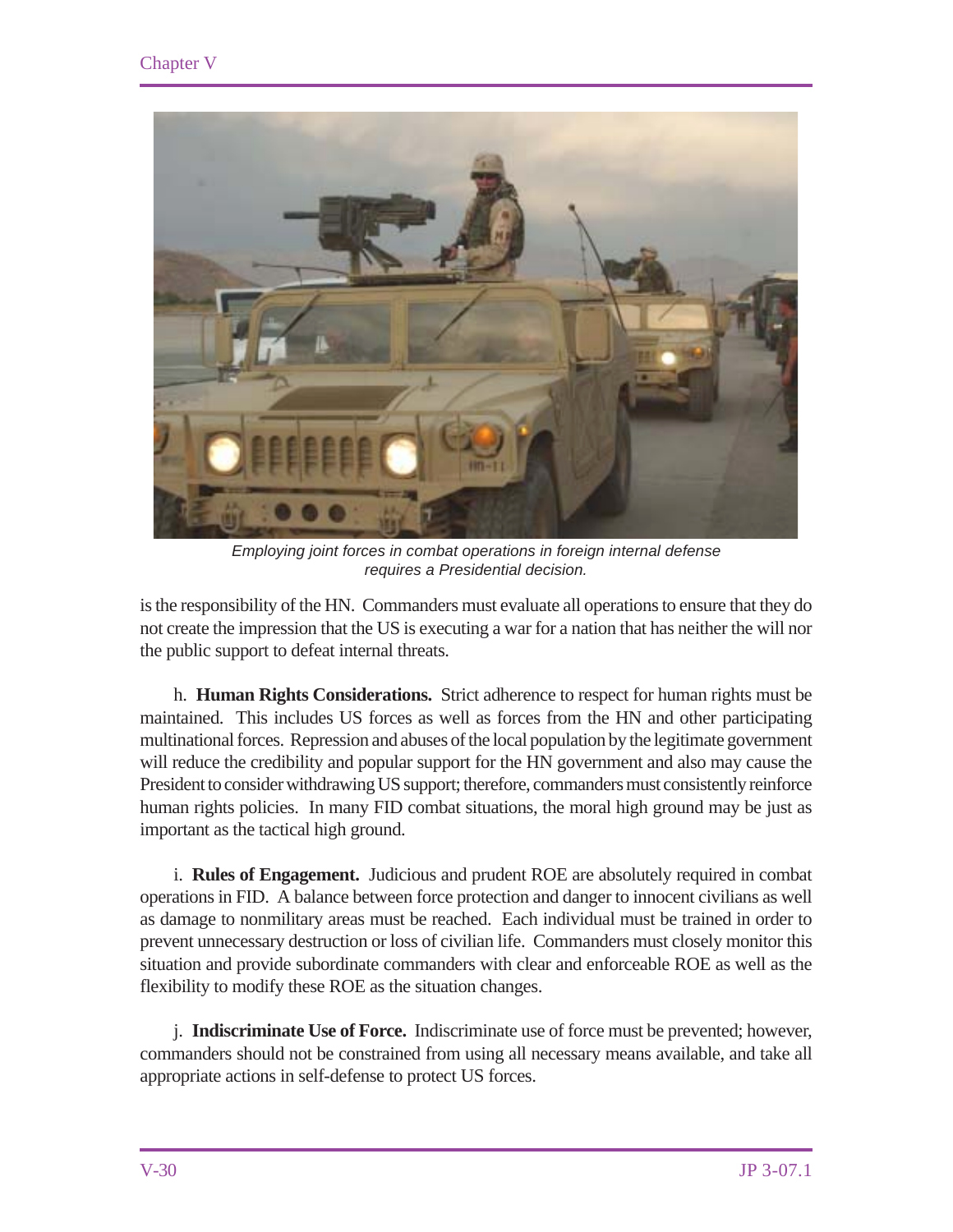*Employing joint forces in combat operations in foreign internal defense requires a Presidential decision.*

is the responsibility of the HN. Commanders must evaluate all operations to ensure that they do not create the impression that the US is executing a war for a nation that has neither the will nor the public support to defeat internal threats.

h. **Human Rights Considerations.** Strict adherence to respect for human rights must be maintained. This includes US forces as well as forces from the HN and other participating multinational forces. Repression and abuses of the local population by the legitimate government will reduce the credibility and popular support for the HN government and also may cause the President to consider withdrawing US support; therefore, commanders must consistently reinforce human rights policies. In many FID combat situations, the moral high ground may be just as important as the tactical high ground.

i. **Rules of Engagement.** Judicious and prudent ROE are absolutely required in combat operations in FID. A balance between force protection and danger to innocent civilians as well as damage to nonmilitary areas must be reached. Each individual must be trained in order to prevent unnecessary destruction or loss of civilian life. Commanders must closely monitor this situation and provide subordinate commanders with clear and enforceable ROE as well as the flexibility to modify these ROE as the situation changes.

j. **Indiscriminate Use of Force.** Indiscriminate use of force must be prevented; however, commanders should not be constrained from using all necessary means available, and take all appropriate actions in self-defense to protect US forces.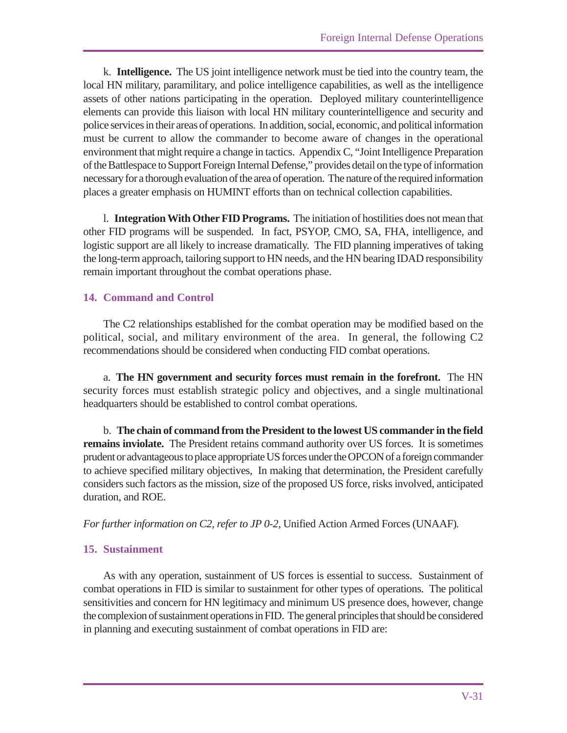k. **Intelligence.** The US joint intelligence network must be tied into the country team, the local HN military, paramilitary, and police intelligence capabilities, as well as the intelligence assets of other nations participating in the operation. Deployed military counterintelligence elements can provide this liaison with local HN military counterintelligence and security and police services in their areas of operations. In addition, social, economic, and political information must be current to allow the commander to become aware of changes in the operational environment that might require a change in tactics. Appendix C, "Joint Intelligence Preparation of the Battlespace to Support Foreign Internal Defense," provides detail on the type of information necessary for a thorough evaluation of the area of operation. The nature of the required information places a greater emphasis on HUMINT efforts than on technical collection capabilities.

l. **Integration With Other FID Programs.** The initiation of hostilities does not mean that other FID programs will be suspended. In fact, PSYOP, CMO, SA, FHA, intelligence, and logistic support are all likely to increase dramatically. The FID planning imperatives of taking the long-term approach, tailoring support to HN needs, and the HN bearing IDAD responsibility remain important throughout the combat operations phase.

## 14. Command and Control

The C2 relationships established for the combat operation may be modified based on the political, social, and military environment of the area. In general, the following C2 recommendations should be considered when conducting FID combat operations.

a. **The HN government and security forces must remain in the forefront.** The HN security forces must establish strategic policy and objectives, and a single multinational headquarters should be established to control combat operations.

b. **The chain of command from the President to the lowest US commander in the field remains inviolate.** The President retains command authority over US forces. It is sometimes prudent or advantageous to place appropriate US forces under the OPCON of a foreign commander to achieve specified military objectives, In making that determination, the President carefully considers such factors as the mission, size of the proposed US force, risks involved, anticipated duration, and ROE.

*For further information on C2, refer to JP 0-2,* Unified Action Armed Forces (UNAAF)*.*

## 15. Sustainment

As with any operation, sustainment of US forces is essential to success. Sustainment of combat operations in FID is similar to sustainment for other types of operations. The political sensitivities and concern for HN legitimacy and minimum US presence does, however, change the complexion of sustainment operations in FID. The general principles that should be considered in planning and executing sustainment of combat operations in FID are: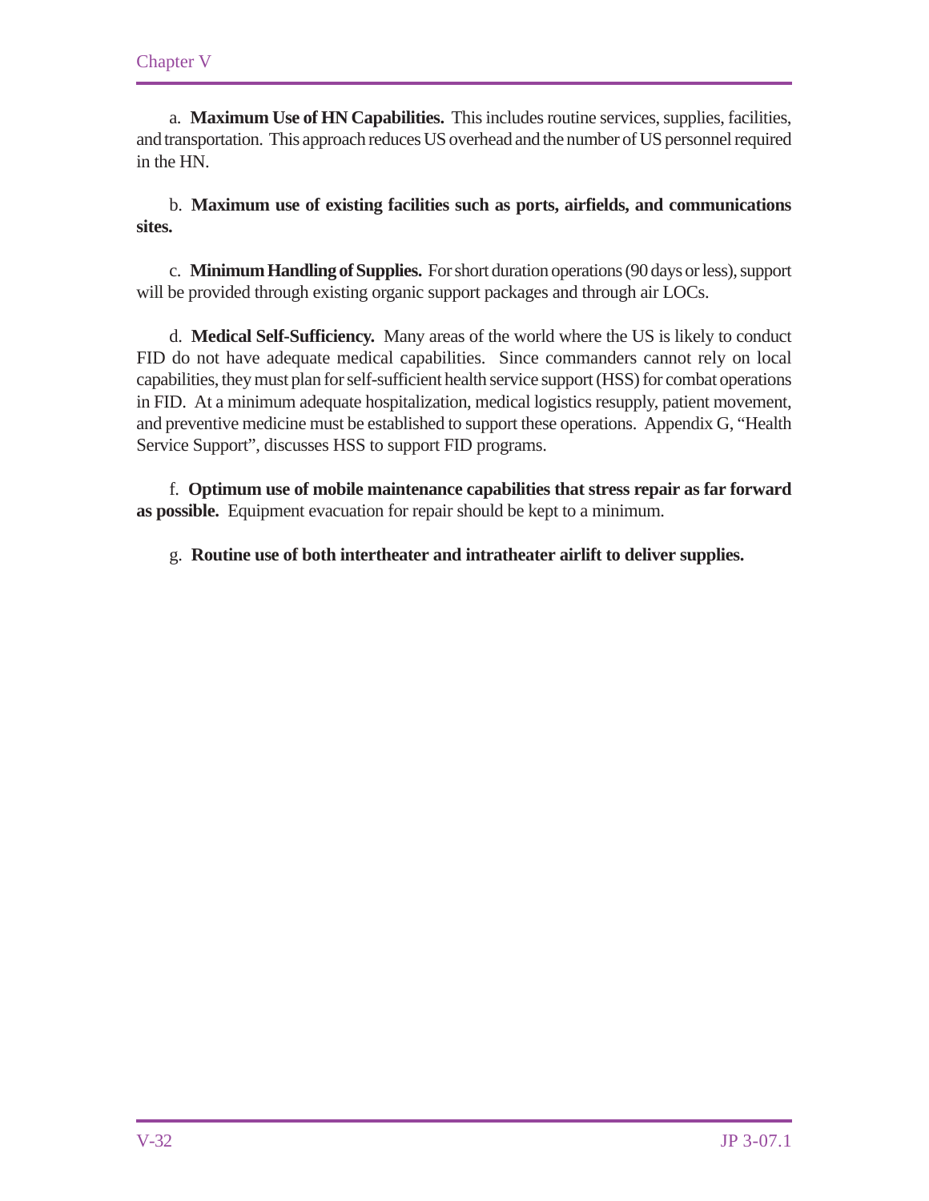a. **Maximum Use of HN Capabilities.** This includes routine services, supplies, facilities, and transportation. This approach reduces US overhead and the number of US personnel required in the HN.

b. **Maximum use of existing facilities such as ports, airfields, and communications sites.**

c. **Minimum Handling of Supplies.** For short duration operations (90 days or less), support will be provided through existing organic support packages and through air LOCs.

d. **Medical Self-Sufficiency.** Many areas of the world where the US is likely to conduct FID do not have adequate medical capabilities. Since commanders cannot rely on local capabilities, they must plan for self-sufficient health service support (HSS) for combat operations in FID. At a minimum adequate hospitalization, medical logistics resupply, patient movement, and preventive medicine must be established to support these operations. Appendix G, "Health Service Support", discusses HSS to support FID programs.

f. **Optimum use of mobile maintenance capabilities that stress repair as far forward as possible.** Equipment evacuation for repair should be kept to a minimum.

g. **Routine use of both intertheater and intratheater airlift to deliver supplies.**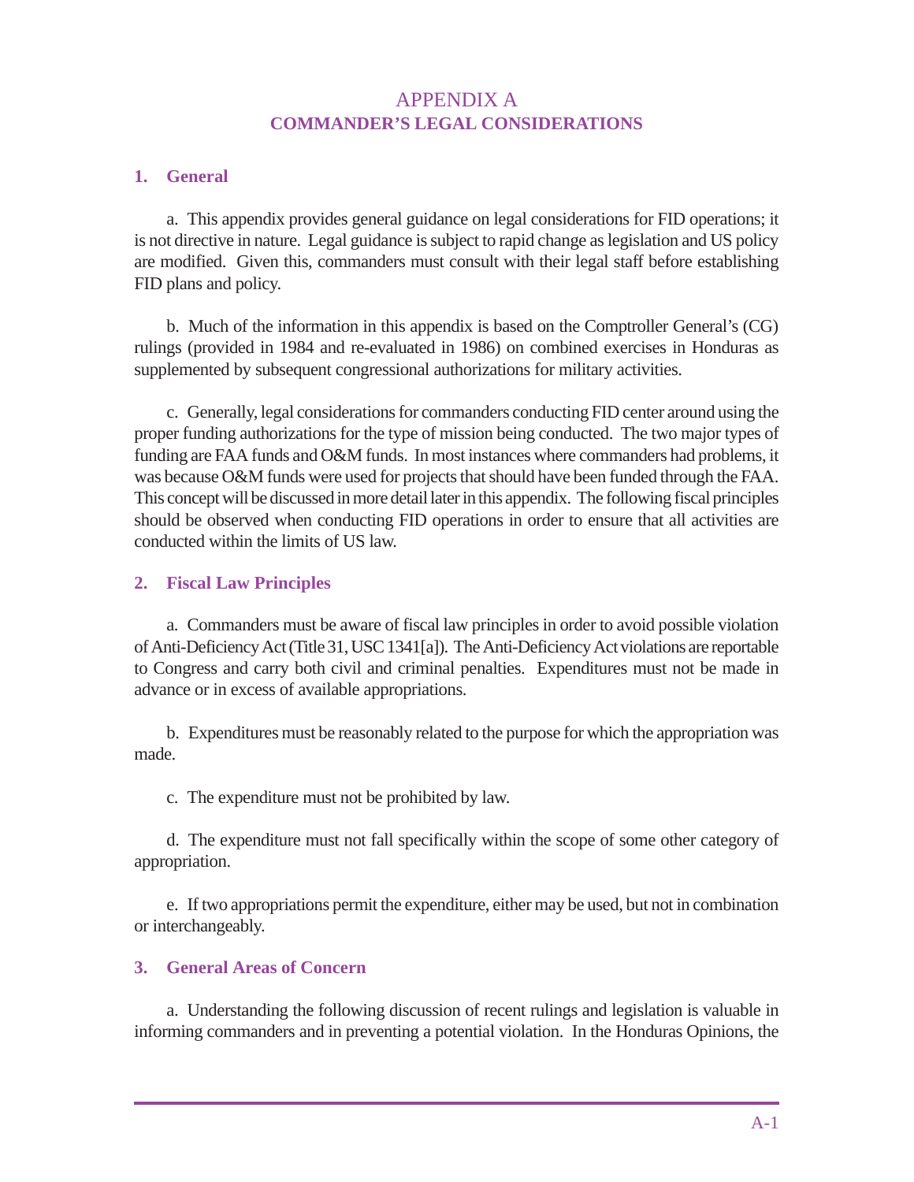# APPENDIX A
## COMMANDER'S LEGAL CONSIDERATIONS

### 1. General

a. This appendix provides general guidance on legal considerations for FID operations; it is not directive in nature. Legal guidance is subject to rapid change as legislation and US policy are modified. Given this, commanders must consult with their legal staff before establishing FID plans and policy.

b. Much of the information in this appendix is based on the Comptroller General's (CG) rulings (provided in 1984 and re-evaluated in 1986) on combined exercises in Honduras as supplemented by subsequent congressional authorizations for military activities.

c. Generally, legal considerations for commanders conducting FID center around using the proper funding authorizations for the type of mission being conducted. The two major types of funding are FAA funds and O&M funds. In most instances where commanders had problems, it was because O&M funds were used for projects that should have been funded through the FAA. This concept will be discussed in more detail later in this appendix. The following fiscal principles should be observed when conducting FID operations in order to ensure that all activities are conducted within the limits of US law.

### 2. Fiscal Law Principles

a. Commanders must be aware of fiscal law principles in order to avoid possible violation of Anti-Deficiency Act (Title 31, USC 1341[a]). The Anti-Deficiency Act violations are reportable to Congress and carry both civil and criminal penalties. Expenditures must not be made in advance or in excess of available appropriations.

b. Expenditures must be reasonably related to the purpose for which the appropriation was made.

c. The expenditure must not be prohibited by law.

d. The expenditure must not fall specifically within the scope of some other category of appropriation.

e. If two appropriations permit the expenditure, either may be used, but not in combination or interchangeably.

### 3. General Areas of Concern

a. Understanding the following discussion of recent rulings and legislation is valuable in informing commanders and in preventing a potential violation. In the Honduras Opinions, the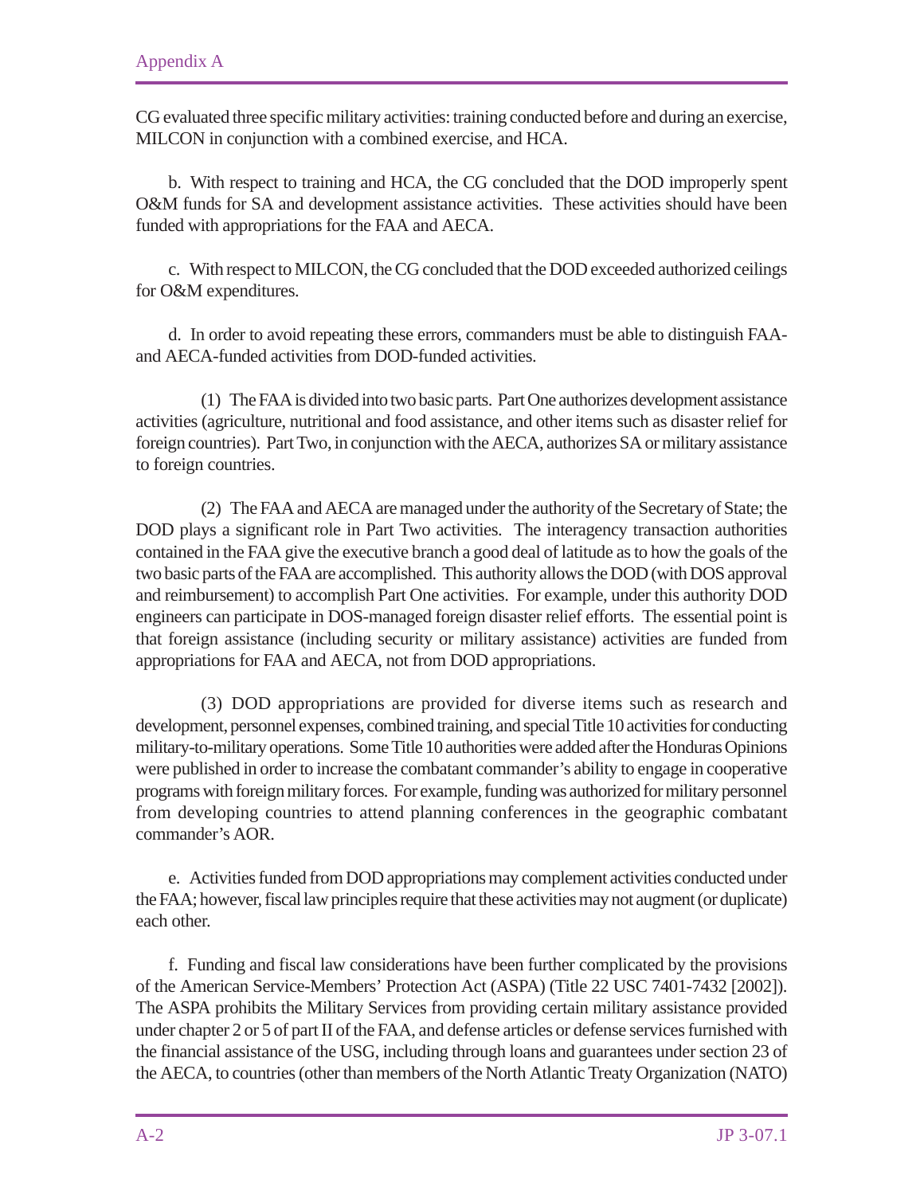CG evaluated three specific military activities: training conducted before and during an exercise, MILCON in conjunction with a combined exercise, and HCA.

b. With respect to training and HCA, the CG concluded that the DOD improperly spent O&M funds for SA and development assistance activities. These activities should have been funded with appropriations for the FAA and AECA.

c. With respect to MILCON, the CG concluded that the DOD exceeded authorized ceilings for O&M expenditures.

d. In order to avoid repeating these errors, commanders must be able to distinguish FAA- and AECA-funded activities from DOD-funded activities.

(1) The FAA is divided into two basic parts. Part One authorizes development assistance activities (agriculture, nutritional and food assistance, and other items such as disaster relief for foreign countries). Part Two, in conjunction with the AECA, authorizes SA or military assistance to foreign countries.

(2) The FAA and AECA are managed under the authority of the Secretary of State; the DOD plays a significant role in Part Two activities. The interagency transaction authorities contained in the FAA give the executive branch a good deal of latitude as to how the goals of the two basic parts of the FAA are accomplished. This authority allows the DOD (with DOS approval and reimbursement) to accomplish Part One activities. For example, under this authority DOD engineers can participate in DOS-managed foreign disaster relief efforts. The essential point is that foreign assistance (including security or military assistance) activities are funded from appropriations for FAA and AECA, not from DOD appropriations.

(3) DOD appropriations are provided for diverse items such as research and development, personnel expenses, combined training, and special Title 10 activities for conducting military-to-military operations. Some Title 10 authorities were added after the Honduras Opinions were published in order to increase the combatant commander's ability to engage in cooperative programs with foreign military forces. For example, funding was authorized for military personnel from developing countries to attend planning conferences in the geographic combatant commander's AOR.

e. Activities funded from DOD appropriations may complement activities conducted under the FAA; however, fiscal law principles require that these activities may not augment (or duplicate) each other.

f. Funding and fiscal law considerations have been further complicated by the provisions of the American Service-Members' Protection Act (ASPA) (Title 22 USC 7401-7432 [2002]). The ASPA prohibits the Military Services from providing certain military assistance provided under chapter 2 or 5 of part II of the FAA, and defense articles or defense services furnished with the financial assistance of the USG, including through loans and guarantees under section 23 of the AECA, to countries (other than members of the North Atlantic Treaty Organization (NATO)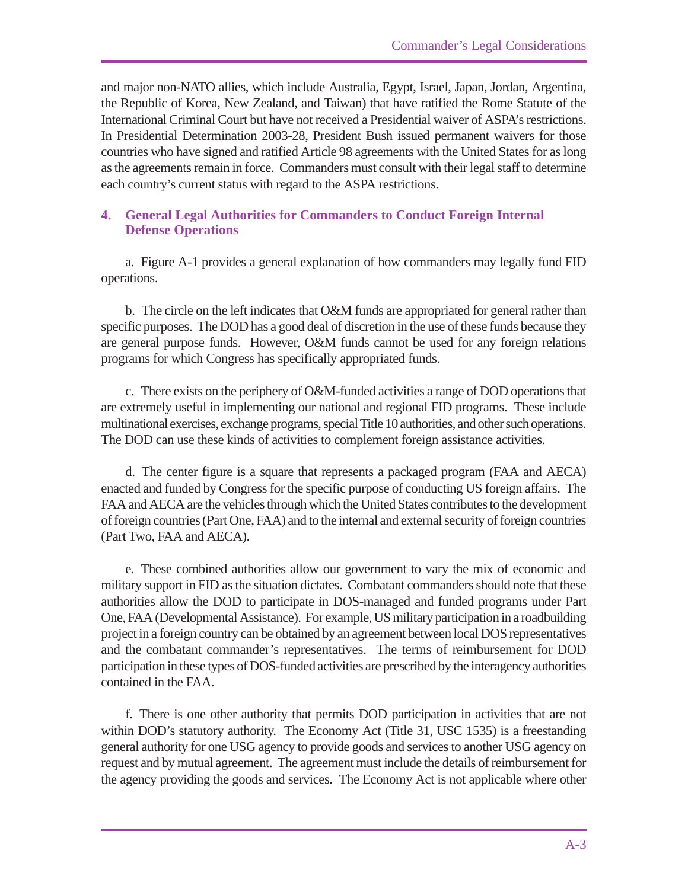and major non-NATO allies, which include Australia, Egypt, Israel, Japan, Jordan, Argentina, the Republic of Korea, New Zealand, and Taiwan) that have ratified the Rome Statute of the International Criminal Court but have not received a Presidential waiver of ASPA's restrictions. In Presidential Determination 2003-28, President Bush issued permanent waivers for those countries who have signed and ratified Article 98 agreements with the United States for as long as the agreements remain in force. Commanders must consult with their legal staff to determine each country's current status with regard to the ASPA restrictions.

## 4. General Legal Authorities for Commanders to Conduct Foreign Internal Defense Operations

a. Figure A-1 provides a general explanation of how commanders may legally fund FID operations.

b. The circle on the left indicates that O&M funds are appropriated for general rather than specific purposes. The DOD has a good deal of discretion in the use of these funds because they are general purpose funds. However, O&M funds cannot be used for any foreign relations programs for which Congress has specifically appropriated funds.

c. There exists on the periphery of O&M-funded activities a range of DOD operations that are extremely useful in implementing our national and regional FID programs. These include multinational exercises, exchange programs, special Title 10 authorities, and other such operations. The DOD can use these kinds of activities to complement foreign assistance activities.

d. The center figure is a square that represents a packaged program (FAA and AECA) enacted and funded by Congress for the specific purpose of conducting US foreign affairs. The FAA and AECA are the vehicles through which the United States contributes to the development of foreign countries (Part One, FAA) and to the internal and external security of foreign countries (Part Two, FAA and AECA).

e. These combined authorities allow our government to vary the mix of economic and military support in FID as the situation dictates. Combatant commanders should note that these authorities allow the DOD to participate in DOS-managed and funded programs under Part One, FAA (Developmental Assistance). For example, US military participation in a roadbuilding project in a foreign country can be obtained by an agreement between local DOS representatives and the combatant commander's representatives. The terms of reimbursement for DOD participation in these types of DOS-funded activities are prescribed by the interagency authorities contained in the FAA.

f. There is one other authority that permits DOD participation in activities that are not within DOD's statutory authority. The Economy Act (Title 31, USC 1535) is a freestanding general authority for one USG agency to provide goods and services to another USG agency on request and by mutual agreement. The agreement must include the details of reimbursement for the agency providing the goods and services. The Economy Act is not applicable where other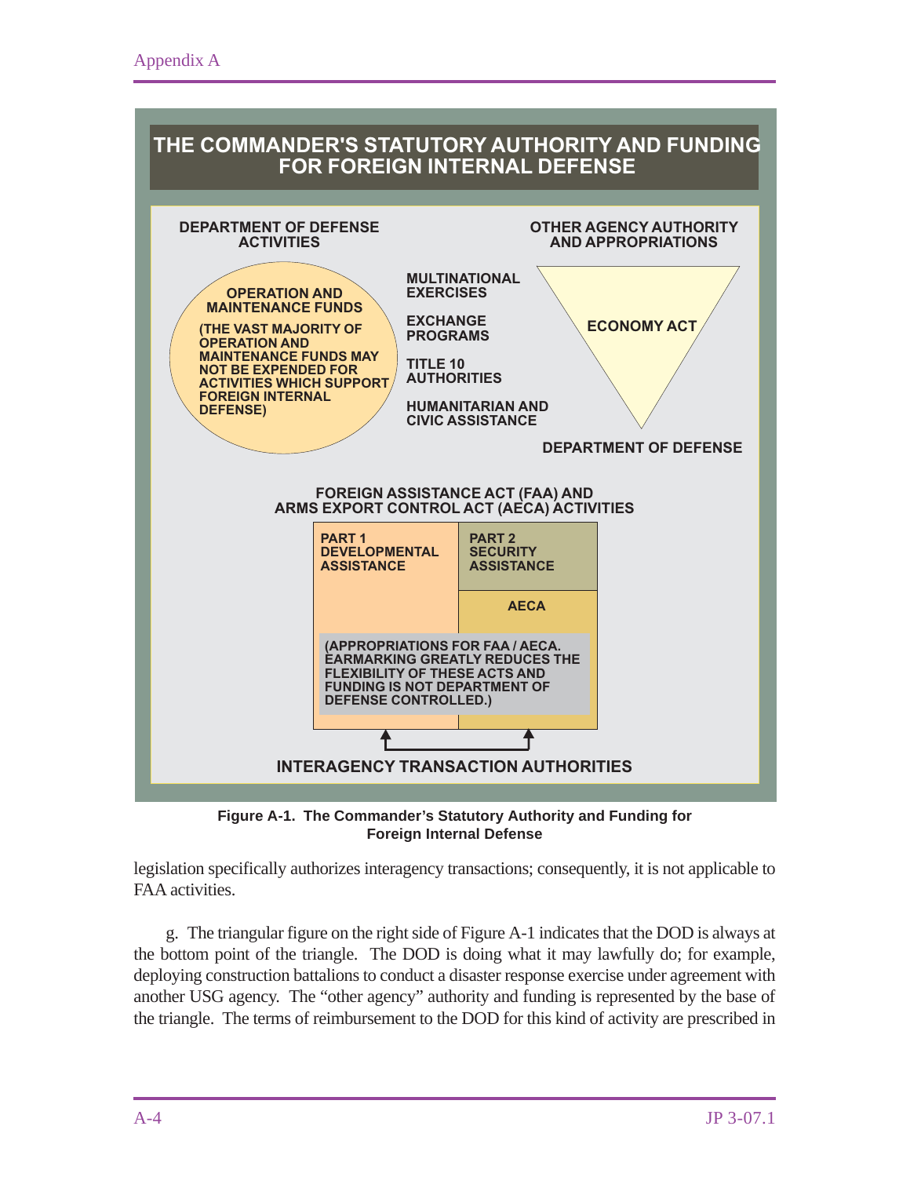**THE COMMANDER'S STATUTORY AUTHORITY AND FUNDING FOR FOREIGN INTERNAL DEFENSE**

**DEPARTMENT OF DEFENSE ACTIVITIES**

**OPERATION AND MAINTENANCE FUNDS**

**(THE VAST MAJORITY OF OPERATION AND MAINTENANCE FUNDS MAY NOT BE EXPENDED FOR ACTIVITIES WHICH SUPPORT FOREIGN INTERNAL DEFENSE)**

**MULTINATIONAL EXERCISES**

**EXCHANGE PROGRAMS**

**TITLE 10 AUTHORITIES**

**HUMANITARIAN AND CIVIC ASSISTANCE**

**OTHER AGENCY AUTHORITY AND APPROPRIATIONS**

**ECONOMY ACT**

**DEPARTMENT OF DEFENSE**

**FOREIGN ASSISTANCE ACT (FAA) AND ARMS EXPORT CONTROL ACT (AECA) ACTIVITIES**

| PART 1 DEVELOPMENTAL ASSISTANCE | PART 2 SECURITY ASSISTANCE |
| --- | --- |
| | AECA |

**(APPROPRIATIONS FOR FAA / AECA. EARMARKING GREATLY REDUCES THE FLEXIBILITY OF THESE ACTS AND FUNDING IS NOT DEPARTMENT OF DEFENSE CONTROLLED.)**

**INTERAGENCY TRANSACTION AUTHORITIES**

**Figure A-1. The Commander's Statutory Authority and Funding for Foreign Internal Defense**

legislation specifically authorizes interagency transactions; consequently, it is not applicable to FAA activities.

g. The triangular figure on the right side of Figure A-1 indicates that the DOD is always at the bottom point of the triangle. The DOD is doing what it may lawfully do; for example, deploying construction battalions to conduct a disaster response exercise under agreement with another USG agency. The "other agency" authority and funding is represented by the base of the triangle. The terms of reimbursement to the DOD for this kind of activity are prescribed in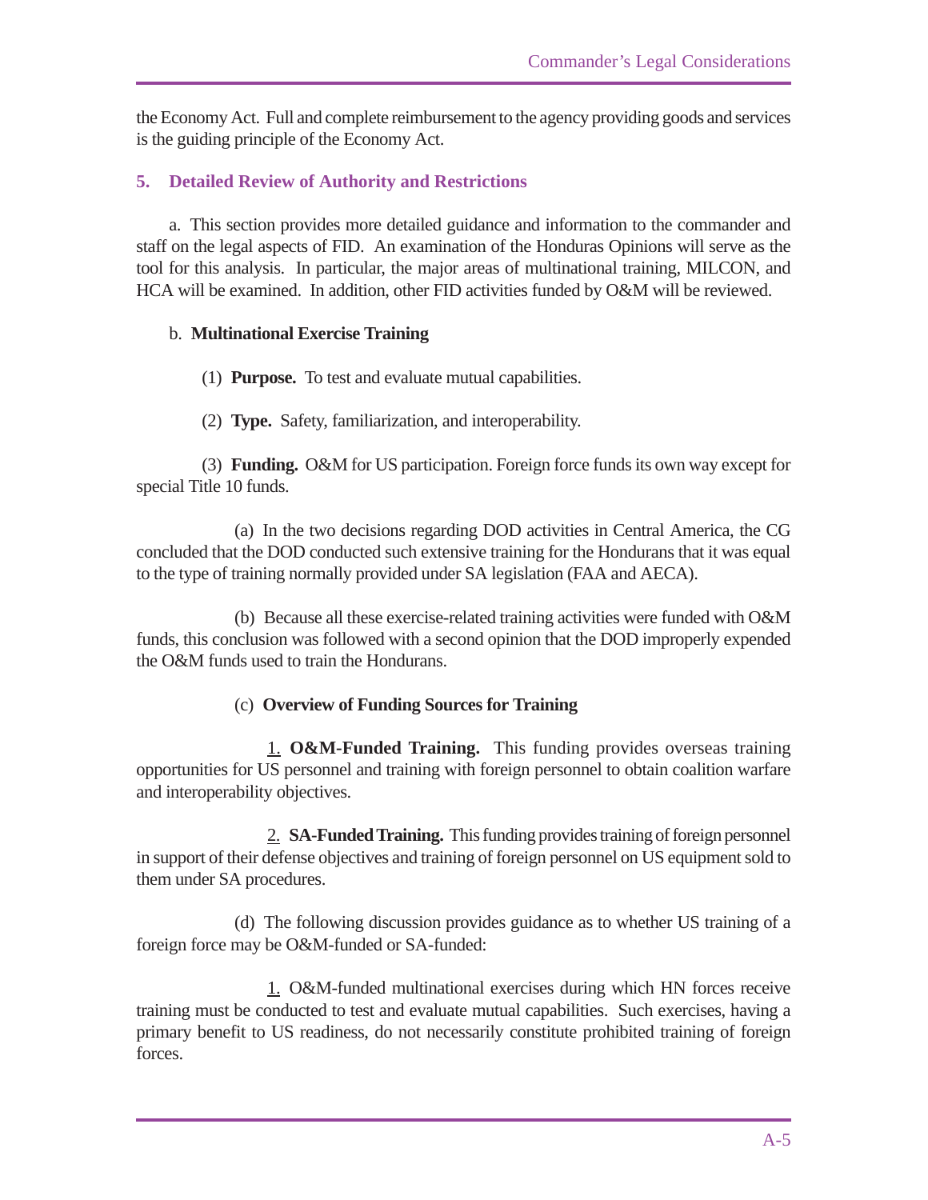the Economy Act. Full and complete reimbursement to the agency providing goods and services is the guiding principle of the Economy Act.

## 5. Detailed Review of Authority and Restrictions

a. This section provides more detailed guidance and information to the commander and staff on the legal aspects of FID. An examination of the Honduras Opinions will serve as the tool for this analysis. In particular, the major areas of multinational training, MILCON, and HCA will be examined. In addition, other FID activities funded by O&M will be reviewed.

b. **Multinational Exercise Training**

(1) **Purpose.** To test and evaluate mutual capabilities.

(2) **Type.** Safety, familiarization, and interoperability.

(3) **Funding.** O&M for US participation. Foreign force funds its own way except for special Title 10 funds.

(a) In the two decisions regarding DOD activities in Central America, the CG concluded that the DOD conducted such extensive training for the Hondurans that it was equal to the type of training normally provided under SA legislation (FAA and AECA).

(b) Because all these exercise-related training activities were funded with O&M funds, this conclusion was followed with a second opinion that the DOD improperly expended the O&M funds used to train the Hondurans.

(c) **Overview of Funding Sources for Training**

1. **O&M-Funded Training.** This funding provides overseas training opportunities for US personnel and training with foreign personnel to obtain coalition warfare and interoperability objectives.

2. **SA-Funded Training.** This funding provides training of foreign personnel in support of their defense objectives and training of foreign personnel on US equipment sold to them under SA procedures.

(d) The following discussion provides guidance as to whether US training of a foreign force may be O&M-funded or SA-funded:

1. O&M-funded multinational exercises during which HN forces receive training must be conducted to test and evaluate mutual capabilities. Such exercises, having a primary benefit to US readiness, do not necessarily constitute prohibited training of foreign forces.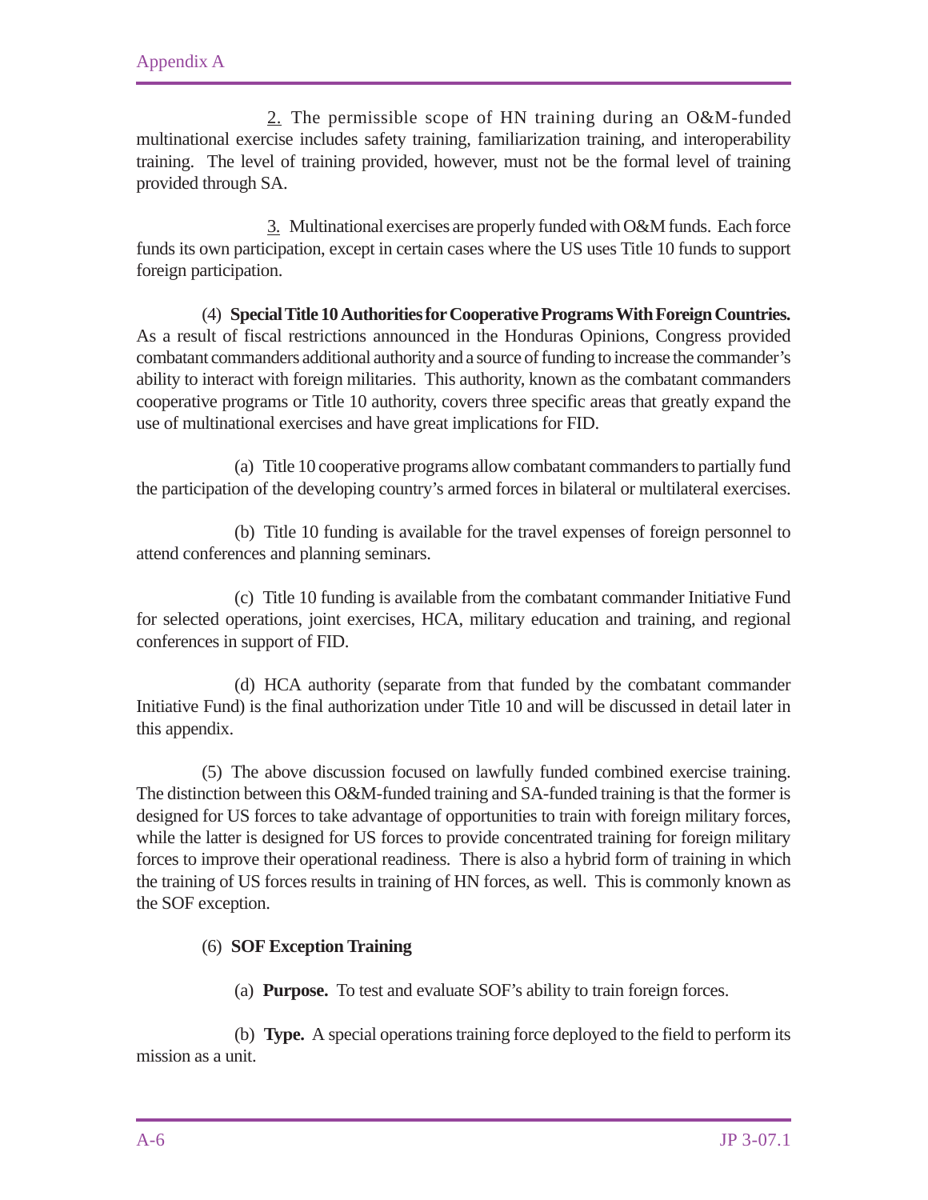2. The permissible scope of HN training during an O&M-funded multinational exercise includes safety training, familiarization training, and interoperability training. The level of training provided, however, must not be the formal level of training provided through SA.

3. Multinational exercises are properly funded with O&M funds. Each force funds its own participation, except in certain cases where the US uses Title 10 funds to support foreign participation.

(4) **Special Title 10 Authorities for Cooperative Programs With Foreign Countries.** As a result of fiscal restrictions announced in the Honduras Opinions, Congress provided combatant commanders additional authority and a source of funding to increase the commander's ability to interact with foreign militaries. This authority, known as the combatant commanders cooperative programs or Title 10 authority, covers three specific areas that greatly expand the use of multinational exercises and have great implications for FID.

(a) Title 10 cooperative programs allow combatant commanders to partially fund the participation of the developing country's armed forces in bilateral or multilateral exercises.

(b) Title 10 funding is available for the travel expenses of foreign personnel to attend conferences and planning seminars.

(c) Title 10 funding is available from the combatant commander Initiative Fund for selected operations, joint exercises, HCA, military education and training, and regional conferences in support of FID.

(d) HCA authority (separate from that funded by the combatant commander Initiative Fund) is the final authorization under Title 10 and will be discussed in detail later in this appendix.

(5) The above discussion focused on lawfully funded combined exercise training. The distinction between this O&M-funded training and SA-funded training is that the former is designed for US forces to take advantage of opportunities to train with foreign military forces, while the latter is designed for US forces to provide concentrated training for foreign military forces to improve their operational readiness. There is also a hybrid form of training in which the training of US forces results in training of HN forces, as well. This is commonly known as the SOF exception.

(6) **SOF Exception Training**

(a) **Purpose.** To test and evaluate SOF's ability to train foreign forces.

(b) **Type.** A special operations training force deployed to the field to perform its mission as a unit.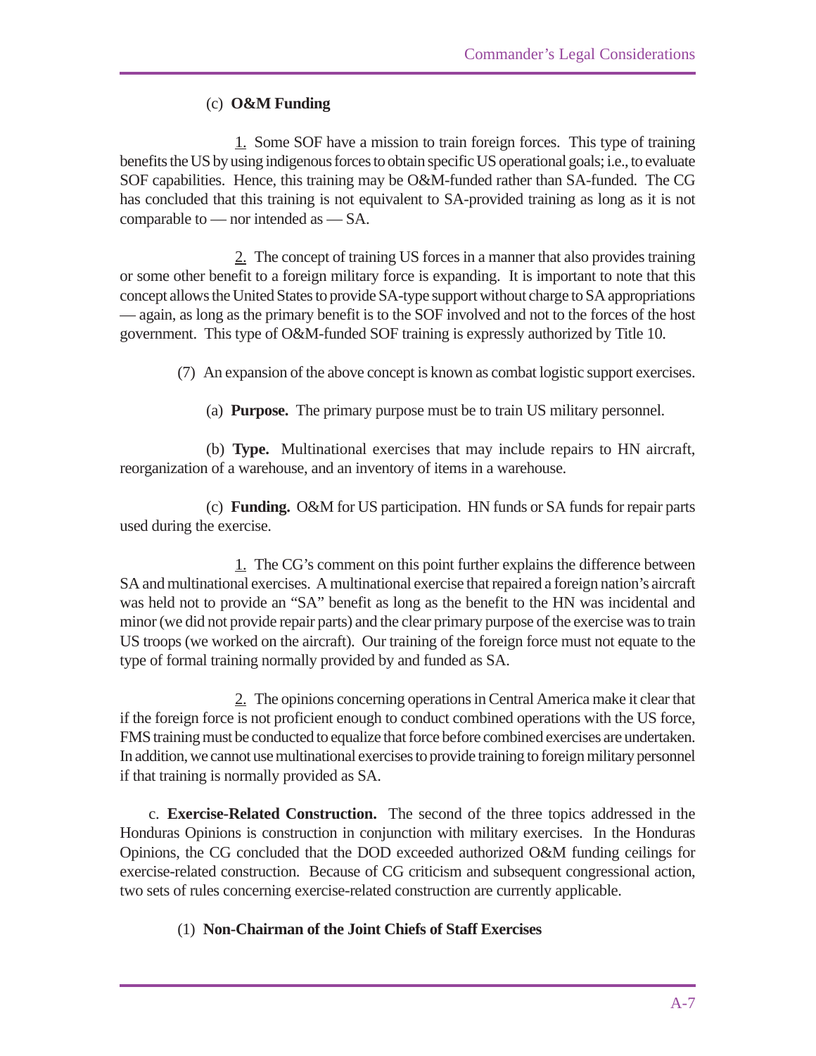(c) **O&M Funding**

1. Some SOF have a mission to train foreign forces. This type of training benefits the US by using indigenous forces to obtain specific US operational goals; i.e., to evaluate SOF capabilities. Hence, this training may be O&M-funded rather than SA-funded. The CG has concluded that this training is not equivalent to SA-provided training as long as it is not comparable to — nor intended as — SA.

2. The concept of training US forces in a manner that also provides training or some other benefit to a foreign military force is expanding. It is important to note that this concept allows the United States to provide SA-type support without charge to SA appropriations — again, as long as the primary benefit is to the SOF involved and not to the forces of the host government. This type of O&M-funded SOF training is expressly authorized by Title 10.

(7) An expansion of the above concept is known as combat logistic support exercises.

(a) **Purpose.** The primary purpose must be to train US military personnel.

(b) **Type.** Multinational exercises that may include repairs to HN aircraft, reorganization of a warehouse, and an inventory of items in a warehouse.

(c) **Funding.** O&M for US participation. HN funds or SA funds for repair parts used during the exercise.

1. The CG's comment on this point further explains the difference between SA and multinational exercises. A multinational exercise that repaired a foreign nation's aircraft was held not to provide an "SA" benefit as long as the benefit to the HN was incidental and minor (we did not provide repair parts) and the clear primary purpose of the exercise was to train US troops (we worked on the aircraft). Our training of the foreign force must not equate to the type of formal training normally provided by and funded as SA.

2. The opinions concerning operations in Central America make it clear that if the foreign force is not proficient enough to conduct combined operations with the US force, FMS training must be conducted to equalize that force before combined exercises are undertaken. In addition, we cannot use multinational exercises to provide training to foreign military personnel if that training is normally provided as SA.

c. **Exercise-Related Construction.** The second of the three topics addressed in the Honduras Opinions is construction in conjunction with military exercises. In the Honduras Opinions, the CG concluded that the DOD exceeded authorized O&M funding ceilings for exercise-related construction. Because of CG criticism and subsequent congressional action, two sets of rules concerning exercise-related construction are currently applicable.

(1) **Non-Chairman of the Joint Chiefs of Staff Exercises**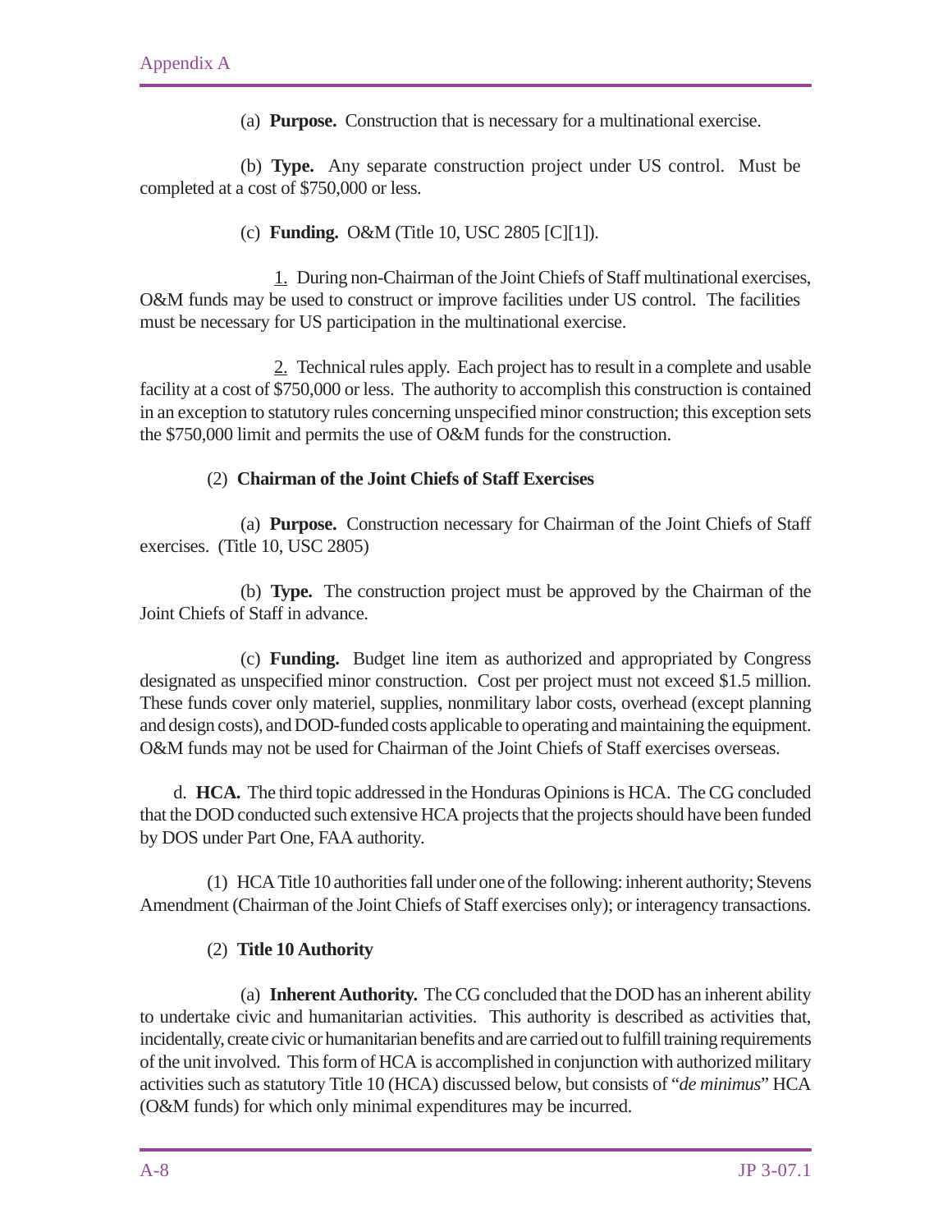(a) **Purpose.** Construction that is necessary for a multinational exercise.

(b) **Type.** Any separate construction project under US control. Must be completed at a cost of $750,000 or less.

(c) **Funding.** O&M (Title 10, USC 2805 [C][1]).

1. During non-Chairman of the Joint Chiefs of Staff multinational exercises, O&M funds may be used to construct or improve facilities under US control. The facilities must be necessary for US participation in the multinational exercise.

2. Technical rules apply. Each project has to result in a complete and usable facility at a cost of $750,000 or less. The authority to accomplish this construction is contained in an exception to statutory rules concerning unspecified minor construction; this exception sets the $750,000 limit and permits the use of O&M funds for the construction.

(2) **Chairman of the Joint Chiefs of Staff Exercises**

(a) **Purpose.** Construction necessary for Chairman of the Joint Chiefs of Staff exercises. (Title 10, USC 2805)

(b) **Type.** The construction project must be approved by the Chairman of the Joint Chiefs of Staff in advance.

(c) **Funding.** Budget line item as authorized and appropriated by Congress designated as unspecified minor construction. Cost per project must not exceed $1.5 million. These funds cover only materiel, supplies, nonmilitary labor costs, overhead (except planning and design costs), and DOD-funded costs applicable to operating and maintaining the equipment. O&M funds may not be used for Chairman of the Joint Chiefs of Staff exercises overseas.

d. **HCA.** The third topic addressed in the Honduras Opinions is HCA. The CG concluded that the DOD conducted such extensive HCA projects that the projects should have been funded by DOS under Part One, FAA authority.

(1) HCA Title 10 authorities fall under one of the following: inherent authority; Stevens Amendment (Chairman of the Joint Chiefs of Staff exercises only); or interagency transactions.

(2) **Title 10 Authority**

(a) **Inherent Authority.** The CG concluded that the DOD has an inherent ability to undertake civic and humanitarian activities. This authority is described as activities that, incidentally, create civic or humanitarian benefits and are carried out to fulfill training requirements of the unit involved. This form of HCA is accomplished in conjunction with authorized military activities such as statutory Title 10 (HCA) discussed below, but consists of "*de minimus*" HCA (O&M funds) for which only minimal expenditures may be incurred.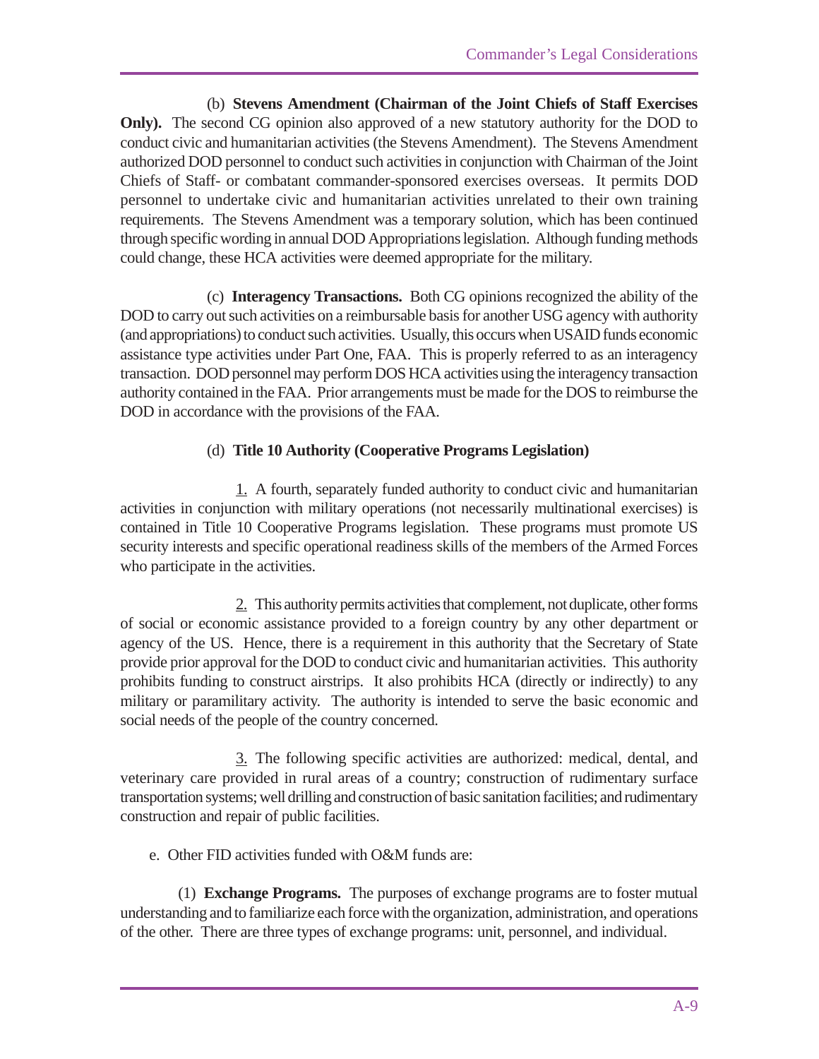(b) **Stevens Amendment (Chairman of the Joint Chiefs of Staff Exercises Only).** The second CG opinion also approved of a new statutory authority for the DOD to conduct civic and humanitarian activities (the Stevens Amendment). The Stevens Amendment authorized DOD personnel to conduct such activities in conjunction with Chairman of the Joint Chiefs of Staff- or combatant commander-sponsored exercises overseas. It permits DOD personnel to undertake civic and humanitarian activities unrelated to their own training requirements. The Stevens Amendment was a temporary solution, which has been continued through specific wording in annual DOD Appropriations legislation. Although funding methods could change, these HCA activities were deemed appropriate for the military.

(c) **Interagency Transactions.** Both CG opinions recognized the ability of the DOD to carry out such activities on a reimbursable basis for another USG agency with authority (and appropriations) to conduct such activities. Usually, this occurs when USAID funds economic assistance type activities under Part One, FAA. This is properly referred to as an interagency transaction. DOD personnel may perform DOS HCA activities using the interagency transaction authority contained in the FAA. Prior arrangements must be made for the DOS to reimburse the DOD in accordance with the provisions of the FAA.

(d) **Title 10 Authority (Cooperative Programs Legislation)**

1. A fourth, separately funded authority to conduct civic and humanitarian activities in conjunction with military operations (not necessarily multinational exercises) is contained in Title 10 Cooperative Programs legislation. These programs must promote US security interests and specific operational readiness skills of the members of the Armed Forces who participate in the activities.

2. This authority permits activities that complement, not duplicate, other forms of social or economic assistance provided to a foreign country by any other department or agency of the US. Hence, there is a requirement in this authority that the Secretary of State provide prior approval for the DOD to conduct civic and humanitarian activities. This authority prohibits funding to construct airstrips. It also prohibits HCA (directly or indirectly) to any military or paramilitary activity. The authority is intended to serve the basic economic and social needs of the people of the country concerned.

3. The following specific activities are authorized: medical, dental, and veterinary care provided in rural areas of a country; construction of rudimentary surface transportation systems; well drilling and construction of basic sanitation facilities; and rudimentary construction and repair of public facilities.

e. Other FID activities funded with O&M funds are:

(1) **Exchange Programs.** The purposes of exchange programs are to foster mutual understanding and to familiarize each force with the organization, administration, and operations of the other. There are three types of exchange programs: unit, personnel, and individual.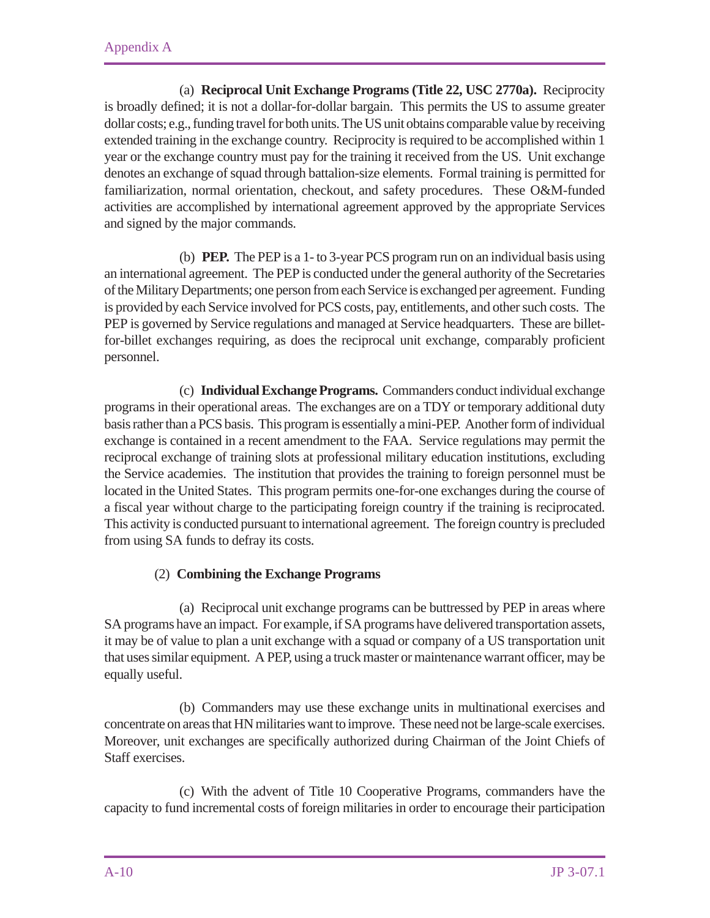(a) **Reciprocal Unit Exchange Programs (Title 22, USC 2770a).** Reciprocity is broadly defined; it is not a dollar-for-dollar bargain. This permits the US to assume greater dollar costs; e.g., funding travel for both units. The US unit obtains comparable value by receiving extended training in the exchange country. Reciprocity is required to be accomplished within 1 year or the exchange country must pay for the training it received from the US. Unit exchange denotes an exchange of squad through battalion-size elements. Formal training is permitted for familiarization, normal orientation, checkout, and safety procedures. These O&M-funded activities are accomplished by international agreement approved by the appropriate Services and signed by the major commands.

(b) **PEP.** The PEP is a 1- to 3-year PCS program run on an individual basis using an international agreement. The PEP is conducted under the general authority of the Secretaries of the Military Departments; one person from each Service is exchanged per agreement. Funding is provided by each Service involved for PCS costs, pay, entitlements, and other such costs. The PEP is governed by Service regulations and managed at Service headquarters. These are billet-for-billet exchanges requiring, as does the reciprocal unit exchange, comparably proficient personnel.

(c) **Individual Exchange Programs.** Commanders conduct individual exchange programs in their operational areas. The exchanges are on a TDY or temporary additional duty basis rather than a PCS basis. This program is essentially a mini-PEP. Another form of individual exchange is contained in a recent amendment to the FAA. Service regulations may permit the reciprocal exchange of training slots at professional military education institutions, excluding the Service academies. The institution that provides the training to foreign personnel must be located in the United States. This program permits one-for-one exchanges during the course of a fiscal year without charge to the participating foreign country if the training is reciprocated. This activity is conducted pursuant to international agreement. The foreign country is precluded from using SA funds to defray its costs.

(2) **Combining the Exchange Programs**

(a) Reciprocal unit exchange programs can be buttressed by PEP in areas where SA programs have an impact. For example, if SA programs have delivered transportation assets, it may be of value to plan a unit exchange with a squad or company of a US transportation unit that uses similar equipment. A PEP, using a truck master or maintenance warrant officer, may be equally useful.

(b) Commanders may use these exchange units in multinational exercises and concentrate on areas that HN militaries want to improve. These need not be large-scale exercises. Moreover, unit exchanges are specifically authorized during Chairman of the Joint Chiefs of Staff exercises.

(c) With the advent of Title 10 Cooperative Programs, commanders have the capacity to fund incremental costs of foreign militaries in order to encourage their participation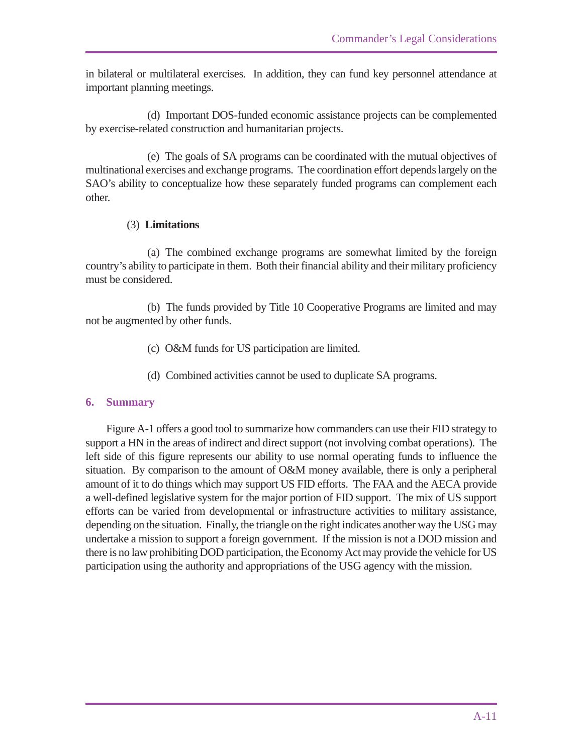in bilateral or multilateral exercises. In addition, they can fund key personnel attendance at important planning meetings.

(d) Important DOS-funded economic assistance projects can be complemented by exercise-related construction and humanitarian projects.

(e) The goals of SA programs can be coordinated with the mutual objectives of multinational exercises and exchange programs. The coordination effort depends largely on the SAO's ability to conceptualize how these separately funded programs can complement each other.

(3) **Limitations**

(a) The combined exchange programs are somewhat limited by the foreign country's ability to participate in them. Both their financial ability and their military proficiency must be considered.

(b) The funds provided by Title 10 Cooperative Programs are limited and may not be augmented by other funds.

(c) O&M funds for US participation are limited.

(d) Combined activities cannot be used to duplicate SA programs.

## 6. Summary

Figure A-1 offers a good tool to summarize how commanders can use their FID strategy to support a HN in the areas of indirect and direct support (not involving combat operations). The left side of this figure represents our ability to use normal operating funds to influence the situation. By comparison to the amount of O&M money available, there is only a peripheral amount of it to do things which may support US FID efforts. The FAA and the AECA provide a well-defined legislative system for the major portion of FID support. The mix of US support efforts can be varied from developmental or infrastructure activities to military assistance, depending on the situation. Finally, the triangle on the right indicates another way the USG may undertake a mission to support a foreign government. If the mission is not a DOD mission and there is no law prohibiting DOD participation, the Economy Act may provide the vehicle for US participation using the authority and appropriations of the USG agency with the mission.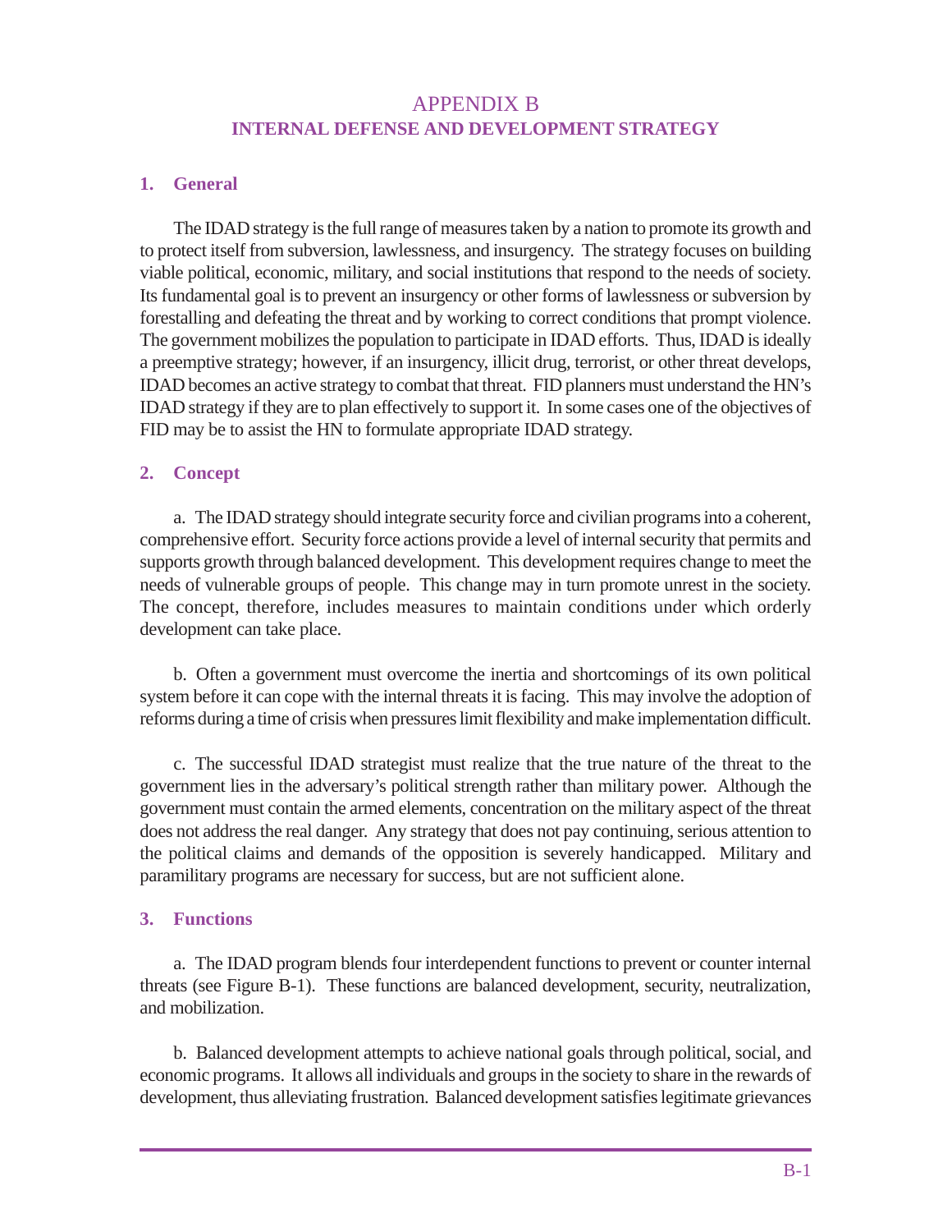# APPENDIX B
## INTERNAL DEFENSE AND DEVELOPMENT STRATEGY

### 1. General

The IDAD strategy is the full range of measures taken by a nation to promote its growth and to protect itself from subversion, lawlessness, and insurgency. The strategy focuses on building viable political, economic, military, and social institutions that respond to the needs of society. Its fundamental goal is to prevent an insurgency or other forms of lawlessness or subversion by forestalling and defeating the threat and by working to correct conditions that prompt violence. The government mobilizes the population to participate in IDAD efforts. Thus, IDAD is ideally a preemptive strategy; however, if an insurgency, illicit drug, terrorist, or other threat develops, IDAD becomes an active strategy to combat that threat. FID planners must understand the HN's IDAD strategy if they are to plan effectively to support it. In some cases one of the objectives of FID may be to assist the HN to formulate appropriate IDAD strategy.

### 2. Concept

a. The IDAD strategy should integrate security force and civilian programs into a coherent, comprehensive effort. Security force actions provide a level of internal security that permits and supports growth through balanced development. This development requires change to meet the needs of vulnerable groups of people. This change may in turn promote unrest in the society. The concept, therefore, includes measures to maintain conditions under which orderly development can take place.

b. Often a government must overcome the inertia and shortcomings of its own political system before it can cope with the internal threats it is facing. This may involve the adoption of reforms during a time of crisis when pressures limit flexibility and make implementation difficult.

c. The successful IDAD strategist must realize that the true nature of the threat to the government lies in the adversary's political strength rather than military power. Although the government must contain the armed elements, concentration on the military aspect of the threat does not address the real danger. Any strategy that does not pay continuing, serious attention to the political claims and demands of the opposition is severely handicapped. Military and paramilitary programs are necessary for success, but are not sufficient alone.

### 3. Functions

a. The IDAD program blends four interdependent functions to prevent or counter internal threats (see Figure B-1). These functions are balanced development, security, neutralization, and mobilization.

b. Balanced development attempts to achieve national goals through political, social, and economic programs. It allows all individuals and groups in the society to share in the rewards of development, thus alleviating frustration. Balanced development satisfies legitimate grievances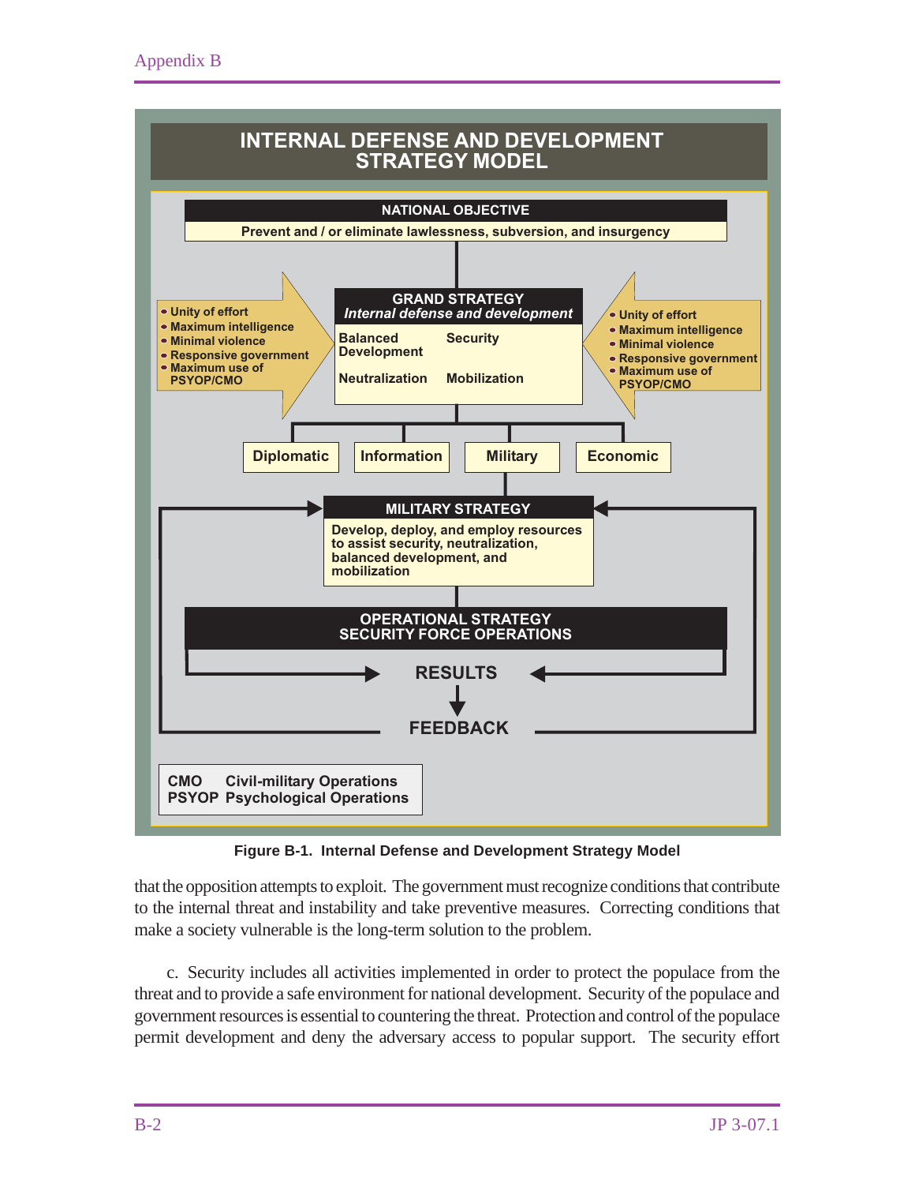**INTERNAL DEFENSE AND DEVELOPMENT STRATEGY MODEL**

**NATIONAL OBJECTIVE**

Prevent and / or eliminate lawlessness, subversion, and insurgency

**GRAND STRATEGY**
*Internal defense and development*

- Balanced Development
- Security
- Neutralization
- Mobilization

- Unity of effort
- Maximum intelligence
- Minimal violence
- Responsive government
- Maximum use of PSYOP/CMO

Diplomatic | Information | Military | Economic

**MILITARY STRATEGY**

Develop, deploy, and employ resources to assist security, neutralization, balanced development, and mobilization

**OPERATIONAL STRATEGY**
**SECURITY FORCE OPERATIONS**

**RESULTS**

**FEEDBACK**

CMO Civil-military Operations
PSYOP Psychological Operations

**Figure B-1. Internal Defense and Development Strategy Model**

that the opposition attempts to exploit. The government must recognize conditions that contribute to the internal threat and instability and take preventive measures. Correcting conditions that make a society vulnerable is the long-term solution to the problem.

c. Security includes all activities implemented in order to protect the populace from the threat and to provide a safe environment for national development. Security of the populace and government resources is essential to countering the threat. Protection and control of the populace permit development and deny the adversary access to popular support. The security effort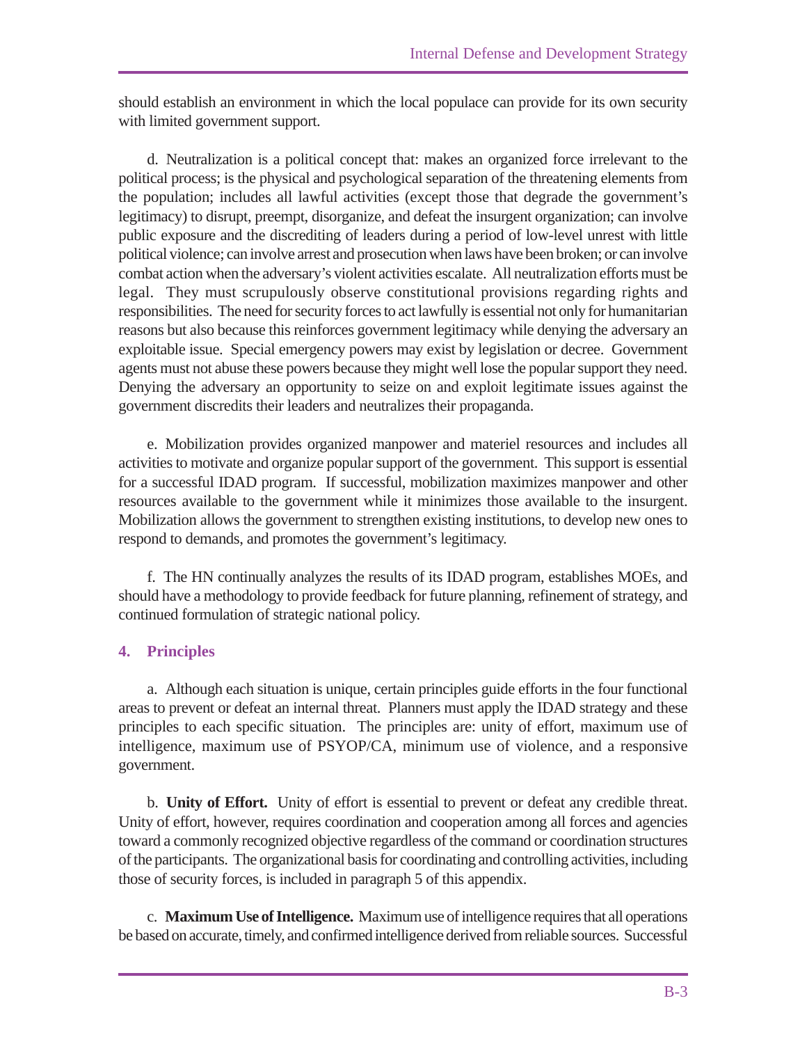should establish an environment in which the local populace can provide for its own security with limited government support.

d. Neutralization is a political concept that: makes an organized force irrelevant to the political process; is the physical and psychological separation of the threatening elements from the population; includes all lawful activities (except those that degrade the government's legitimacy) to disrupt, preempt, disorganize, and defeat the insurgent organization; can involve public exposure and the discrediting of leaders during a period of low-level unrest with little political violence; can involve arrest and prosecution when laws have been broken; or can involve combat action when the adversary's violent activities escalate. All neutralization efforts must be legal. They must scrupulously observe constitutional provisions regarding rights and responsibilities. The need for security forces to act lawfully is essential not only for humanitarian reasons but also because this reinforces government legitimacy while denying the adversary an exploitable issue. Special emergency powers may exist by legislation or decree. Government agents must not abuse these powers because they might well lose the popular support they need. Denying the adversary an opportunity to seize on and exploit legitimate issues against the government discredits their leaders and neutralizes their propaganda.

e. Mobilization provides organized manpower and materiel resources and includes all activities to motivate and organize popular support of the government. This support is essential for a successful IDAD program. If successful, mobilization maximizes manpower and other resources available to the government while it minimizes those available to the insurgent. Mobilization allows the government to strengthen existing institutions, to develop new ones to respond to demands, and promotes the government's legitimacy.

f. The HN continually analyzes the results of its IDAD program, establishes MOEs, and should have a methodology to provide feedback for future planning, refinement of strategy, and continued formulation of strategic national policy.

## 4. Principles

a. Although each situation is unique, certain principles guide efforts in the four functional areas to prevent or defeat an internal threat. Planners must apply the IDAD strategy and these principles to each specific situation. The principles are: unity of effort, maximum use of intelligence, maximum use of PSYOP/CA, minimum use of violence, and a responsive government.

b. **Unity of Effort.** Unity of effort is essential to prevent or defeat any credible threat. Unity of effort, however, requires coordination and cooperation among all forces and agencies toward a commonly recognized objective regardless of the command or coordination structures of the participants. The organizational basis for coordinating and controlling activities, including those of security forces, is included in paragraph 5 of this appendix.

c. **Maximum Use of Intelligence.** Maximum use of intelligence requires that all operations be based on accurate, timely, and confirmed intelligence derived from reliable sources. Successful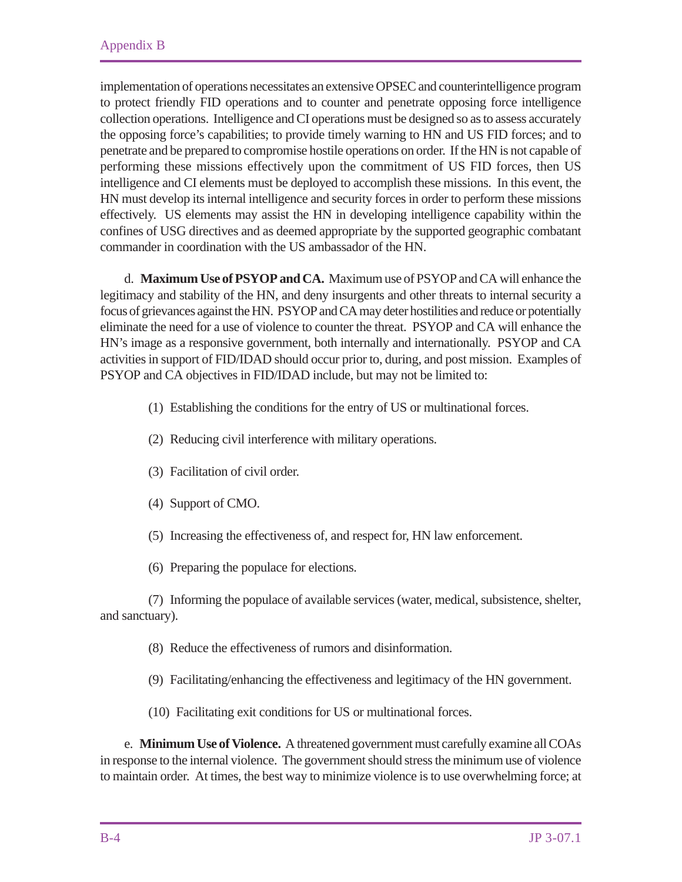implementation of operations necessitates an extensive OPSEC and counterintelligence program to protect friendly FID operations and to counter and penetrate opposing force intelligence collection operations. Intelligence and CI operations must be designed so as to assess accurately the opposing force's capabilities; to provide timely warning to HN and US FID forces; and to penetrate and be prepared to compromise hostile operations on order. If the HN is not capable of performing these missions effectively upon the commitment of US FID forces, then US intelligence and CI elements must be deployed to accomplish these missions. In this event, the HN must develop its internal intelligence and security forces in order to perform these missions effectively. US elements may assist the HN in developing intelligence capability within the confines of USG directives and as deemed appropriate by the supported geographic combatant commander in coordination with the US ambassador of the HN.

d. **Maximum Use of PSYOP and CA.** Maximum use of PSYOP and CA will enhance the legitimacy and stability of the HN, and deny insurgents and other threats to internal security a focus of grievances against the HN. PSYOP and CA may deter hostilities and reduce or potentially eliminate the need for a use of violence to counter the threat. PSYOP and CA will enhance the HN's image as a responsive government, both internally and internationally. PSYOP and CA activities in support of FID/IDAD should occur prior to, during, and post mission. Examples of PSYOP and CA objectives in FID/IDAD include, but may not be limited to:

(1) Establishing the conditions for the entry of US or multinational forces.

(2) Reducing civil interference with military operations.

(3) Facilitation of civil order.

(4) Support of CMO.

(5) Increasing the effectiveness of, and respect for, HN law enforcement.

(6) Preparing the populace for elections.

(7) Informing the populace of available services (water, medical, subsistence, shelter, and sanctuary).

(8) Reduce the effectiveness of rumors and disinformation.

(9) Facilitating/enhancing the effectiveness and legitimacy of the HN government.

(10) Facilitating exit conditions for US or multinational forces.

e. **Minimum Use of Violence.** A threatened government must carefully examine all COAs in response to the internal violence. The government should stress the minimum use of violence to maintain order. At times, the best way to minimize violence is to use overwhelming force; at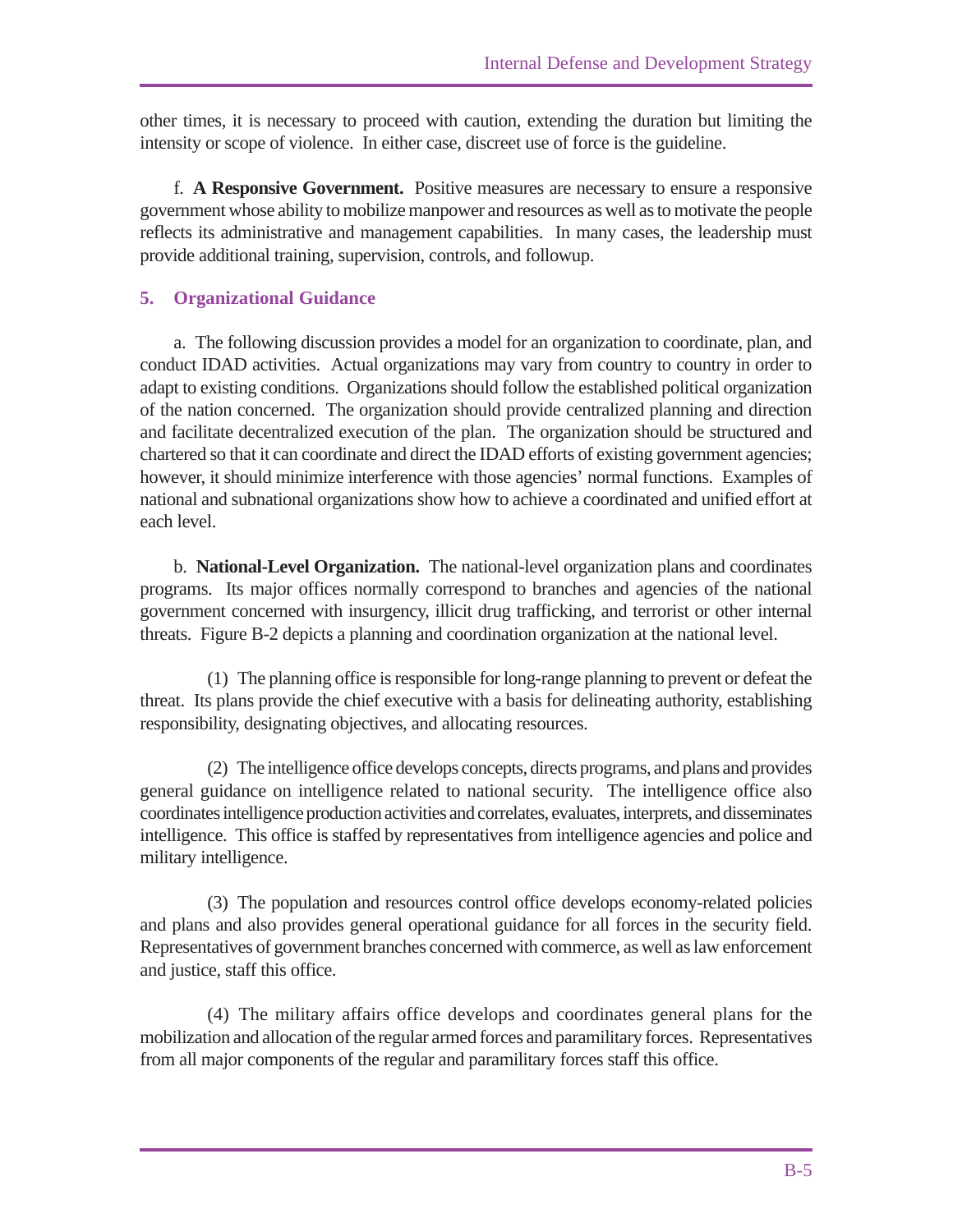other times, it is necessary to proceed with caution, extending the duration but limiting the intensity or scope of violence. In either case, discreet use of force is the guideline.

f. **A Responsive Government.** Positive measures are necessary to ensure a responsive government whose ability to mobilize manpower and resources as well as to motivate the people reflects its administrative and management capabilities. In many cases, the leadership must provide additional training, supervision, controls, and followup.

## 5. Organizational Guidance

a. The following discussion provides a model for an organization to coordinate, plan, and conduct IDAD activities. Actual organizations may vary from country to country in order to adapt to existing conditions. Organizations should follow the established political organization of the nation concerned. The organization should provide centralized planning and direction and facilitate decentralized execution of the plan. The organization should be structured and chartered so that it can coordinate and direct the IDAD efforts of existing government agencies; however, it should minimize interference with those agencies' normal functions. Examples of national and subnational organizations show how to achieve a coordinated and unified effort at each level.

b. **National-Level Organization.** The national-level organization plans and coordinates programs. Its major offices normally correspond to branches and agencies of the national government concerned with insurgency, illicit drug trafficking, and terrorist or other internal threats. Figure B-2 depicts a planning and coordination organization at the national level.

(1) The planning office is responsible for long-range planning to prevent or defeat the threat. Its plans provide the chief executive with a basis for delineating authority, establishing responsibility, designating objectives, and allocating resources.

(2) The intelligence office develops concepts, directs programs, and plans and provides general guidance on intelligence related to national security. The intelligence office also coordinates intelligence production activities and correlates, evaluates, interprets, and disseminates intelligence. This office is staffed by representatives from intelligence agencies and police and military intelligence.

(3) The population and resources control office develops economy-related policies and plans and also provides general operational guidance for all forces in the security field. Representatives of government branches concerned with commerce, as well as law enforcement and justice, staff this office.

(4) The military affairs office develops and coordinates general plans for the mobilization and allocation of the regular armed forces and paramilitary forces. Representatives from all major components of the regular and paramilitary forces staff this office.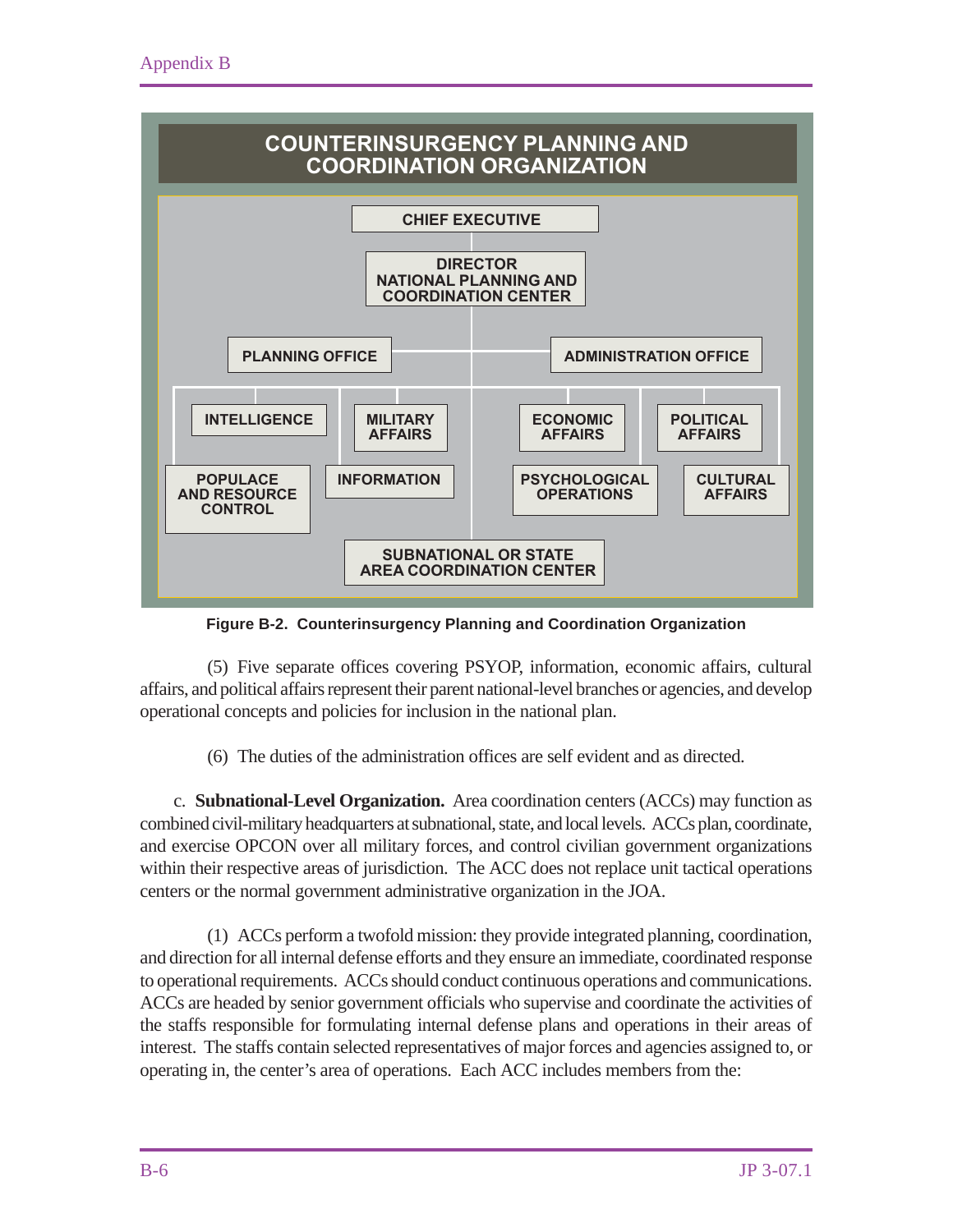**COUNTERINSURGENCY PLANNING AND COORDINATION ORGANIZATION**

- CHIEF EXECUTIVE
  - DIRECTOR NATIONAL PLANNING AND COORDINATION CENTER
    - PLANNING OFFICE
    - ADMINISTRATION OFFICE
    - INTELLIGENCE
    - MILITARY AFFAIRS
    - POPULACE AND RESOURCE CONTROL
    - INFORMATION
    - ECONOMIC AFFAIRS
    - POLITICAL AFFAIRS
    - PSYCHOLOGICAL OPERATIONS
    - CULTURAL AFFAIRS
    - SUBNATIONAL OR STATE AREA COORDINATION CENTER

**Figure B-2. Counterinsurgency Planning and Coordination Organization**

(5) Five separate offices covering PSYOP, information, economic affairs, cultural affairs, and political affairs represent their parent national-level branches or agencies, and develop operational concepts and policies for inclusion in the national plan.

(6) The duties of the administration offices are self evident and as directed.

c. **Subnational-Level Organization.** Area coordination centers (ACCs) may function as combined civil-military headquarters at subnational, state, and local levels. ACCs plan, coordinate, and exercise OPCON over all military forces, and control civilian government organizations within their respective areas of jurisdiction. The ACC does not replace unit tactical operations centers or the normal government administrative organization in the JOA.

(1) ACCs perform a twofold mission: they provide integrated planning, coordination, and direction for all internal defense efforts and they ensure an immediate, coordinated response to operational requirements. ACCs should conduct continuous operations and communications. ACCs are headed by senior government officials who supervise and coordinate the activities of the staffs responsible for formulating internal defense plans and operations in their areas of interest. The staffs contain selected representatives of major forces and agencies assigned to, or operating in, the center's area of operations. Each ACC includes members from the: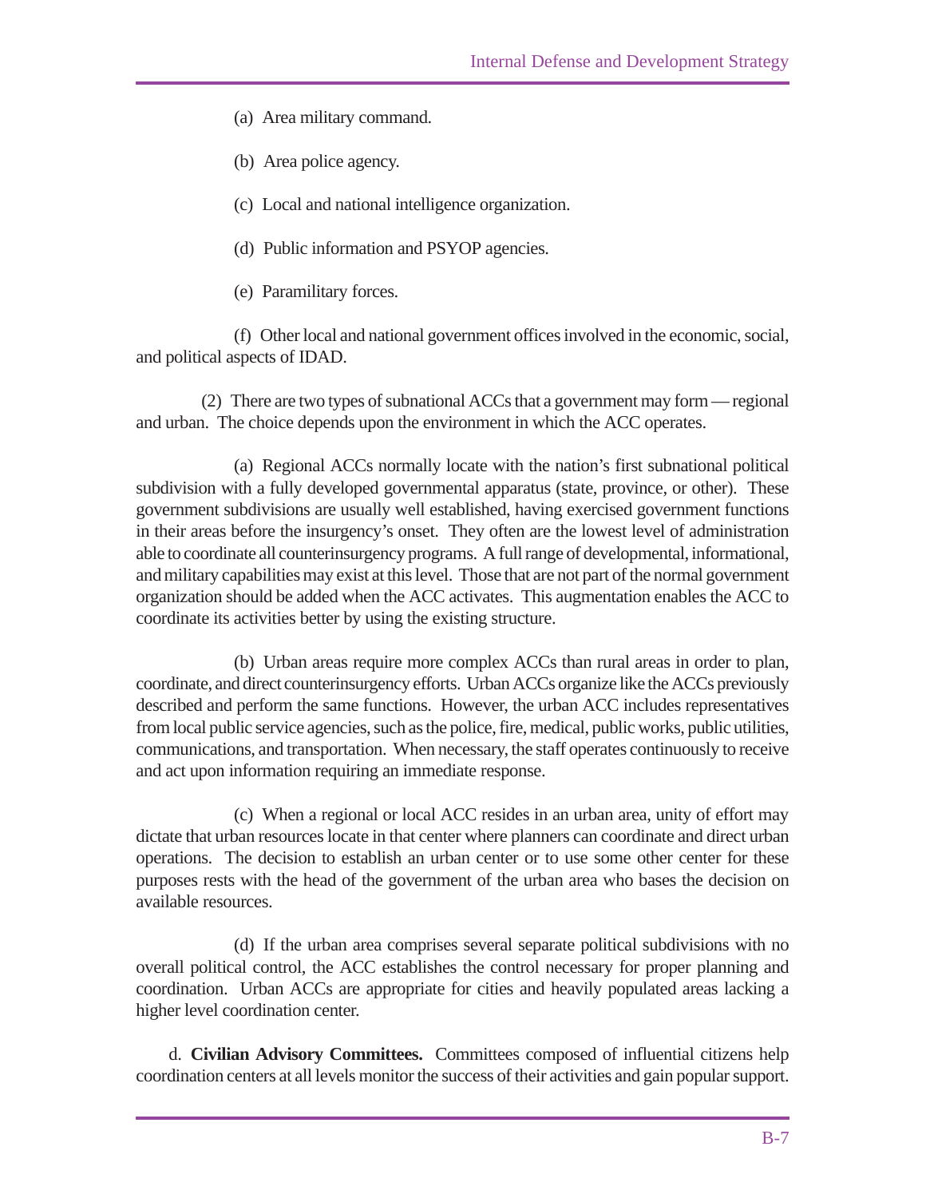(a) Area military command.

(b) Area police agency.

(c) Local and national intelligence organization.

(d) Public information and PSYOP agencies.

(e) Paramilitary forces.

(f) Other local and national government offices involved in the economic, social, and political aspects of IDAD.

(2) There are two types of subnational ACCs that a government may form — regional and urban. The choice depends upon the environment in which the ACC operates.

(a) Regional ACCs normally locate with the nation's first subnational political subdivision with a fully developed governmental apparatus (state, province, or other). These government subdivisions are usually well established, having exercised government functions in their areas before the insurgency's onset. They often are the lowest level of administration able to coordinate all counterinsurgency programs. A full range of developmental, informational, and military capabilities may exist at this level. Those that are not part of the normal government organization should be added when the ACC activates. This augmentation enables the ACC to coordinate its activities better by using the existing structure.

(b) Urban areas require more complex ACCs than rural areas in order to plan, coordinate, and direct counterinsurgency efforts. Urban ACCs organize like the ACCs previously described and perform the same functions. However, the urban ACC includes representatives from local public service agencies, such as the police, fire, medical, public works, public utilities, communications, and transportation. When necessary, the staff operates continuously to receive and act upon information requiring an immediate response.

(c) When a regional or local ACC resides in an urban area, unity of effort may dictate that urban resources locate in that center where planners can coordinate and direct urban operations. The decision to establish an urban center or to use some other center for these purposes rests with the head of the government of the urban area who bases the decision on available resources.

(d) If the urban area comprises several separate political subdivisions with no overall political control, the ACC establishes the control necessary for proper planning and coordination. Urban ACCs are appropriate for cities and heavily populated areas lacking a higher level coordination center.

d. **Civilian Advisory Committees.** Committees composed of influential citizens help coordination centers at all levels monitor the success of their activities and gain popular support.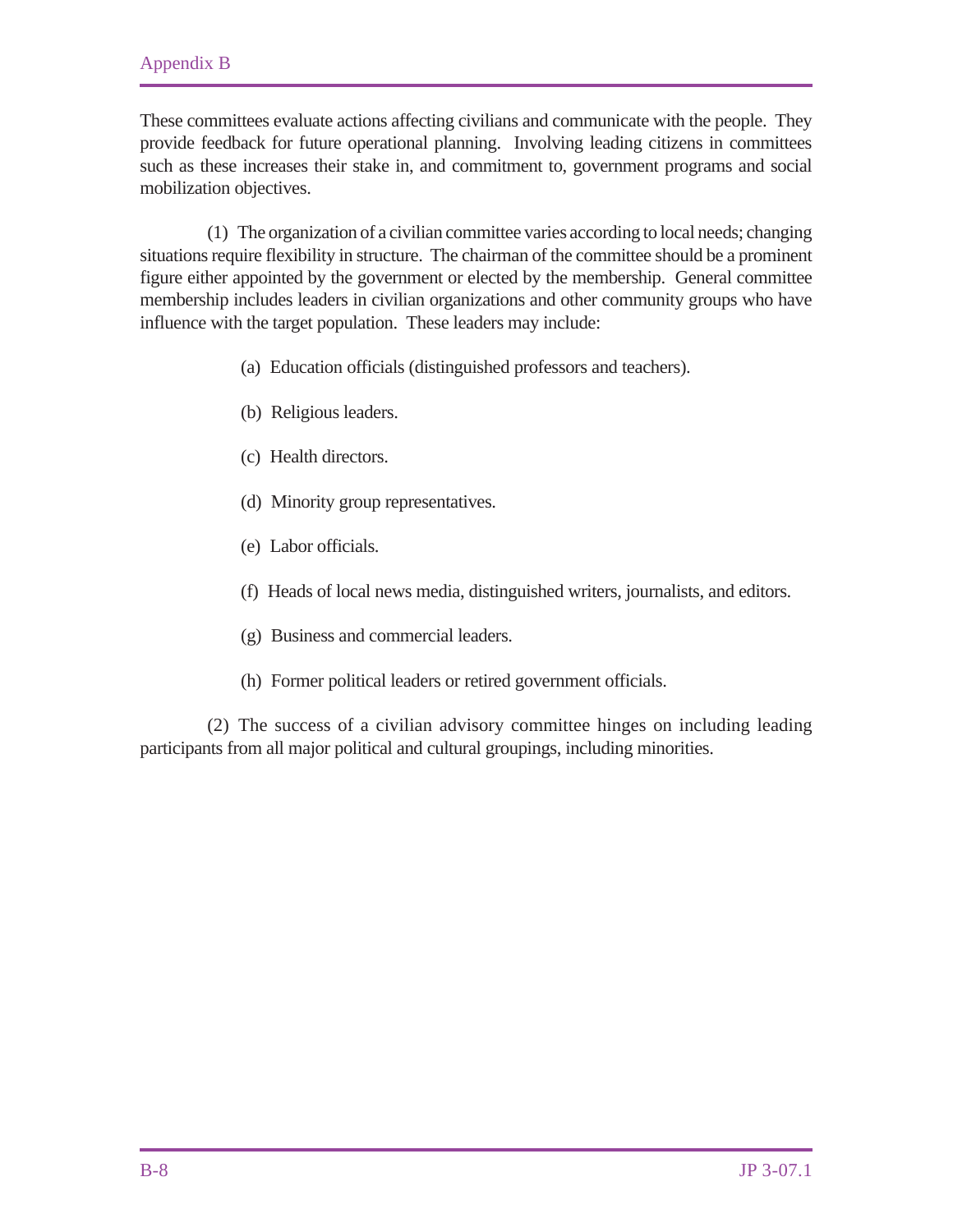These committees evaluate actions affecting civilians and communicate with the people. They provide feedback for future operational planning. Involving leading citizens in committees such as these increases their stake in, and commitment to, government programs and social mobilization objectives.

(1) The organization of a civilian committee varies according to local needs; changing situations require flexibility in structure. The chairman of the committee should be a prominent figure either appointed by the government or elected by the membership. General committee membership includes leaders in civilian organizations and other community groups who have influence with the target population. These leaders may include:

(a) Education officials (distinguished professors and teachers).

(b) Religious leaders.

(c) Health directors.

(d) Minority group representatives.

(e) Labor officials.

(f) Heads of local news media, distinguished writers, journalists, and editors.

(g) Business and commercial leaders.

(h) Former political leaders or retired government officials.

(2) The success of a civilian advisory committee hinges on including leading participants from all major political and cultural groupings, including minorities.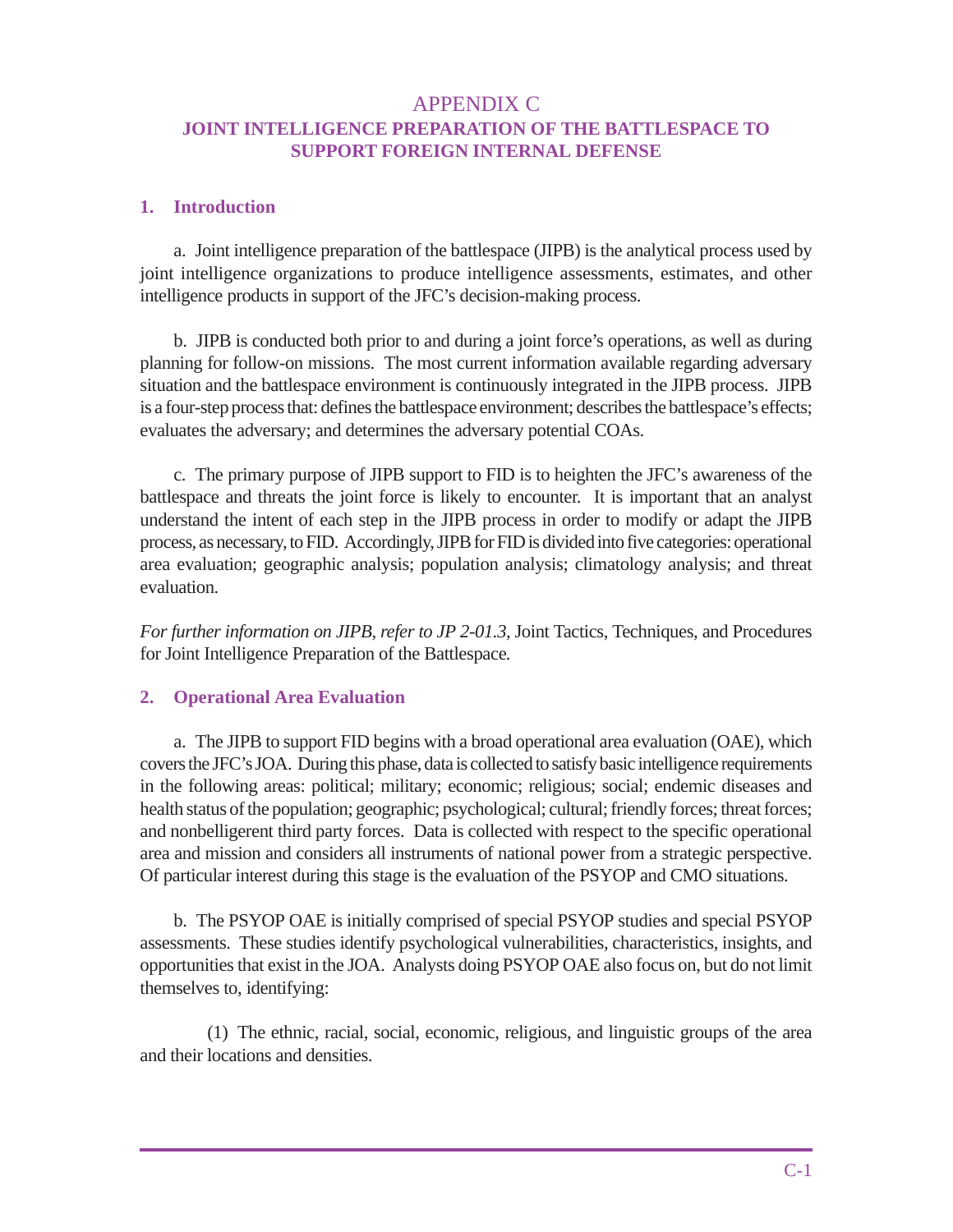# APPENDIX C
## JOINT INTELLIGENCE PREPARATION OF THE BATTLESPACE TO SUPPORT FOREIGN INTERNAL DEFENSE

### 1. Introduction

a. Joint intelligence preparation of the battlespace (JIPB) is the analytical process used by joint intelligence organizations to produce intelligence assessments, estimates, and other intelligence products in support of the JFC's decision-making process.

b. JIPB is conducted both prior to and during a joint force's operations, as well as during planning for follow-on missions. The most current information available regarding adversary situation and the battlespace environment is continuously integrated in the JIPB process. JIPB is a four-step process that: defines the battlespace environment; describes the battlespace's effects; evaluates the adversary; and determines the adversary potential COAs.

c. The primary purpose of JIPB support to FID is to heighten the JFC's awareness of the battlespace and threats the joint force is likely to encounter. It is important that an analyst understand the intent of each step in the JIPB process in order to modify or adapt the JIPB process, as necessary, to FID. Accordingly, JIPB for FID is divided into five categories: operational area evaluation; geographic analysis; population analysis; climatology analysis; and threat evaluation.

*For further information on JIPB, refer to JP 2-01.3,* Joint Tactics, Techniques, and Procedures for Joint Intelligence Preparation of the Battlespace*.*

### 2. Operational Area Evaluation

a. The JIPB to support FID begins with a broad operational area evaluation (OAE), which covers the JFC's JOA. During this phase, data is collected to satisfy basic intelligence requirements in the following areas: political; military; economic; religious; social; endemic diseases and health status of the population; geographic; psychological; cultural; friendly forces; threat forces; and nonbelligerent third party forces. Data is collected with respect to the specific operational area and mission and considers all instruments of national power from a strategic perspective. Of particular interest during this stage is the evaluation of the PSYOP and CMO situations.

b. The PSYOP OAE is initially comprised of special PSYOP studies and special PSYOP assessments. These studies identify psychological vulnerabilities, characteristics, insights, and opportunities that exist in the JOA. Analysts doing PSYOP OAE also focus on, but do not limit themselves to, identifying:

(1) The ethnic, racial, social, economic, religious, and linguistic groups of the area and their locations and densities.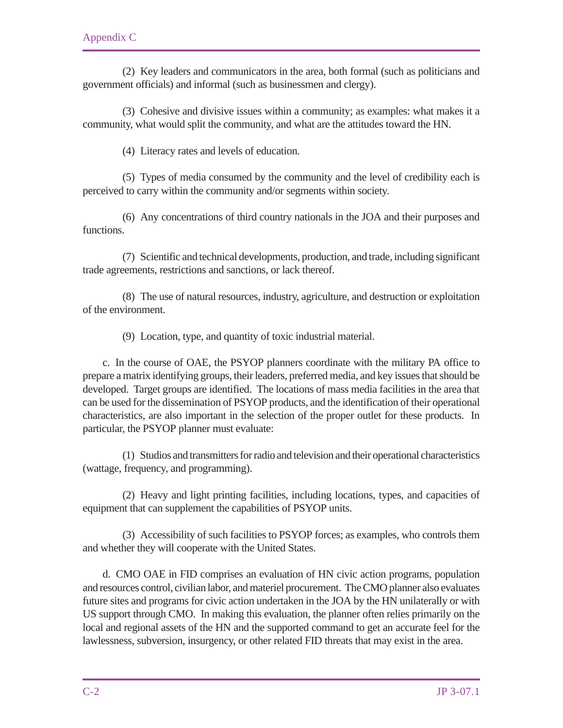(2) Key leaders and communicators in the area, both formal (such as politicians and government officials) and informal (such as businessmen and clergy).

(3) Cohesive and divisive issues within a community; as examples: what makes it a community, what would split the community, and what are the attitudes toward the HN.

(4) Literacy rates and levels of education.

(5) Types of media consumed by the community and the level of credibility each is perceived to carry within the community and/or segments within society.

(6) Any concentrations of third country nationals in the JOA and their purposes and functions.

(7) Scientific and technical developments, production, and trade, including significant trade agreements, restrictions and sanctions, or lack thereof.

(8) The use of natural resources, industry, agriculture, and destruction or exploitation of the environment.

(9) Location, type, and quantity of toxic industrial material.

c. In the course of OAE, the PSYOP planners coordinate with the military PA office to prepare a matrix identifying groups, their leaders, preferred media, and key issues that should be developed. Target groups are identified. The locations of mass media facilities in the area that can be used for the dissemination of PSYOP products, and the identification of their operational characteristics, are also important in the selection of the proper outlet for these products. In particular, the PSYOP planner must evaluate:

(1) Studios and transmitters for radio and television and their operational characteristics (wattage, frequency, and programming).

(2) Heavy and light printing facilities, including locations, types, and capacities of equipment that can supplement the capabilities of PSYOP units.

(3) Accessibility of such facilities to PSYOP forces; as examples, who controls them and whether they will cooperate with the United States.

d. CMO OAE in FID comprises an evaluation of HN civic action programs, population and resources control, civilian labor, and materiel procurement. The CMO planner also evaluates future sites and programs for civic action undertaken in the JOA by the HN unilaterally or with US support through CMO. In making this evaluation, the planner often relies primarily on the local and regional assets of the HN and the supported command to get an accurate feel for the lawlessness, subversion, insurgency, or other related FID threats that may exist in the area.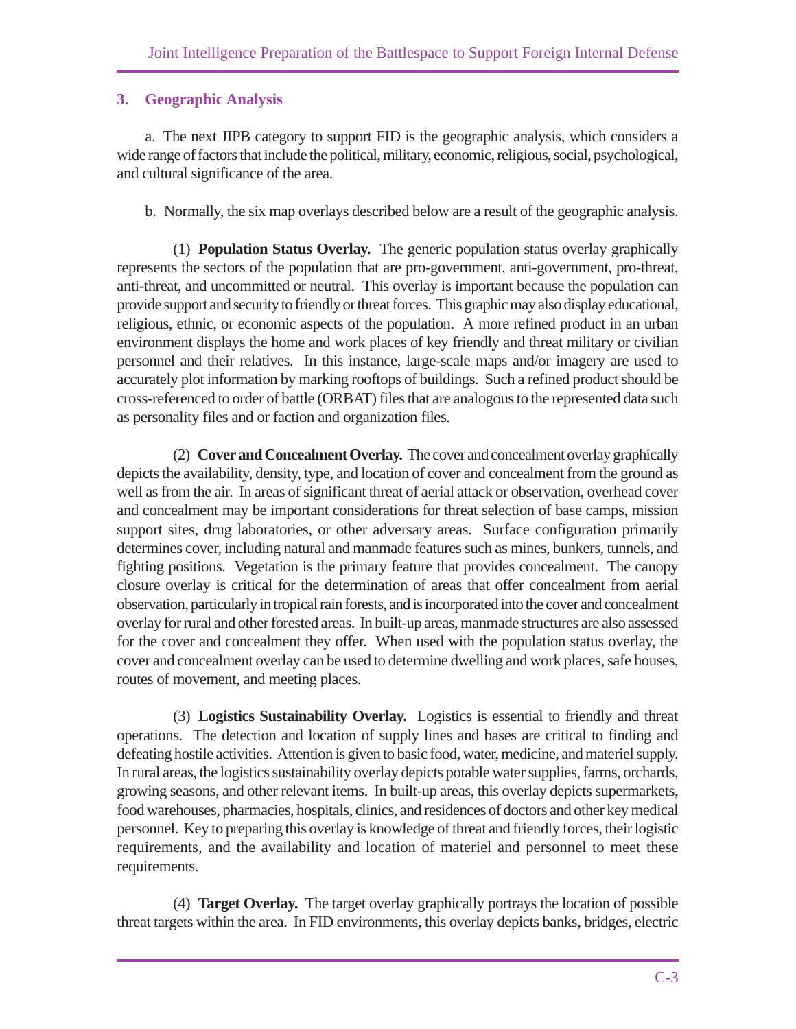## 3. Geographic Analysis

a. The next JIPB category to support FID is the geographic analysis, which considers a wide range of factors that include the political, military, economic, religious, social, psychological, and cultural significance of the area.

b. Normally, the six map overlays described below are a result of the geographic analysis.

(1) **Population Status Overlay.** The generic population status overlay graphically represents the sectors of the population that are pro-government, anti-government, pro-threat, anti-threat, and uncommitted or neutral. This overlay is important because the population can provide support and security to friendly or threat forces. This graphic may also display educational, religious, ethnic, or economic aspects of the population. A more refined product in an urban environment displays the home and work places of key friendly and threat military or civilian personnel and their relatives. In this instance, large-scale maps and/or imagery are used to accurately plot information by marking rooftops of buildings. Such a refined product should be cross-referenced to order of battle (ORBAT) files that are analogous to the represented data such as personality files and or faction and organization files.

(2) **Cover and Concealment Overlay.** The cover and concealment overlay graphically depicts the availability, density, type, and location of cover and concealment from the ground as well as from the air. In areas of significant threat of aerial attack or observation, overhead cover and concealment may be important considerations for threat selection of base camps, mission support sites, drug laboratories, or other adversary areas. Surface configuration primarily determines cover, including natural and manmade features such as mines, bunkers, tunnels, and fighting positions. Vegetation is the primary feature that provides concealment. The canopy closure overlay is critical for the determination of areas that offer concealment from aerial observation, particularly in tropical rain forests, and is incorporated into the cover and concealment overlay for rural and other forested areas. In built-up areas, manmade structures are also assessed for the cover and concealment they offer. When used with the population status overlay, the cover and concealment overlay can be used to determine dwelling and work places, safe houses, routes of movement, and meeting places.

(3) **Logistics Sustainability Overlay.** Logistics is essential to friendly and threat operations. The detection and location of supply lines and bases are critical to finding and defeating hostile activities. Attention is given to basic food, water, medicine, and materiel supply. In rural areas, the logistics sustainability overlay depicts potable water supplies, farms, orchards, growing seasons, and other relevant items. In built-up areas, this overlay depicts supermarkets, food warehouses, pharmacies, hospitals, clinics, and residences of doctors and other key medical personnel. Key to preparing this overlay is knowledge of threat and friendly forces, their logistic requirements, and the availability and location of materiel and personnel to meet these requirements.

(4) **Target Overlay.** The target overlay graphically portrays the location of possible threat targets within the area. In FID environments, this overlay depicts banks, bridges, electric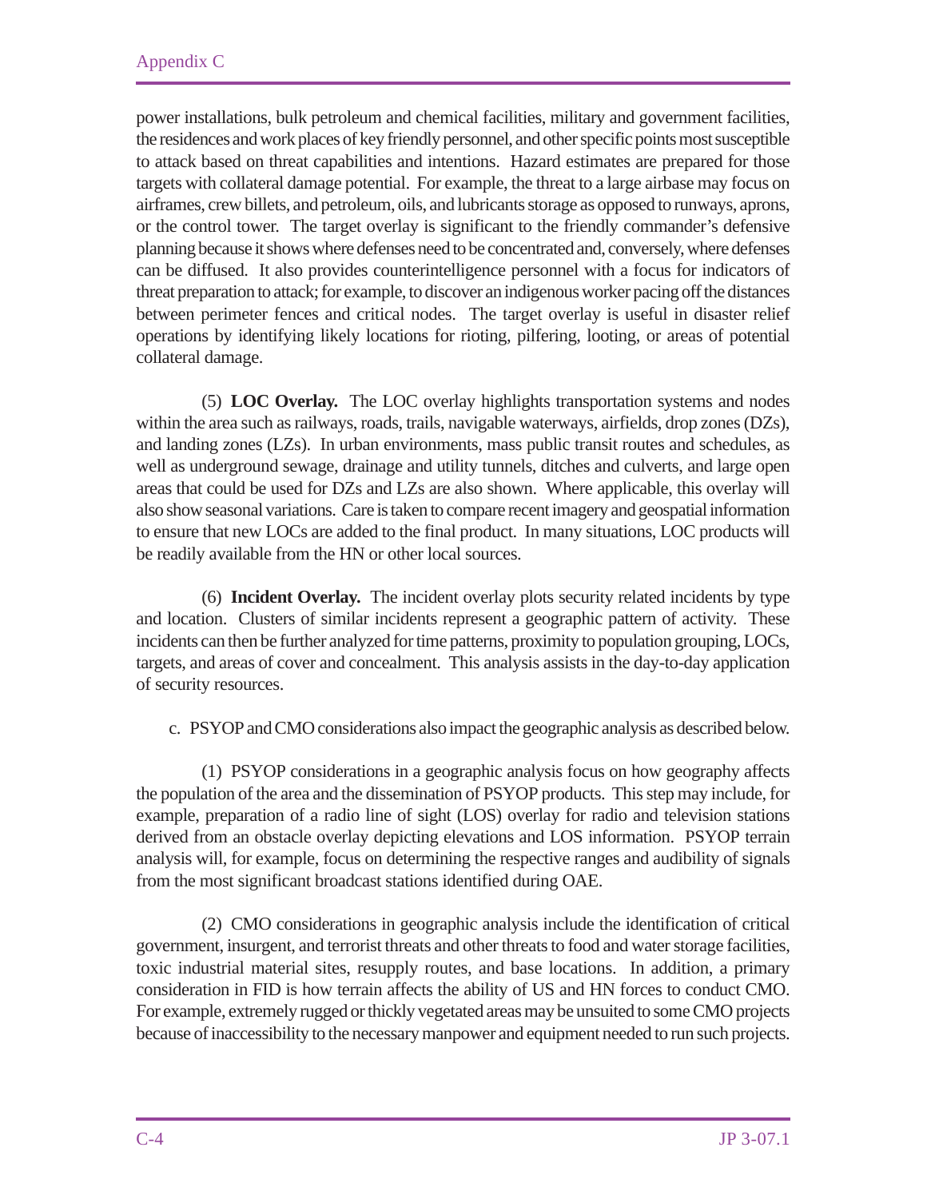power installations, bulk petroleum and chemical facilities, military and government facilities, the residences and work places of key friendly personnel, and other specific points most susceptible to attack based on threat capabilities and intentions. Hazard estimates are prepared for those targets with collateral damage potential. For example, the threat to a large airbase may focus on airframes, crew billets, and petroleum, oils, and lubricants storage as opposed to runways, aprons, or the control tower. The target overlay is significant to the friendly commander's defensive planning because it shows where defenses need to be concentrated and, conversely, where defenses can be diffused. It also provides counterintelligence personnel with a focus for indicators of threat preparation to attack; for example, to discover an indigenous worker pacing off the distances between perimeter fences and critical nodes. The target overlay is useful in disaster relief operations by identifying likely locations for rioting, pilfering, looting, or areas of potential collateral damage.

(5) **LOC Overlay.** The LOC overlay highlights transportation systems and nodes within the area such as railways, roads, trails, navigable waterways, airfields, drop zones (DZs), and landing zones (LZs). In urban environments, mass public transit routes and schedules, as well as underground sewage, drainage and utility tunnels, ditches and culverts, and large open areas that could be used for DZs and LZs are also shown. Where applicable, this overlay will also show seasonal variations. Care is taken to compare recent imagery and geospatial information to ensure that new LOCs are added to the final product. In many situations, LOC products will be readily available from the HN or other local sources.

(6) **Incident Overlay.** The incident overlay plots security related incidents by type and location. Clusters of similar incidents represent a geographic pattern of activity. These incidents can then be further analyzed for time patterns, proximity to population grouping, LOCs, targets, and areas of cover and concealment. This analysis assists in the day-to-day application of security resources.

c. PSYOP and CMO considerations also impact the geographic analysis as described below.

(1) PSYOP considerations in a geographic analysis focus on how geography affects the population of the area and the dissemination of PSYOP products. This step may include, for example, preparation of a radio line of sight (LOS) overlay for radio and television stations derived from an obstacle overlay depicting elevations and LOS information. PSYOP terrain analysis will, for example, focus on determining the respective ranges and audibility of signals from the most significant broadcast stations identified during OAE.

(2) CMO considerations in geographic analysis include the identification of critical government, insurgent, and terrorist threats and other threats to food and water storage facilities, toxic industrial material sites, resupply routes, and base locations. In addition, a primary consideration in FID is how terrain affects the ability of US and HN forces to conduct CMO. For example, extremely rugged or thickly vegetated areas may be unsuited to some CMO projects because of inaccessibility to the necessary manpower and equipment needed to run such projects.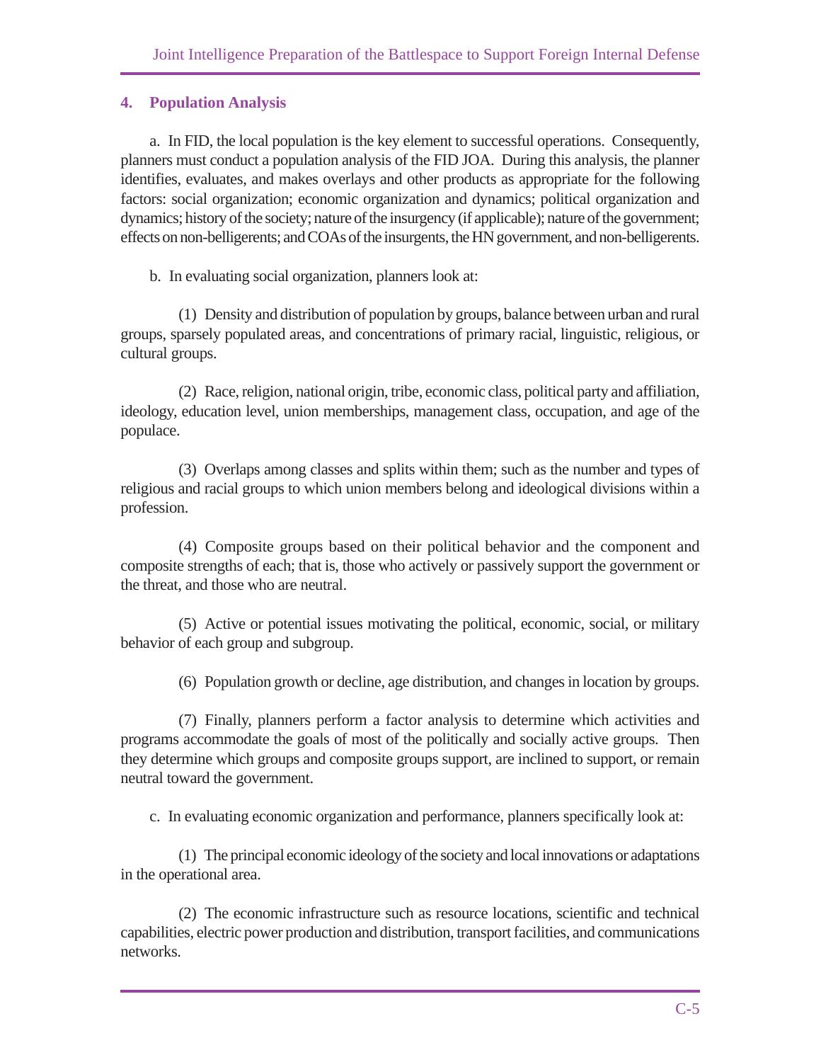## 4. Population Analysis

a. In FID, the local population is the key element to successful operations. Consequently, planners must conduct a population analysis of the FID JOA. During this analysis, the planner identifies, evaluates, and makes overlays and other products as appropriate for the following factors: social organization; economic organization and dynamics; political organization and dynamics; history of the society; nature of the insurgency (if applicable); nature of the government; effects on non-belligerents; and COAs of the insurgents, the HN government, and non-belligerents.

b. In evaluating social organization, planners look at:

(1) Density and distribution of population by groups, balance between urban and rural groups, sparsely populated areas, and concentrations of primary racial, linguistic, religious, or cultural groups.

(2) Race, religion, national origin, tribe, economic class, political party and affiliation, ideology, education level, union memberships, management class, occupation, and age of the populace.

(3) Overlaps among classes and splits within them; such as the number and types of religious and racial groups to which union members belong and ideological divisions within a profession.

(4) Composite groups based on their political behavior and the component and composite strengths of each; that is, those who actively or passively support the government or the threat, and those who are neutral.

(5) Active or potential issues motivating the political, economic, social, or military behavior of each group and subgroup.

(6) Population growth or decline, age distribution, and changes in location by groups.

(7) Finally, planners perform a factor analysis to determine which activities and programs accommodate the goals of most of the politically and socially active groups. Then they determine which groups and composite groups support, are inclined to support, or remain neutral toward the government.

c. In evaluating economic organization and performance, planners specifically look at:

(1) The principal economic ideology of the society and local innovations or adaptations in the operational area.

(2) The economic infrastructure such as resource locations, scientific and technical capabilities, electric power production and distribution, transport facilities, and communications networks.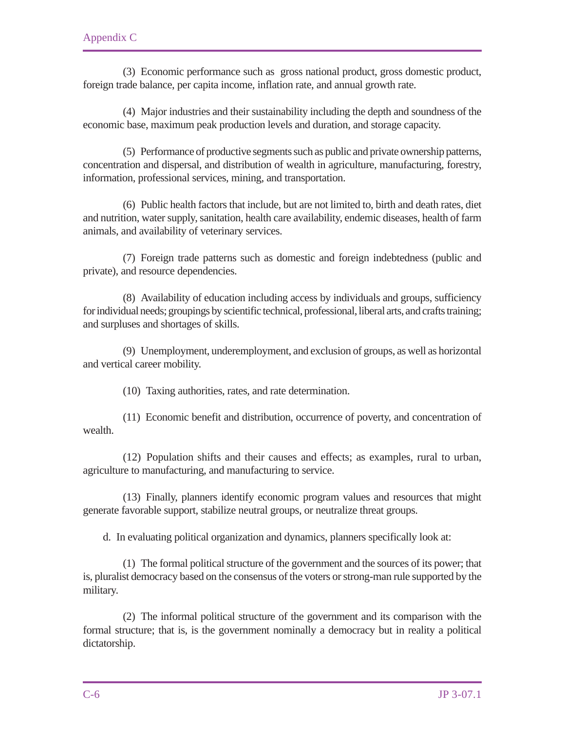(3) Economic performance such as gross national product, gross domestic product, foreign trade balance, per capita income, inflation rate, and annual growth rate.

(4) Major industries and their sustainability including the depth and soundness of the economic base, maximum peak production levels and duration, and storage capacity.

(5) Performance of productive segments such as public and private ownership patterns, concentration and dispersal, and distribution of wealth in agriculture, manufacturing, forestry, information, professional services, mining, and transportation.

(6) Public health factors that include, but are not limited to, birth and death rates, diet and nutrition, water supply, sanitation, health care availability, endemic diseases, health of farm animals, and availability of veterinary services.

(7) Foreign trade patterns such as domestic and foreign indebtedness (public and private), and resource dependencies.

(8) Availability of education including access by individuals and groups, sufficiency for individual needs; groupings by scientific technical, professional, liberal arts, and crafts training; and surpluses and shortages of skills.

(9) Unemployment, underemployment, and exclusion of groups, as well as horizontal and vertical career mobility.

(10) Taxing authorities, rates, and rate determination.

(11) Economic benefit and distribution, occurrence of poverty, and concentration of wealth.

(12) Population shifts and their causes and effects; as examples, rural to urban, agriculture to manufacturing, and manufacturing to service.

(13) Finally, planners identify economic program values and resources that might generate favorable support, stabilize neutral groups, or neutralize threat groups.

d. In evaluating political organization and dynamics, planners specifically look at:

(1) The formal political structure of the government and the sources of its power; that is, pluralist democracy based on the consensus of the voters or strong-man rule supported by the military.

(2) The informal political structure of the government and its comparison with the formal structure; that is, is the government nominally a democracy but in reality a political dictatorship.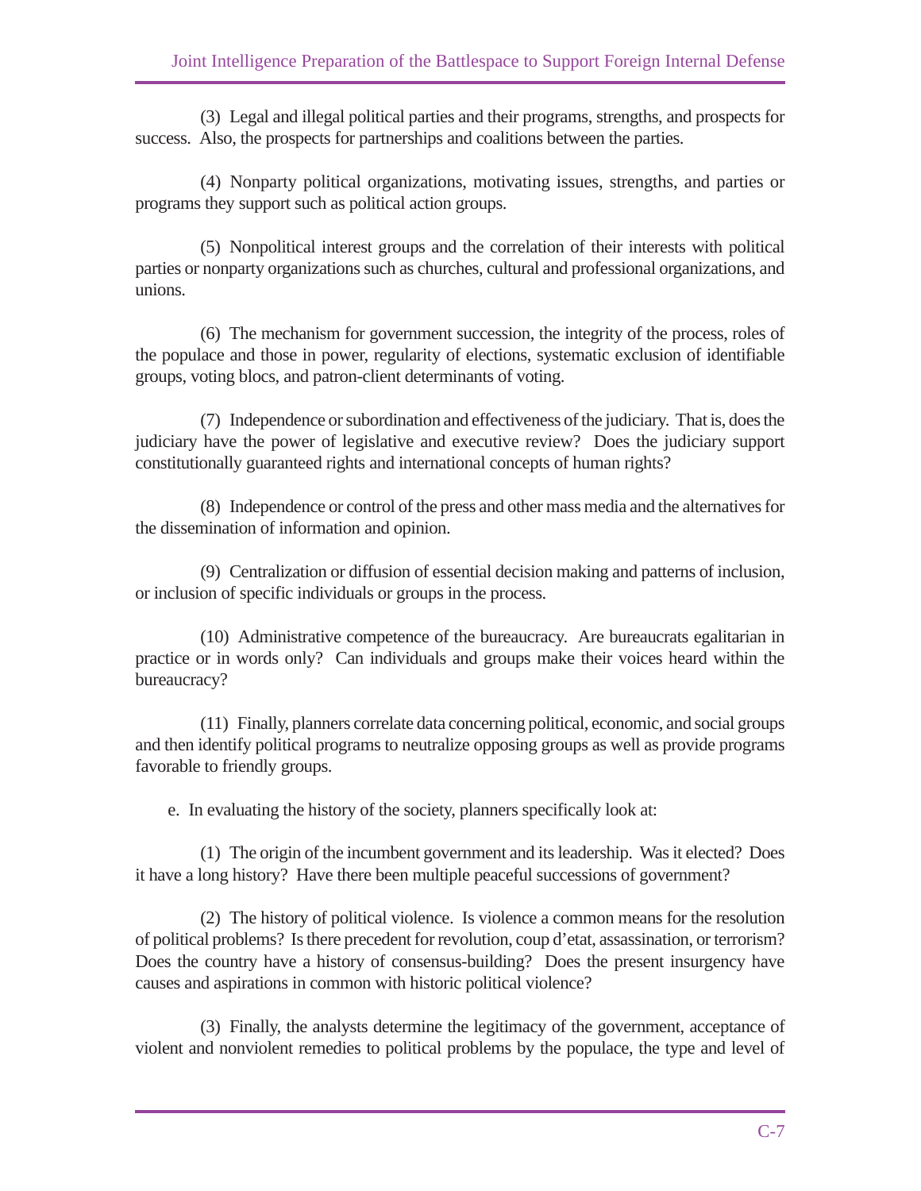(3) Legal and illegal political parties and their programs, strengths, and prospects for success. Also, the prospects for partnerships and coalitions between the parties.

(4) Nonparty political organizations, motivating issues, strengths, and parties or programs they support such as political action groups.

(5) Nonpolitical interest groups and the correlation of their interests with political parties or nonparty organizations such as churches, cultural and professional organizations, and unions.

(6) The mechanism for government succession, the integrity of the process, roles of the populace and those in power, regularity of elections, systematic exclusion of identifiable groups, voting blocs, and patron-client determinants of voting.

(7) Independence or subordination and effectiveness of the judiciary. That is, does the judiciary have the power of legislative and executive review? Does the judiciary support constitutionally guaranteed rights and international concepts of human rights?

(8) Independence or control of the press and other mass media and the alternatives for the dissemination of information and opinion.

(9) Centralization or diffusion of essential decision making and patterns of inclusion, or inclusion of specific individuals or groups in the process.

(10) Administrative competence of the bureaucracy. Are bureaucrats egalitarian in practice or in words only? Can individuals and groups make their voices heard within the bureaucracy?

(11) Finally, planners correlate data concerning political, economic, and social groups and then identify political programs to neutralize opposing groups as well as provide programs favorable to friendly groups.

e. In evaluating the history of the society, planners specifically look at:

(1) The origin of the incumbent government and its leadership. Was it elected? Does it have a long history? Have there been multiple peaceful successions of government?

(2) The history of political violence. Is violence a common means for the resolution of political problems? Is there precedent for revolution, coup d'etat, assassination, or terrorism? Does the country have a history of consensus-building? Does the present insurgency have causes and aspirations in common with historic political violence?

(3) Finally, the analysts determine the legitimacy of the government, acceptance of violent and nonviolent remedies to political problems by the populace, the type and level of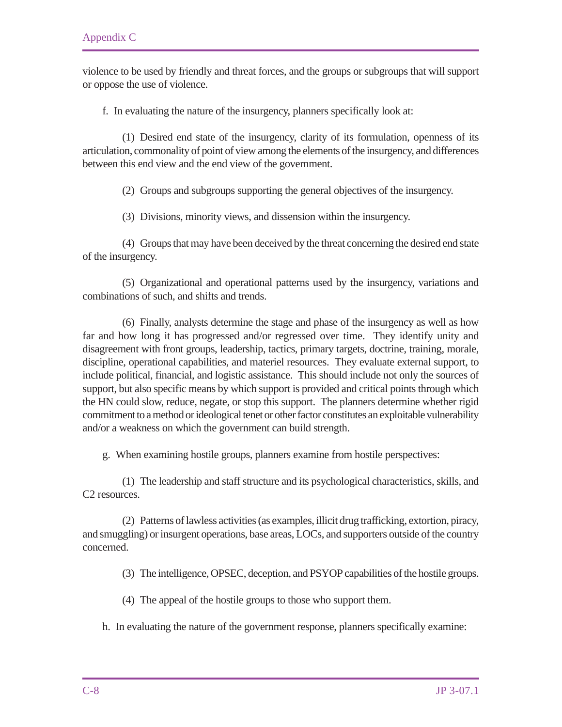violence to be used by friendly and threat forces, and the groups or subgroups that will support or oppose the use of violence.

f. In evaluating the nature of the insurgency, planners specifically look at:

(1) Desired end state of the insurgency, clarity of its formulation, openness of its articulation, commonality of point of view among the elements of the insurgency, and differences between this end view and the end view of the government.

(2) Groups and subgroups supporting the general objectives of the insurgency.

(3) Divisions, minority views, and dissension within the insurgency.

(4) Groups that may have been deceived by the threat concerning the desired end state of the insurgency.

(5) Organizational and operational patterns used by the insurgency, variations and combinations of such, and shifts and trends.

(6) Finally, analysts determine the stage and phase of the insurgency as well as how far and how long it has progressed and/or regressed over time. They identify unity and disagreement with front groups, leadership, tactics, primary targets, doctrine, training, morale, discipline, operational capabilities, and materiel resources. They evaluate external support, to include political, financial, and logistic assistance. This should include not only the sources of support, but also specific means by which support is provided and critical points through which the HN could slow, reduce, negate, or stop this support. The planners determine whether rigid commitment to a method or ideological tenet or other factor constitutes an exploitable vulnerability and/or a weakness on which the government can build strength.

g. When examining hostile groups, planners examine from hostile perspectives:

(1) The leadership and staff structure and its psychological characteristics, skills, and C2 resources.

(2) Patterns of lawless activities (as examples, illicit drug trafficking, extortion, piracy, and smuggling) or insurgent operations, base areas, LOCs, and supporters outside of the country concerned.

(3) The intelligence, OPSEC, deception, and PSYOP capabilities of the hostile groups.

(4) The appeal of the hostile groups to those who support them.

h. In evaluating the nature of the government response, planners specifically examine: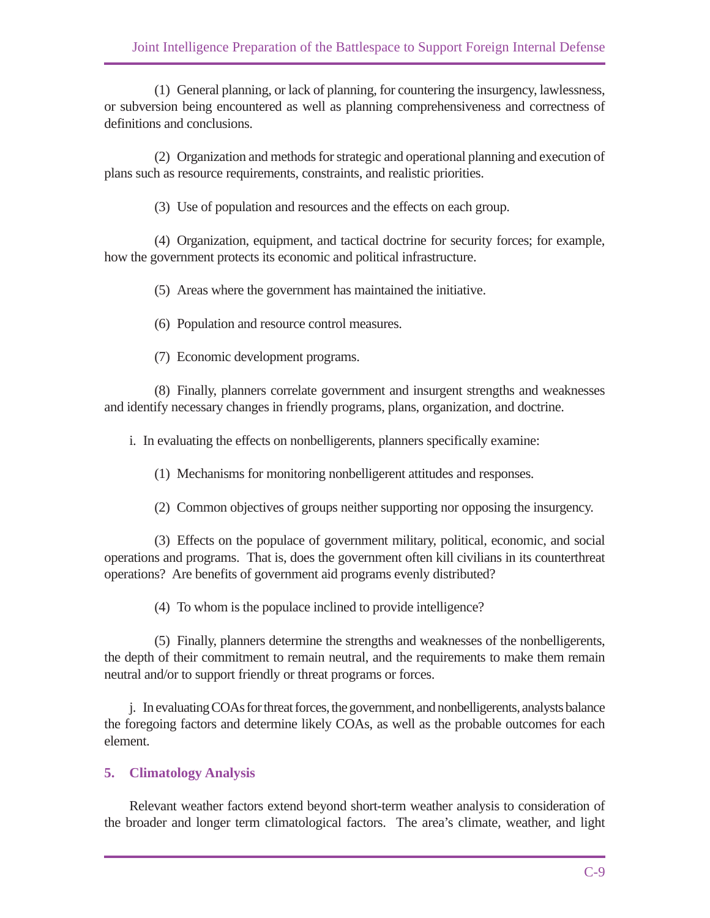(1) General planning, or lack of planning, for countering the insurgency, lawlessness, or subversion being encountered as well as planning comprehensiveness and correctness of definitions and conclusions.

(2) Organization and methods for strategic and operational planning and execution of plans such as resource requirements, constraints, and realistic priorities.

(3) Use of population and resources and the effects on each group.

(4) Organization, equipment, and tactical doctrine for security forces; for example, how the government protects its economic and political infrastructure.

(5) Areas where the government has maintained the initiative.

(6) Population and resource control measures.

(7) Economic development programs.

(8) Finally, planners correlate government and insurgent strengths and weaknesses and identify necessary changes in friendly programs, plans, organization, and doctrine.

i. In evaluating the effects on nonbelligerents, planners specifically examine:

(1) Mechanisms for monitoring nonbelligerent attitudes and responses.

(2) Common objectives of groups neither supporting nor opposing the insurgency.

(3) Effects on the populace of government military, political, economic, and social operations and programs. That is, does the government often kill civilians in its counterthreat operations? Are benefits of government aid programs evenly distributed?

(4) To whom is the populace inclined to provide intelligence?

(5) Finally, planners determine the strengths and weaknesses of the nonbelligerents, the depth of their commitment to remain neutral, and the requirements to make them remain neutral and/or to support friendly or threat programs or forces.

j. In evaluating COAs for threat forces, the government, and nonbelligerents, analysts balance the foregoing factors and determine likely COAs, as well as the probable outcomes for each element.

## 5. Climatology Analysis

Relevant weather factors extend beyond short-term weather analysis to consideration of the broader and longer term climatological factors. The area's climate, weather, and light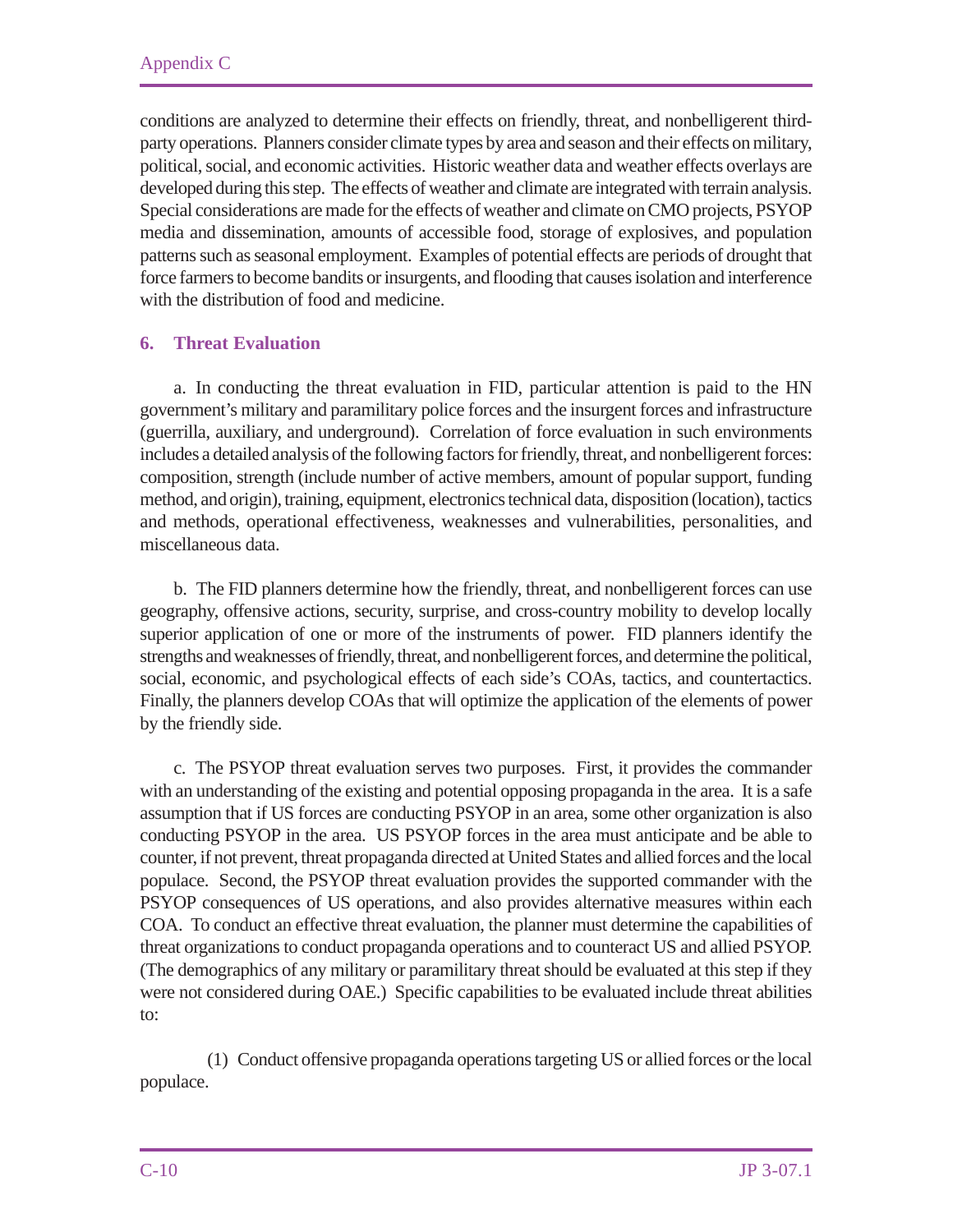conditions are analyzed to determine their effects on friendly, threat, and nonbelligerent third-party operations. Planners consider climate types by area and season and their effects on military, political, social, and economic activities. Historic weather data and weather effects overlays are developed during this step. The effects of weather and climate are integrated with terrain analysis. Special considerations are made for the effects of weather and climate on CMO projects, PSYOP media and dissemination, amounts of accessible food, storage of explosives, and population patterns such as seasonal employment. Examples of potential effects are periods of drought that force farmers to become bandits or insurgents, and flooding that causes isolation and interference with the distribution of food and medicine.

## 6. Threat Evaluation

a. In conducting the threat evaluation in FID, particular attention is paid to the HN government's military and paramilitary police forces and the insurgent forces and infrastructure (guerrilla, auxiliary, and underground). Correlation of force evaluation in such environments includes a detailed analysis of the following factors for friendly, threat, and nonbelligerent forces: composition, strength (include number of active members, amount of popular support, funding method, and origin), training, equipment, electronics technical data, disposition (location), tactics and methods, operational effectiveness, weaknesses and vulnerabilities, personalities, and miscellaneous data.

b. The FID planners determine how the friendly, threat, and nonbelligerent forces can use geography, offensive actions, security, surprise, and cross-country mobility to develop locally superior application of one or more of the instruments of power. FID planners identify the strengths and weaknesses of friendly, threat, and nonbelligerent forces, and determine the political, social, economic, and psychological effects of each side's COAs, tactics, and countertactics. Finally, the planners develop COAs that will optimize the application of the elements of power by the friendly side.

c. The PSYOP threat evaluation serves two purposes. First, it provides the commander with an understanding of the existing and potential opposing propaganda in the area. It is a safe assumption that if US forces are conducting PSYOP in an area, some other organization is also conducting PSYOP in the area. US PSYOP forces in the area must anticipate and be able to counter, if not prevent, threat propaganda directed at United States and allied forces and the local populace. Second, the PSYOP threat evaluation provides the supported commander with the PSYOP consequences of US operations, and also provides alternative measures within each COA. To conduct an effective threat evaluation, the planner must determine the capabilities of threat organizations to conduct propaganda operations and to counteract US and allied PSYOP. (The demographics of any military or paramilitary threat should be evaluated at this step if they were not considered during OAE.) Specific capabilities to be evaluated include threat abilities to:

(1) Conduct offensive propaganda operations targeting US or allied forces or the local populace.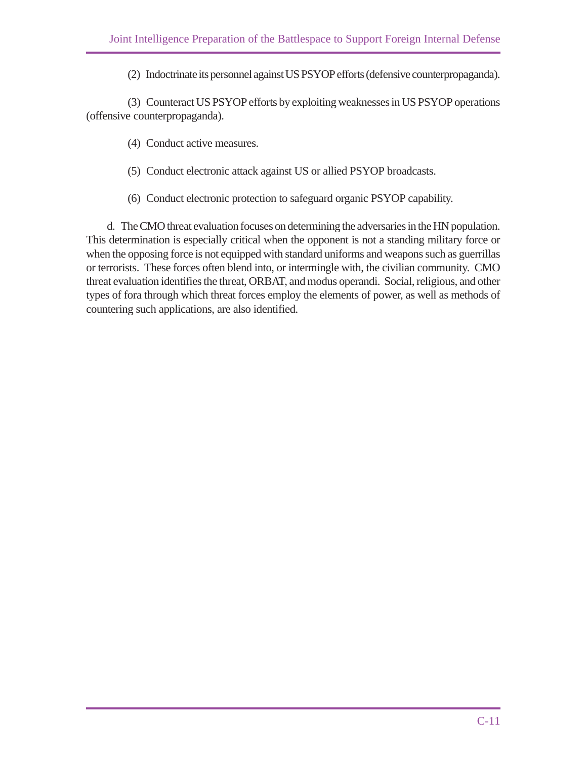(2) Indoctrinate its personnel against US PSYOP efforts (defensive counterpropaganda).

(3) Counteract US PSYOP efforts by exploiting weaknesses in US PSYOP operations (offensive counterpropaganda).

(4) Conduct active measures.

(5) Conduct electronic attack against US or allied PSYOP broadcasts.

(6) Conduct electronic protection to safeguard organic PSYOP capability.

d. The CMO threat evaluation focuses on determining the adversaries in the HN population. This determination is especially critical when the opponent is not a standing military force or when the opposing force is not equipped with standard uniforms and weapons such as guerrillas or terrorists. These forces often blend into, or intermingle with, the civilian community. CMO threat evaluation identifies the threat, ORBAT, and modus operandi. Social, religious, and other types of fora through which threat forces employ the elements of power, as well as methods of countering such applications, are also identified.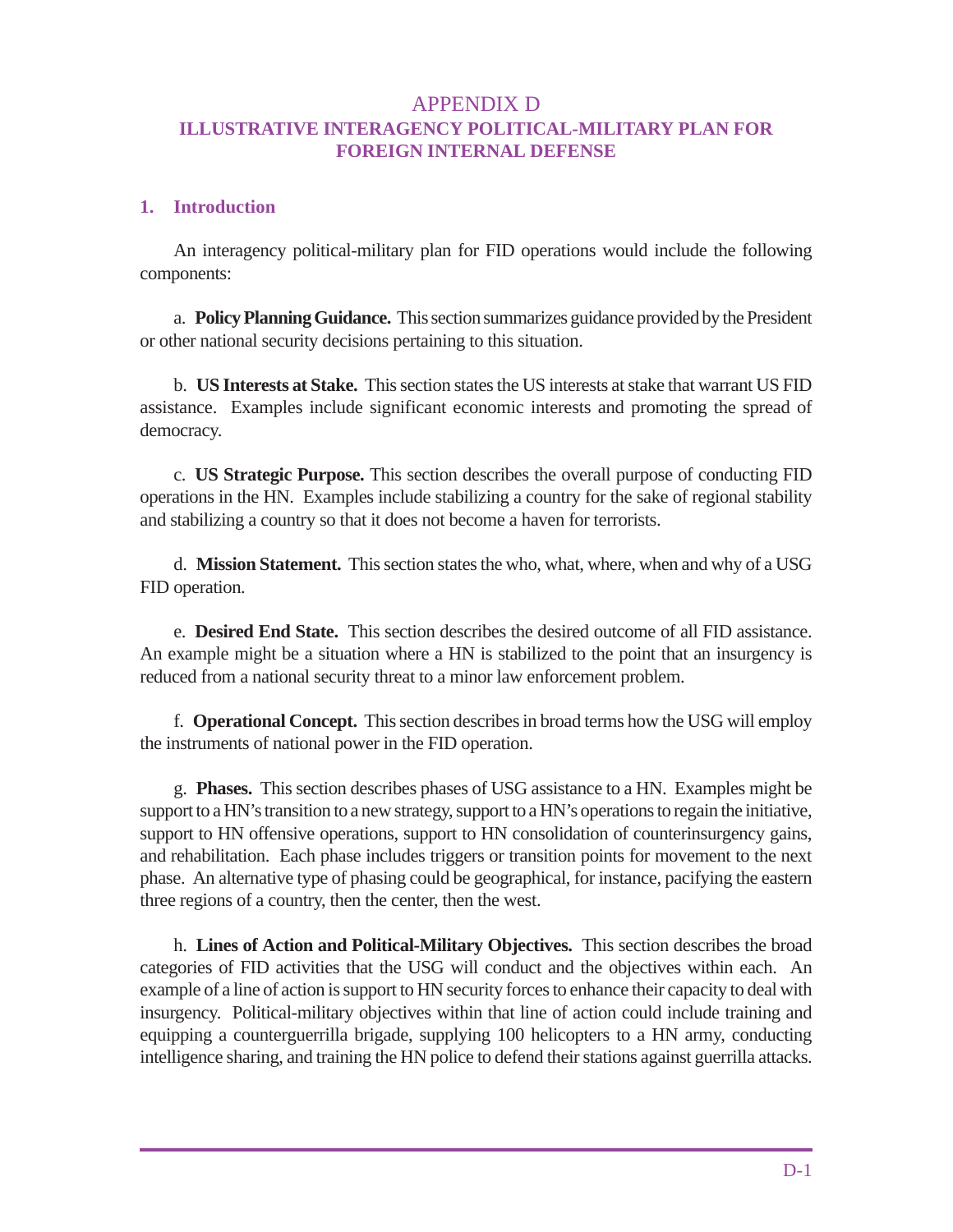# APPENDIX D
## ILLUSTRATIVE INTERAGENCY POLITICAL-MILITARY PLAN FOR FOREIGN INTERNAL DEFENSE

### 1. Introduction

An interagency political-military plan for FID operations would include the following components:

a. **Policy Planning Guidance.** This section summarizes guidance provided by the President or other national security decisions pertaining to this situation.

b. **US Interests at Stake.** This section states the US interests at stake that warrant US FID assistance. Examples include significant economic interests and promoting the spread of democracy.

c. **US Strategic Purpose.** This section describes the overall purpose of conducting FID operations in the HN. Examples include stabilizing a country for the sake of regional stability and stabilizing a country so that it does not become a haven for terrorists.

d. **Mission Statement.** This section states the who, what, where, when and why of a USG FID operation.

e. **Desired End State.** This section describes the desired outcome of all FID assistance. An example might be a situation where a HN is stabilized to the point that an insurgency is reduced from a national security threat to a minor law enforcement problem.

f. **Operational Concept.** This section describes in broad terms how the USG will employ the instruments of national power in the FID operation.

g. **Phases.** This section describes phases of USG assistance to a HN. Examples might be support to a HN's transition to a new strategy, support to a HN's operations to regain the initiative, support to HN offensive operations, support to HN consolidation of counterinsurgency gains, and rehabilitation. Each phase includes triggers or transition points for movement to the next phase. An alternative type of phasing could be geographical, for instance, pacifying the eastern three regions of a country, then the center, then the west.

h. **Lines of Action and Political-Military Objectives.** This section describes the broad categories of FID activities that the USG will conduct and the objectives within each. An example of a line of action is support to HN security forces to enhance their capacity to deal with insurgency. Political-military objectives within that line of action could include training and equipping a counterguerrilla brigade, supplying 100 helicopters to a HN army, conducting intelligence sharing, and training the HN police to defend their stations against guerrilla attacks.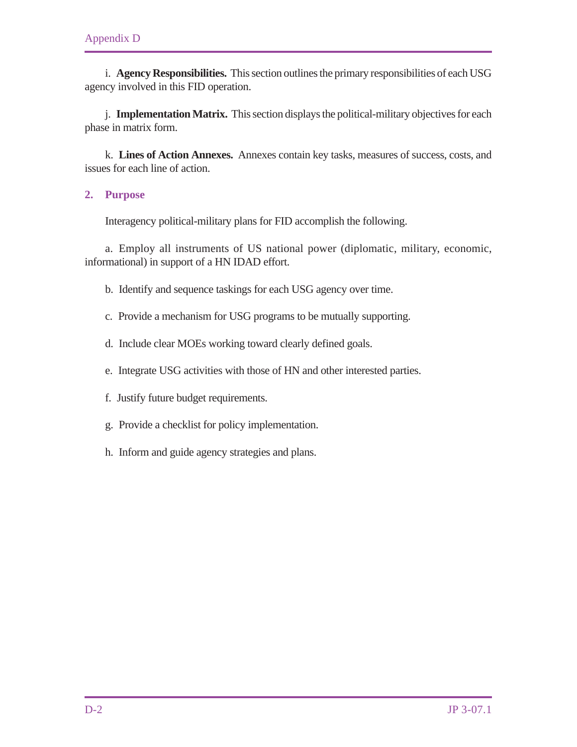i. **Agency Responsibilities.** This section outlines the primary responsibilities of each USG agency involved in this FID operation.

j. **Implementation Matrix.** This section displays the political-military objectives for each phase in matrix form.

k. **Lines of Action Annexes.** Annexes contain key tasks, measures of success, costs, and issues for each line of action.

## 2. Purpose

Interagency political-military plans for FID accomplish the following.

a. Employ all instruments of US national power (diplomatic, military, economic, informational) in support of a HN IDAD effort.

b. Identify and sequence taskings for each USG agency over time.

c. Provide a mechanism for USG programs to be mutually supporting.

d. Include clear MOEs working toward clearly defined goals.

e. Integrate USG activities with those of HN and other interested parties.

f. Justify future budget requirements.

g. Provide a checklist for policy implementation.

h. Inform and guide agency strategies and plans.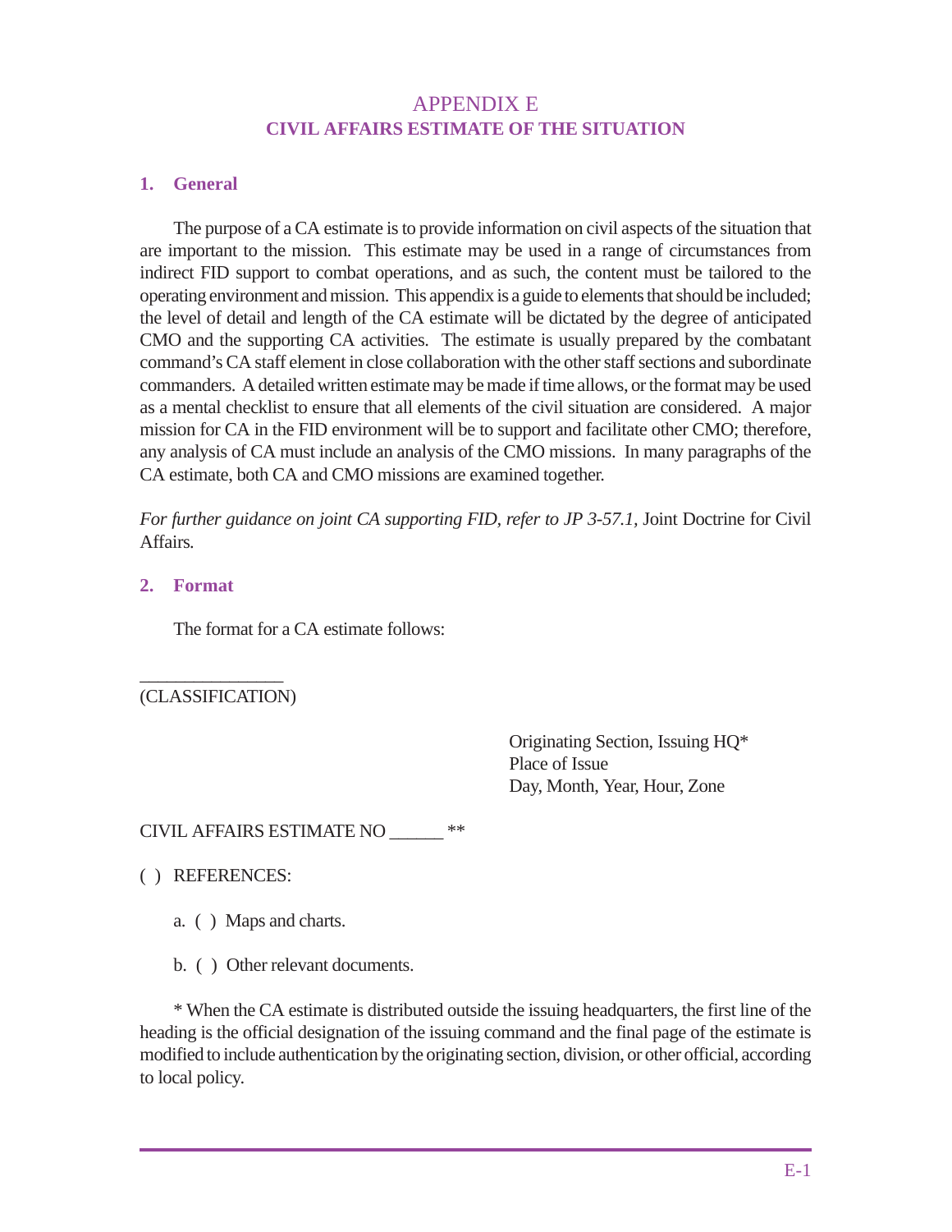# APPENDIX E
## CIVIL AFFAIRS ESTIMATE OF THE SITUATION

### 1. General

The purpose of a CA estimate is to provide information on civil aspects of the situation that are important to the mission. This estimate may be used in a range of circumstances from indirect FID support to combat operations, and as such, the content must be tailored to the operating environment and mission. This appendix is a guide to elements that should be included; the level of detail and length of the CA estimate will be dictated by the degree of anticipated CMO and the supporting CA activities. The estimate is usually prepared by the combatant command's CA staff element in close collaboration with the other staff sections and subordinate commanders. A detailed written estimate may be made if time allows, or the format may be used as a mental checklist to ensure that all elements of the civil situation are considered. A major mission for CA in the FID environment will be to support and facilitate other CMO; therefore, any analysis of CA must include an analysis of the CMO missions. In many paragraphs of the CA estimate, both CA and CMO missions are examined together.

*For further guidance on joint CA supporting FID, refer to JP 3-57.1,* Joint Doctrine for Civil Affairs*.*

### 2. Format

The format for a CA estimate follows:

________________
(CLASSIFICATION)

Originating Section, Issuing HQ*
Place of Issue
Day, Month, Year, Hour, Zone

CIVIL AFFAIRS ESTIMATE NO ______ **

( ) REFERENCES:

a. ( ) Maps and charts.

b. ( ) Other relevant documents.

* When the CA estimate is distributed outside the issuing headquarters, the first line of the heading is the official designation of the issuing command and the final page of the estimate is modified to include authentication by the originating section, division, or other official, according to local policy.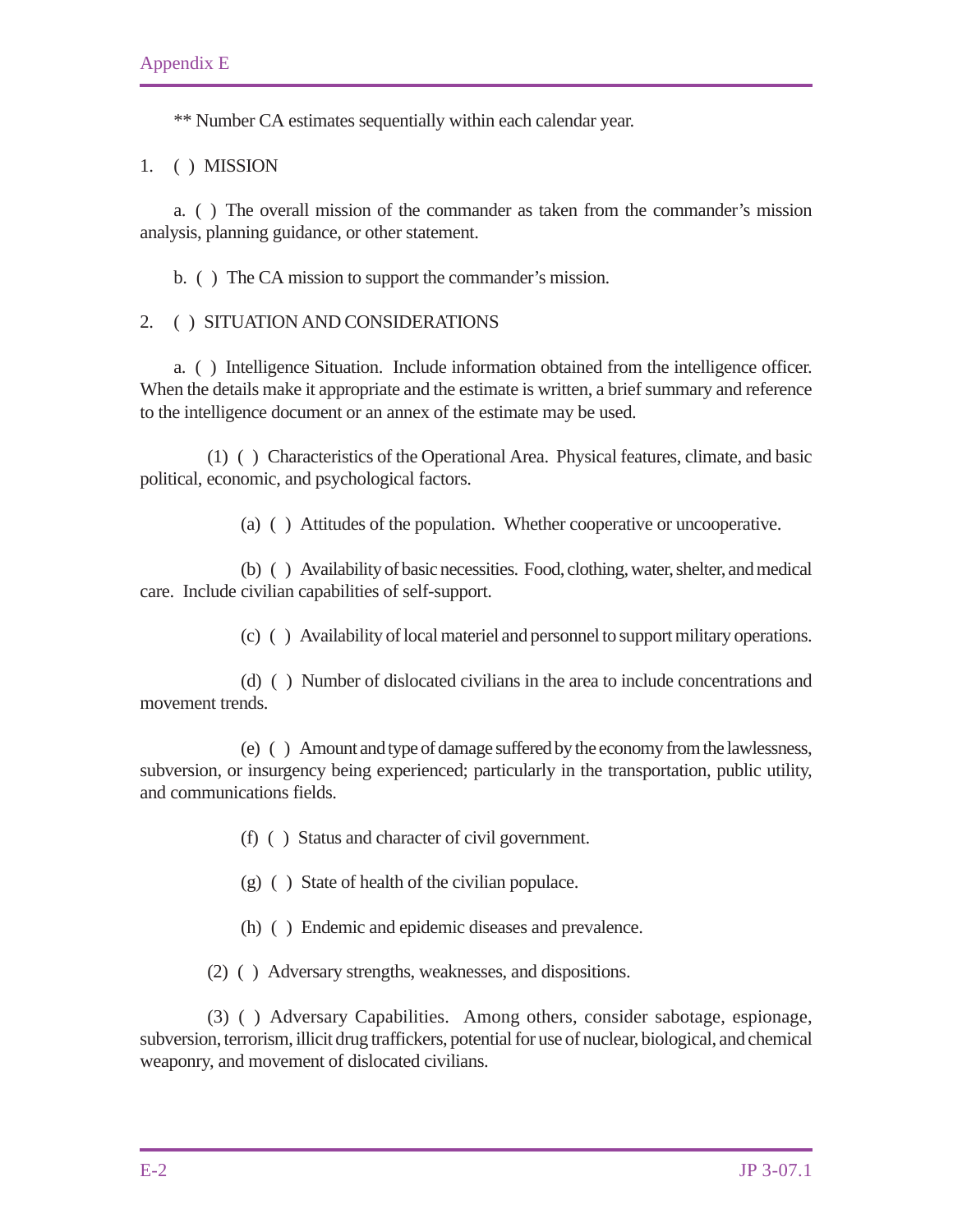** Number CA estimates sequentially within each calendar year.

1. ( ) MISSION

a. ( ) The overall mission of the commander as taken from the commander's mission analysis, planning guidance, or other statement.

b. ( ) The CA mission to support the commander's mission.

2. ( ) SITUATION AND CONSIDERATIONS

a. ( ) Intelligence Situation. Include information obtained from the intelligence officer. When the details make it appropriate and the estimate is written, a brief summary and reference to the intelligence document or an annex of the estimate may be used.

(1) ( ) Characteristics of the Operational Area. Physical features, climate, and basic political, economic, and psychological factors.

(a) ( ) Attitudes of the population. Whether cooperative or uncooperative.

(b) ( ) Availability of basic necessities. Food, clothing, water, shelter, and medical care. Include civilian capabilities of self-support.

(c) ( ) Availability of local materiel and personnel to support military operations.

(d) ( ) Number of dislocated civilians in the area to include concentrations and movement trends.

(e) ( ) Amount and type of damage suffered by the economy from the lawlessness, subversion, or insurgency being experienced; particularly in the transportation, public utility, and communications fields.

(f) ( ) Status and character of civil government.

(g) ( ) State of health of the civilian populace.

(h) ( ) Endemic and epidemic diseases and prevalence.

(2) ( ) Adversary strengths, weaknesses, and dispositions.

(3) ( ) Adversary Capabilities. Among others, consider sabotage, espionage, subversion, terrorism, illicit drug traffickers, potential for use of nuclear, biological, and chemical weaponry, and movement of dislocated civilians.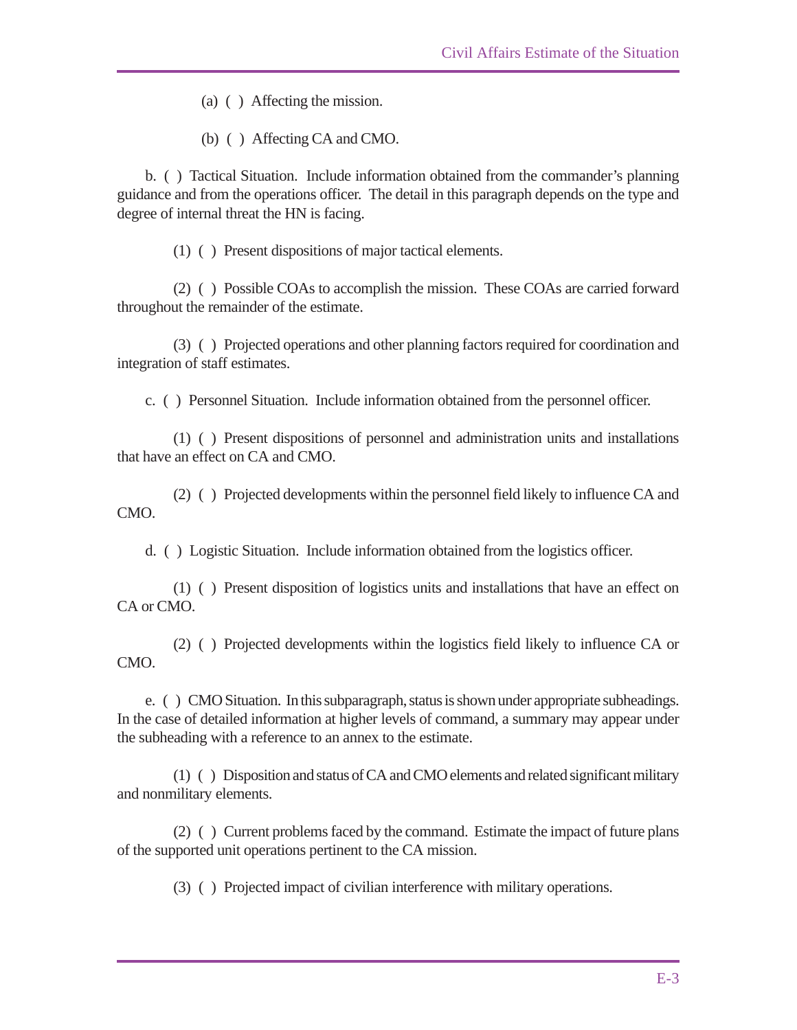(a) ( ) Affecting the mission.

(b) ( ) Affecting CA and CMO.

b. ( ) Tactical Situation. Include information obtained from the commander's planning guidance and from the operations officer. The detail in this paragraph depends on the type and degree of internal threat the HN is facing.

(1) ( ) Present dispositions of major tactical elements.

(2) ( ) Possible COAs to accomplish the mission. These COAs are carried forward throughout the remainder of the estimate.

(3) ( ) Projected operations and other planning factors required for coordination and integration of staff estimates.

c. ( ) Personnel Situation. Include information obtained from the personnel officer.

(1) ( ) Present dispositions of personnel and administration units and installations that have an effect on CA and CMO.

(2) ( ) Projected developments within the personnel field likely to influence CA and CMO.

d. ( ) Logistic Situation. Include information obtained from the logistics officer.

(1) ( ) Present disposition of logistics units and installations that have an effect on CA or CMO.

(2) ( ) Projected developments within the logistics field likely to influence CA or CMO.

e. ( ) CMO Situation. In this subparagraph, status is shown under appropriate subheadings. In the case of detailed information at higher levels of command, a summary may appear under the subheading with a reference to an annex to the estimate.

(1) ( ) Disposition and status of CA and CMO elements and related significant military and nonmilitary elements.

(2) ( ) Current problems faced by the command. Estimate the impact of future plans of the supported unit operations pertinent to the CA mission.

(3) ( ) Projected impact of civilian interference with military operations.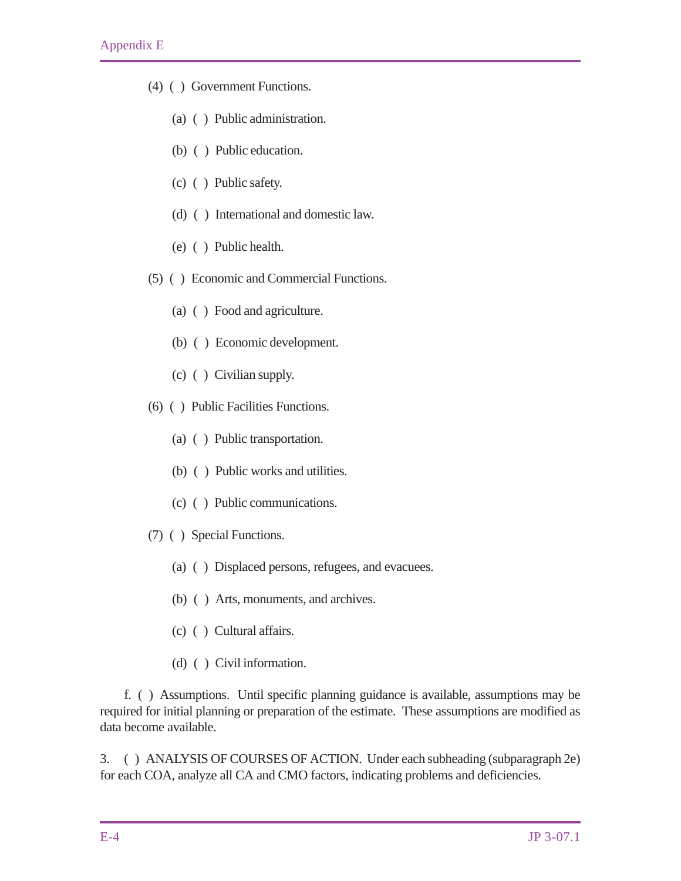(4) ( ) Government Functions.

(a) ( ) Public administration.

(b) ( ) Public education.

(c) ( ) Public safety.

(d) ( ) International and domestic law.

(e) ( ) Public health.

(5) ( ) Economic and Commercial Functions.

(a) ( ) Food and agriculture.

(b) ( ) Economic development.

(c) ( ) Civilian supply.

(6) ( ) Public Facilities Functions.

(a) ( ) Public transportation.

(b) ( ) Public works and utilities.

(c) ( ) Public communications.

(7) ( ) Special Functions.

(a) ( ) Displaced persons, refugees, and evacuees.

(b) ( ) Arts, monuments, and archives.

(c) ( ) Cultural affairs.

(d) ( ) Civil information.

f. ( ) Assumptions. Until specific planning guidance is available, assumptions may be required for initial planning or preparation of the estimate. These assumptions are modified as data become available.

3. ( ) ANALYSIS OF COURSES OF ACTION. Under each subheading (subparagraph 2e) for each COA, analyze all CA and CMO factors, indicating problems and deficiencies.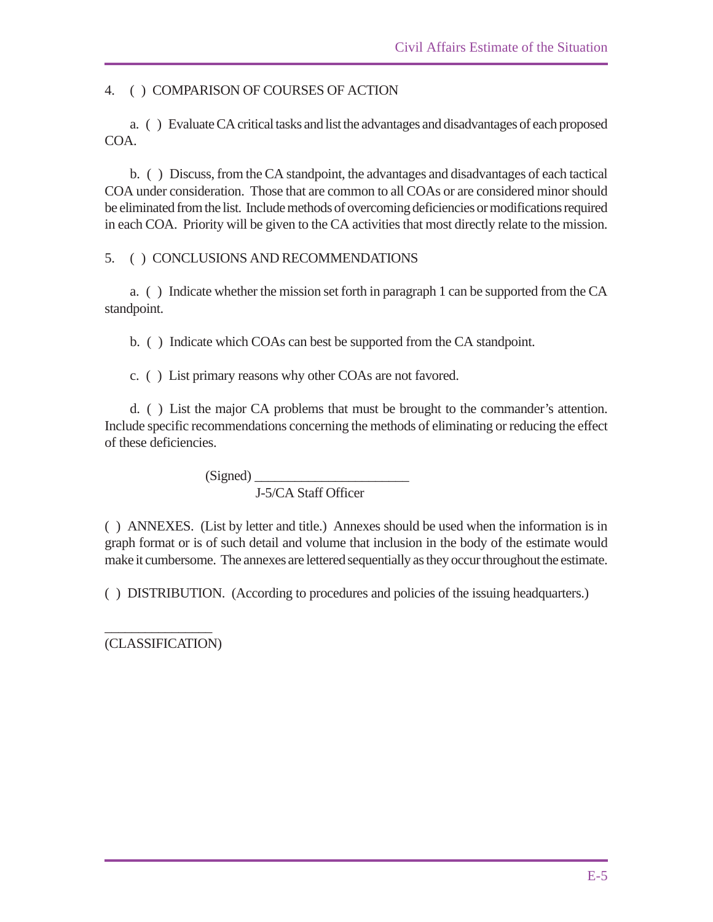4. ( ) COMPARISON OF COURSES OF ACTION

a. ( ) Evaluate CA critical tasks and list the advantages and disadvantages of each proposed COA.

b. ( ) Discuss, from the CA standpoint, the advantages and disadvantages of each tactical COA under consideration. Those that are common to all COAs or are considered minor should be eliminated from the list. Include methods of overcoming deficiencies or modifications required in each COA. Priority will be given to the CA activities that most directly relate to the mission.

5. ( ) CONCLUSIONS AND RECOMMENDATIONS

a. ( ) Indicate whether the mission set forth in paragraph 1 can be supported from the CA standpoint.

b. ( ) Indicate which COAs can best be supported from the CA standpoint.

c. ( ) List primary reasons why other COAs are not favored.

d. ( ) List the major CA problems that must be brought to the commander's attention. Include specific recommendations concerning the methods of eliminating or reducing the effect of these deficiencies.

(Signed) ______________________
J-5/CA Staff Officer

( ) ANNEXES. (List by letter and title.) Annexes should be used when the information is in graph format or is of such detail and volume that inclusion in the body of the estimate would make it cumbersome. The annexes are lettered sequentially as they occur throughout the estimate.

( ) DISTRIBUTION. (According to procedures and policies of the issuing headquarters.)

_______________
(CLASSIFICATION)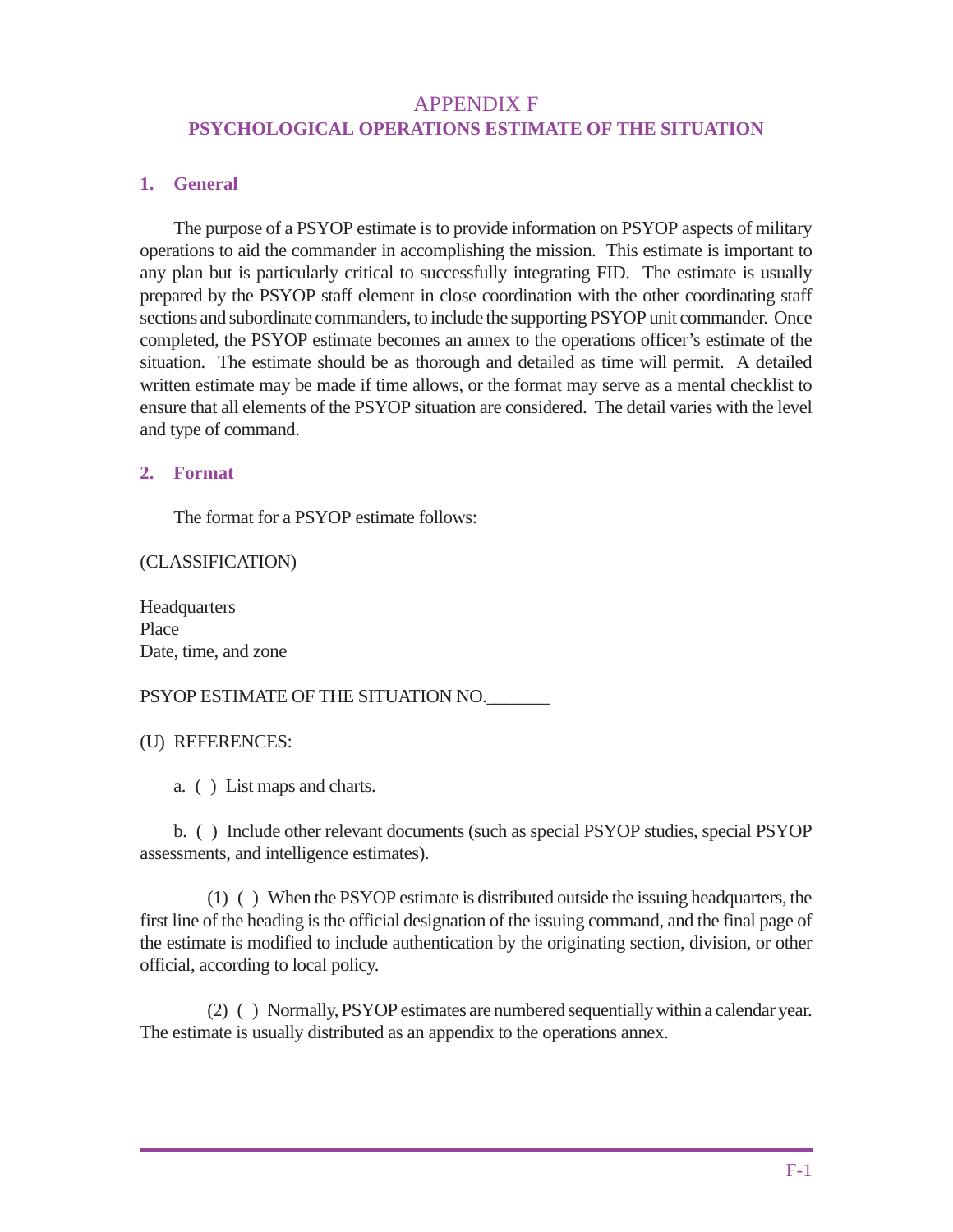# APPENDIX F
## PSYCHOLOGICAL OPERATIONS ESTIMATE OF THE SITUATION

### 1. General

The purpose of a PSYOP estimate is to provide information on PSYOP aspects of military operations to aid the commander in accomplishing the mission. This estimate is important to any plan but is particularly critical to successfully integrating FID. The estimate is usually prepared by the PSYOP staff element in close coordination with the other coordinating staff sections and subordinate commanders, to include the supporting PSYOP unit commander. Once completed, the PSYOP estimate becomes an annex to the operations officer's estimate of the situation. The estimate should be as thorough and detailed as time will permit. A detailed written estimate may be made if time allows, or the format may serve as a mental checklist to ensure that all elements of the PSYOP situation are considered. The detail varies with the level and type of command.

### 2. Format

The format for a PSYOP estimate follows:

(CLASSIFICATION)

Headquarters
Place
Date, time, and zone

PSYOP ESTIMATE OF THE SITUATION NO.\_\_\_\_\_\_\_

(U) REFERENCES:

a. ( ) List maps and charts.

b. ( ) Include other relevant documents (such as special PSYOP studies, special PSYOP assessments, and intelligence estimates).

(1) ( ) When the PSYOP estimate is distributed outside the issuing headquarters, the first line of the heading is the official designation of the issuing command, and the final page of the estimate is modified to include authentication by the originating section, division, or other official, according to local policy.

(2) ( ) Normally, PSYOP estimates are numbered sequentially within a calendar year. The estimate is usually distributed as an appendix to the operations annex.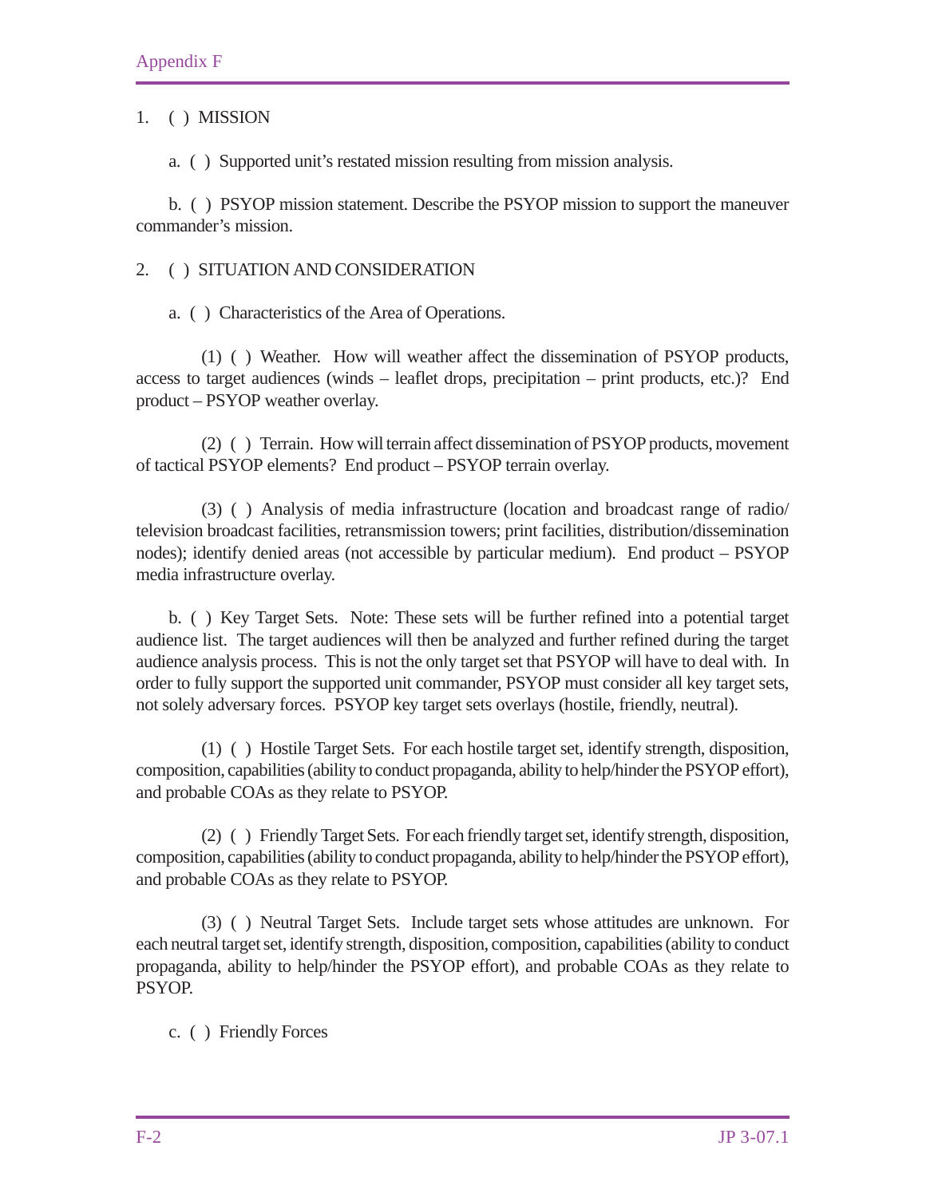1. ( ) MISSION

a. ( ) Supported unit's restated mission resulting from mission analysis.

b. ( ) PSYOP mission statement. Describe the PSYOP mission to support the maneuver commander's mission.

2. ( ) SITUATION AND CONSIDERATION

a. ( ) Characteristics of the Area of Operations.

(1) ( ) Weather. How will weather affect the dissemination of PSYOP products, access to target audiences (winds – leaflet drops, precipitation – print products, etc.)? End product – PSYOP weather overlay.

(2) ( ) Terrain. How will terrain affect dissemination of PSYOP products, movement of tactical PSYOP elements? End product – PSYOP terrain overlay.

(3) ( ) Analysis of media infrastructure (location and broadcast range of radio/television broadcast facilities, retransmission towers; print facilities, distribution/dissemination nodes); identify denied areas (not accessible by particular medium). End product – PSYOP media infrastructure overlay.

b. ( ) Key Target Sets. Note: These sets will be further refined into a potential target audience list. The target audiences will then be analyzed and further refined during the target audience analysis process. This is not the only target set that PSYOP will have to deal with. In order to fully support the supported unit commander, PSYOP must consider all key target sets, not solely adversary forces. PSYOP key target sets overlays (hostile, friendly, neutral).

(1) ( ) Hostile Target Sets. For each hostile target set, identify strength, disposition, composition, capabilities (ability to conduct propaganda, ability to help/hinder the PSYOP effort), and probable COAs as they relate to PSYOP.

(2) ( ) Friendly Target Sets. For each friendly target set, identify strength, disposition, composition, capabilities (ability to conduct propaganda, ability to help/hinder the PSYOP effort), and probable COAs as they relate to PSYOP.

(3) ( ) Neutral Target Sets. Include target sets whose attitudes are unknown. For each neutral target set, identify strength, disposition, composition, capabilities (ability to conduct propaganda, ability to help/hinder the PSYOP effort), and probable COAs as they relate to PSYOP.

c. ( ) Friendly Forces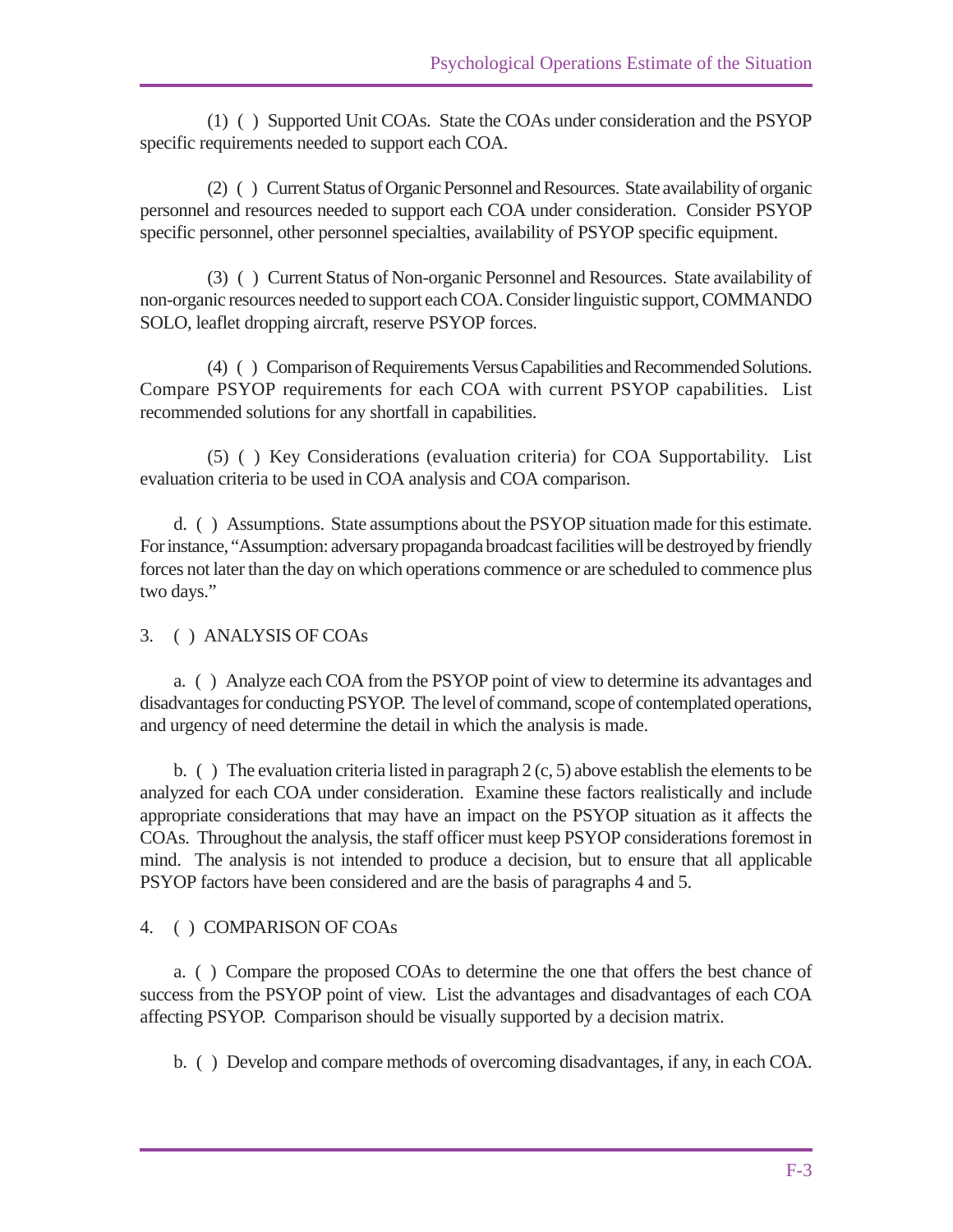(1) ( ) Supported Unit COAs. State the COAs under consideration and the PSYOP specific requirements needed to support each COA.

(2) ( ) Current Status of Organic Personnel and Resources. State availability of organic personnel and resources needed to support each COA under consideration. Consider PSYOP specific personnel, other personnel specialties, availability of PSYOP specific equipment.

(3) ( ) Current Status of Non-organic Personnel and Resources. State availability of non-organic resources needed to support each COA. Consider linguistic support, COMMANDO SOLO, leaflet dropping aircraft, reserve PSYOP forces.

(4) ( ) Comparison of Requirements Versus Capabilities and Recommended Solutions. Compare PSYOP requirements for each COA with current PSYOP capabilities. List recommended solutions for any shortfall in capabilities.

(5) ( ) Key Considerations (evaluation criteria) for COA Supportability. List evaluation criteria to be used in COA analysis and COA comparison.

d. ( ) Assumptions. State assumptions about the PSYOP situation made for this estimate. For instance, "Assumption: adversary propaganda broadcast facilities will be destroyed by friendly forces not later than the day on which operations commence or are scheduled to commence plus two days."

3. ( ) ANALYSIS OF COAs

a. ( ) Analyze each COA from the PSYOP point of view to determine its advantages and disadvantages for conducting PSYOP. The level of command, scope of contemplated operations, and urgency of need determine the detail in which the analysis is made.

b. ( ) The evaluation criteria listed in paragraph 2 (c, 5) above establish the elements to be analyzed for each COA under consideration. Examine these factors realistically and include appropriate considerations that may have an impact on the PSYOP situation as it affects the COAs. Throughout the analysis, the staff officer must keep PSYOP considerations foremost in mind. The analysis is not intended to produce a decision, but to ensure that all applicable PSYOP factors have been considered and are the basis of paragraphs 4 and 5.

4. ( ) COMPARISON OF COAs

a. ( ) Compare the proposed COAs to determine the one that offers the best chance of success from the PSYOP point of view. List the advantages and disadvantages of each COA affecting PSYOP. Comparison should be visually supported by a decision matrix.

b. ( ) Develop and compare methods of overcoming disadvantages, if any, in each COA.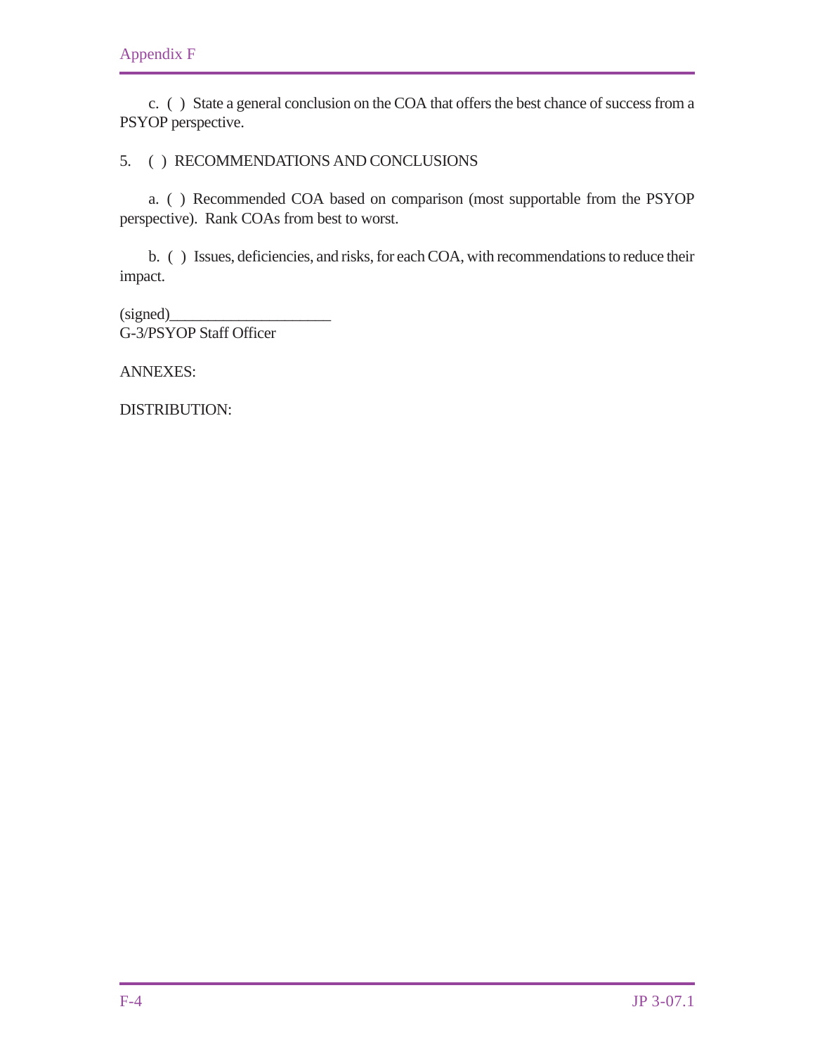c. ( ) State a general conclusion on the COA that offers the best chance of success from a PSYOP perspective.

5. ( ) RECOMMENDATIONS AND CONCLUSIONS

a. ( ) Recommended COA based on comparison (most supportable from the PSYOP perspective). Rank COAs from best to worst.

b. ( ) Issues, deficiencies, and risks, for each COA, with recommendations to reduce their impact.

(signed)____________________
G-3/PSYOP Staff Officer

ANNEXES:

DISTRIBUTION: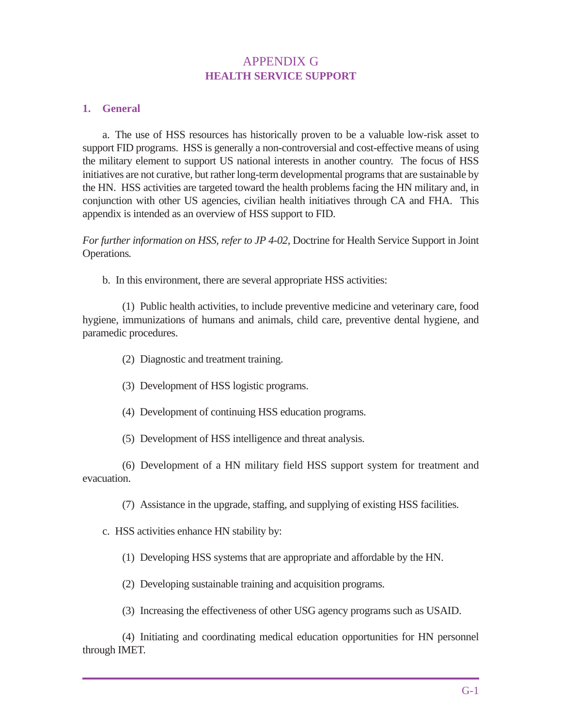# APPENDIX G
## HEALTH SERVICE SUPPORT

### 1. General

a. The use of HSS resources has historically proven to be a valuable low-risk asset to support FID programs. HSS is generally a non-controversial and cost-effective means of using the military element to support US national interests in another country. The focus of HSS initiatives are not curative, but rather long-term developmental programs that are sustainable by the HN. HSS activities are targeted toward the health problems facing the HN military and, in conjunction with other US agencies, civilian health initiatives through CA and FHA. This appendix is intended as an overview of HSS support to FID.

*For further information on HSS, refer to JP 4-02,* Doctrine for Health Service Support in Joint Operations*.*

b. In this environment, there are several appropriate HSS activities:

(1) Public health activities, to include preventive medicine and veterinary care, food hygiene, immunizations of humans and animals, child care, preventive dental hygiene, and paramedic procedures.

(2) Diagnostic and treatment training.

(3) Development of HSS logistic programs.

(4) Development of continuing HSS education programs.

(5) Development of HSS intelligence and threat analysis.

(6) Development of a HN military field HSS support system for treatment and evacuation.

(7) Assistance in the upgrade, staffing, and supplying of existing HSS facilities.

c. HSS activities enhance HN stability by:

(1) Developing HSS systems that are appropriate and affordable by the HN.

(2) Developing sustainable training and acquisition programs.

(3) Increasing the effectiveness of other USG agency programs such as USAID.

(4) Initiating and coordinating medical education opportunities for HN personnel through IMET.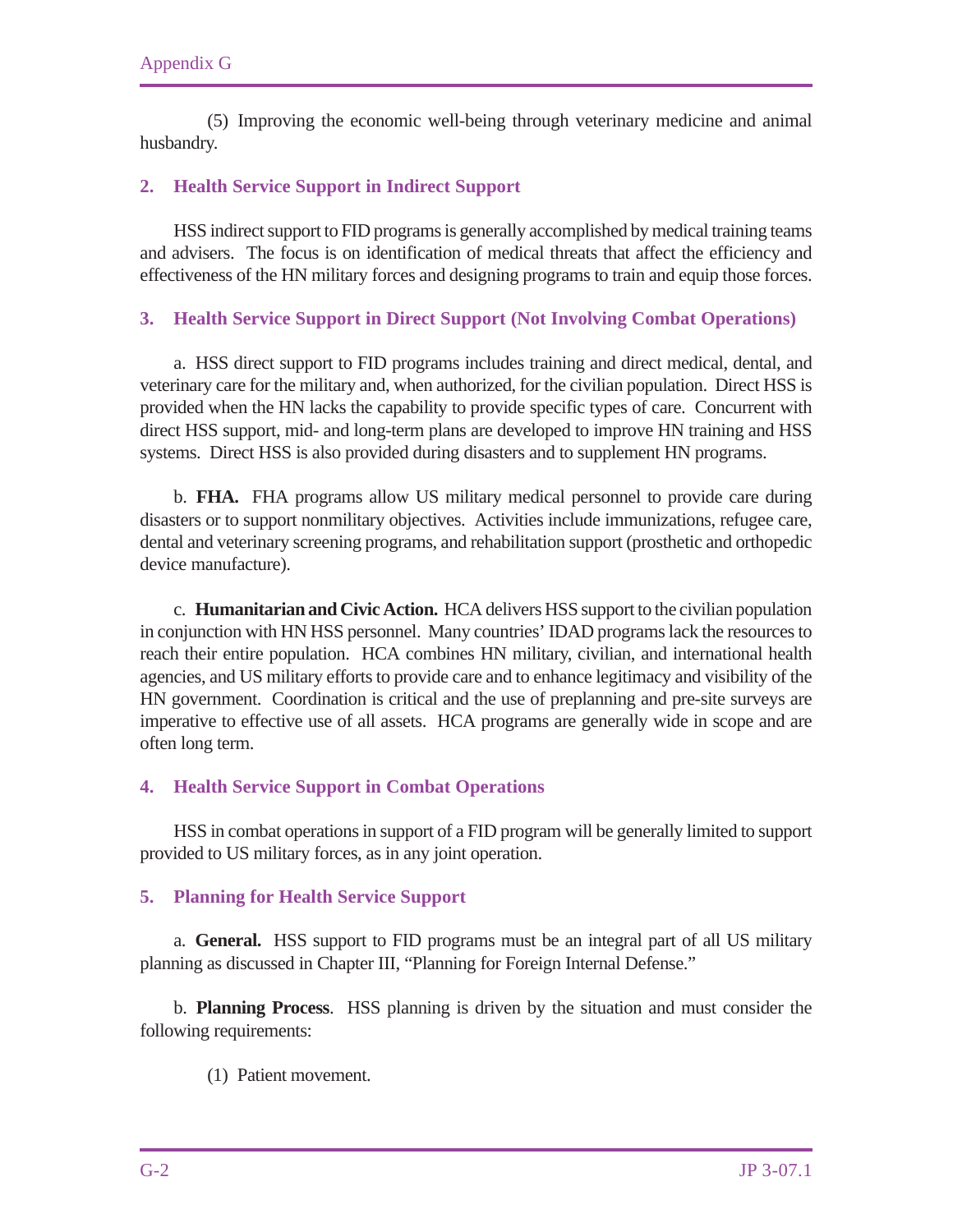(5) Improving the economic well-being through veterinary medicine and animal husbandry.

## 2. Health Service Support in Indirect Support

HSS indirect support to FID programs is generally accomplished by medical training teams and advisers. The focus is on identification of medical threats that affect the efficiency and effectiveness of the HN military forces and designing programs to train and equip those forces.

## 3. Health Service Support in Direct Support (Not Involving Combat Operations)

a. HSS direct support to FID programs includes training and direct medical, dental, and veterinary care for the military and, when authorized, for the civilian population. Direct HSS is provided when the HN lacks the capability to provide specific types of care. Concurrent with direct HSS support, mid- and long-term plans are developed to improve HN training and HSS systems. Direct HSS is also provided during disasters and to supplement HN programs.

b. **FHA.** FHA programs allow US military medical personnel to provide care during disasters or to support nonmilitary objectives. Activities include immunizations, refugee care, dental and veterinary screening programs, and rehabilitation support (prosthetic and orthopedic device manufacture).

c. **Humanitarian and Civic Action.** HCA delivers HSS support to the civilian population in conjunction with HN HSS personnel. Many countries' IDAD programs lack the resources to reach their entire population. HCA combines HN military, civilian, and international health agencies, and US military efforts to provide care and to enhance legitimacy and visibility of the HN government. Coordination is critical and the use of preplanning and pre-site surveys are imperative to effective use of all assets. HCA programs are generally wide in scope and are often long term.

## 4. Health Service Support in Combat Operations

HSS in combat operations in support of a FID program will be generally limited to support provided to US military forces, as in any joint operation.

## 5. Planning for Health Service Support

a. **General.** HSS support to FID programs must be an integral part of all US military planning as discussed in Chapter III, "Planning for Foreign Internal Defense."

b. **Planning Process**. HSS planning is driven by the situation and must consider the following requirements:

(1) Patient movement.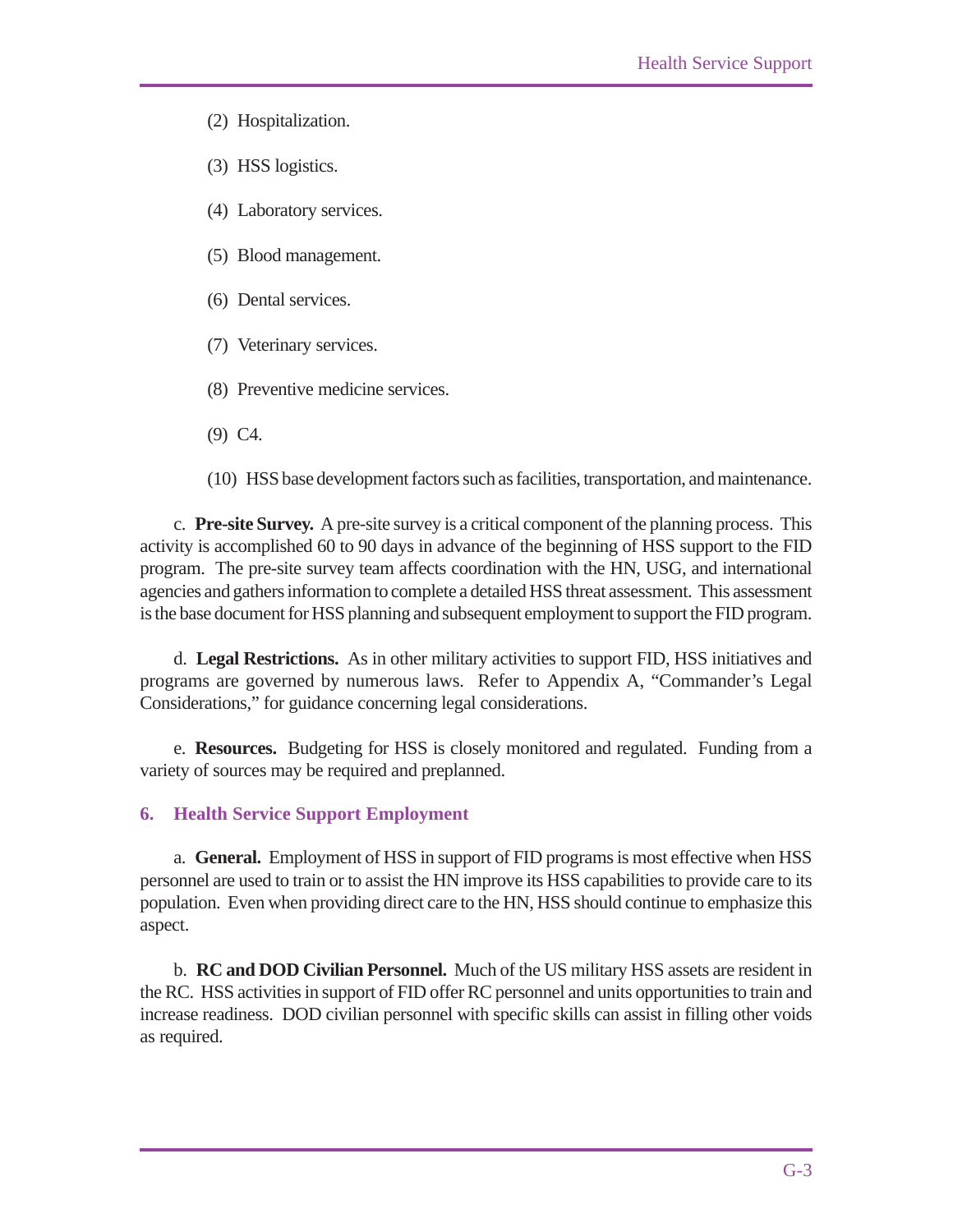(2) Hospitalization.

(3) HSS logistics.

(4) Laboratory services.

(5) Blood management.

(6) Dental services.

(7) Veterinary services.

(8) Preventive medicine services.

(9) C4.

(10) HSS base development factors such as facilities, transportation, and maintenance.

c. **Pre-site Survey.** A pre-site survey is a critical component of the planning process. This activity is accomplished 60 to 90 days in advance of the beginning of HSS support to the FID program. The pre-site survey team affects coordination with the HN, USG, and international agencies and gathers information to complete a detailed HSS threat assessment. This assessment is the base document for HSS planning and subsequent employment to support the FID program.

d. **Legal Restrictions.** As in other military activities to support FID, HSS initiatives and programs are governed by numerous laws. Refer to Appendix A, "Commander's Legal Considerations," for guidance concerning legal considerations.

e. **Resources.** Budgeting for HSS is closely monitored and regulated. Funding from a variety of sources may be required and preplanned.

## 6. Health Service Support Employment

a. **General.** Employment of HSS in support of FID programs is most effective when HSS personnel are used to train or to assist the HN improve its HSS capabilities to provide care to its population. Even when providing direct care to the HN, HSS should continue to emphasize this aspect.

b. **RC and DOD Civilian Personnel.** Much of the US military HSS assets are resident in the RC. HSS activities in support of FID offer RC personnel and units opportunities to train and increase readiness. DOD civilian personnel with specific skills can assist in filling other voids as required.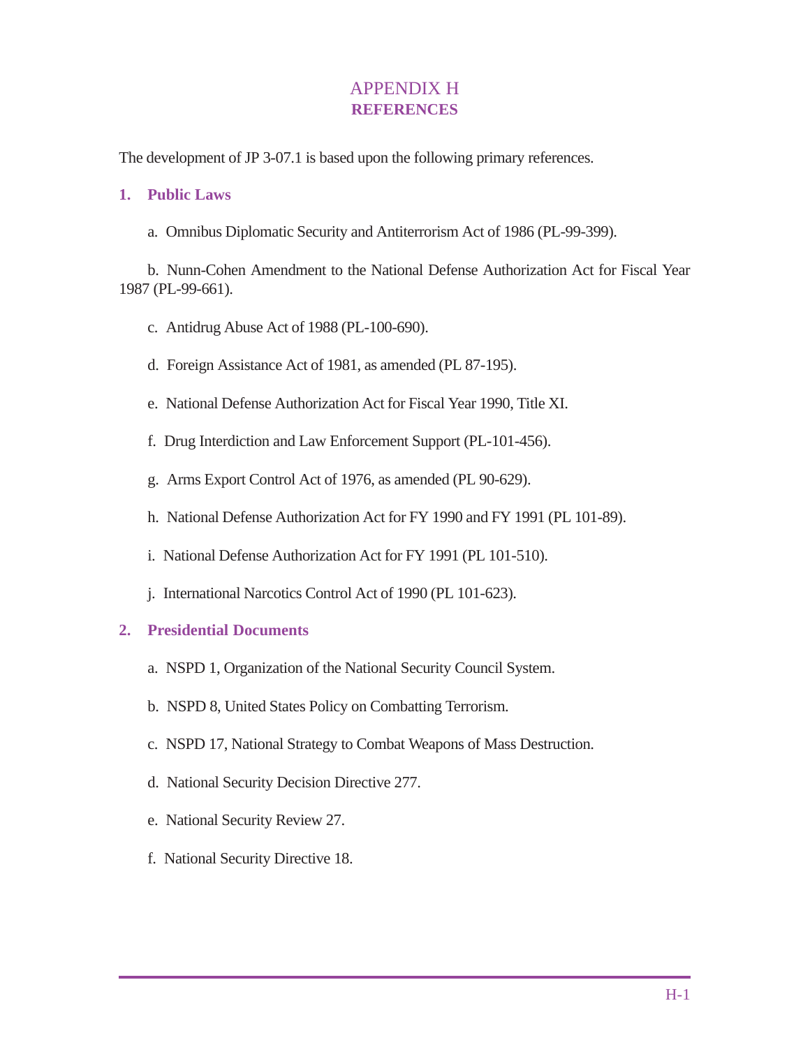# APPENDIX H
## REFERENCES

The development of JP 3-07.1 is based upon the following primary references.

### 1. Public Laws

a. Omnibus Diplomatic Security and Antiterrorism Act of 1986 (PL-99-399).

b. Nunn-Cohen Amendment to the National Defense Authorization Act for Fiscal Year 1987 (PL-99-661).

c. Antidrug Abuse Act of 1988 (PL-100-690).

d. Foreign Assistance Act of 1981, as amended (PL 87-195).

e. National Defense Authorization Act for Fiscal Year 1990, Title XI.

f. Drug Interdiction and Law Enforcement Support (PL-101-456).

g. Arms Export Control Act of 1976, as amended (PL 90-629).

h. National Defense Authorization Act for FY 1990 and FY 1991 (PL 101-89).

i. National Defense Authorization Act for FY 1991 (PL 101-510).

j. International Narcotics Control Act of 1990 (PL 101-623).

### 2. Presidential Documents

a. NSPD 1, Organization of the National Security Council System.

b. NSPD 8, United States Policy on Combatting Terrorism.

c. NSPD 17, National Strategy to Combat Weapons of Mass Destruction.

d. National Security Decision Directive 277.

e. National Security Review 27.

f. National Security Directive 18.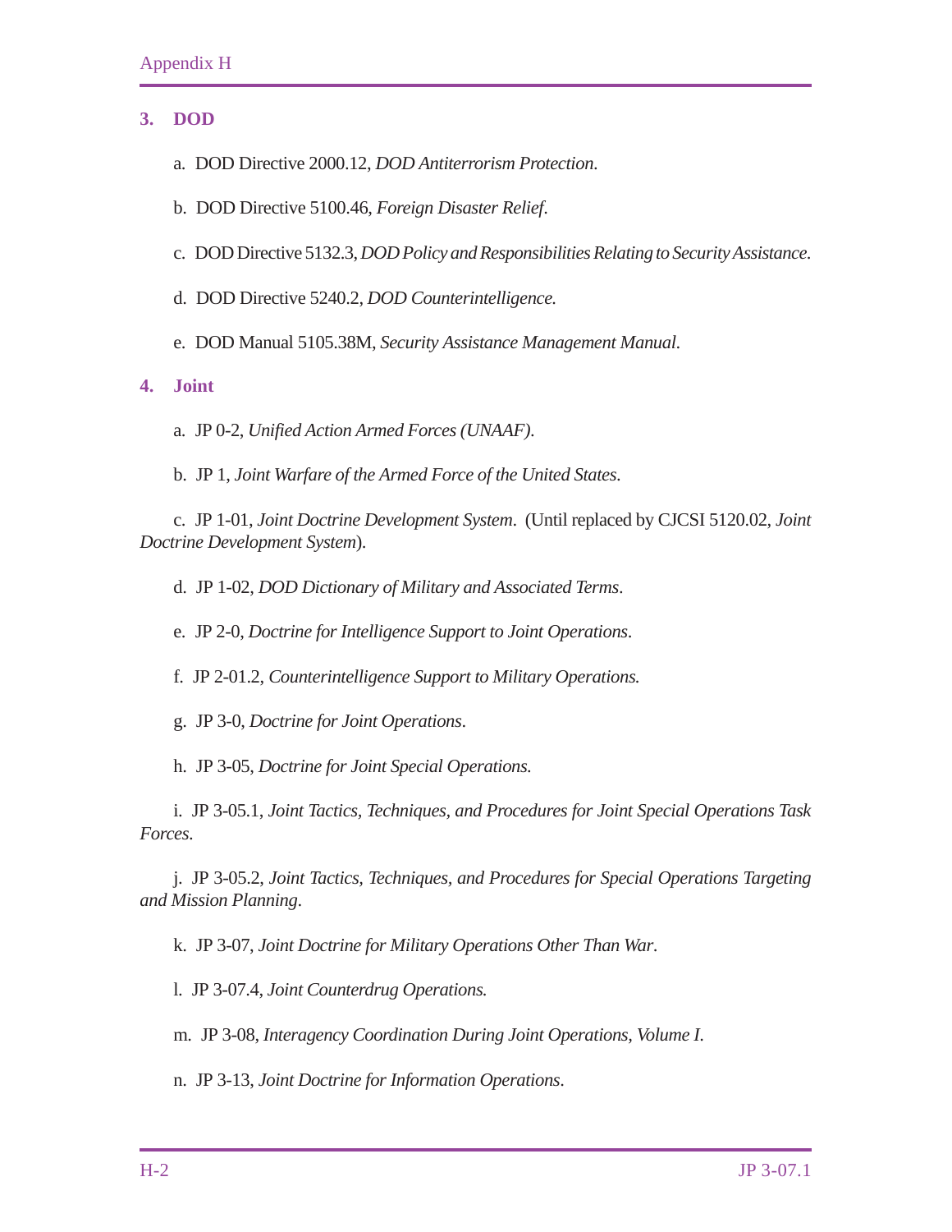## 3. DOD

a. DOD Directive 2000.12, *DOD Antiterrorism Protection*.

b. DOD Directive 5100.46, *Foreign Disaster Relief*.

c. DOD Directive 5132.3, *DOD Policy and Responsibilities Relating to Security Assistance*.

d. DOD Directive 5240.2, *DOD Counterintelligence.*

e. DOD Manual 5105.38M, *Security Assistance Management Manual*.

## 4. Joint

a. JP 0-2, *Unified Action Armed Forces (UNAAF).*

b. JP 1, *Joint Warfare of the Armed Force of the United States*.

c. JP 1-01, *Joint Doctrine Development System*. (Until replaced by CJCSI 5120.02, *Joint Doctrine Development System*).

d. JP 1-02, *DOD Dictionary of Military and Associated Terms*.

e. JP 2-0, *Doctrine for Intelligence Support to Joint Operations*.

f. JP 2-01.2, *Counterintelligence Support to Military Operations.*

g. JP 3-0, *Doctrine for Joint Operations*.

h. JP 3-05, *Doctrine for Joint Special Operations.*

i. JP 3-05.1, *Joint Tactics, Techniques, and Procedures for Joint Special Operations Task Forces*.

j. JP 3-05.2, *Joint Tactics, Techniques, and Procedures for Special Operations Targeting and Mission Planning*.

k. JP 3-07, *Joint Doctrine for Military Operations Other Than War*.

l. JP 3-07.4, *Joint Counterdrug Operations.*

m. JP 3-08, *Interagency Coordination During Joint Operations, Volume I.*

n. JP 3-13, *Joint Doctrine for Information Operations*.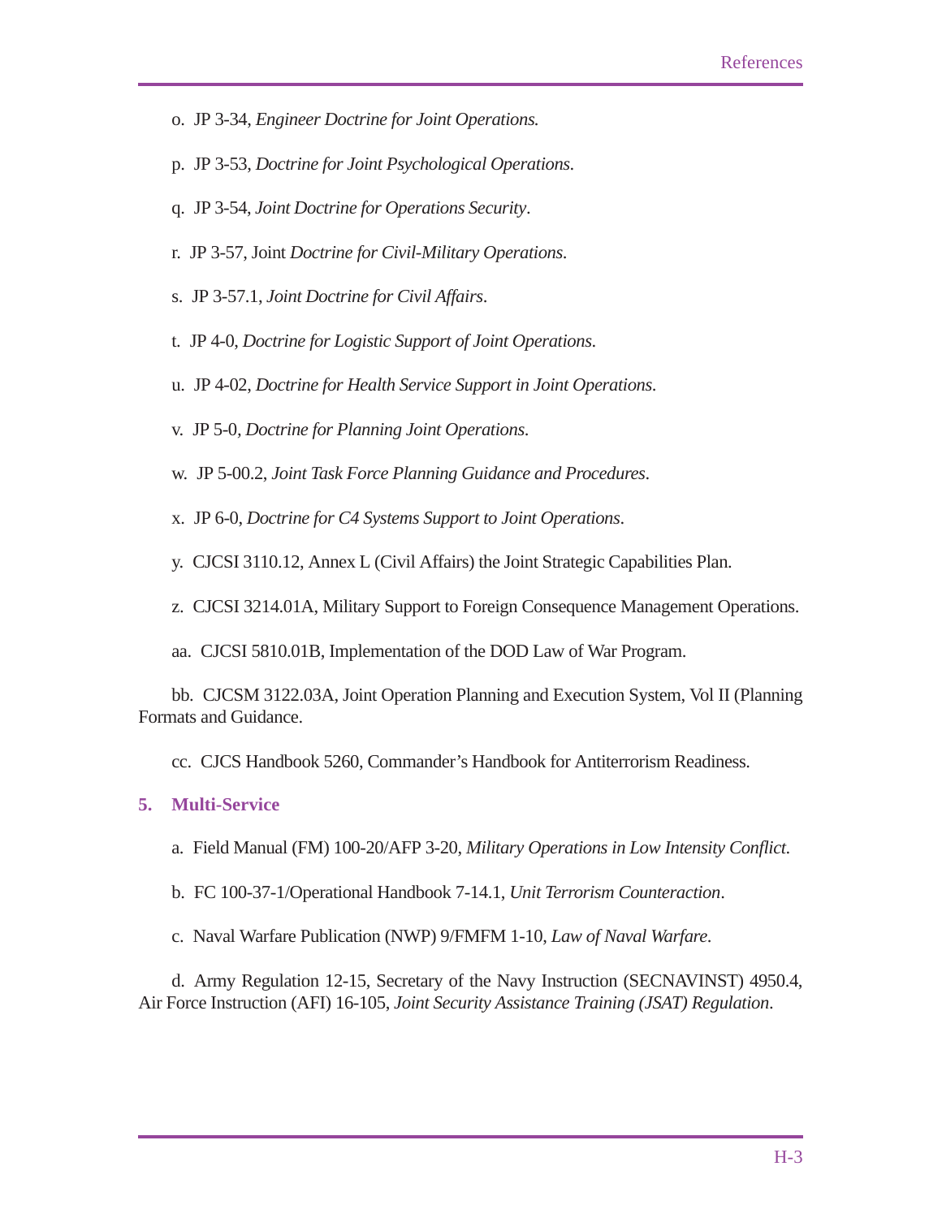o. JP 3-34, *Engineer Doctrine for Joint Operations.*

p. JP 3-53, *Doctrine for Joint Psychological Operations.*

q. JP 3-54, *Joint Doctrine for Operations Security*.

r. JP 3-57, Joint *Doctrine for Civil-Military Operations.*

s. JP 3-57.1, *Joint Doctrine for Civil Affairs*.

t. JP 4-0, *Doctrine for Logistic Support of Joint Operations*.

u. JP 4-02, *Doctrine for Health Service Support in Joint Operations*.

v. JP 5-0, *Doctrine for Planning Joint Operations*.

w. JP 5-00.2, *Joint Task Force Planning Guidance and Procedures*.

x. JP 6-0, *Doctrine for C4 Systems Support to Joint Operations*.

y. CJCSI 3110.12, Annex L (Civil Affairs) the Joint Strategic Capabilities Plan.

z. CJCSI 3214.01A, Military Support to Foreign Consequence Management Operations.

aa. CJCSI 5810.01B, Implementation of the DOD Law of War Program.

bb. CJCSM 3122.03A, Joint Operation Planning and Execution System, Vol II (Planning Formats and Guidance.

cc. CJCS Handbook 5260, Commander's Handbook for Antiterrorism Readiness.

## 5. Multi-Service

a. Field Manual (FM) 100-20/AFP 3-20, *Military Operations in Low Intensity Conflict*.

b. FC 100-37-1/Operational Handbook 7-14.1, *Unit Terrorism Counteraction*.

c. Naval Warfare Publication (NWP) 9/FMFM 1-10, *Law of Naval Warfare*.

d. Army Regulation 12-15, Secretary of the Navy Instruction (SECNAVINST) 4950.4, Air Force Instruction (AFI) 16-105, *Joint Security Assistance Training (JSAT) Regulation*.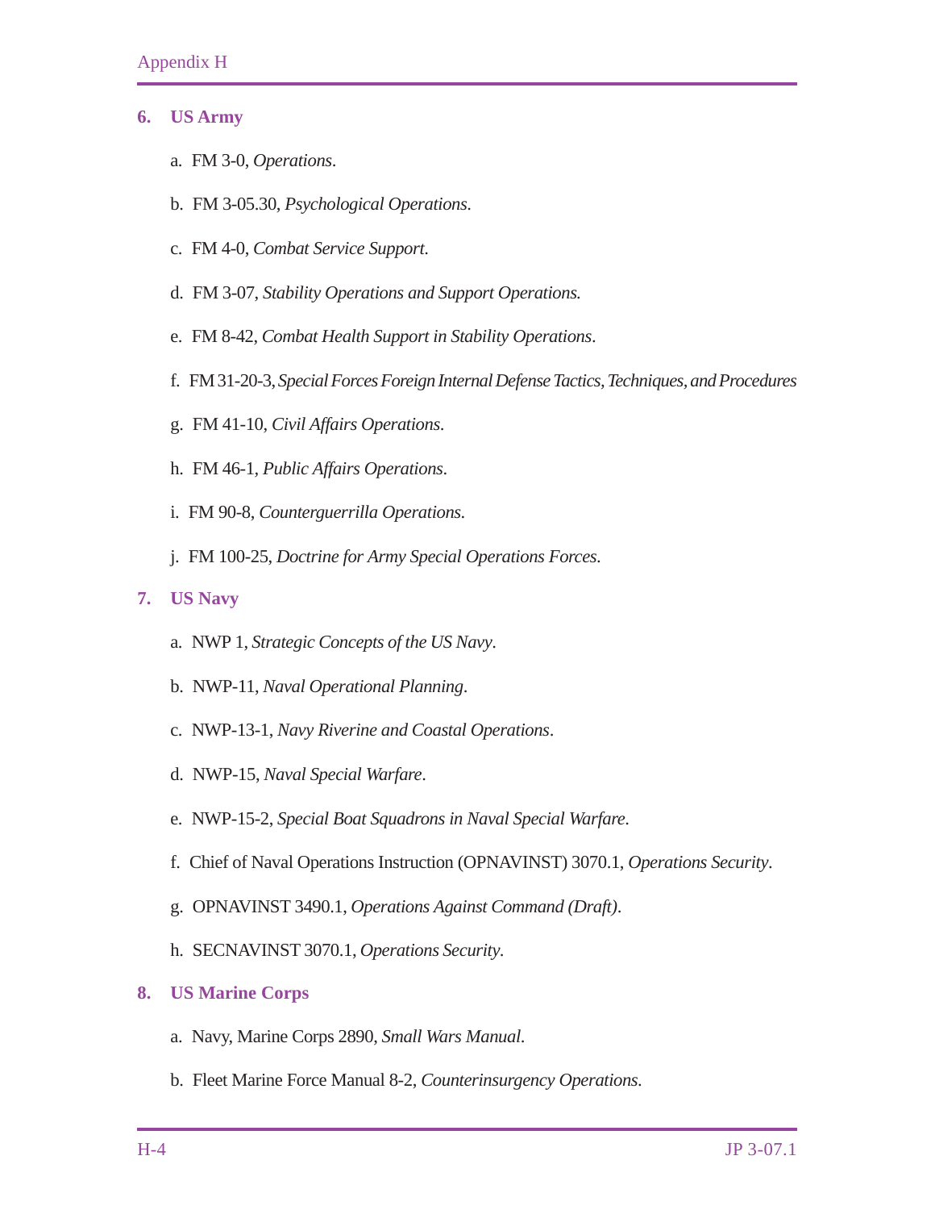**6. US Army**

a. FM 3-0, *Operations*.

b. FM 3-05.30, *Psychological Operations*.

c. FM 4-0, *Combat Service Support*.

d. FM 3-07, *Stability Operations and Support Operations.*

e. FM 8-42, *Combat Health Support in Stability Operations*.

f. FM 31-20-3, *Special Forces Foreign Internal Defense Tactics, Techniques, and Procedures*

g. FM 41-10, *Civil Affairs Operations*.

h. FM 46-1, *Public Affairs Operations*.

i. FM 90-8, *Counterguerrilla Operations.*

j. FM 100-25, *Doctrine for Army Special Operations Forces.*

**7. US Navy**

a. NWP 1, *Strategic Concepts of the US Navy*.

b. NWP-11, *Naval Operational Planning*.

c. NWP-13-1, *Navy Riverine and Coastal Operations*.

d. NWP-15, *Naval Special Warfare*.

e. NWP-15-2, *Special Boat Squadrons in Naval Special Warfare*.

f. Chief of Naval Operations Instruction (OPNAVINST) 3070.1, *Operations Security*.

g. OPNAVINST 3490.1, *Operations Against Command (Draft)*.

h. SECNAVINST 3070.1, *Operations Security*.

**8. US Marine Corps**

a. Navy, Marine Corps 2890, *Small Wars Manual*.

b. Fleet Marine Force Manual 8-2, *Counterinsurgency Operations.*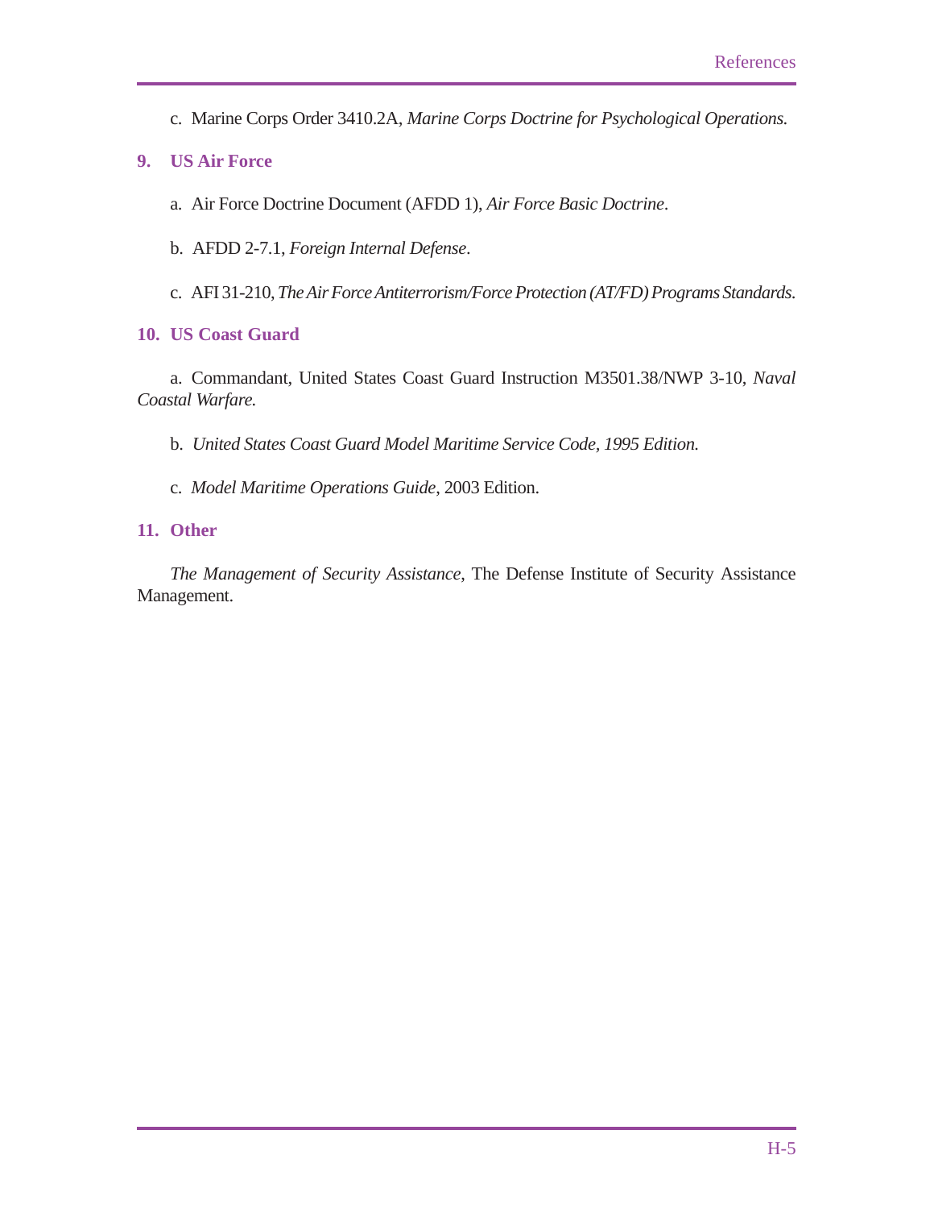c. Marine Corps Order 3410.2A, *Marine Corps Doctrine for Psychological Operations.*

## 9. US Air Force

a. Air Force Doctrine Document (AFDD 1), *Air Force Basic Doctrine*.

b. AFDD 2-7.1, *Foreign Internal Defense*.

c. AFI 31-210, *The Air Force Antiterrorism/Force Protection (AT/FD) Programs Standards.*

## 10. US Coast Guard

a. Commandant, United States Coast Guard Instruction M3501.38/NWP 3-10, *Naval Coastal Warfare.*

b. *United States Coast Guard Model Maritime Service Code, 1995 Edition.*

c. *Model Maritime Operations Guide*, 2003 Edition.

## 11. Other

*The Management of Security Assistance*, The Defense Institute of Security Assistance Management.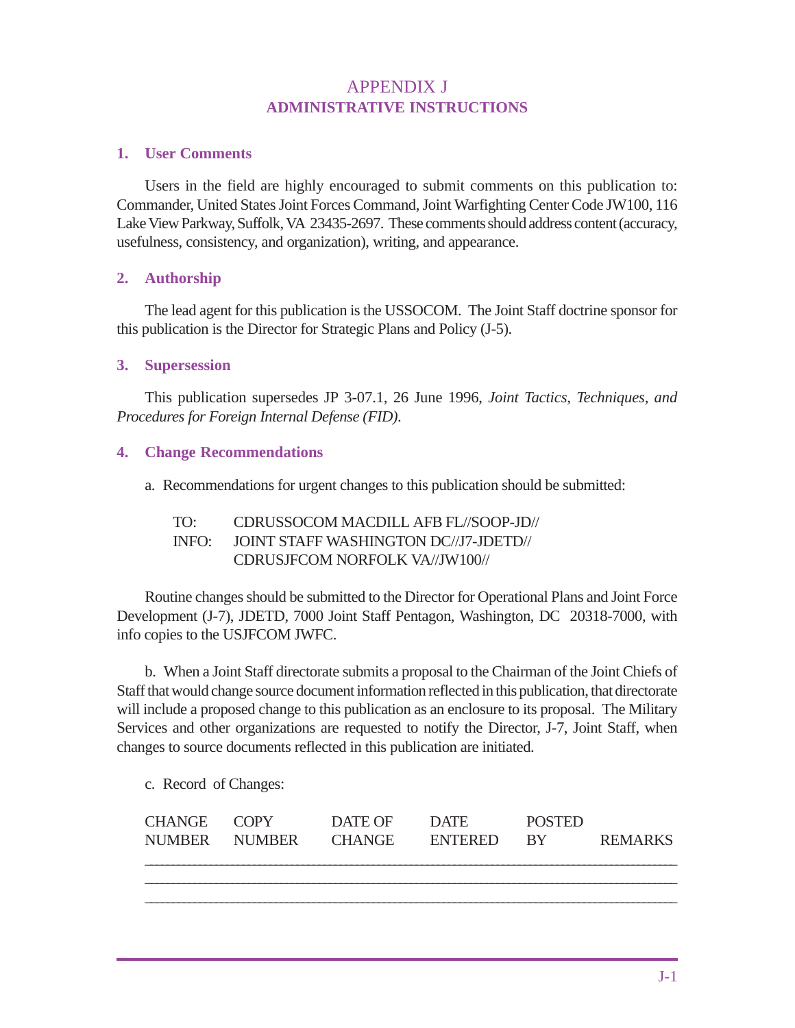# APPENDIX J
## ADMINISTRATIVE INSTRUCTIONS

### 1. User Comments

Users in the field are highly encouraged to submit comments on this publication to: Commander, United States Joint Forces Command, Joint Warfighting Center Code JW100, 116 Lake View Parkway, Suffolk, VA 23435-2697. These comments should address content (accuracy, usefulness, consistency, and organization), writing, and appearance.

### 2. Authorship

The lead agent for this publication is the USSOCOM. The Joint Staff doctrine sponsor for this publication is the Director for Strategic Plans and Policy (J-5).

### 3. Supersession

This publication supersedes JP 3-07.1, 26 June 1996, *Joint Tactics, Techniques, and Procedures for Foreign Internal Defense (FID).*

### 4. Change Recommendations

a. Recommendations for urgent changes to this publication should be submitted:

TO: CDRUSSOCOM MACDILL AFB FL//SOOP-JD//
INFO: JOINT STAFF WASHINGTON DC//J7-JDETD//
CDRUSJFCOM NORFOLK VA//JW100//

Routine changes should be submitted to the Director for Operational Plans and Joint Force Development (J-7), JDETD, 7000 Joint Staff Pentagon, Washington, DC 20318-7000, with info copies to the USJFCOM JWFC.

b. When a Joint Staff directorate submits a proposal to the Chairman of the Joint Chiefs of Staff that would change source document information reflected in this publication, that directorate will include a proposed change to this publication as an enclosure to its proposal. The Military Services and other organizations are requested to notify the Director, J-7, Joint Staff, when changes to source documents reflected in this publication are initiated.

c. Record of Changes:

| CHANGE NUMBER | COPY NUMBER | DATE OF CHANGE | DATE ENTERED | POSTED BY | REMARKS |
|---|---|---|---|---|---|
| | | | | | |
| | | | | | |
| | | | | | |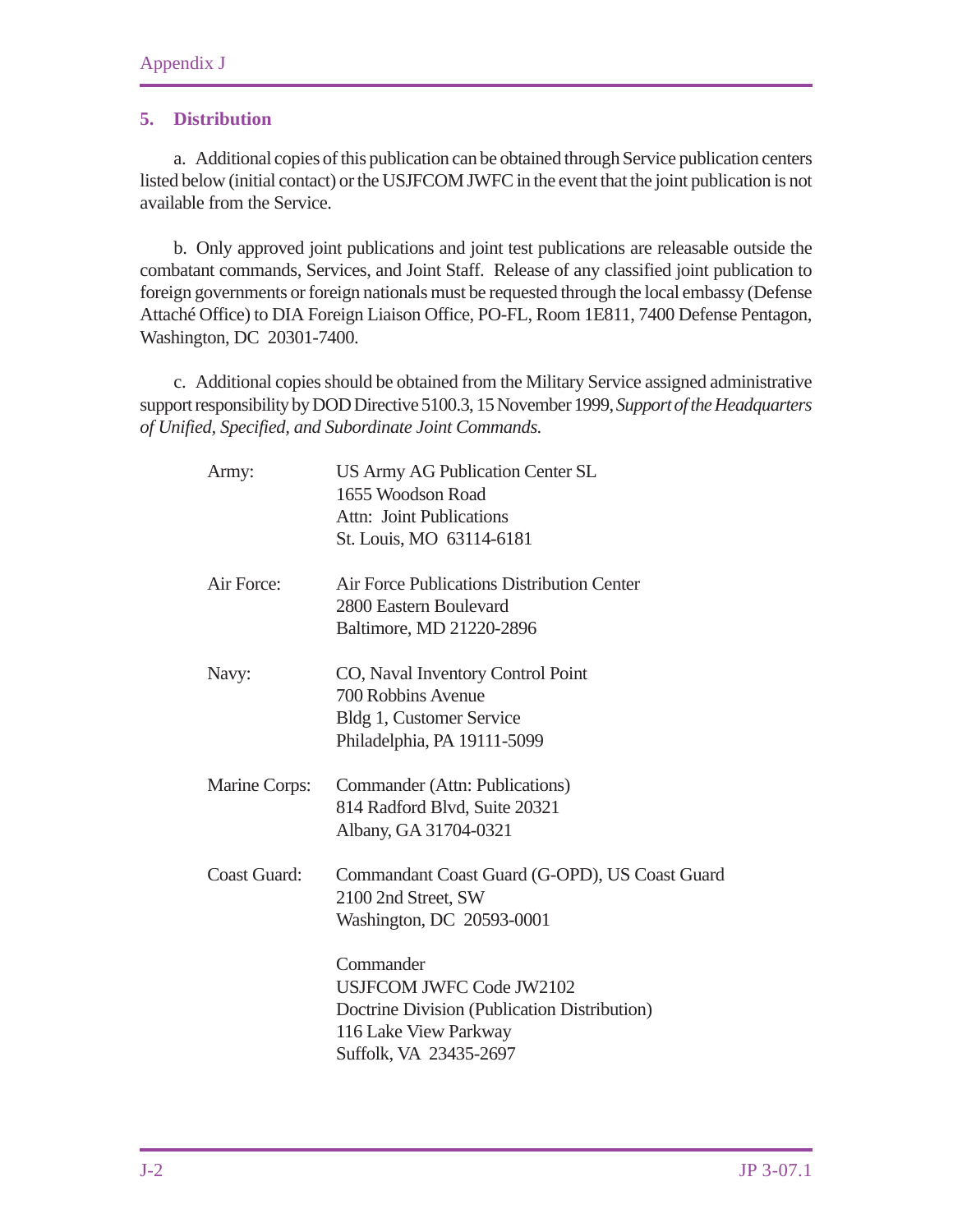## 5. Distribution

a. Additional copies of this publication can be obtained through Service publication centers listed below (initial contact) or the USJFCOM JWFC in the event that the joint publication is not available from the Service.

b. Only approved joint publications and joint test publications are releasable outside the combatant commands, Services, and Joint Staff. Release of any classified joint publication to foreign governments or foreign nationals must be requested through the local embassy (Defense Attaché Office) to DIA Foreign Liaison Office, PO-FL, Room 1E811, 7400 Defense Pentagon, Washington, DC 20301-7400.

c. Additional copies should be obtained from the Military Service assigned administrative support responsibility by DOD Directive 5100.3, 15 November 1999, *Support of the Headquarters of Unified, Specified, and Subordinate Joint Commands.*

| | |
|---|---|
| Army: | US Army AG Publication Center SL<br>1655 Woodson Road<br>Attn: Joint Publications<br>St. Louis, MO 63114-6181 |
| Air Force: | Air Force Publications Distribution Center<br>2800 Eastern Boulevard<br>Baltimore, MD 21220-2896 |
| Navy: | CO, Naval Inventory Control Point<br>700 Robbins Avenue<br>Bldg 1, Customer Service<br>Philadelphia, PA 19111-5099 |
| Marine Corps: | Commander (Attn: Publications)<br>814 Radford Blvd, Suite 20321<br>Albany, GA 31704-0321 |
| Coast Guard: | Commandant Coast Guard (G-OPD), US Coast Guard<br>2100 2nd Street, SW<br>Washington, DC 20593-0001 |
| | Commander<br>USJFCOM JWFC Code JW2102<br>Doctrine Division (Publication Distribution)<br>116 Lake View Parkway<br>Suffolk, VA 23435-2697 |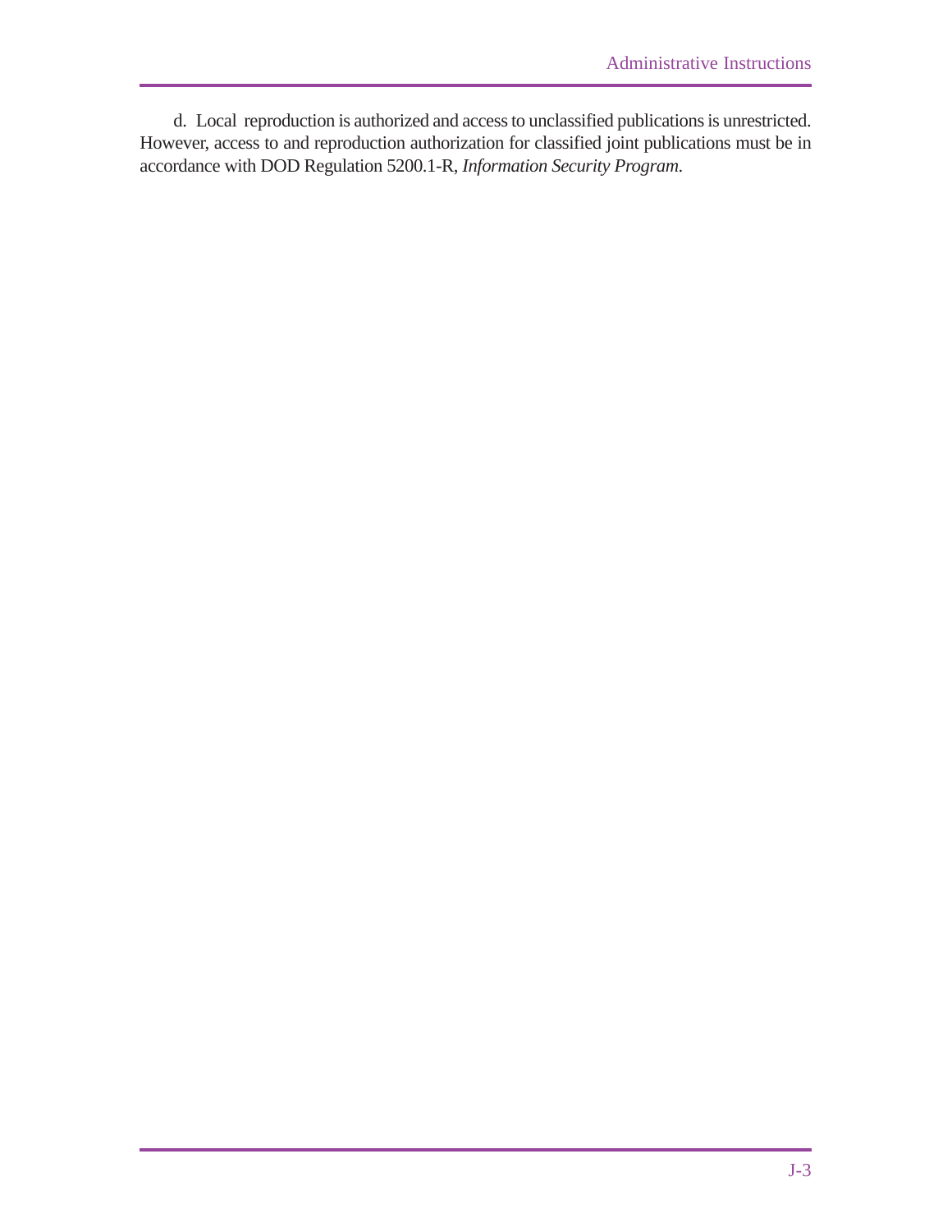d. Local reproduction is authorized and access to unclassified publications is unrestricted. However, access to and reproduction authorization for classified joint publications must be in accordance with DOD Regulation 5200.1-R, *Information Security Program*.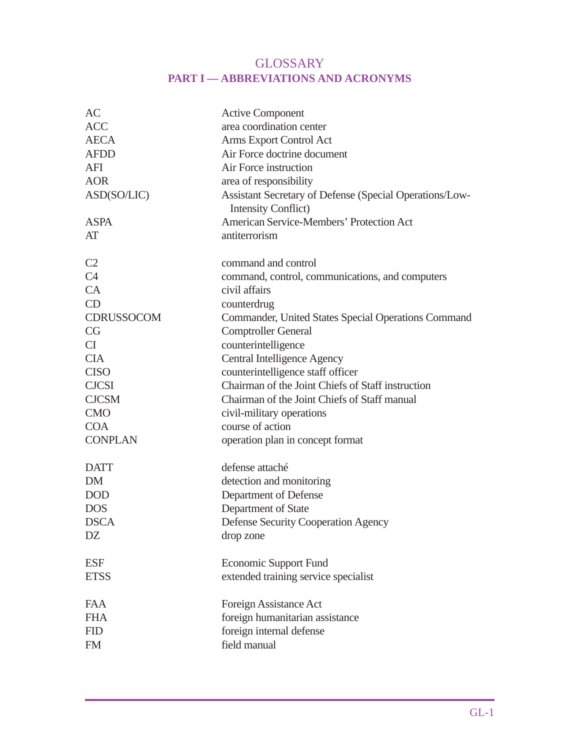# GLOSSARY

## PART I — ABBREVIATIONS AND ACRONYMS

| | |
|---|---|
| AC | Active Component |
| ACC | area coordination center |
| AECA | Arms Export Control Act |
| AFDD | Air Force doctrine document |
| AFI | Air Force instruction |
| AOR | area of responsibility |
| ASD(SO/LIC) | Assistant Secretary of Defense (Special Operations/Low-Intensity Conflict) |
| ASPA | American Service-Members' Protection Act |
| AT | antiterrorism |
| | |
| C2 | command and control |
| C4 | command, control, communications, and computers |
| CA | civil affairs |
| CD | counterdrug |
| CDRUSSOCOM | Commander, United States Special Operations Command |
| CG | Comptroller General |
| CI | counterintelligence |
| CIA | Central Intelligence Agency |
| CISO | counterintelligence staff officer |
| CJCSI | Chairman of the Joint Chiefs of Staff instruction |
| CJCSM | Chairman of the Joint Chiefs of Staff manual |
| CMO | civil-military operations |
| COA | course of action |
| CONPLAN | operation plan in concept format |
| | |
| DATT | defense attaché |
| DM | detection and monitoring |
| DOD | Department of Defense |
| DOS | Department of State |
| DSCA | Defense Security Cooperation Agency |
| DZ | drop zone |
| | |
| ESF | Economic Support Fund |
| ETSS | extended training service specialist |
| | |
| FAA | Foreign Assistance Act |
| FHA | foreign humanitarian assistance |
| FID | foreign internal defense |
| FM | field manual |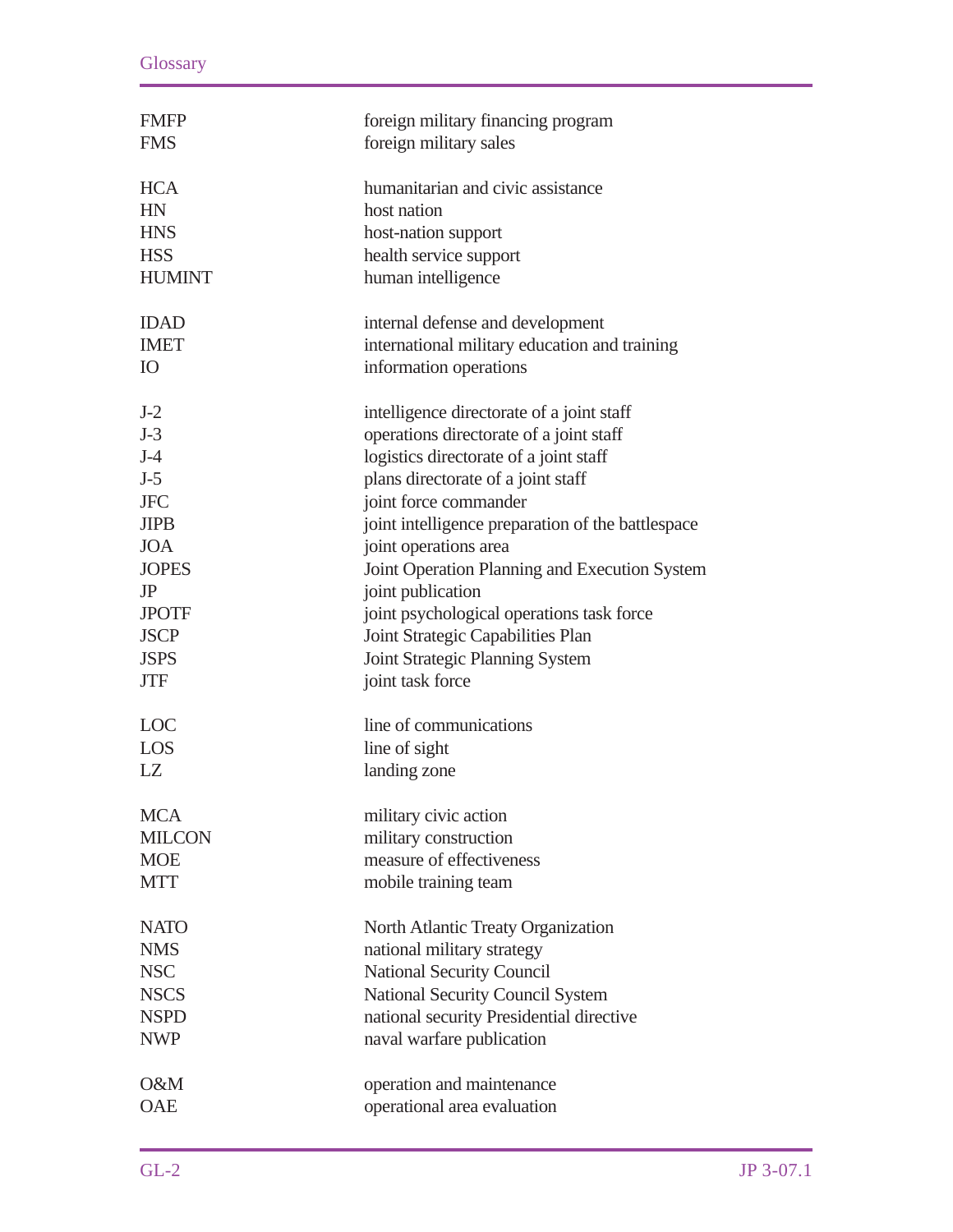| | |
|---|---|
| FMFP | foreign military financing program |
| FMS | foreign military sales |
| HCA | humanitarian and civic assistance |
| HN | host nation |
| HNS | host-nation support |
| HSS | health service support |
| HUMINT | human intelligence |
| IDAD | internal defense and development |
| IMET | international military education and training |
| IO | information operations |
| J-2 | intelligence directorate of a joint staff |
| J-3 | operations directorate of a joint staff |
| J-4 | logistics directorate of a joint staff |
| J-5 | plans directorate of a joint staff |
| JFC | joint force commander |
| JIPB | joint intelligence preparation of the battlespace |
| JOA | joint operations area |
| JOPES | Joint Operation Planning and Execution System |
| JP | joint publication |
| JPOTF | joint psychological operations task force |
| JSCP | Joint Strategic Capabilities Plan |
| JSPS | Joint Strategic Planning System |
| JTF | joint task force |
| LOC | line of communications |
| LOS | line of sight |
| LZ | landing zone |
| MCA | military civic action |
| MILCON | military construction |
| MOE | measure of effectiveness |
| MTT | mobile training team |
| NATO | North Atlantic Treaty Organization |
| NMS | national military strategy |
| NSC | National Security Council |
| NSCS | National Security Council System |
| NSPD | national security Presidential directive |
| NWP | naval warfare publication |
| O&M | operation and maintenance |
| OAE | operational area evaluation |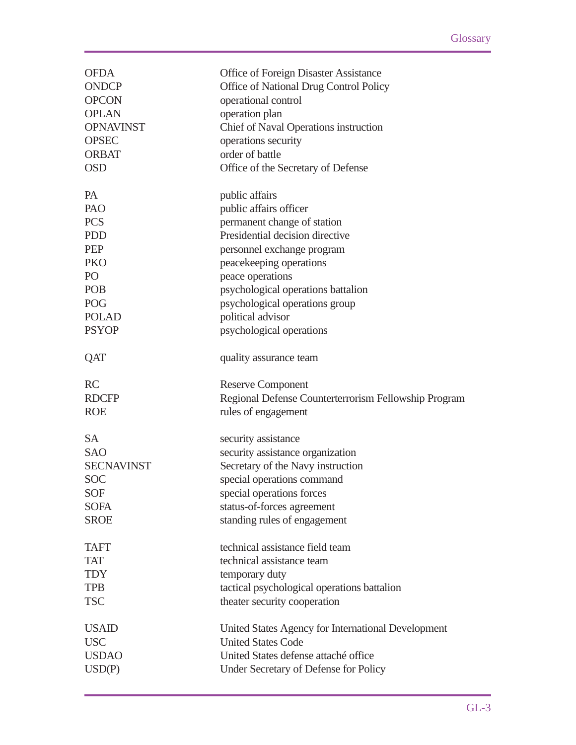| | |
|---|---|
| OFDA | Office of Foreign Disaster Assistance |
| ONDCP | Office of National Drug Control Policy |
| OPCON | operational control |
| OPLAN | operation plan |
| OPNAVINST | Chief of Naval Operations instruction |
| OPSEC | operations security |
| ORBAT | order of battle |
| OSD | Office of the Secretary of Defense |
| | |
| PA | public affairs |
| PAO | public affairs officer |
| PCS | permanent change of station |
| PDD | Presidential decision directive |
| PEP | personnel exchange program |
| PKO | peacekeeping operations |
| PO | peace operations |
| POB | psychological operations battalion |
| POG | psychological operations group |
| POLAD | political advisor |
| PSYOP | psychological operations |
| | |
| QAT | quality assurance team |
| | |
| RC | Reserve Component |
| RDCFP | Regional Defense Counterterrorism Fellowship Program |
| ROE | rules of engagement |
| | |
| SA | security assistance |
| SAO | security assistance organization |
| SECNAVINST | Secretary of the Navy instruction |
| SOC | special operations command |
| SOF | special operations forces |
| SOFA | status-of-forces agreement |
| SROE | standing rules of engagement |
| | |
| TAFT | technical assistance field team |
| TAT | technical assistance team |
| TDY | temporary duty |
| TPB | tactical psychological operations battalion |
| TSC | theater security cooperation |
| | |
| USAID | United States Agency for International Development |
| USC | United States Code |
| USDAO | United States defense attaché office |
| USD(P) | Under Secretary of Defense for Policy |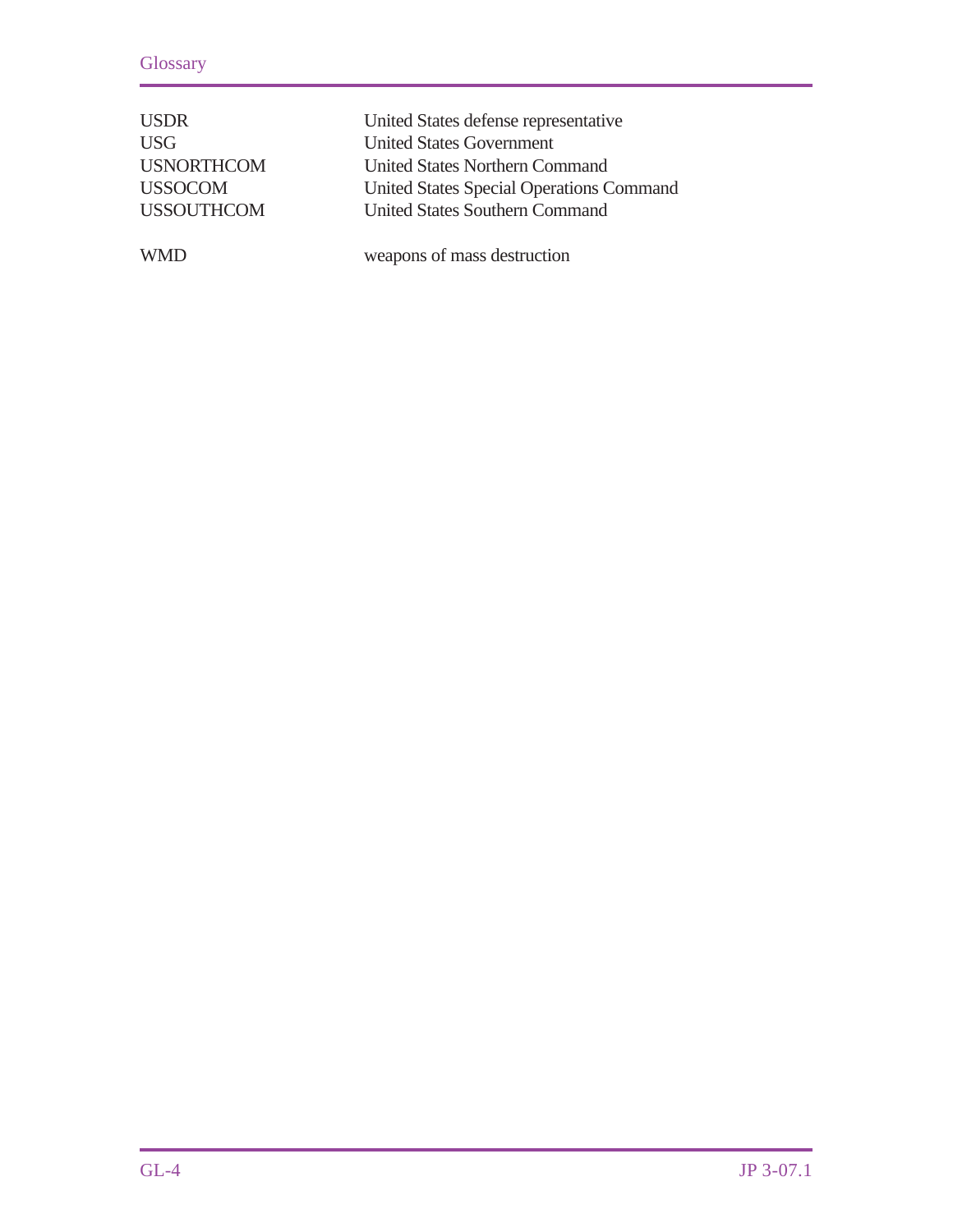| | |
|---|---|
| USDR | United States defense representative |
| USG | United States Government |
| USNORTHCOM | United States Northern Command |
| USSOCOM | United States Special Operations Command |
| USSOUTHCOM | United States Southern Command |
| | |
| WMD | weapons of mass destruction |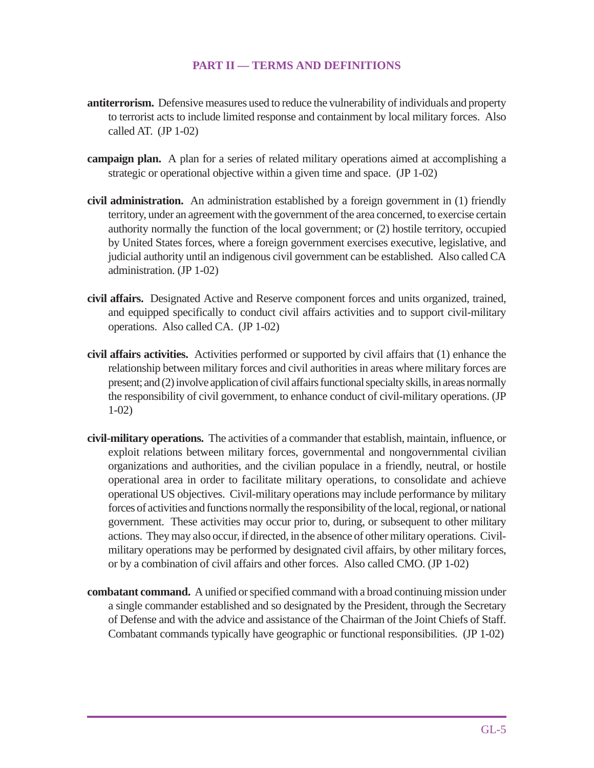## PART II — TERMS AND DEFINITIONS

**antiterrorism.** Defensive measures used to reduce the vulnerability of individuals and property to terrorist acts to include limited response and containment by local military forces. Also called AT. (JP 1-02)

**campaign plan.** A plan for a series of related military operations aimed at accomplishing a strategic or operational objective within a given time and space. (JP 1-02)

**civil administration.** An administration established by a foreign government in (1) friendly territory, under an agreement with the government of the area concerned, to exercise certain authority normally the function of the local government; or (2) hostile territory, occupied by United States forces, where a foreign government exercises executive, legislative, and judicial authority until an indigenous civil government can be established. Also called CA administration. (JP 1-02)

**civil affairs.** Designated Active and Reserve component forces and units organized, trained, and equipped specifically to conduct civil affairs activities and to support civil-military operations. Also called CA. (JP 1-02)

**civil affairs activities.** Activities performed or supported by civil affairs that (1) enhance the relationship between military forces and civil authorities in areas where military forces are present; and (2) involve application of civil affairs functional specialty skills, in areas normally the responsibility of civil government, to enhance conduct of civil-military operations. (JP 1-02)

**civil-military operations.** The activities of a commander that establish, maintain, influence, or exploit relations between military forces, governmental and nongovernmental civilian organizations and authorities, and the civilian populace in a friendly, neutral, or hostile operational area in order to facilitate military operations, to consolidate and achieve operational US objectives. Civil-military operations may include performance by military forces of activities and functions normally the responsibility of the local, regional, or national government. These activities may occur prior to, during, or subsequent to other military actions. They may also occur, if directed, in the absence of other military operations. Civil-military operations may be performed by designated civil affairs, by other military forces, or by a combination of civil affairs and other forces. Also called CMO. (JP 1-02)

**combatant command.** A unified or specified command with a broad continuing mission under a single commander established and so designated by the President, through the Secretary of Defense and with the advice and assistance of the Chairman of the Joint Chiefs of Staff. Combatant commands typically have geographic or functional responsibilities. (JP 1-02)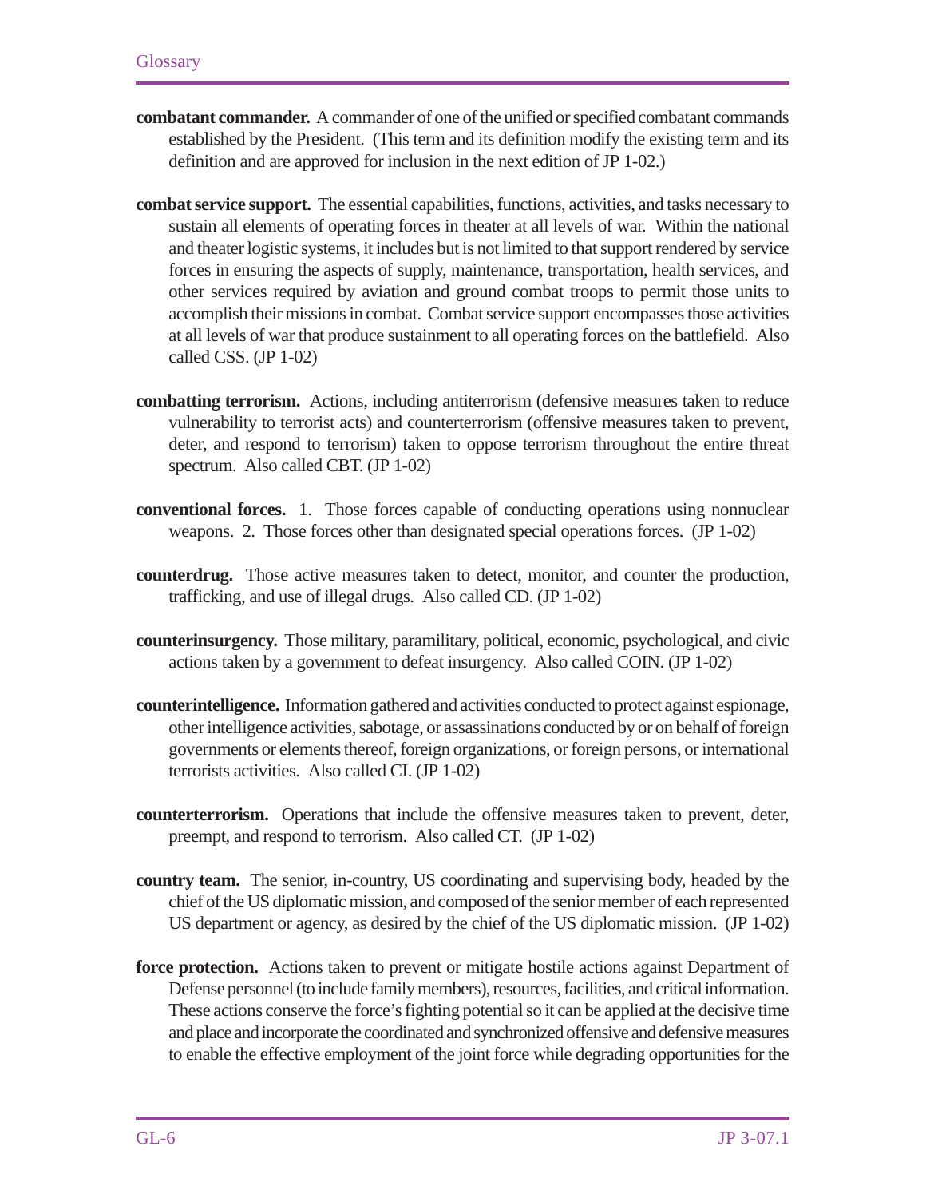**combatant commander.** A commander of one of the unified or specified combatant commands established by the President. (This term and its definition modify the existing term and its definition and are approved for inclusion in the next edition of JP 1-02.)

**combat service support.** The essential capabilities, functions, activities, and tasks necessary to sustain all elements of operating forces in theater at all levels of war. Within the national and theater logistic systems, it includes but is not limited to that support rendered by service forces in ensuring the aspects of supply, maintenance, transportation, health services, and other services required by aviation and ground combat troops to permit those units to accomplish their missions in combat. Combat service support encompasses those activities at all levels of war that produce sustainment to all operating forces on the battlefield. Also called CSS. (JP 1-02)

**combatting terrorism.** Actions, including antiterrorism (defensive measures taken to reduce vulnerability to terrorist acts) and counterterrorism (offensive measures taken to prevent, deter, and respond to terrorism) taken to oppose terrorism throughout the entire threat spectrum. Also called CBT. (JP 1-02)

**conventional forces.** 1. Those forces capable of conducting operations using nonnuclear weapons. 2. Those forces other than designated special operations forces. (JP 1-02)

**counterdrug.** Those active measures taken to detect, monitor, and counter the production, trafficking, and use of illegal drugs. Also called CD. (JP 1-02)

**counterinsurgency.** Those military, paramilitary, political, economic, psychological, and civic actions taken by a government to defeat insurgency. Also called COIN. (JP 1-02)

**counterintelligence.** Information gathered and activities conducted to protect against espionage, other intelligence activities, sabotage, or assassinations conducted by or on behalf of foreign governments or elements thereof, foreign organizations, or foreign persons, or international terrorists activities. Also called CI. (JP 1-02)

**counterterrorism.** Operations that include the offensive measures taken to prevent, deter, preempt, and respond to terrorism. Also called CT. (JP 1-02)

**country team.** The senior, in-country, US coordinating and supervising body, headed by the chief of the US diplomatic mission, and composed of the senior member of each represented US department or agency, as desired by the chief of the US diplomatic mission. (JP 1-02)

**force protection.** Actions taken to prevent or mitigate hostile actions against Department of Defense personnel (to include family members), resources, facilities, and critical information. These actions conserve the force's fighting potential so it can be applied at the decisive time and place and incorporate the coordinated and synchronized offensive and defensive measures to enable the effective employment of the joint force while degrading opportunities for the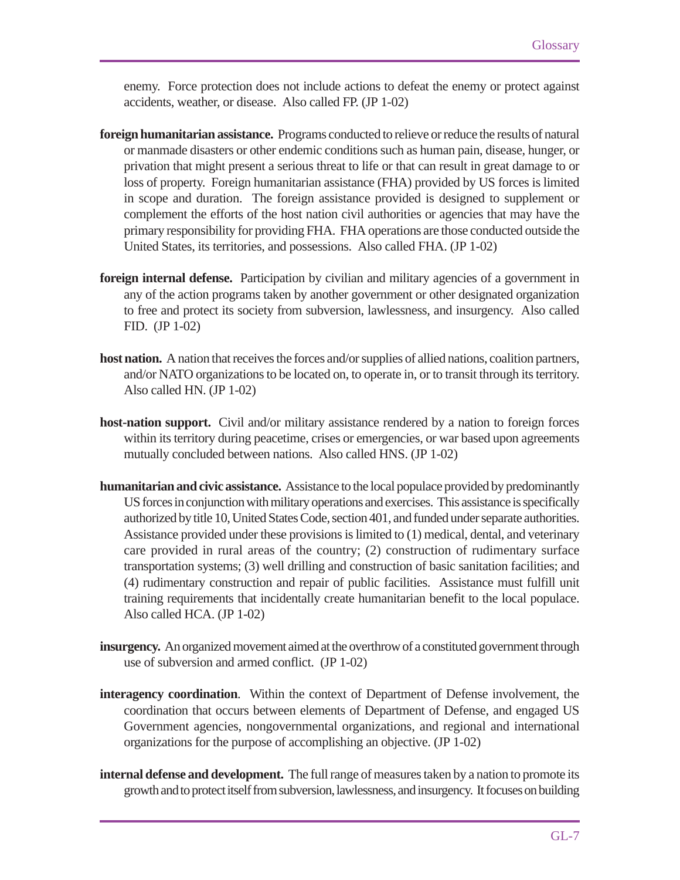enemy. Force protection does not include actions to defeat the enemy or protect against accidents, weather, or disease. Also called FP. (JP 1-02)

**foreign humanitarian assistance.** Programs conducted to relieve or reduce the results of natural or manmade disasters or other endemic conditions such as human pain, disease, hunger, or privation that might present a serious threat to life or that can result in great damage to or loss of property. Foreign humanitarian assistance (FHA) provided by US forces is limited in scope and duration. The foreign assistance provided is designed to supplement or complement the efforts of the host nation civil authorities or agencies that may have the primary responsibility for providing FHA. FHA operations are those conducted outside the United States, its territories, and possessions. Also called FHA. (JP 1-02)

**foreign internal defense.** Participation by civilian and military agencies of a government in any of the action programs taken by another government or other designated organization to free and protect its society from subversion, lawlessness, and insurgency. Also called FID. (JP 1-02)

**host nation.** A nation that receives the forces and/or supplies of allied nations, coalition partners, and/or NATO organizations to be located on, to operate in, or to transit through its territory. Also called HN. (JP 1-02)

**host-nation support.** Civil and/or military assistance rendered by a nation to foreign forces within its territory during peacetime, crises or emergencies, or war based upon agreements mutually concluded between nations. Also called HNS. (JP 1-02)

**humanitarian and civic assistance.** Assistance to the local populace provided by predominantly US forces in conjunction with military operations and exercises. This assistance is specifically authorized by title 10, United States Code, section 401, and funded under separate authorities. Assistance provided under these provisions is limited to (1) medical, dental, and veterinary care provided in rural areas of the country; (2) construction of rudimentary surface transportation systems; (3) well drilling and construction of basic sanitation facilities; and (4) rudimentary construction and repair of public facilities. Assistance must fulfill unit training requirements that incidentally create humanitarian benefit to the local populace. Also called HCA. (JP 1-02)

**insurgency.** An organized movement aimed at the overthrow of a constituted government through use of subversion and armed conflict. (JP 1-02)

**interagency coordination**. Within the context of Department of Defense involvement, the coordination that occurs between elements of Department of Defense, and engaged US Government agencies, nongovernmental organizations, and regional and international organizations for the purpose of accomplishing an objective. (JP 1-02)

**internal defense and development.** The full range of measures taken by a nation to promote its growth and to protect itself from subversion, lawlessness, and insurgency. It focuses on building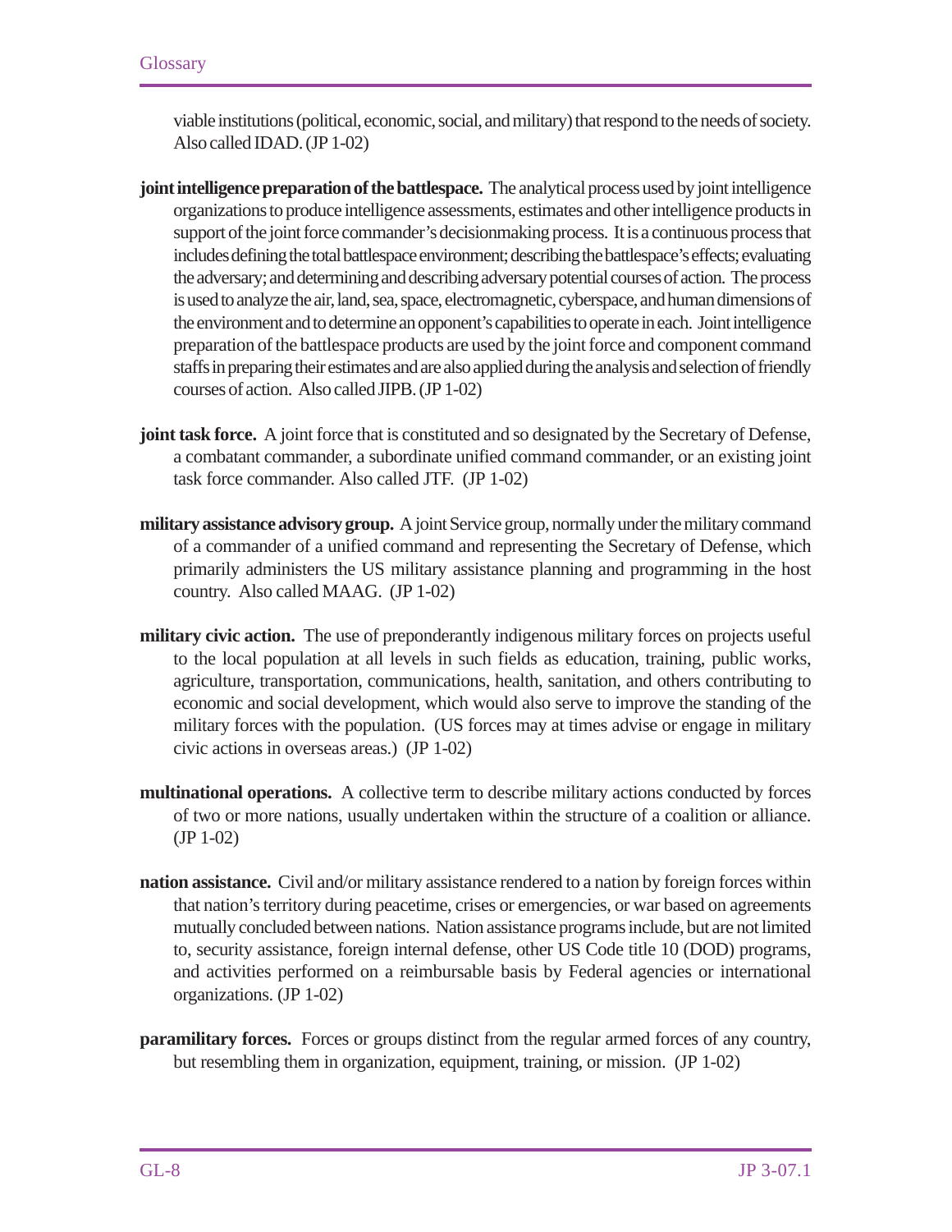viable institutions (political, economic, social, and military) that respond to the needs of society. Also called IDAD. (JP 1-02)

**joint intelligence preparation of the battlespace.** The analytical process used by joint intelligence organizations to produce intelligence assessments, estimates and other intelligence products in support of the joint force commander's decisionmaking process. It is a continuous process that includes defining the total battlespace environment; describing the battlespace's effects; evaluating the adversary; and determining and describing adversary potential courses of action. The process is used to analyze the air, land, sea, space, electromagnetic, cyberspace, and human dimensions of the environment and to determine an opponent's capabilities to operate in each. Joint intelligence preparation of the battlespace products are used by the joint force and component command staffs in preparing their estimates and are also applied during the analysis and selection of friendly courses of action. Also called JIPB. (JP 1-02)

**joint task force.** A joint force that is constituted and so designated by the Secretary of Defense, a combatant commander, a subordinate unified command commander, or an existing joint task force commander. Also called JTF. (JP 1-02)

**military assistance advisory group.** A joint Service group, normally under the military command of a commander of a unified command and representing the Secretary of Defense, which primarily administers the US military assistance planning and programming in the host country. Also called MAAG. (JP 1-02)

**military civic action.** The use of preponderantly indigenous military forces on projects useful to the local population at all levels in such fields as education, training, public works, agriculture, transportation, communications, health, sanitation, and others contributing to economic and social development, which would also serve to improve the standing of the military forces with the population. (US forces may at times advise or engage in military civic actions in overseas areas.) (JP 1-02)

**multinational operations.** A collective term to describe military actions conducted by forces of two or more nations, usually undertaken within the structure of a coalition or alliance. (JP 1-02)

**nation assistance.** Civil and/or military assistance rendered to a nation by foreign forces within that nation's territory during peacetime, crises or emergencies, or war based on agreements mutually concluded between nations. Nation assistance programs include, but are not limited to, security assistance, foreign internal defense, other US Code title 10 (DOD) programs, and activities performed on a reimbursable basis by Federal agencies or international organizations. (JP 1-02)

**paramilitary forces.** Forces or groups distinct from the regular armed forces of any country, but resembling them in organization, equipment, training, or mission. (JP 1-02)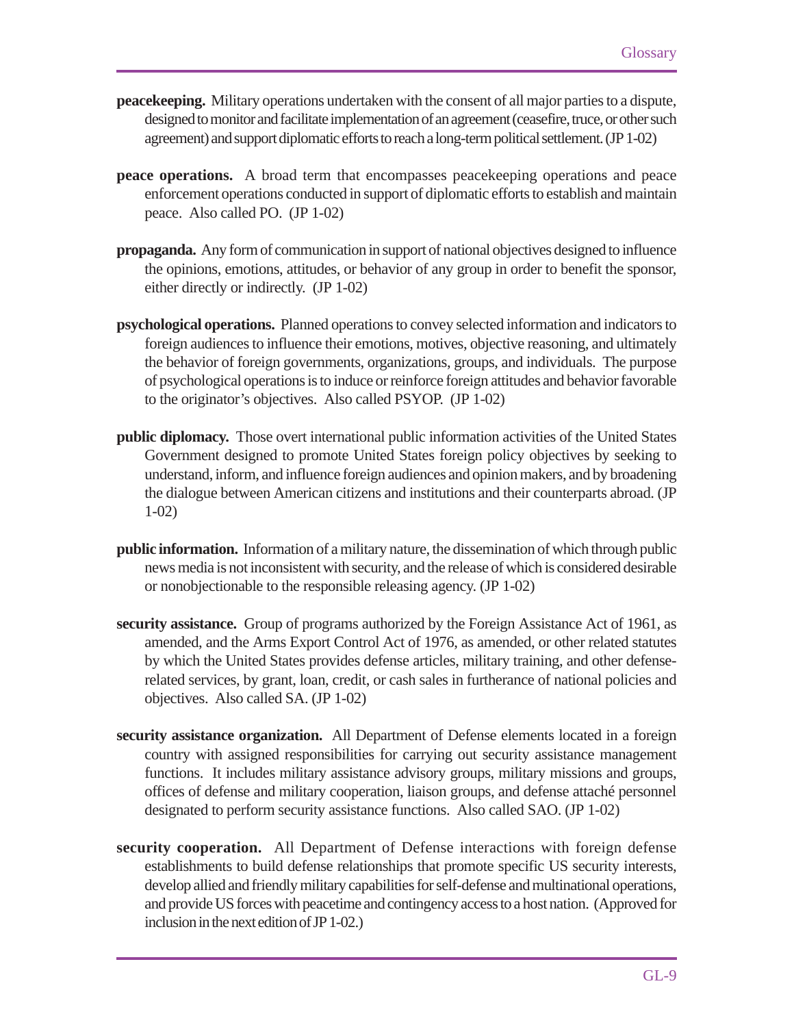**peacekeeping.** Military operations undertaken with the consent of all major parties to a dispute, designed to monitor and facilitate implementation of an agreement (ceasefire, truce, or other such agreement) and support diplomatic efforts to reach a long-term political settlement. (JP 1-02)

**peace operations.** A broad term that encompasses peacekeeping operations and peace enforcement operations conducted in support of diplomatic efforts to establish and maintain peace. Also called PO. (JP 1-02)

**propaganda.** Any form of communication in support of national objectives designed to influence the opinions, emotions, attitudes, or behavior of any group in order to benefit the sponsor, either directly or indirectly. (JP 1-02)

**psychological operations.** Planned operations to convey selected information and indicators to foreign audiences to influence their emotions, motives, objective reasoning, and ultimately the behavior of foreign governments, organizations, groups, and individuals. The purpose of psychological operations is to induce or reinforce foreign attitudes and behavior favorable to the originator's objectives. Also called PSYOP. (JP 1-02)

**public diplomacy.** Those overt international public information activities of the United States Government designed to promote United States foreign policy objectives by seeking to understand, inform, and influence foreign audiences and opinion makers, and by broadening the dialogue between American citizens and institutions and their counterparts abroad. (JP 1-02)

**public information.** Information of a military nature, the dissemination of which through public news media is not inconsistent with security, and the release of which is considered desirable or nonobjectionable to the responsible releasing agency. (JP 1-02)

**security assistance.** Group of programs authorized by the Foreign Assistance Act of 1961, as amended, and the Arms Export Control Act of 1976, as amended, or other related statutes by which the United States provides defense articles, military training, and other defense-related services, by grant, loan, credit, or cash sales in furtherance of national policies and objectives. Also called SA. (JP 1-02)

**security assistance organization.** All Department of Defense elements located in a foreign country with assigned responsibilities for carrying out security assistance management functions. It includes military assistance advisory groups, military missions and groups, offices of defense and military cooperation, liaison groups, and defense attaché personnel designated to perform security assistance functions. Also called SAO. (JP 1-02)

**security cooperation.** All Department of Defense interactions with foreign defense establishments to build defense relationships that promote specific US security interests, develop allied and friendly military capabilities for self-defense and multinational operations, and provide US forces with peacetime and contingency access to a host nation. (Approved for inclusion in the next edition of JP 1-02.)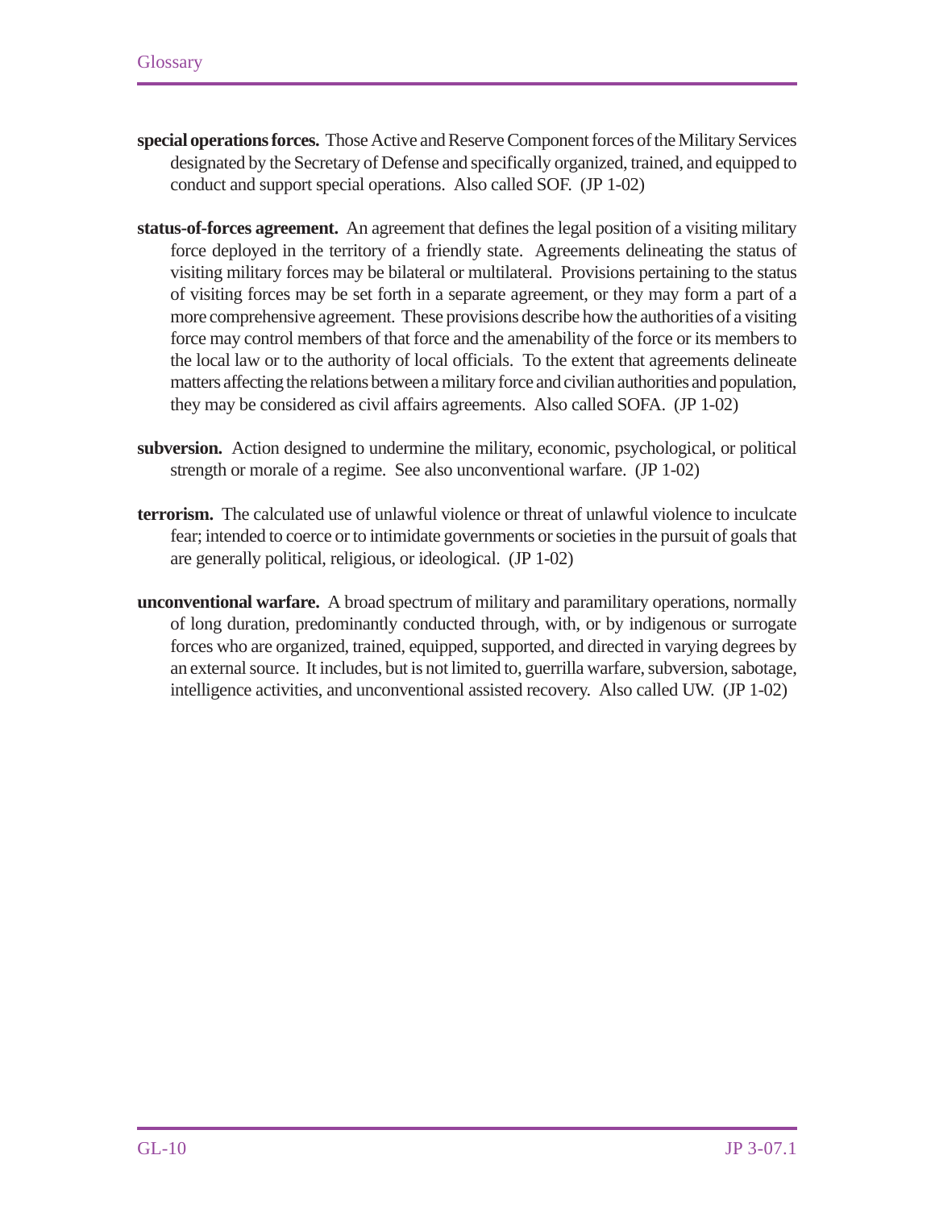**special operations forces.** Those Active and Reserve Component forces of the Military Services designated by the Secretary of Defense and specifically organized, trained, and equipped to conduct and support special operations. Also called SOF. (JP 1-02)

**status-of-forces agreement.** An agreement that defines the legal position of a visiting military force deployed in the territory of a friendly state. Agreements delineating the status of visiting military forces may be bilateral or multilateral. Provisions pertaining to the status of visiting forces may be set forth in a separate agreement, or they may form a part of a more comprehensive agreement. These provisions describe how the authorities of a visiting force may control members of that force and the amenability of the force or its members to the local law or to the authority of local officials. To the extent that agreements delineate matters affecting the relations between a military force and civilian authorities and population, they may be considered as civil affairs agreements. Also called SOFA. (JP 1-02)

**subversion.** Action designed to undermine the military, economic, psychological, or political strength or morale of a regime. See also unconventional warfare. (JP 1-02)

**terrorism.** The calculated use of unlawful violence or threat of unlawful violence to inculcate fear; intended to coerce or to intimidate governments or societies in the pursuit of goals that are generally political, religious, or ideological. (JP 1-02)

**unconventional warfare.** A broad spectrum of military and paramilitary operations, normally of long duration, predominantly conducted through, with, or by indigenous or surrogate forces who are organized, trained, equipped, supported, and directed in varying degrees by an external source. It includes, but is not limited to, guerrilla warfare, subversion, sabotage, intelligence activities, and unconventional assisted recovery. Also called UW. (JP 1-02)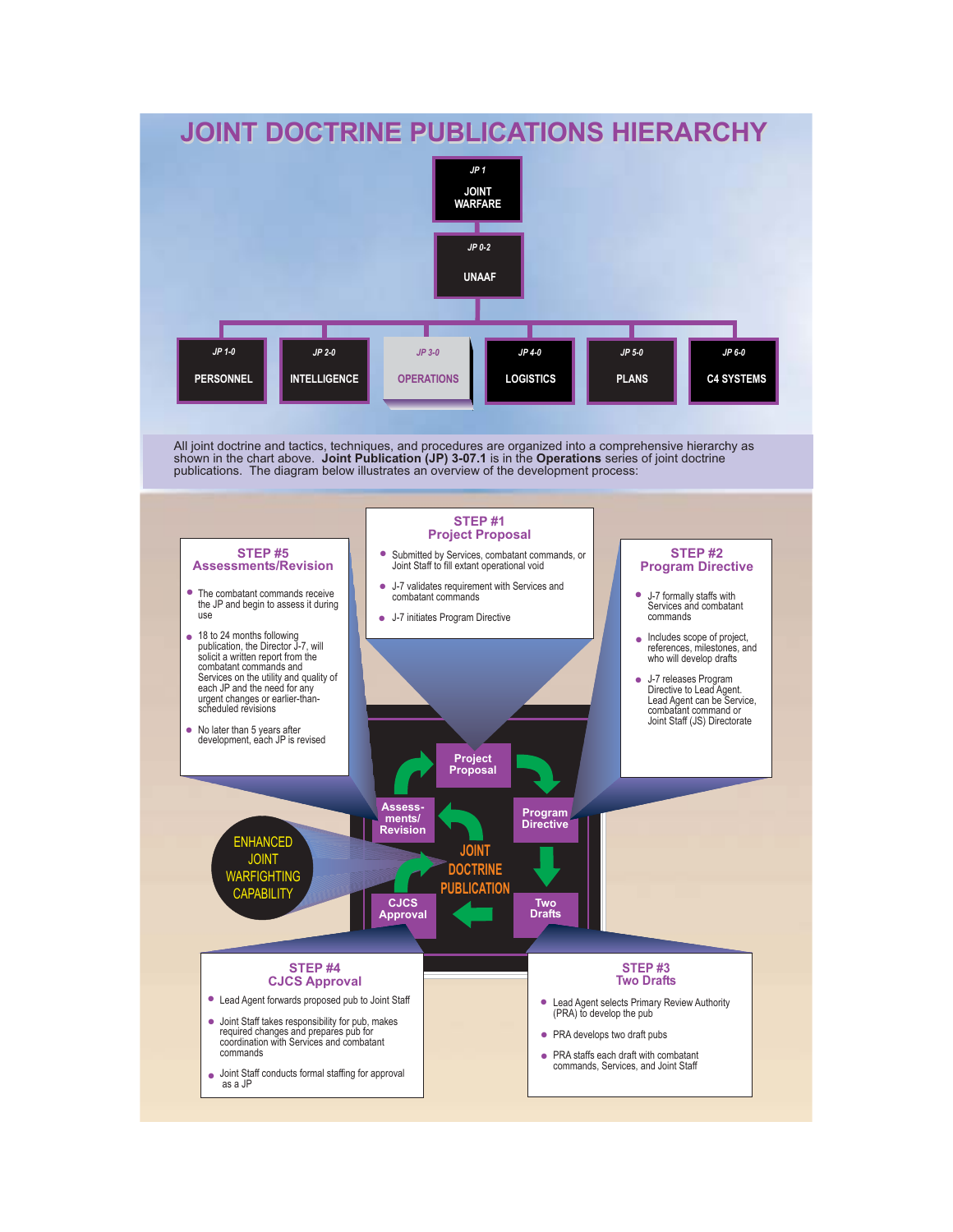# JOINT DOCTRINE PUBLICATIONS HIERARCHY

- JP 1 — JOINT WARFARE
  - JP 0-2 — UNAAF
    - JP 1-0 — PERSONNEL
    - JP 2-0 — INTELLIGENCE
    - JP 3-0 — OPERATIONS
    - JP 4-0 — LOGISTICS
    - JP 5-0 — PLANS
    - JP 6-0 — C4 SYSTEMS

All joint doctrine and tactics, techniques, and procedures are organized into a comprehensive hierarchy as shown in the chart above. **Joint Publication (JP) 3-07.1** is in the **Operations** series of joint doctrine publications. The diagram below illustrates an overview of the development process:

## STEP #1 Project Proposal

- Submitted by Services, combatant commands, or Joint Staff to fill extant operational void
- J-7 validates requirement with Services and combatant commands
- J-7 initiates Program Directive

## STEP #2 Program Directive

- J-7 formally staffs with Services and combatant commands
- Includes scope of project, references, milestones, and who will develop drafts
- J-7 releases Program Directive to Lead Agent. Lead Agent can be Service, combatant command or Joint Staff (JS) Directorate

## STEP #3 Two Drafts

- Lead Agent selects Primary Review Authority (PRA) to develop the pub
- PRA develops two draft pubs
- PRA staffs each draft with combatant commands, Services, and Joint Staff

## STEP #4 CJCS Approval

- Lead Agent forwards proposed pub to Joint Staff
- Joint Staff takes responsibility for pub, makes required changes and prepares pub for coordination with Services and combatant commands
- Joint Staff conducts formal staffing for approval as a JP

## STEP #5 Assessments/Revision

- The combatant commands receive the JP and begin to assess it during use
- 18 to 24 months following publication, the Director J-7, will solicit a written report from the combatant commands and Services on the utility and quality of each JP and the need for any urgent changes or earlier-than-scheduled revisions
- No later than 5 years after development, each JP is revised

Project Proposal → Program Directive → Two Drafts → CJCS Approval → Assessments/Revision → Project Proposal

JOINT DOCTRINE PUBLICATION

ENHANCED JOINT WARFIGHTING CAPABILITY